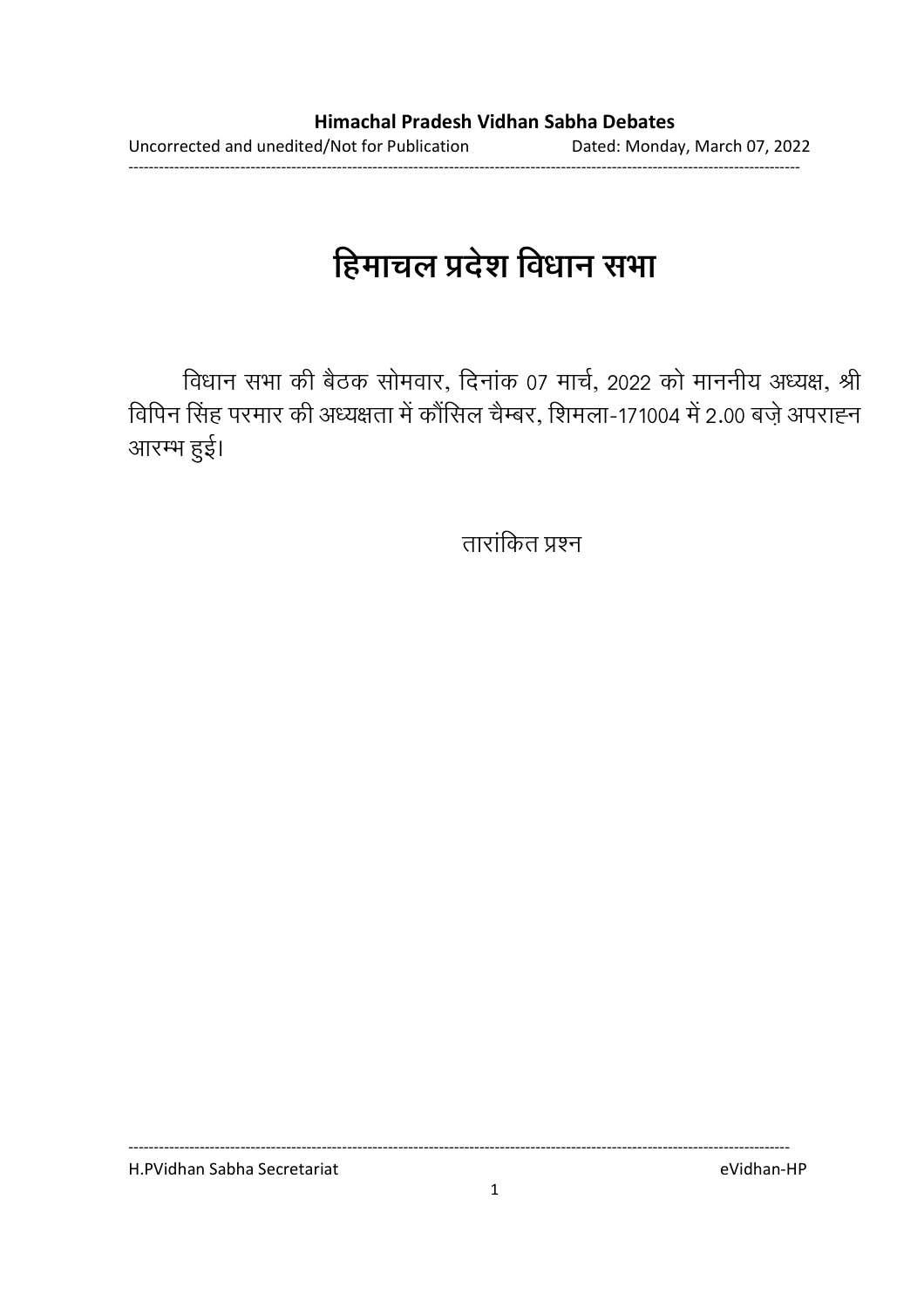# हिमाचल प्रदेश विधान सभा

विधान सभा की बैठक सोमवार, दिनांक 07 मार्च, 2022 को माननीय अध्यक्ष, श्री विपिन सिंह परमार की अध्यक्षता में कौंसिल चैम्बर, शिमला-171004 में 2.00 बज़े अपराह्न आरम्भ हुई।

तारांकित प्रश्न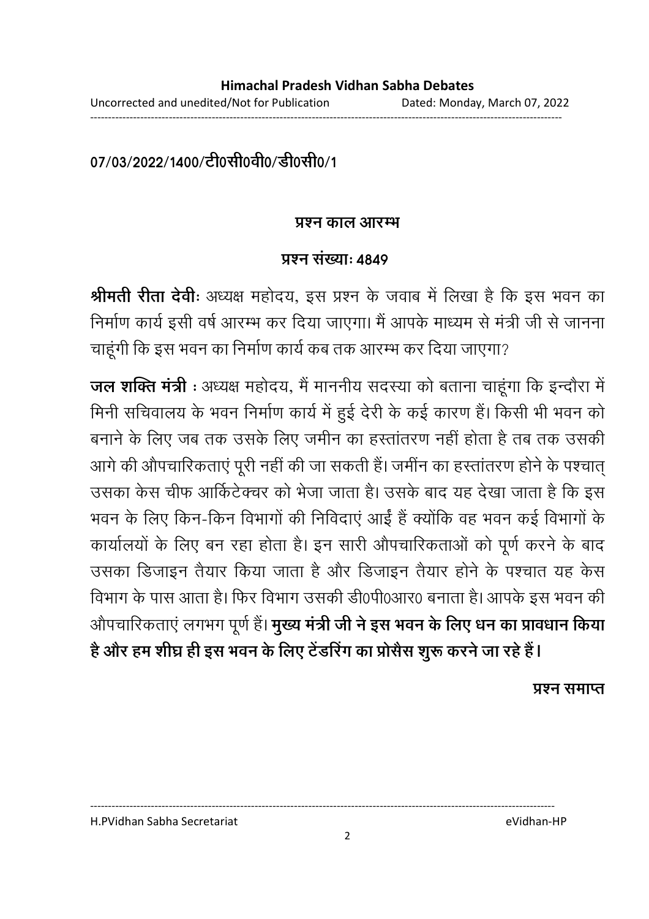07/03/2022/1400/टी0सी0वी0/डी0सी0/1

## प्रश्न काल आरम्भ

### प्रश्न संख्याः 4849

**श्रीमती रीता देवी**: अध्यक्ष महोदय, इस प्रश्न के जवाब में लिखा है कि इस भवन का निर्माण कार्य इसी वर्ष आरम्भ कर दिया जाएगा। मैं आपके माध्यम से मंत्री जी से जानना चाहूंगी कि इस भवन का निर्माण कार्य कब तक आरम्भ कर दिया जाएगा?

**जल शक्ति मंत्री** : अध्यक्ष महोदय, मैं माननीय सदस्या को बताना चाहूंगा कि इन्दौरा में मिनी सचिवालय के भवन निर्माण कार्य में हुई देरी के कई कारण हैं। किसी भी भवन को बनाने के लिए जब तक उसके लिए जमीन का हस्तांतरण नहीं होता है तब तक उसकी आगे की औपचारिकताएं पूरी नहीं की जा सकती हैं। जमींन का हस्तांतरण होने के पश्चात् उसका केस चीफ आर्किटेक्चर को भेजा जाता है। उसके बाद यह देखा जाता है कि इस भवन के लिए किन-किन विभागों की निविदाएं आईं हैं क्योंकि वह भवन कई विभागों के कार्यालयों के लिए बन रहा होता है। इन सारी औपचारिकताओं को पूर्ण करने के बाद उसका डिजाइन तैयार किया जाता है और डिजाइन तैयार होने के पश्चात यह केस विभाग के पास आता है। फिर विभाग उसकी डी0पी0आर0 बनाता है। आपके इस भवन की औपचारिकताएं लगभग पूर्ण हैं। **मुख्य मंत्री जी ने इस भवन के लिए धन का प्रावधान किया है और हम शीघ्र ही इस भवन के लिए टेंडरिंग का प्रोसैस शुरू करने जा रहे हैं।**

**प्रश्न समाप्त**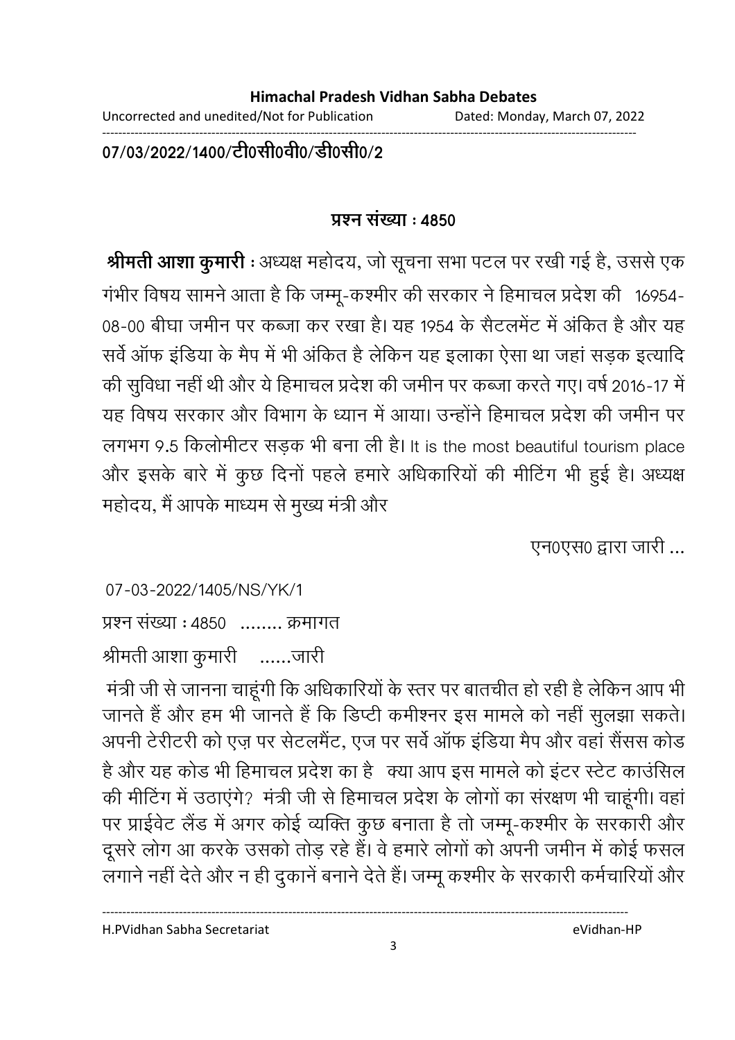07/03/2022/1400/टी0सी0वी0/डी0सी0/2

**प्रश्न संख्या : 4850**

**श्रीमती आशा कुमारी :** अध्यक्ष महोदय, जो सूचना सभा पटल पर रखी गई है, उससे एक गंभीर विषय सामने आता है कि जम्मू-कश्मीर की सरकार ने हिमाचल प्रदेश की 16954-08-00 बीघा जमीन पर कब्जा कर रखा है। यह 1954 के सैटलमेंट में अंकित है और यह सर्वे ऑफ इंडिया के मैप में भी अंकित है लेकिन यह इलाका ऐसा था जहां सड़क इत्यादि की सुविधा नहीं थी और ये हिमाचल प्रदेश की जमीन पर कब्जा करते गए। वर्ष 2016-17 में यह विषय सरकार और विभाग के ध्यान में आया। उन्होंने हिमाचल प्रदेश की जमीन पर लगभग 9.5 किलोमीटर सड़क भी बना ली है। It is the most beautiful tourism place और इसके बारे में कुछ दिनों पहले हमारे अधिकारियों की मीटिंग भी हुई है। अध्यक्ष महोदय, मैं आपके माध्यम से मुख्य मंत्री और

एन0एस0 द्वारा जारी ...

07-03-2022/1405/NS/YK/1

प्रश्न संख्या : 4850 ........ क्रमागत

श्रीमती आशा कुमारी ......जारी

मंत्री जी से जानना चाहूंगी कि अधिकारियों के स्तर पर बातचीत हो रही है लेकिन आप भी जानते हैं और हम भी जानते हैं कि डिप्टी कमीश्नर इस मामले को नहीं सुलझा सकते। अपनी टेरीटरी को एज़ पर सेटलमैंट, एज पर सर्वे ऑफ इंडिया मैप और वहां सैंसस कोड है और यह कोड भी हिमाचल प्रदेश का है क्या आप इस मामले को इंटर स्टेट काउंसिल की मीटिंग में उठाएंगे? मंत्री जी से हिमाचल प्रदेश के लोगों का संरक्षण भी चाहूंगी। वहां पर प्राईवेट लैंड में अगर कोई व्यक्ति कुछ बनाता है तो जम्मू-कश्मीर के सरकारी और दूसरे लोग आ करके उसको तोड़ रहे हैं। वे हमारे लोगों को अपनी जमीन में कोई फसल लगाने नहीं देते और न ही दुकानें बनाने देते हैं। जम्मू कश्मीर के सरकारी कर्मचारियों और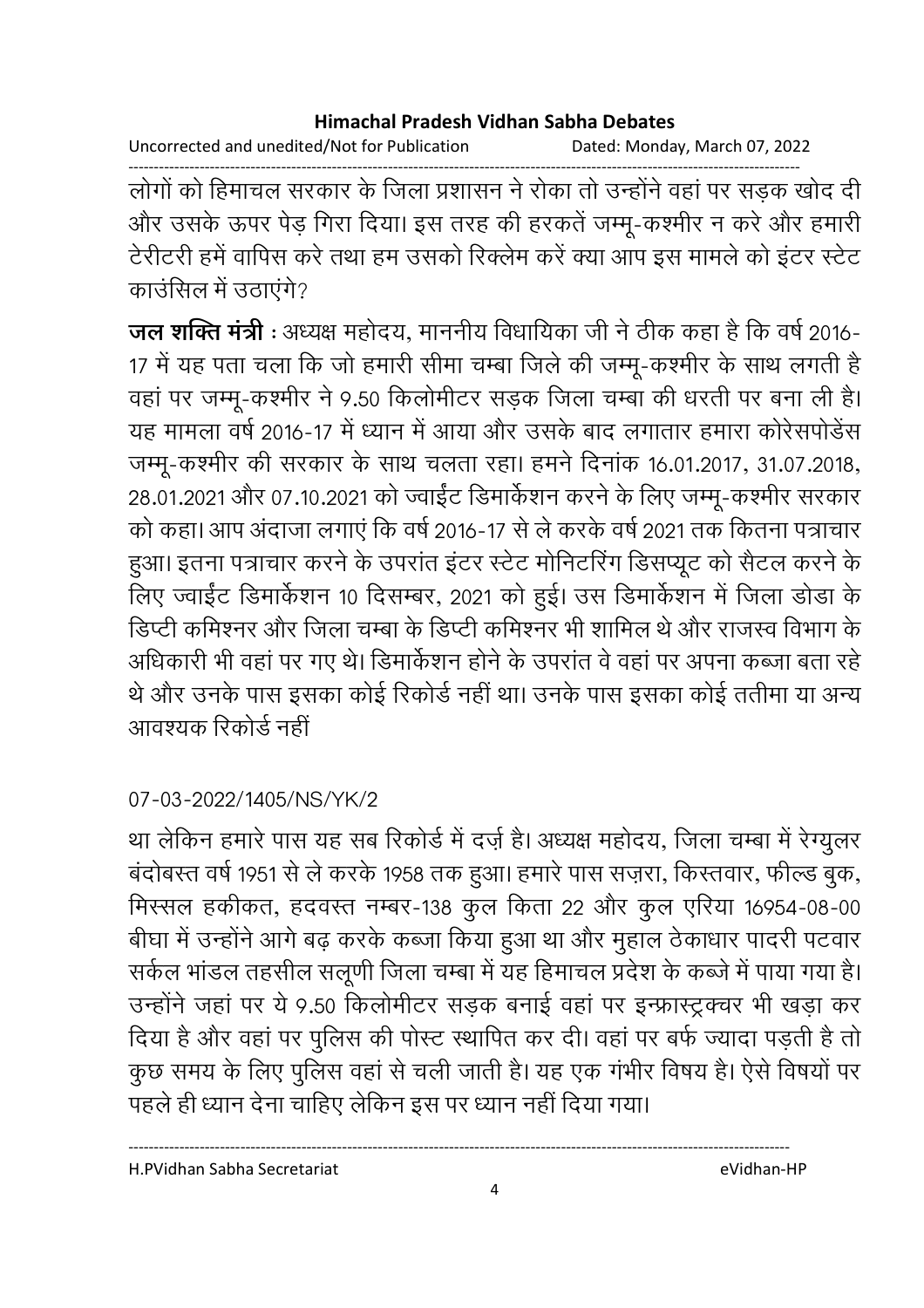लोगों को हिमाचल सरकार के जिला प्रशासन ने रोका तो उन्होंने वहां पर सड़क खोद दी और उसके ऊपर पेड़ गिरा दिया। इस तरह की हरकतें जम्मू-कश्मीर न करे और हमारी टेरीटरी हमें वापिस करे तथा हम उसको रिक्लेम करें क्या आप इस मामले को इंटर स्टेट काउंसिल में उठाएंगे?

**जल शक्ति मंत्री** : अध्यक्ष महोदय, माननीय विधायिका जी ने ठीक कहा है कि वर्ष 2016-17 में यह पता चला कि जो हमारी सीमा चम्बा जिले की जम्मू-कश्मीर के साथ लगती है वहां पर जम्मू-कश्मीर ने 9.50 किलोमीटर सड़क जिला चम्बा की धरती पर बना ली है। यह मामला वर्ष 2016-17 में ध्यान में आया और उसके बाद लगातार हमारा कोरेसपोडेंस जम्मू-कश्मीर की सरकार के साथ चलता रहा। हमने दिनांक 16.01.2017, 31.07.2018, 28.01.2021 और 07.10.2021 को ज्वाईंट डिमार्केशन करने के लिए जम्मू-कश्मीर सरकार को कहा। आप अंदाजा लगाएं कि वर्ष 2016-17 से ले करके वर्ष 2021 तक कितना पत्राचार हुआ। इतना पत्राचार करने के उपरांत इंटर स्टेट मोनिटरिंग डिसप्यूट को सैटल करने के लिए ज्वाईंट डिमार्केशन 10 दिसम्बर, 2021 को हुई। उस डिमार्केशन में जिला डोडा के डिप्टी कमिश्नर और जिला चम्बा के डिप्टी कमिश्नर भी शामिल थे और राजस्व विभाग के अधिकारी भी वहां पर गए थे। डिमार्केशन होने के उपरांत वे वहां पर अपना कब्जा बता रहे थे और उनके पास इसका कोई रिकोर्ड नहीं था। उनके पास इसका कोई ततीमा या अन्य आवश्यक रिकोर्ड नहीं

07-03-2022/1405/NS/YK/2

था लेकिन हमारे पास यह सब रिकोर्ड में दर्ज़ है। अध्यक्ष महोदय, जिला चम्बा में रेग्युलर बंदोबस्त वर्ष 1951 से ले करके 1958 तक हुआ। हमारे पास सज़रा, किस्तवार, फील्ड बुक, मिस्सल हकीकत, हदवस्त नम्बर-138 कुल किता 22 और कुल एरिया 16954-08-00 बीघा में उन्होंने आगे बढ़ करके कब्जा किया हुआ था और मुहाल ठेकाधार पादरी पटवार सर्कल भांडल तहसील सलूणी जिला चम्बा में यह हिमाचल प्रदेश के कब्जे में पाया गया है। उन्होंने जहां पर ये 9.50 किलोमीटर सड़क बनाई वहां पर इन्फ्रास्ट्रक्चर भी खड़ा कर दिया है और वहां पर पुलिस की पोस्ट स्थापित कर दी। वहां पर बर्फ ज्यादा पड़ती है तो कुछ समय के लिए पुलिस वहां से चली जाती है। यह एक गंभीर विषय है। ऐसे विषयों पर पहले ही ध्यान देना चाहिए लेकिन इस पर ध्यान नहीं दिया गया।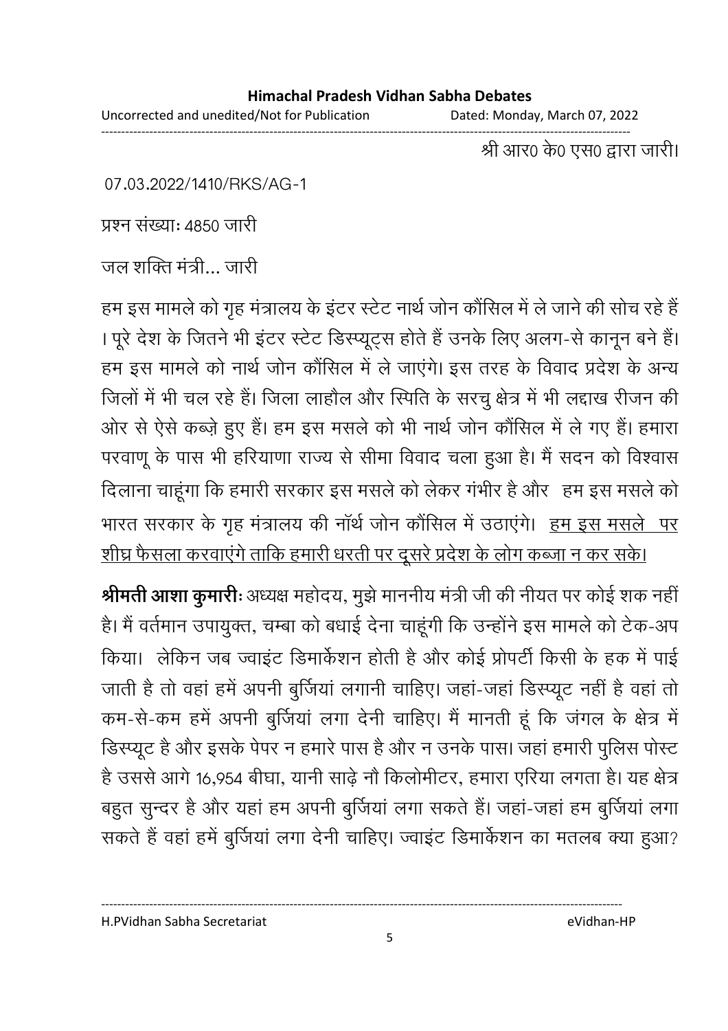श्री आर0 के0 एस0 द्वारा जारी।

07.03.2022/1410/RKS/AG-1

प्रश्न संख्याः 4850 जारी

जल शक्ति मंत्री... जारी

हम इस मामले को गृह मंत्रालय के इंटर स्टेट नार्थ जोन कौंसिल में ले जाने की सोच रहे हैं। पूरे देश के जितने भी इंटर स्टेट डिस्प्यूट्स होते हैं उनके लिए अलग-से कानून बने हैं। हम इस मामले को नार्थ जोन कौंसिल में ले जाएंगे। इस तरह के विवाद प्रदेश के अन्य जिलों में भी चल रहे हैं। जिला लाहौल और स्पिति के सरचु क्षेत्र में भी लद्दाख रीजन की ओर से ऐसे कब्ज़े हुए हैं। हम इस मसले को भी नार्थ जोन कौंसिल में ले गए हैं। हमारा परवाणू के पास भी हरियाणा राज्य से सीमा विवाद चला हुआ है। मैं सदन को विश्वास दिलाना चाहूंगा कि हमारी सरकार इस मसले को लेकर गंभीर है और हम इस मसले को भारत सरकार के गृह मंत्रालय की नॉर्थ जोन कौंसिल में उठाएंगे। <u>हम इस मसले पर शीघ्र फैसला करवाएंगे ताकि हमारी धरती पर दूसरे प्रदेश के लोग कब्जा न कर सके।</u>

**श्रीमती आशा कुमारीः** अध्यक्ष महोदय, मुझे माननीय मंत्री जी की नीयत पर कोई शक नहीं है। मैं वर्तमान उपायुक्त, चम्बा को बधाई देना चाहूंगी कि उन्होंने इस मामले को टेक-अप किया। लेकिन जब ज्वाइंट डिमार्केशन होती है और कोई प्रोपर्टी किसी के हक में पाई जाती है तो वहां हमें अपनी बुर्जियां लगानी चाहिए। जहां-जहां डिस्प्यूट नहीं है वहां तो कम-से-कम हमें अपनी बुर्जियां लगा देनी चाहिए। मैं मानती हूं कि जंगल के क्षेत्र में डिस्प्यूट है और इसके पेपर न हमारे पास है और न उनके पास। जहां हमारी पुलिस पोस्ट है उससे आगे 16,954 बीघा, यानी साढ़े नौ किलोमीटर, हमारा एरिया लगता है। यह क्षेत्र बहुत सुन्दर है और यहां हम अपनी बुर्जियां लगा सकते हैं। जहां-जहां हम बुर्जियां लगा सकते हैं वहां हमें बुर्जियां लगा देनी चाहिए। ज्वाइंट डिमार्केशन का मतलब क्या हुआ?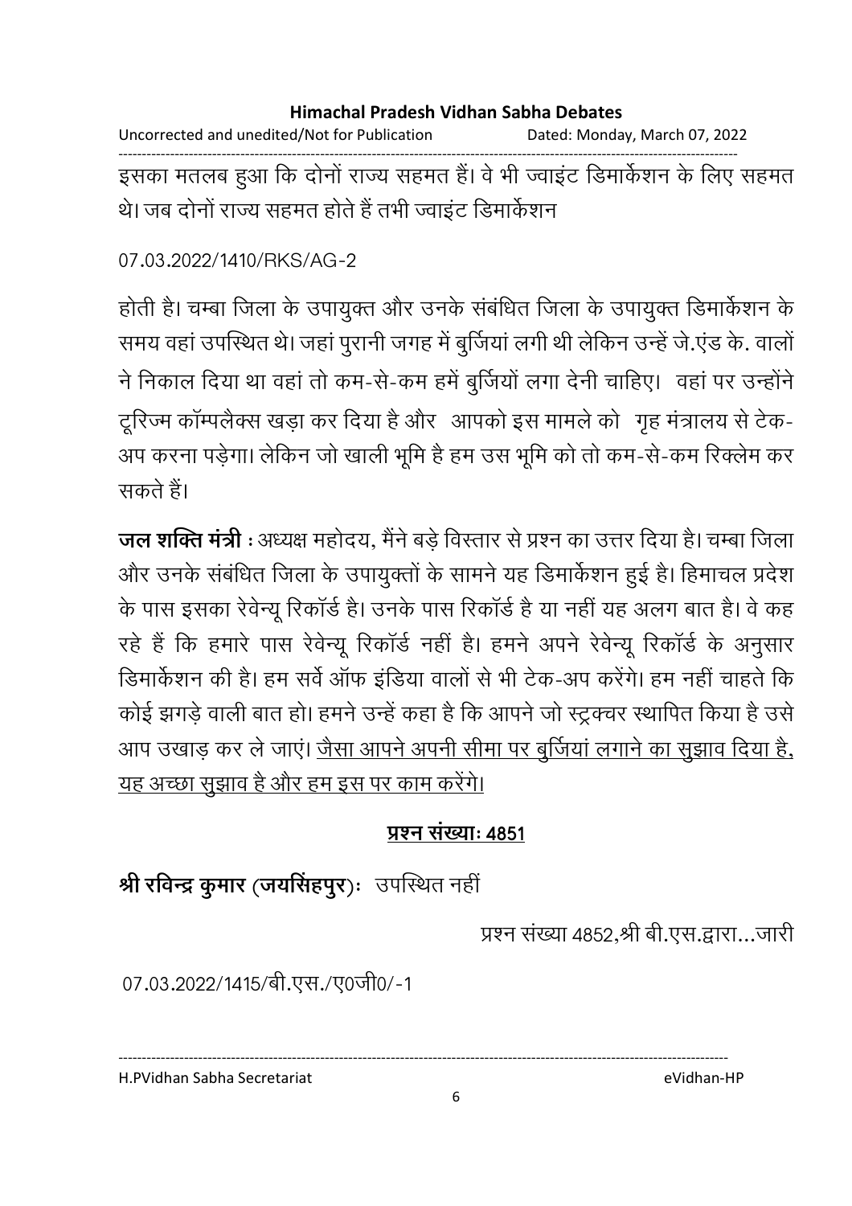इसका मतलब हुआ कि दोनों राज्य सहमत हैं। वे भी ज्वाइंट डिमार्केशन के लिए सहमत थे। जब दोनों राज्य सहमत होते हैं तभी ज्वाइंट डिमार्केशन

07.03.2022/1410/RKS/AG-2

होती है। चम्बा जिला के उपायुक्त और उनके संबंधित जिला के उपायुक्त डिमार्केशन के समय वहां उपस्थित थे। जहां पुरानी जगह में बुर्जियां लगी थी लेकिन उन्हें जे.एंड के. वालों ने निकाल दिया था वहां तो कम-से-कम हमें बुर्जियों लगा देनी चाहिए। वहां पर उन्होंने टूरिज्म कॉम्पलैक्स खड़ा कर दिया है और आपको इस मामले को गृह मंत्रालय से टेक-अप करना पड़ेगा। लेकिन जो खाली भूमि है हम उस भूमि को तो कम-से-कम रिक्लेम कर सकते हैं।

**जल शक्ति मंत्री** : अध्यक्ष महोदय, मैंने बड़े विस्तार से प्रश्न का उत्तर दिया है। चम्बा जिला और उनके संबंधित जिला के उपायुक्तों के सामने यह डिमार्केशन हुई है। हिमाचल प्रदेश के पास इसका रेवेन्यू रिकॉर्ड है। उनके पास रिकॉर्ड है या नहीं यह अलग बात है। वे कह रहे हैं कि हमारे पास रेवेन्यू रिकॉर्ड नहीं है। हमने अपने रेवेन्यू रिकॉर्ड के अनुसार डिमार्केशन की है। हम सर्वे ऑफ इंडिया वालों से भी टेक-अप करेंगे। हम नहीं चाहते कि कोई झगड़े वाली बात हो। हमने उन्हें कहा है कि आपने जो स्ट्रक्चर स्थापित किया है उसे आप उखाड़ कर ले जाएं। <u>जैसा आपने अपनी सीमा पर बुर्जियां लगाने का सुझाव दिया है, यह अच्छा सुझाव है और हम इस पर काम करेंगे।</u>

**<u>प्रश्न संख्याः 4851</u>**

**श्री रविन्द्र कुमार (जयसिंहपुर)**: उपस्थित नहीं

प्रश्न संख्या 4852,श्री बी.एस.द्वारा...जारी

07.03.2022/1415/बी.एस./ए0जी0/-1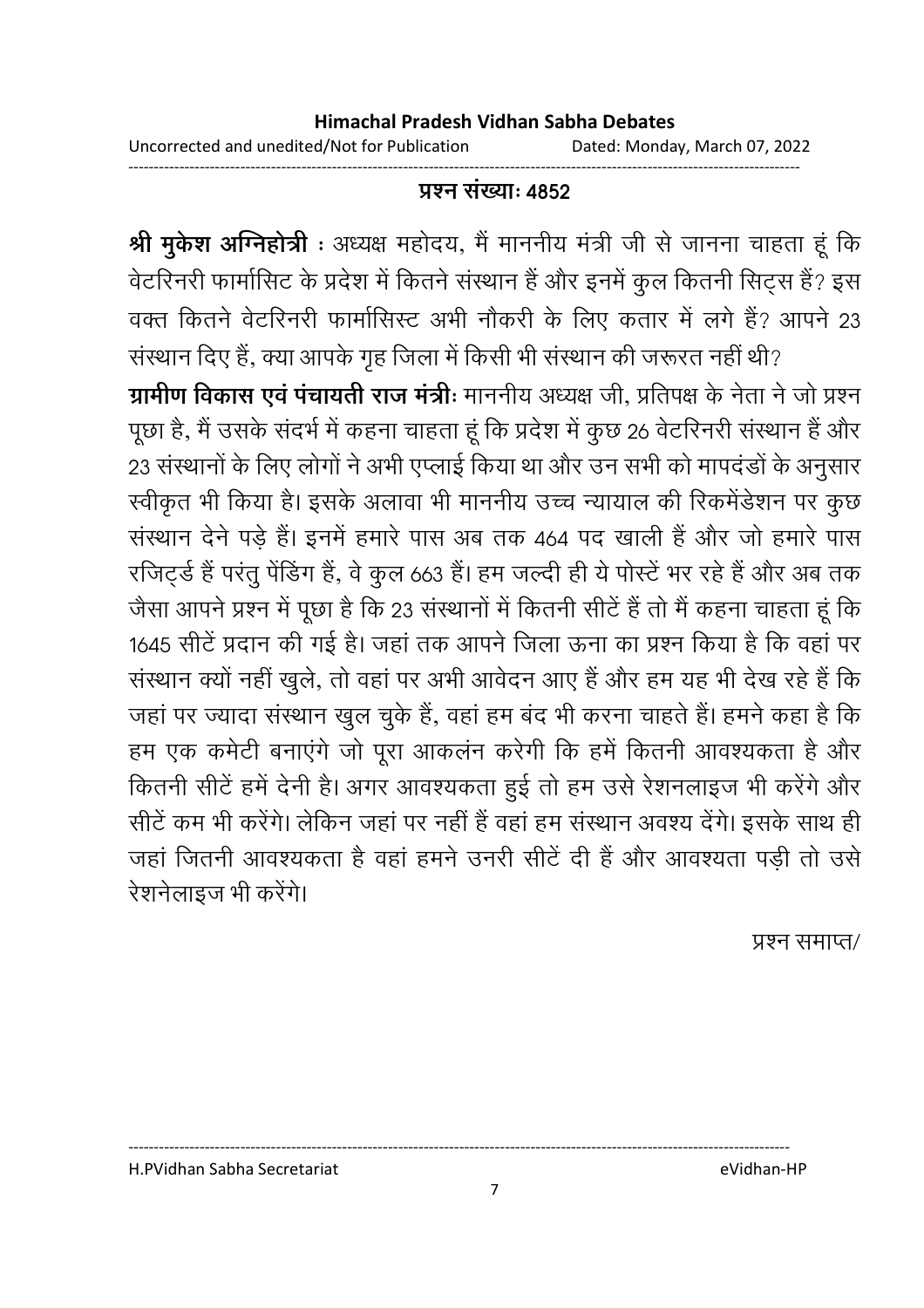**प्रश्न संख्याः 4852**

**श्री मुकेश अग्निहोत्री** : अध्यक्ष महोदय, मैं माननीय मंत्री जी से जानना चाहता हूं कि वेटरिनरी फार्मासिट के प्रदेश में कितने संस्थान हैं और इनमें कुल कितनी सिट्स हैं? इस वक्त कितने वेटरिनरी फार्मासिस्ट अभी नौकरी के लिए कतार में लगे हैं? आपने 23 संस्थान दिए हैं, क्या आपके गृह जिला में किसी भी संस्थान की जरूरत नहीं थी?

**ग्रामीण विकास एवं पंचायती राज मंत्रीः** माननीय अध्यक्ष जी, प्रतिपक्ष के नेता ने जो प्रश्न पूछा है, मैं उसके संदर्भ में कहना चाहता हूं कि प्रदेश में कुछ 26 वेटरिनरी संस्थान हैं और 23 संस्थानों के लिए लोगों ने अभी एप्लाई किया था और उन सभी को मापदंडों के अनुसार स्वीकृत भी किया है। इसके अलावा भी माननीय उच्च न्यायाल की रिकमेंडेशन पर कुछ संस्थान देने पड़े हैं। इनमें हमारे पास अब तक 464 पद खाली हैं और जो हमारे पास रजिट्र्ड हैं परंतु पेंडिंग हैं, वे कुल 663 हैं। हम जल्दी ही ये पोस्टें भर रहे हैं और अब तक जैसा आपने प्रश्न में पूछा है कि 23 संस्थानों में कितनी सीटें हैं तो मैं कहना चाहता हूं कि 1645 सीटें प्रदान की गई है। जहां तक आपने जिला ऊना का प्रश्न किया है कि वहां पर संस्थान क्यों नहीं खुले, तो वहां पर अभी आवेदन आए हैं और हम यह भी देख रहे हैं कि जहां पर ज्यादा संस्थान खुल चुके हैं, वहां हम बंद भी करना चाहते हैं। हमने कहा है कि हम एक कमेटी बनाएंगे जो पूरा आकलंन करेगी कि हमें कितनी आवश्यकता है और कितनी सीटें हमें देनी है। अगर आवश्यकता हुई तो हम उसे रेशनलाइज भी करेंगे और सीटें कम भी करेंगे। लेकिन जहां पर नहीं हैं वहां हम संस्थान अवश्य देंगे। इसके साथ ही जहां जितनी आवश्यकता है वहां हमने उनरी सीटें दी हैं और आवश्यता पड़ी तो उसे रेशनेलाइज भी करेंगे।

प्रश्न समाप्त/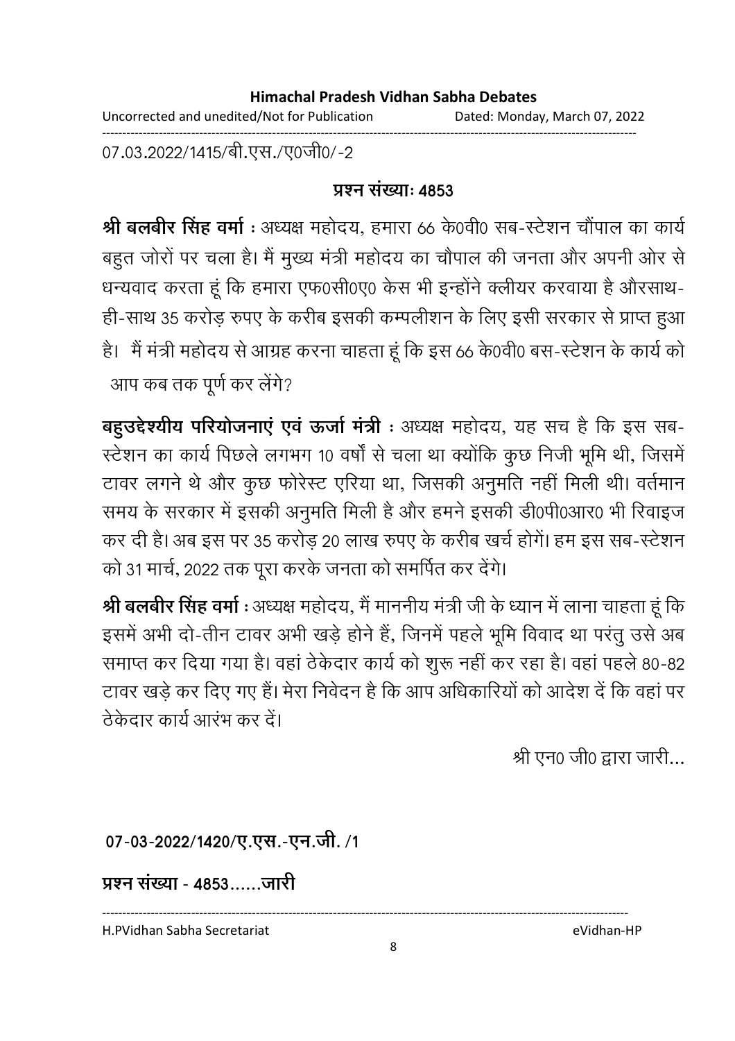07.03.2022/1415/बी.एस./ए0जी0/-2

## प्रश्न संख्याः 4853

**श्री बलबीर सिंह वर्मा** : अध्यक्ष महोदय, हमारा 66 के0वी0 सब-स्टेशन चौंपाल का कार्य बहुत जोरों पर चला है। मैं मुख्य मंत्री महोदय का चौपाल की जनता और अपनी ओर से धन्यवाद करता हूं कि हमारा एफ0सी0ए0 केस भी इन्होंने क्लीयर करवाया है औरसाथ-ही-साथ 35 करोड़ रुपए के करीब इसकी कम्पलीशन के लिए इसी सरकार से प्राप्त हुआ है। मैं मंत्री महोदय से आग्रह करना चाहता हूं कि इस 66 के0वी0 बस-स्टेशन के कार्य को आप कब तक पूर्ण कर लेंगे?

**बहुउद्देश्यीय परियोजनाएं एवं ऊर्जा मंत्री** : अध्यक्ष महोदय, यह सच है कि इस सब-स्टेशन का कार्य पिछले लगभग 10 वर्षों से चला था क्योंकि कुछ निजी भूमि थी, जिसमें टावर लगने थे और कुछ फोरेस्ट एरिया था, जिसकी अनुमति नहीं मिली थी। वर्तमान समय के सरकार में इसकी अनुमति मिली है और हमने इसकी डी0पी0आर0 भी रिवाइज कर दी है। अब इस पर 35 करोड़ 20 लाख रुपए के करीब खर्च होगें। हम इस सब-स्टेशन को 31 मार्च, 2022 तक पूरा करके जनता को समर्पित कर देंगे।

**श्री बलबीर सिंह वर्मा** : अध्यक्ष महोदय, मैं माननीय मंत्री जी के ध्यान में लाना चाहता हूं कि इसमें अभी दो-तीन टावर अभी खड़े होने हैं, जिनमें पहले भूमि विवाद था परंतु उसे अब समाप्त कर दिया गया है। वहां ठेकेदार कार्य को शुरू नहीं कर रहा है। वहां पहले 80-82 टावर खड़े कर दिए गए हैं। मेरा निवेदन है कि आप अधिकारियों को आदेश दें कि वहां पर ठेकेदार कार्य आरंभ कर दें।

श्री एन0 जी0 द्वारा जारी...

**07-03-2022/1420/ए.एस.-एन.जी. /1**

**प्रश्न संख्या - 4853......जारी**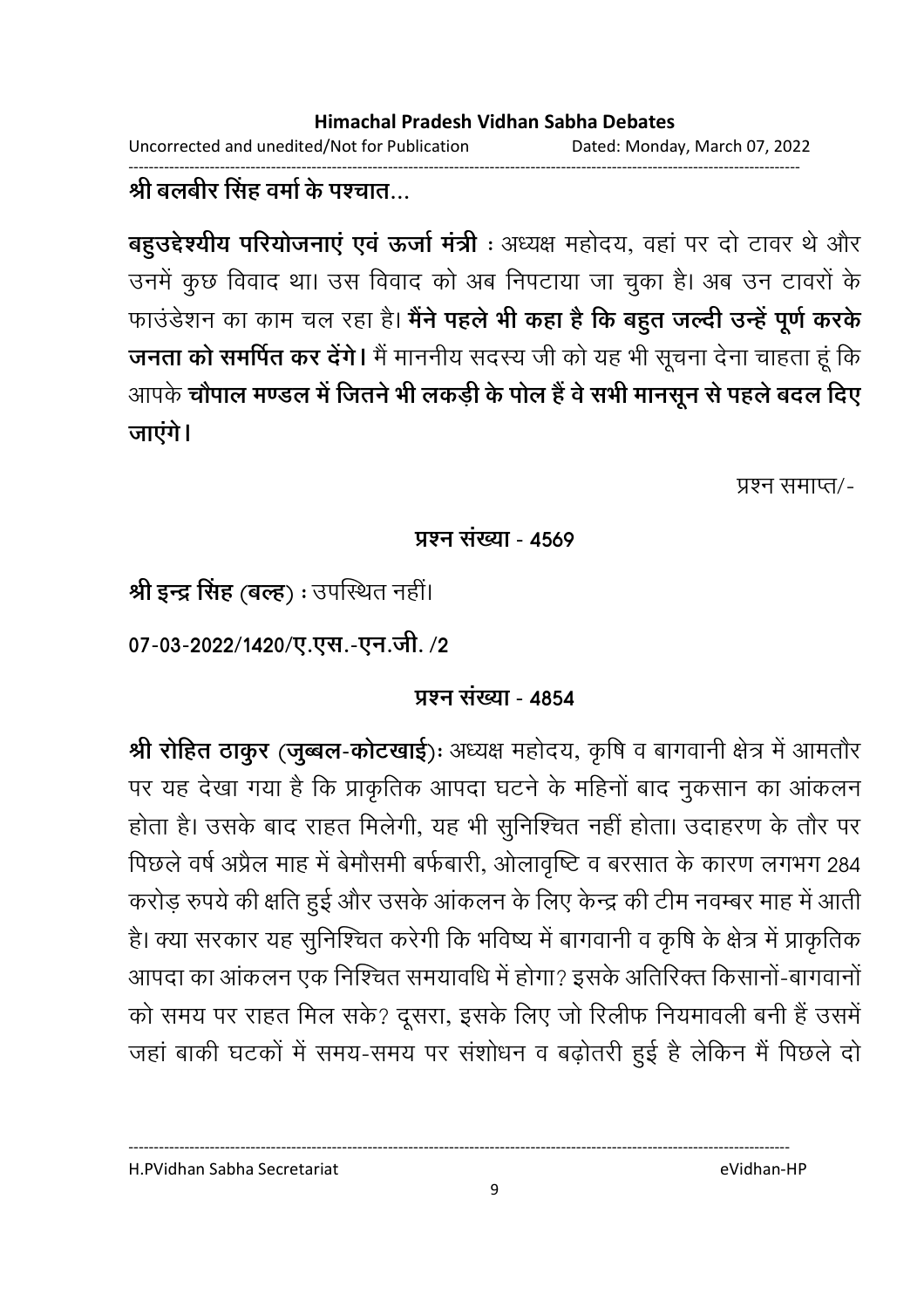**श्री बलबीर सिंह वर्मा के पश्चात...**

**बहुउद्देश्यीय परियोजनाएं एवं ऊर्जा मंत्री** : अध्यक्ष महोदय, वहां पर दो टावर थे और उनमें कुछ विवाद था। उस विवाद को अब निपटाया जा चुका है। अब उन टावरों के फाउंडेशन का काम चल रहा है। **मैंने पहले भी कहा है कि बहुत जल्दी उन्हें पूर्ण करके जनता को समर्पित कर देंगे।** मैं माननीय सदस्य जी को यह भी सूचना देना चाहता हूं कि आपके **चौपाल मण्डल में जितने भी लकड़ी के पोल हैं वे सभी मानसून से पहले बदल दिए जाएंगे।**

प्रश्न समाप्त/-

**प्रश्न संख्या - 4569**

**श्री इन्द्र सिंह (बल्ह)** : उपस्थित नहीं।

**07-03-2022/1420/ए.एस.-एन.जी. /2**

**प्रश्न संख्या - 4854**

**श्री रोहित ठाकुर (जुब्बल-कोटखाई)**: अध्यक्ष महोदय, कृषि व बागवानी क्षेत्र में आमतौर पर यह देखा गया है कि प्राकृतिक आपदा घटने के महिनों बाद नुकसान का आंकलन होता है। उसके बाद राहत मिलेगी, यह भी सुनिश्चित नहीं होता। उदाहरण के तौर पर पिछले वर्ष अप्रैल माह में बेमौसमी बर्फबारी, ओलावृष्टि व बरसात के कारण लगभग 284 करोड़ रुपये की क्षति हुई और उसके आंकलन के लिए केन्द्र की टीम नवम्बर माह में आती है। क्या सरकार यह सुनिश्चित करेगी कि भविष्य में बागवानी व कृषि के क्षेत्र में प्राकृतिक आपदा का आंकलन एक निश्चित समयावधि में होगा? इसके अतिरिक्त किसानों-बागवानों को समय पर राहत मिल सके? दूसरा, इसके लिए जो रिलीफ नियमावली बनी हैं उसमें जहां बाकी घटकों में समय-समय पर संशोधन व बढ़ोतरी हुई है लेकिन मैं पिछले दो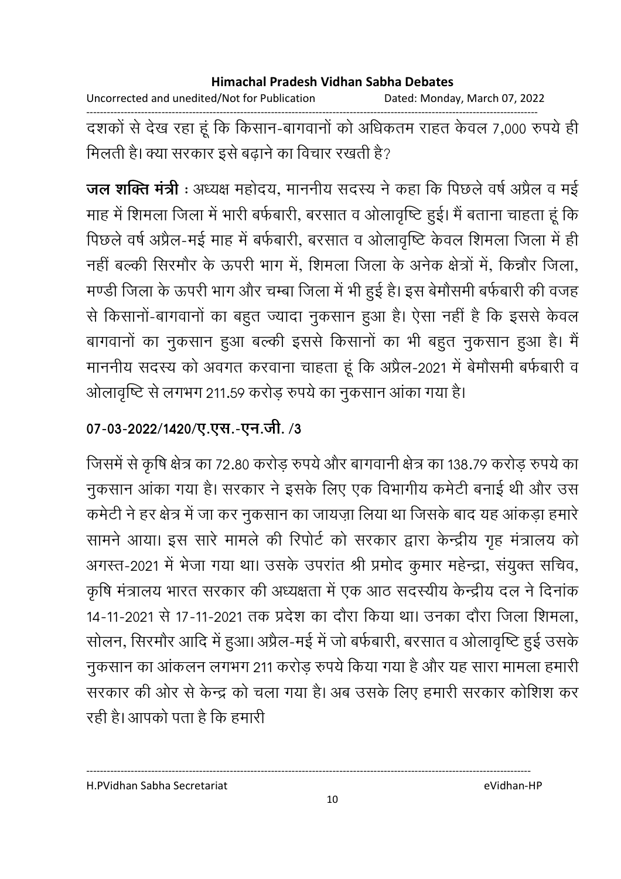दशकों से देख रहा हूं कि किसान-बागवानों को अधिकतम राहत केवल 7,000 रुपये ही मिलती है। क्या सरकार इसे बढ़ाने का विचार रखती है?

**जल शक्ति मंत्री** : अध्यक्ष महोदय, माननीय सदस्य ने कहा कि पिछले वर्ष अप्रैल व मई माह में शिमला जिला में भारी बर्फबारी, बरसात व ओलावृष्टि हुई। मैं बताना चाहता हूं कि पिछले वर्ष अप्रैल-मई माह में बर्फबारी, बरसात व ओलावृष्टि केवल शिमला जिला में ही नहीं बल्की सिरमौर के ऊपरी भाग में, शिमला जिला के अनेक क्षेत्रों में, किन्नौर जिला, मण्डी जिला के ऊपरी भाग और चम्बा जिला में भी हुई है। इस बेमौसमी बर्फबारी की वजह से किसानों-बागवानों का बहुत ज्यादा नुकसान हुआ है। ऐसा नहीं है कि इससे केवल बागवानों का नुकसान हुआ बल्की इससे किसानों का भी बहुत नुकसान हुआ है। मैं माननीय सदस्य को अवगत करवाना चाहता हूं कि अप्रैल-2021 में बेमौसमी बर्फबारी व ओलावृष्टि से लगभग 211.59 करोड़ रुपये का नुकसान आंका गया है।

**07-03-2022/1420/ए.एस.-एन.जी. /3**

जिसमें से कृषि क्षेत्र का 72.80 करोड़ रुपये और बागवानी क्षेत्र का 138.79 करोड़ रुपये का नुकसान आंका गया है। सरकार ने इसके लिए एक विभागीय कमेटी बनाई थी और उस कमेटी ने हर क्षेत्र में जा कर नुकसान का जायज़ा लिया था जिसके बाद यह आंकड़ा हमारे सामने आया। इस सारे मामले की रिपोर्ट को सरकार द्वारा केन्द्रीय गृह मंत्रालय को अगस्त-2021 में भेजा गया था। उसके उपरांत श्री प्रमोद कुमार महेन्द्रा, संयुक्त सचिव, कृषि मंत्रालय भारत सरकार की अध्यक्षता में एक आठ सदस्यीय केन्द्रीय दल ने दिनांक 14-11-2021 से 17-11-2021 तक प्रदेश का दौरा किया था। उनका दौरा जिला शिमला, सोलन, सिरमौर आदि में हुआ। अप्रैल-मई में जो बर्फबारी, बरसात व ओलावृष्टि हुई उसके नुकसान का आंकलन लगभग 211 करोड़ रुपये किया गया है और यह सारा मामला हमारी सरकार की ओर से केन्द्र को चला गया है। अब उसके लिए हमारी सरकार कोशिश कर रही है। आपको पता है कि हमारी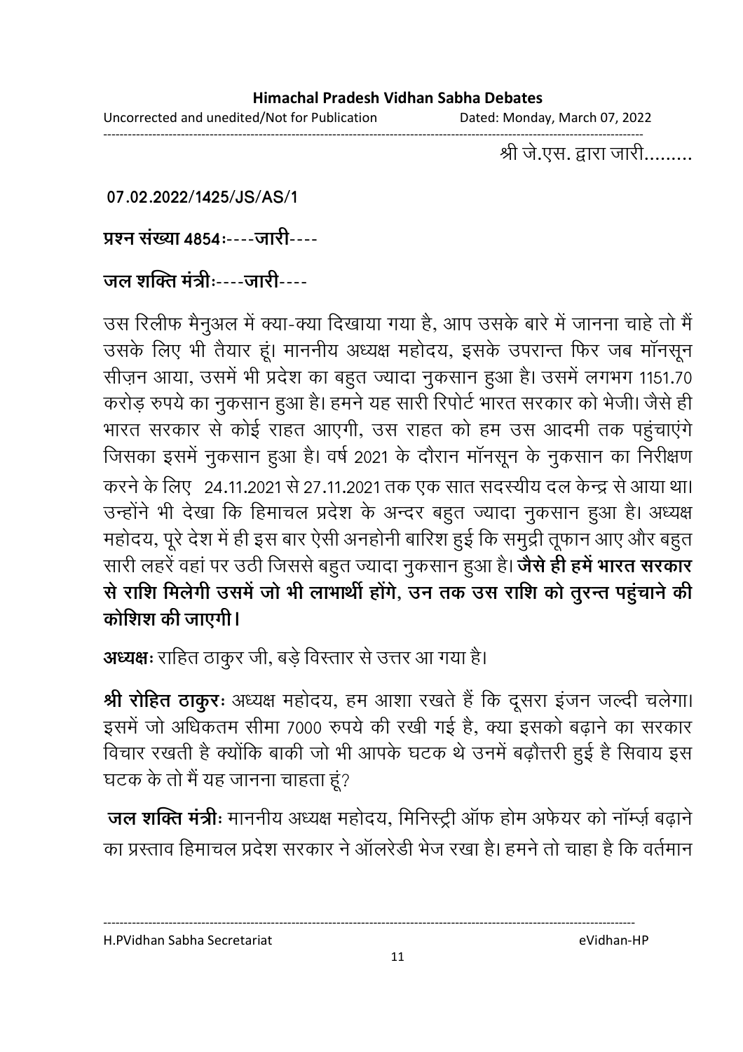श्री जे.एस. द्वारा जारी.........

**07.02.2022/1425/JS/AS/1**

**प्रश्न संख्या 4854:----जारी----**

**जल शक्ति मंत्री:----जारी----**

उस रिलीफ मैनुअल में क्या-क्या दिखाया गया है, आप उसके बारे में जानना चाहे तो मैं उसके लिए भी तैयार हूं। माननीय अध्यक्ष महोदय, इसके उपरान्त फिर जब मॉनसून सीज़न आया, उसमें भी प्रदेश का बहुत ज्यादा नुकसान हुआ है। उसमें लगभग 1151.70 करोड़ रुपये का नुकसान हुआ है। हमने यह सारी रिपोर्ट भारत सरकार को भेजी। जैसे ही भारत सरकार से कोई राहत आएगी, उस राहत को हम उस आदमी तक पहुंचाएंगे जिसका इसमें नुकसान हुआ है। वर्ष 2021 के दौरान मॉनसून के नुकसान का निरीक्षण करने के लिए 24.11.2021 से 27.11.2021 तक एक सात सदस्यीय दल केन्द्र से आया था। उन्होंने भी देखा कि हिमाचल प्रदेश के अन्दर बहुत ज्यादा नुकसान हुआ है। अध्यक्ष महोदय, पूरे देश में ही इस बार ऐसी अनहोनी बारिश हुई कि समुद्री तूफान आए और बहुत सारी लहरें वहां पर उठी जिससे बहुत ज्यादा नुकसान हुआ है। **जैसे ही हमें भारत सरकार से राशि मिलेगी उसमें जो भी लाभार्थी होंगे, उन तक उस राशि को तुरन्त पहुंचाने की कोशिश की जाएगी।**

**अध्यक्ष:** राहित ठाकुर जी, बड़े विस्तार से उत्तर आ गया है।

**श्री रोहित ठाकुर:** अध्यक्ष महोदय, हम आशा रखते हैं कि दूसरा इंजन जल्दी चलेगा। इसमें जो अधिकतम सीमा 7000 रुपये की रखी गई है, क्या इसको बढ़ाने का सरकार विचार रखती है क्योंकि बाकी जो भी आपके घटक थे उनमें बढ़ौत्तरी हुई है सिवाय इस घटक के तो मैं यह जानना चाहता हूं?

**जल शक्ति मंत्री:** माननीय अध्यक्ष महोदय, मिनिस्ट्री ऑफ होम अफेयर को नॉर्म्ज़ बढ़ाने का प्रस्ताव हिमाचल प्रदेश सरकार ने ऑलरेडी भेज रखा है। हमने तो चाहा है कि वर्तमान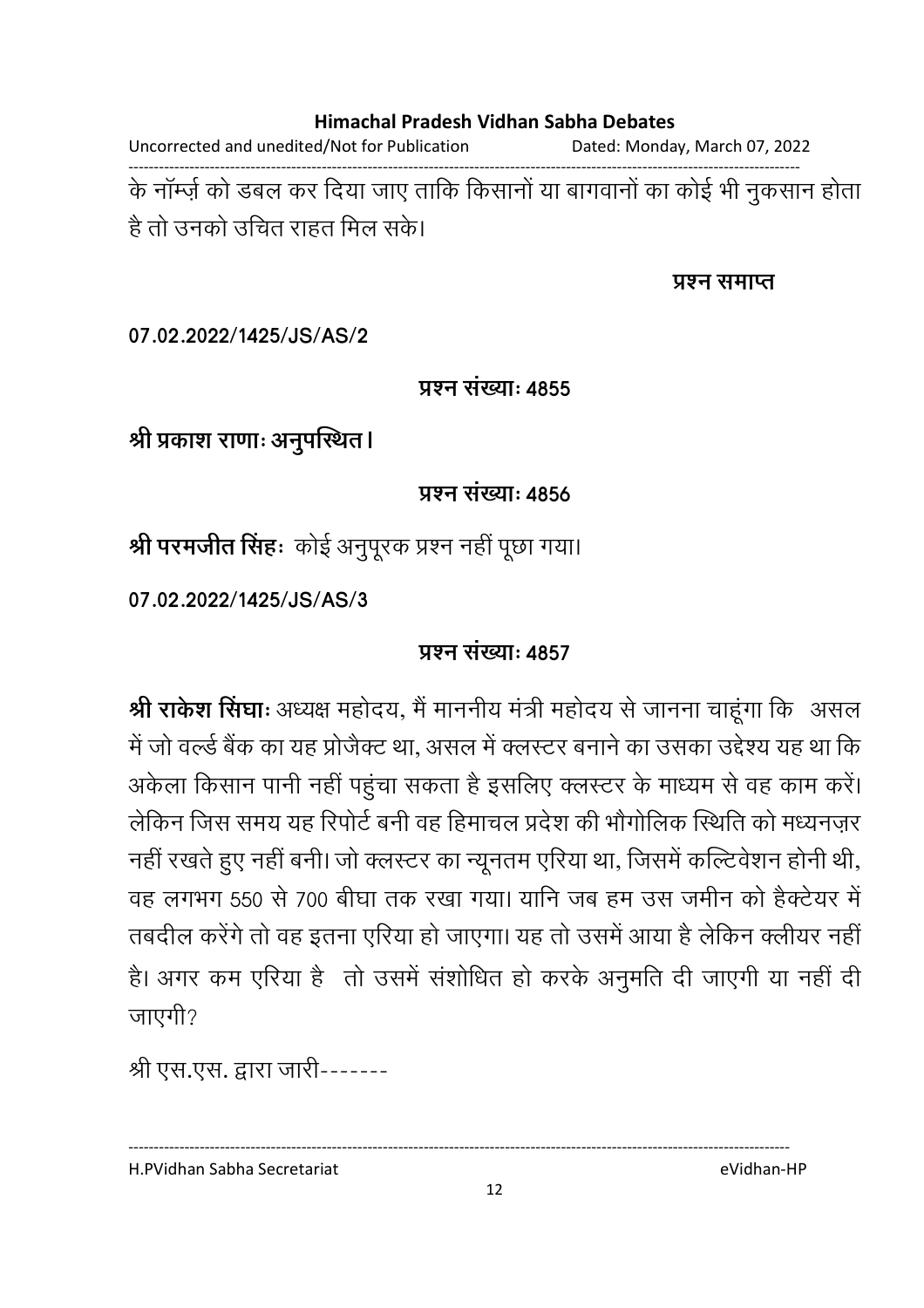के नॉर्म्ज़ को डबल कर दिया जाए ताकि किसानों या बागवानों का कोई भी नुकसान होता है तो उनको उचित राहत मिल सके।

**प्रश्न समाप्त**

**07.02.2022/1425/JS/AS/2**

**प्रश्न संख्याः 4855**

**श्री प्रकाश राणाः अनुपस्थित।**

**प्रश्न संख्याः 4856**

**श्री परमजीत सिंहः** कोई अनुपूरक प्रश्न नहीं पूछा गया।

**07.02.2022/1425/JS/AS/3**

**प्रश्न संख्याः 4857**

**श्री राकेश सिंघाः** अध्यक्ष महोदय, मैं माननीय मंत्री महोदय से जानना चाहूंगा कि असल में जो वर्ल्ड बैंक का यह प्रोजैक्ट था, असल में क्लस्टर बनाने का उसका उद्देश्य यह था कि अकेला किसान पानी नहीं पहुंचा सकता है इसलिए क्लस्टर के माध्यम से वह काम करें। लेकिन जिस समय यह रिपोर्ट बनी वह हिमाचल प्रदेश की भौगोलिक स्थिति को मध्यनज़र नहीं रखते हुए नहीं बनी। जो क्लस्टर का न्यूनतम एरिया था, जिसमें कल्टिवेशन होनी थी, वह लगभग 550 से 700 बीघा तक रखा गया। यानि जब हम उस जमीन को हैक्टेयर में तबदील करेंगे तो वह इतना एरिया हो जाएगा। यह तो उसमें आया है लेकिन क्लीयर नहीं है। अगर कम एरिया है तो उसमें संशोधित हो करके अनुमति दी जाएगी या नहीं दी जाएगी?

श्री एस.एस. द्वारा जारी-------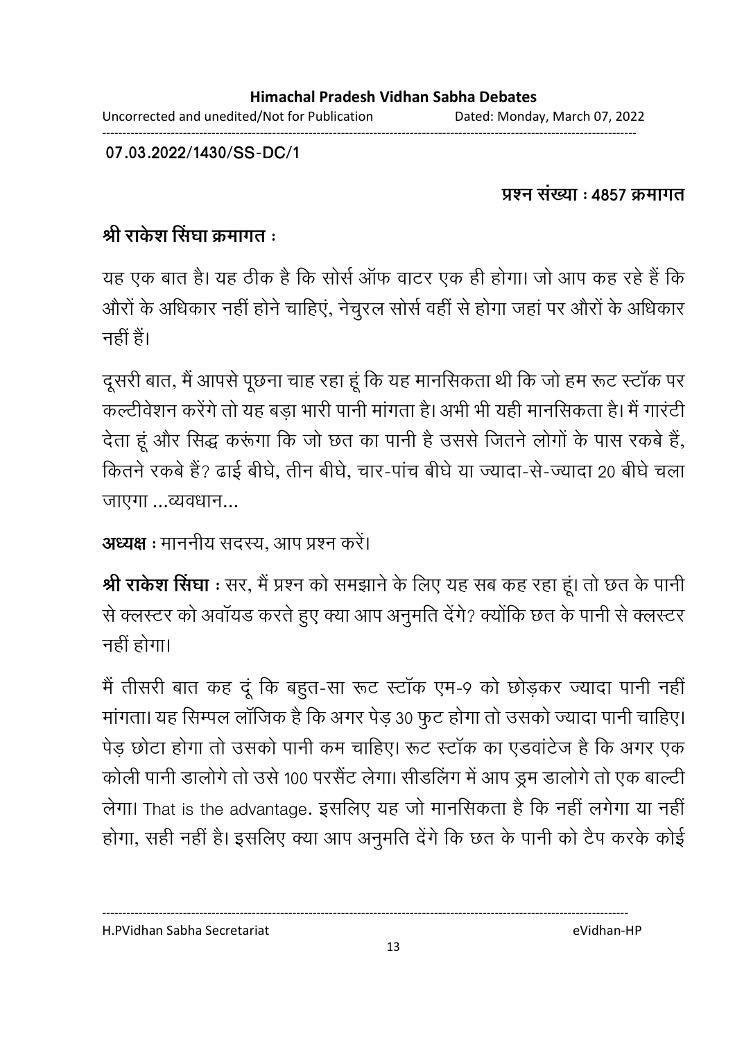**07.03.2022/1430/SS-DC/1**

**प्रश्न संख्या : 4857 क्रमागत**

**श्री राकेश सिंघा क्रमागत :**

यह एक बात है। यह ठीक है कि सोर्स ऑफ वाटर एक ही होगा। जो आप कह रहे हैं कि औरों के अधिकार नहीं होने चाहिएं, नेचुरल सोर्स वहीं से होगा जहां पर औरों के अधिकार नहीं हैं।

दूसरी बात, मैं आपसे पूछना चाह रहा हूं कि यह मानसिकता थी कि जो हम रूट स्टॉक पर कल्टीवेशन करेंगे तो यह बड़ा भारी पानी मांगता है। अभी भी यही मानसिकता है। मैं गारंटी देता हूं और सिद्ध करूंगा कि जो छत का पानी है उससे जितने लोगों के पास रकबे हैं, कितने रकबे हैं? ढाई बीघे, तीन बीघे, चार-पांच बीघे या ज्यादा-से-ज्यादा 20 बीघे चला जाएगा ...व्यवधान...

**अध्यक्ष :** माननीय सदस्य, आप प्रश्न करें।

**श्री राकेश सिंघा :** सर, मैं प्रश्न को समझाने के लिए यह सब कह रहा हूं। तो छत के पानी से क्लस्टर को अवॉयड करते हुए क्या आप अनुमति देंगे? क्योंकि छत के पानी से क्लस्टर नहीं होगा।

मैं तीसरी बात कह दूं कि बहुत-सा रूट स्टॉक एम-9 को छोड़कर ज्यादा पानी नहीं मांगता। यह सिम्पल लॉजिक है कि अगर पेड़ 30 फुट होगा तो उसको ज्यादा पानी चाहिए। पेड़ छोटा होगा तो उसको पानी कम चाहिए। रूट स्टॉक का एडवांटेज है कि अगर एक कोली पानी डालोगे तो उसे 100 परसैंट लेगा। सीडलिंग में आप ड्रम डालोगे तो एक बाल्टी लेगा। That is the advantage. इसलिए यह जो मानसिकता है कि नहीं लगेगा या नहीं होगा, सही नहीं है। इसलिए क्या आप अनुमति देंगे कि छत के पानी को टैप करके कोई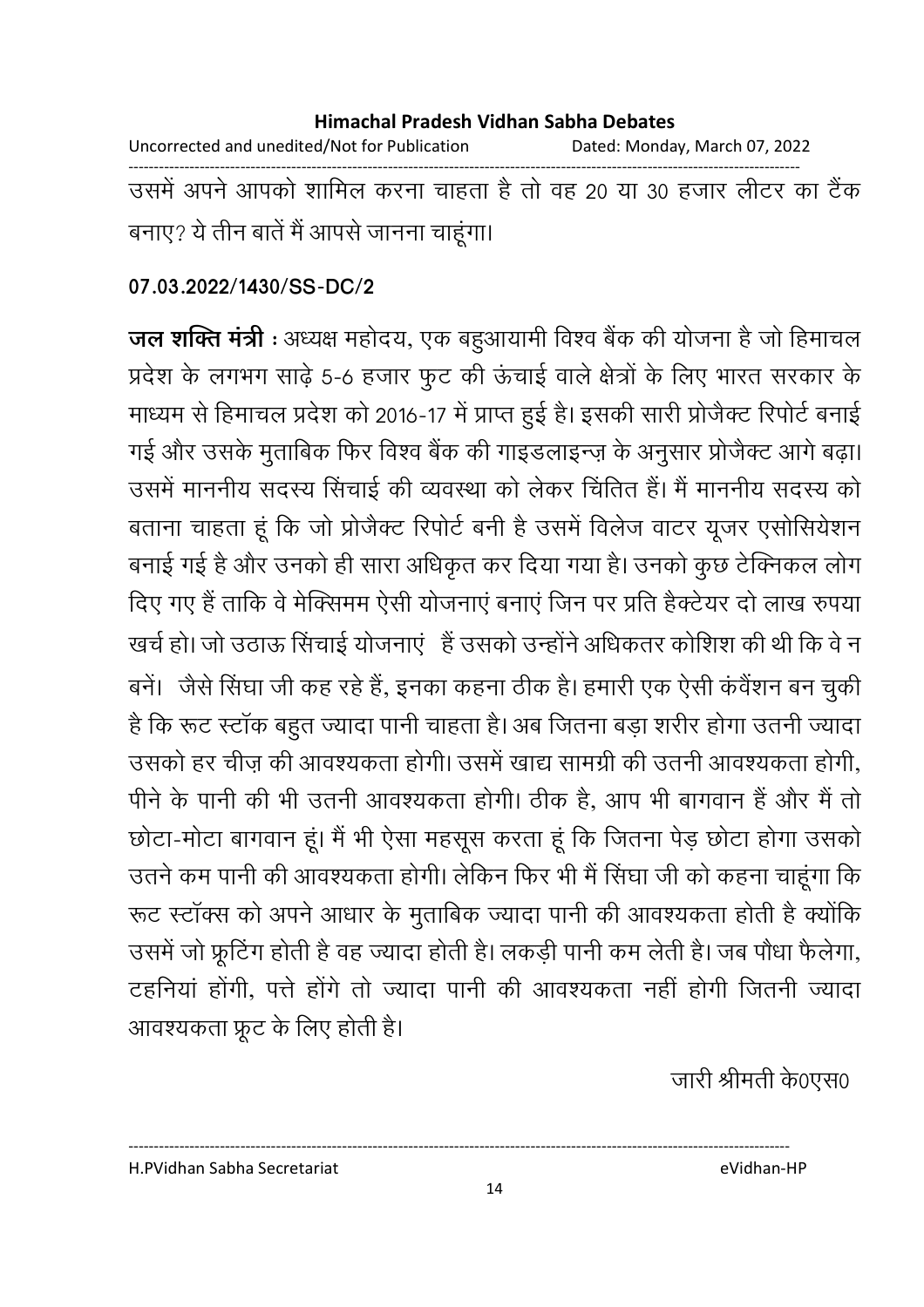उसमें अपने आपको शामिल करना चाहता है तो वह 20 या 30 हजार लीटर का टैंक बनाए? ये तीन बातें मैं आपसे जानना चाहूंगा।

**07.03.2022/1430/SS-DC/2**

**जल शक्ति मंत्री** : अध्यक्ष महोदय, एक बहुआयामी विश्व बैंक की योजना है जो हिमाचल प्रदेश के लगभग साढ़े 5-6 हजार फुट की ऊंचाई वाले क्षेत्रों के लिए भारत सरकार के माध्यम से हिमाचल प्रदेश को 2016-17 में प्राप्त हुई है। इसकी सारी प्रोजैक्ट रिपोर्ट बनाई गई और उसके मुताबिक फिर विश्व बैंक की गाइडलाइन्ज़ के अनुसार प्रोजैक्ट आगे बढ़ा। उसमें माननीय सदस्य सिंचाई की व्यवस्था को लेकर चिंतित हैं। मैं माननीय सदस्य को बताना चाहता हूं कि जो प्रोजैक्ट रिपोर्ट बनी है उसमें विलेज वाटर यूजर एसोसियेशन बनाई गई है और उनको ही सारा अधिकृत कर दिया गया है। उनको कुछ टेक्निकल लोग दिए गए हैं ताकि वे मेक्सिमम ऐसी योजनाएं बनाएं जिन पर प्रति हैक्टेयर दो लाख रुपया खर्च हो। जो उठाऊ सिंचाई योजनाएं हैं उसको उन्होंने अधिकतर कोशिश की थी कि वे न बनें। जैसे सिंघा जी कह रहे हैं, इनका कहना ठीक है। हमारी एक ऐसी कंवैंशन बन चुकी है कि रूट स्टॉक बहुत ज्यादा पानी चाहता है। अब जितना बड़ा शरीर होगा उतनी ज्यादा उसको हर चीज़ की आवश्यकता होगी। उसमें खाद्य सामग्री की उतनी आवश्यकता होगी, पीने के पानी की भी उतनी आवश्यकता होगी। ठीक है, आप भी बागवान हैं और मैं तो छोटा-मोटा बागवान हूं। मैं भी ऐसा महसूस करता हूं कि जितना पेड़ छोटा होगा उसको उतने कम पानी की आवश्यकता होगी। लेकिन फिर भी मैं सिंघा जी को कहना चाहूंगा कि रूट स्टॉक्स को अपने आधार के मुताबिक ज्यादा पानी की आवश्यकता होती है क्योंकि उसमें जो फ्रूटिंग होती है वह ज्यादा होती है। लकड़ी पानी कम लेती है। जब पौधा फैलेगा, टहनियां होंगी, पत्ते होंगे तो ज्यादा पानी की आवश्यकता नहीं होगी जितनी ज्यादा आवश्यकता फ्रूट के लिए होती है।

जारी श्रीमती के0एस0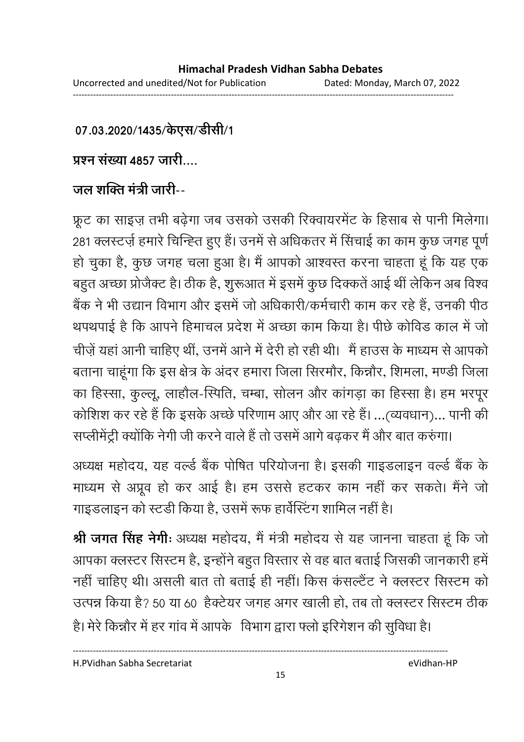**07.03.2020/1435/केएस/डीसी/1**

**प्रश्न संख्या 4857 जारी....**

**जल शक्ति मंत्री जारी--**

फ्रूट का साइज़ तभी बढ़ेगा जब उसको उसकी रिक्वायरमेंट के हिसाब से पानी मिलेगा। 281 क्लस्टर्ज़ हमारे चिन्हित हुए हैं। उनमें से अधिकतर में सिंचाई का काम कुछ जगह पूर्ण हो चुका है, कुछ जगह चला हुआ है। मैं आपको आश्वस्त करना चाहता हूं कि यह एक बहुत अच्छा प्रोजैक्ट है। ठीक है, शुरूआत में इसमें कुछ दिक्कतें आई थीं लेकिन अब विश्व बैंक ने भी उद्यान विभाग और इसमें जो अधिकारी/कर्मचारी काम कर रहे हैं, उनकी पीठ थपथपाई है कि आपने हिमाचल प्रदेश में अच्छा काम किया है। पीछे कोविड काल में जो चीज़ें यहां आनी चाहिए थीं, उनमें आने में देरी हो रही थी। मैं हाउस के माध्यम से आपको बताना चाहूंगा कि इस क्षेत्र के अंदर हमारा जिला सिरमौर, किन्नौर, शिमला, मण्डी जिला का हिस्सा, कुल्लू, लाहौल-स्पिति, चम्बा, सोलन और कांगड़ा का हिस्सा है। हम भरपूर कोशिश कर रहे हैं कि इसके अच्छे परिणाम आए और आ रहे हैं। ...(व्यवधान)... पानी की सप्लीमेंट्री क्योंकि नेगी जी करने वाले हैं तो उसमें आगे बढ़कर मैं और बात करुंगा।

अध्यक्ष महोदय, यह वर्ल्ड बैंक पोषित परियोजना है। इसकी गाइडलाइन वर्ल्ड बैंक के माध्यम से अप्रूव हो कर आई है। हम उससे हटकर काम नहीं कर सकते। मैंने जो गाइडलाइन को स्टडी किया है, उसमें रूफ हार्वेस्टिंग शामिल नहीं है।

**श्री जगत सिंह नेगी**: अध्यक्ष महोदय, मैं मंत्री महोदय से यह जानना चाहता हूं कि जो आपका क्लस्टर सिस्टम है, इन्होंने बहुत विस्तार से वह बात बताई जिसकी जानकारी हमें नहीं चाहिए थी। असली बात तो बताई ही नहीं। किस कंसल्टैंट ने क्लस्टर सिस्टम को उत्पन्न किया है? 50 या 60 हैक्टेयर जगह अगर खाली हो, तब तो क्लस्टर सिस्टम ठीक है। मेरे किन्नौर में हर गांव में आपके विभाग द्वारा फ्लो इरिगेशन की सुविधा है।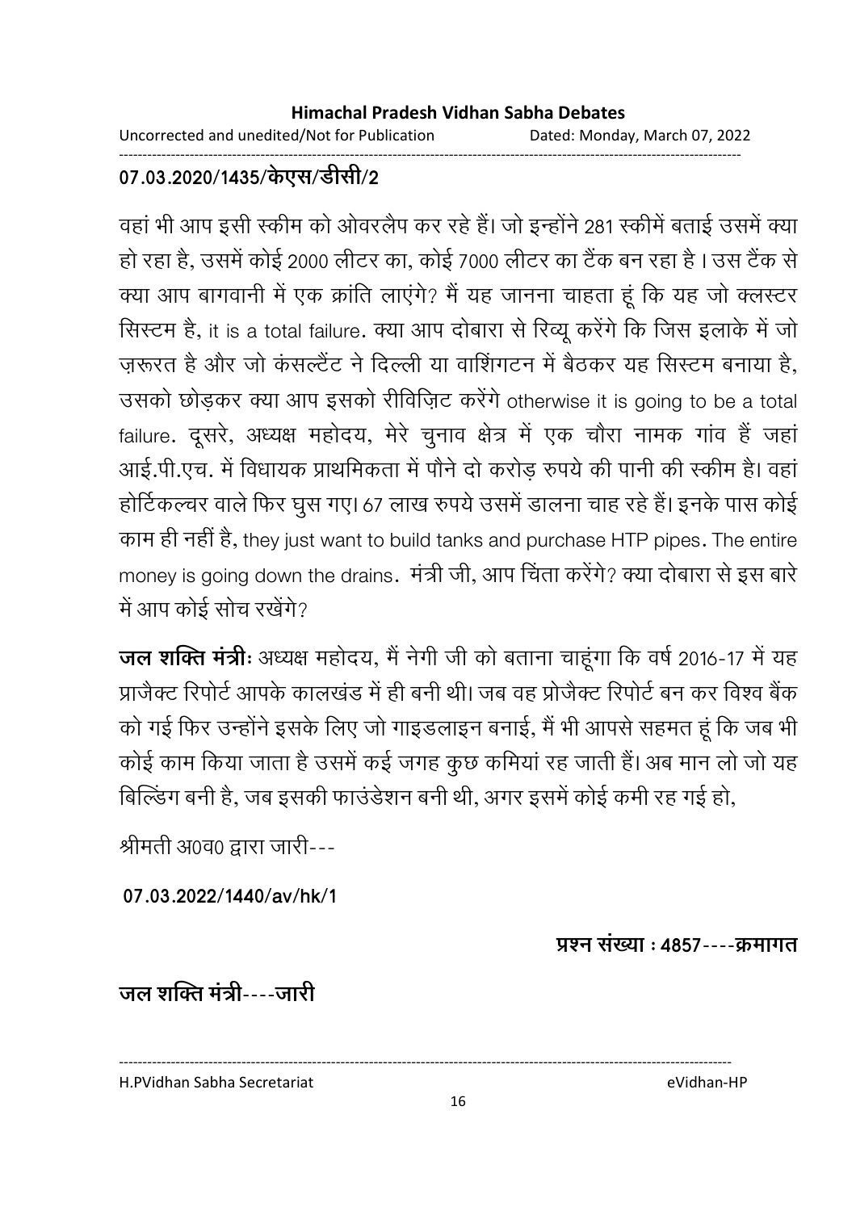**07.03.2020/1435/केएस/डीसी/2**

वहां भी आप इसी स्कीम को ओवरलैप कर रहे हैं। जो इन्होंने 281 स्कीमें बताई उसमें क्या हो रहा है, उसमें कोई 2000 लीटर का, कोई 7000 लीटर का टैंक बन रहा है । उस टैंक से क्या आप बागवानी में एक क्रांति लाएंगे? मैं यह जानना चाहता हूं कि यह जो क्लस्टर सिस्टम है, it is a total failure. क्या आप दोबारा से रिव्यू करेंगे कि जिस इलाके में जो ज़रूरत है और जो कंसल्टैंट ने दिल्ली या वाशिंगटन में बैठकर यह सिस्टम बनाया है, उसको छोड़कर क्या आप इसको रीविज़िट करेंगे otherwise it is going to be a total failure. दूसरे, अध्यक्ष महोदय, मेरे चुनाव क्षेत्र में एक चौरा नामक गांव हैं जहां आई.पी.एच. में विधायक प्राथमिकता में पौने दो करोड़ रुपये की पानी की स्कीम है। वहां होर्टिकल्चर वाले फिर घुस गए। 67 लाख रुपये उसमें डालना चाह रहे हैं। इनके पास कोई काम ही नहीं है, they just want to build tanks and purchase HTP pipes. The entire money is going down the drains. मंत्री जी, आप चिंता करेंगे? क्या दोबारा से इस बारे में आप कोई सोच रखेंगे?

**जल शक्ति मंत्रीः** अध्यक्ष महोदय, मैं नेगी जी को बताना चाहूंगा कि वर्ष 2016-17 में यह प्राजैक्ट रिपोर्ट आपके कालखंड में ही बनी थी। जब वह प्रोजैक्ट रिपोर्ट बन कर विश्व बैंक को गई फिर उन्होंने इसके लिए जो गाइडलाइन बनाई, मैं भी आपसे सहमत हूं कि जब भी कोई काम किया जाता है उसमें कई जगह कुछ कमियां रह जाती हैं। अब मान लो जो यह बिल्डिंग बनी है, जब इसकी फाउंडेशन बनी थी, अगर इसमें कोई कमी रह गई हो,

श्रीमती अ0व0 द्वारा जारी---

**07.03.2022/1440/av/hk/1**

**प्रश्न संख्या : 4857----क्रमागत**

**जल शक्ति मंत्री----जारी**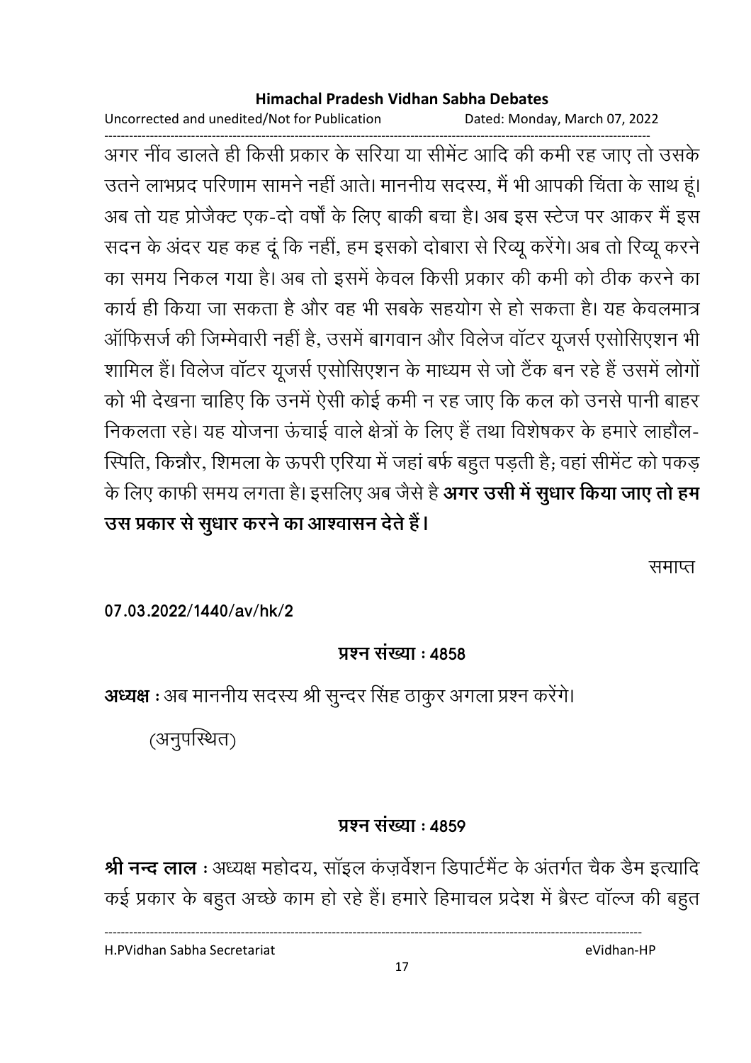अगर नींव डालते ही किसी प्रकार के सरिया या सीमेंट आदि की कमी रह जाए तो उसके उतने लाभप्रद परिणाम सामने नहीं आते। माननीय सदस्य, मैं भी आपकी चिंता के साथ हूं। अब तो यह प्रोजैक्ट एक-दो वर्षों के लिए बाकी बचा है। अब इस स्टेज पर आकर मैं इस सदन के अंदर यह कह दूं कि नहीं, हम इसको दोबारा से रिव्यू करेंगे। अब तो रिव्यू करने का समय निकल गया है। अब तो इसमें केवल किसी प्रकार की कमी को ठीक करने का कार्य ही किया जा सकता है और वह भी सबके सहयोग से हो सकता है। यह केवलमात्र ऑफिसर्ज की जिम्मेवारी नहीं है, उसमें बागवान और विलेज वॉटर यूजर्स एसोसिएशन भी शामिल हैं। विलेज वॉटर यूजर्स एसोसिएशन के माध्यम से जो टैंक बन रहे हैं उसमें लोगों को भी देखना चाहिए कि उनमें ऐसी कोई कमी न रह जाए कि कल को उनसे पानी बाहर निकलता रहे। यह योजना ऊंचाई वाले क्षेत्रों के लिए हैं तथा विशेषकर के हमारे लाहौल-स्पिति, किन्नौर, शिमला के ऊपरी एरिया में जहां बर्फ बहुत पड़ती है; वहां सीमेंट को पकड़ के लिए काफी समय लगता है। इसलिए अब जैसे है **अगर उसी में सुधार किया जाए तो हम उस प्रकार से सुधार करने का आश्वासन देते हैं।**

समाप्त

**07.03.2022/1440/av/hk/2**

**प्रश्न संख्या : 4858**

**अध्यक्ष :** अब माननीय सदस्य श्री सुन्दर सिंह ठाकुर अगला प्रश्न करेंगे।

(अनुपस्थित)

**प्रश्न संख्या : 4859**

**श्री नन्द लाल :** अध्यक्ष महोदय, सॉइल कंज़र्वेशन डिपार्टमैंट के अंतर्गत चैक डैम इत्यादि कई प्रकार के बहुत अच्छे काम हो रहे हैं। हमारे हिमाचल प्रदेश में ब्रैस्ट वॉल्ज की बहुत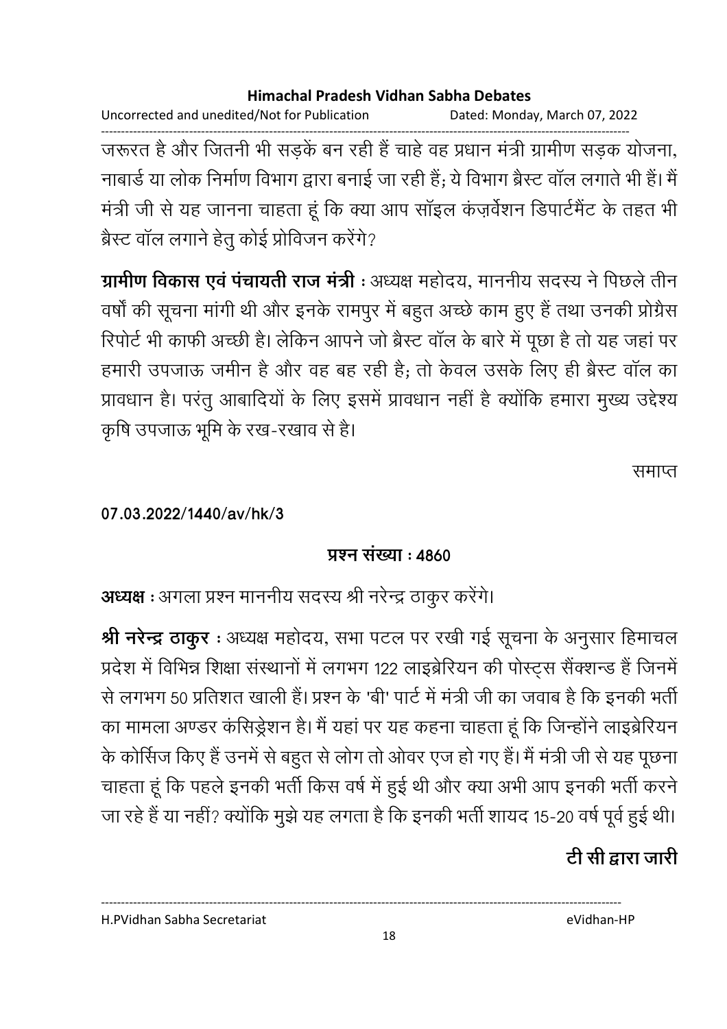जरूरत है और जितनी भी सड़कें बन रही हैं चाहे वह प्रधान मंत्री ग्रामीण सड़क योजना, नाबार्ड या लोक निर्माण विभाग द्वारा बनाई जा रही हैं; ये विभाग ब्रैस्ट वॉल लगाते भी हैं। मैं मंत्री जी से यह जानना चाहता हूं कि क्या आप सॉइल कंज़र्वेशन डिपार्टमैंट के तहत भी ब्रैस्ट वॉल लगाने हेतु कोई प्रोविजन करेंगे?

**ग्रामीण विकास एवं पंचायती राज मंत्री** : अध्यक्ष महोदय, माननीय सदस्य ने पिछले तीन वर्षों की सूचना मांगी थी और इनके रामपुर में बहुत अच्छे काम हुए हैं तथा उनकी प्रोग्रैस रिपोर्ट भी काफी अच्छी है। लेकिन आपने जो ब्रैस्ट वॉल के बारे में पूछा है तो यह जहां पर हमारी उपजाऊ जमीन है और वह बह रही है; तो केवल उसके लिए ही ब्रैस्ट वॉल का प्रावधान है। परंतु आबादियों के लिए इसमें प्रावधान नहीं है क्योंकि हमारा मुख्य उद्देश्य कृषि उपजाऊ भूमि के रख-रखाव से है।

समाप्त

**07.03.2022/1440/av/hk/3**

**प्रश्न संख्या : 4860**

**अध्यक्ष** : अगला प्रश्न माननीय सदस्य श्री नरेन्द्र ठाकुर करेंगे।

**श्री नरेन्द्र ठाकुर** : अध्यक्ष महोदय, सभा पटल पर रखी गई सूचना के अनुसार हिमाचल प्रदेश में विभिन्न शिक्षा संस्थानों में लगभग 122 लाइब्रेरियन की पोस्ट्स सैंक्शन्ड हैं जिनमें से लगभग 50 प्रतिशत खाली हैं। प्रश्न के 'बी' पार्ट में मंत्री जी का जवाब है कि इनकी भर्ती का मामला अण्डर कंसिड्रेशन है। मैं यहां पर यह कहना चाहता हूं कि जिन्होंने लाइब्रेरियन के कोर्सिज किए हैं उनमें से बहुत से लोग तो ओवर एज हो गए हैं। मैं मंत्री जी से यह पूछना चाहता हूं कि पहले इनकी भर्ती किस वर्ष में हुई थी और क्या अभी आप इनकी भर्ती करने जा रहे हैं या नहीं? क्योंकि मुझे यह लगता है कि इनकी भर्ती शायद 15-20 वर्ष पूर्व हुई थी।

**टी सी द्वारा जारी**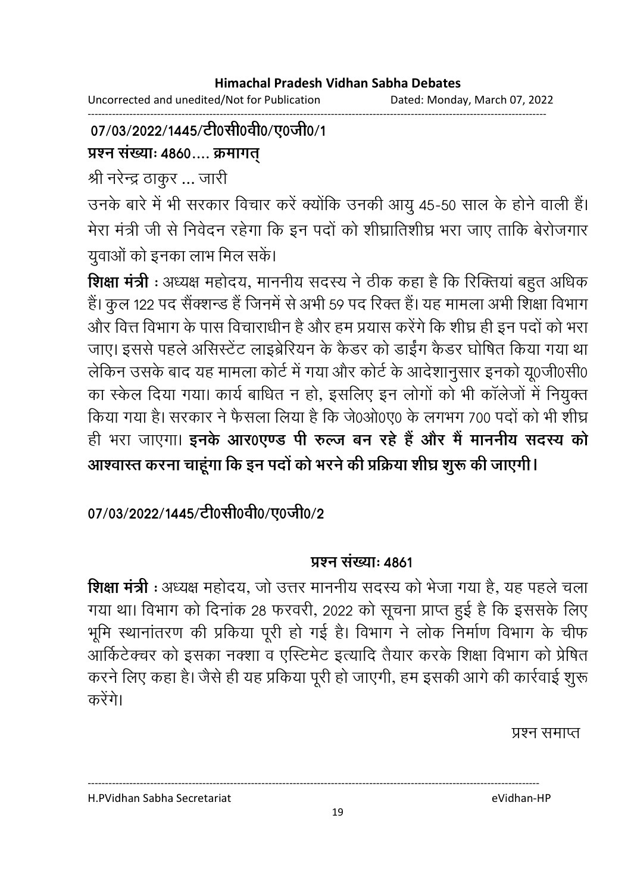**07/03/2022/1445/टी0सी0वी0/ए0जी0/1**

**प्रश्न संख्याः 4860.... क्रमागत्**

श्री नरेन्द्र ठाकुर ... जारी

उनके बारे में भी सरकार विचार करें क्योंकि उनकी आयु 45-50 साल के होने वाली हैं। मेरा मंत्री जी से निवेदन रहेगा कि इन पदों को शीघ्रातिशीघ्र भरा जाए ताकि बेरोजगार युवाओं को इनका लाभ मिल सकें।

**शिक्षा मंत्री** : अध्यक्ष महोदय, माननीय सदस्य ने ठीक कहा है कि रिक्तियां बहुत अधिक हैं। कुल 122 पद सैंक्शन्ड हैं जिनमें से अभी 59 पद रिक्त हैं। यह मामला अभी शिक्षा विभाग और वित्त विभाग के पास विचाराधीन है और हम प्रयास करेंगे कि शीघ्र ही इन पदों को भरा जाए। इससे पहले असिस्टेंट लाइब्रेरियन के कैडर को डाईंग कैडर घोषित किया गया था लेकिन उसके बाद यह मामला कोर्ट में गया और कोर्ट के आदेशानुसार इनको यू0जी0सी0 का स्केल दिया गया। कार्य बाधित न हो, इसलिए इन लोगों को भी कॉलेजों में नियुक्त किया गया है। सरकार ने फैसला लिया है कि जे0ओ0ए0 के लगभग 700 पदों को भी शीघ्र ही भरा जाएगा। **इनके आर0एण्ड पी रुल्ज बन रहे हैं और मैं माननीय सदस्य को आश्वास्त करना चाहूंगा कि इन पदों को भरने की प्रक्रिया शीघ्र शुरू की जाएगी।**

**07/03/2022/1445/टी0सी0वी0/ए0जी0/2**

**प्रश्न संख्याः 4861**

**शिक्षा मंत्री** : अध्यक्ष महोदय, जो उत्तर माननीय सदस्य को भेजा गया है, यह पहले चला गया था। विभाग को दिनांक 28 फरवरी, 2022 को सूचना प्राप्त हुई है कि इससके लिए भूमि स्थानांतरण की प्रकिया पूरी हो गई है। विभाग ने लोक निर्माण विभाग के चीफ आर्किटेक्चर को इसका नक्शा व एस्टिमेट इत्यादि तैयार करके शिक्षा विभाग को प्रेषित करने लिए कहा है। जैसे ही यह प्रकिया पूरी हो जाएगी, हम इसकी आगे की कार्रवाई शुरू करेंगे।

प्रश्न समाप्त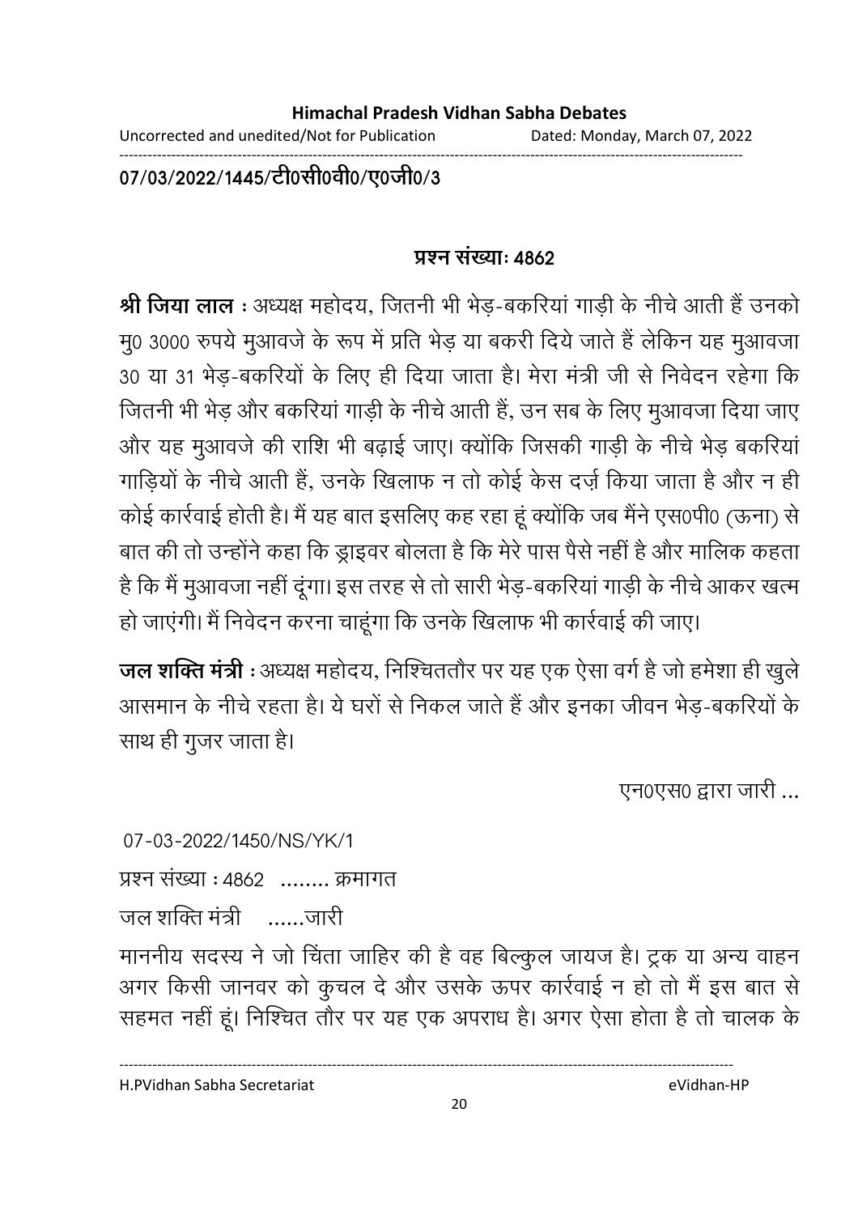07/03/2022/1445/टी0सी0वी0/ए0जी0/3

**प्रश्न संख्याः 4862**

**श्री जिया लाल** : अध्यक्ष महोदय, जितनी भी भेड़-बकरियां गाड़ी के नीचे आती हैं उनको मु0 3000 रुपये मुआवजे के रूप में प्रति भेड़ या बकरी दिये जाते हैं लेकिन यह मुआवजा 30 या 31 भेड़-बकरियों के लिए ही दिया जाता है। मेरा मंत्री जी से निवेदन रहेगा कि जितनी भी भेड़ और बकरियां गाड़ी के नीचे आती हैं, उन सब के लिए मुआवजा दिया जाए और यह मुआवजे की राशि भी बढ़ाई जाए। क्योंकि जिसकी गाड़ी के नीचे भेड़ बकरियां गाड़ियों के नीचे आती हैं, उनके खिलाफ न तो कोई केस दर्ज़ किया जाता है और न ही कोई कार्रवाई होती है। मैं यह बात इसलिए कह रहा हूं क्योंकि जब मैंने एस0पी0 (ऊना) से बात की तो उन्होंने कहा कि ड्राइवर बोलता है कि मेरे पास पैसे नहीं है और मालिक कहता है कि मैं मुआवजा नहीं दूंगा। इस तरह से तो सारी भेड़-बकरियां गाड़ी के नीचे आकर खत्म हो जाएंगी। मैं निवेदन करना चाहूंगा कि उनके खिलाफ भी कार्रवाई की जाए।

**जल शक्ति मंत्री** : अध्यक्ष महोदय, निश्चिततौर पर यह एक ऐसा वर्ग है जो हमेशा ही खुले आसमान के नीचे रहता है। ये घरों से निकल जाते हैं और इनका जीवन भेड़-बकरियों के साथ ही गुजर जाता है।

एन0एस0 द्वारा जारी ...

07-03-2022/1450/NS/YK/1

प्रश्न संख्या : 4862 ........ क्रमागत

जल शक्ति मंत्री ......जारी

माननीय सदस्य ने जो चिंता जाहिर की है वह बिल्कुल जायज है। ट्रक या अन्य वाहन अगर किसी जानवर को कुचल दे और उसके ऊपर कार्रवाई न हो तो मैं इस बात से सहमत नहीं हूं। निश्चित तौर पर यह एक अपराध है। अगर ऐसा होता है तो चालक के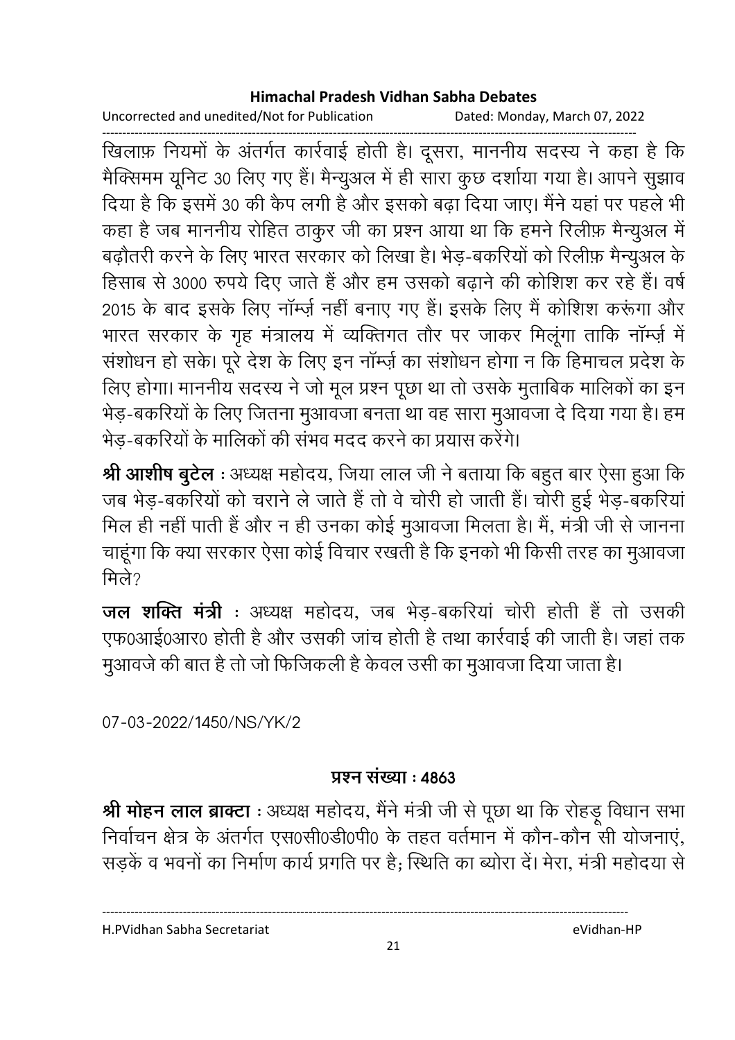खिलाफ़ नियमों के अंतर्गत कार्रवाई होती है। दूसरा, माननीय सदस्य ने कहा है कि मैक्सिमम यूनिट 30 लिए गए हैं। मैन्युअल में ही सारा कुछ दर्शाया गया है। आपने सुझाव दिया है कि इसमें 30 की कैप लगी है और इसको बढ़ा दिया जाए। मैंने यहां पर पहले भी कहा है जब माननीय रोहित ठाकुर जी का प्रश्न आया था कि हमने रिलीफ़ मैन्युअल में बढ़ौतरी करने के लिए भारत सरकार को लिखा है। भेड़-बकरियों को रिलीफ़ मैन्युअल के हिसाब से 3000 रुपये दिए जाते हैं और हम उसको बढ़ाने की कोशिश कर रहे हैं। वर्ष 2015 के बाद इसके लिए नॉर्म्ज़ नहीं बनाए गए हैं। इसके लिए मैं कोशिश करूंगा और भारत सरकार के गृह मंत्रालय में व्यक्तिगत तौर पर जाकर मिलूंगा ताकि नॉर्म्ज़ में संशोधन हो सके। पूरे देश के लिए इन नॉर्म्ज़ का संशोधन होगा न कि हिमाचल प्रदेश के लिए होगा। माननीय सदस्य ने जो मूल प्रश्न पूछा था तो उसके मुताबिक मालिकों का इन भेड़-बकरियों के लिए जितना मुआवजा बनता था वह सारा मुआवजा दे दिया गया है। हम भेड़-बकरियों के मालिकों की संभव मदद करने का प्रयास करेंगे।

**श्री आशीष बुटेल** : अध्यक्ष महोदय, जिया लाल जी ने बताया कि बहुत बार ऐसा हुआ कि जब भेड़-बकरियों को चराने ले जाते हैं तो वे चोरी हो जाती हैं। चोरी हुई भेड़-बकरियां मिल ही नहीं पाती हैं और न ही उनका कोई मुआवजा मिलता है। मैं, मंत्री जी से जानना चाहूंगा कि क्या सरकार ऐसा कोई विचार रखती है कि इनको भी किसी तरह का मुआवजा मिले?

**जल शक्ति मंत्री** : अध्यक्ष महोदय, जब भेड़-बकरियां चोरी होती हैं तो उसकी एफ0आई0आर0 होती है और उसकी जांच होती है तथा कार्रवाई की जाती है। जहां तक मुआवजे की बात है तो जो फिजिकली है केवल उसी का मुआवजा दिया जाता है।

07-03-2022/1450/NS/YK/2

**प्रश्न संख्या : 4863**

**श्री मोहन लाल ब्राक्टा** : अध्यक्ष महोदय, मैंने मंत्री जी से पूछा था कि रोहड़ू विधान सभा निर्वाचन क्षेत्र के अंतर्गत एस0सी0डी0पी0 के तहत वर्तमान में कौन-कौन सी योजनाएं, सड़कें व भवनों का निर्माण कार्य प्रगति पर है; स्थिति का ब्योरा दें। मेरा, मंत्री महोदया से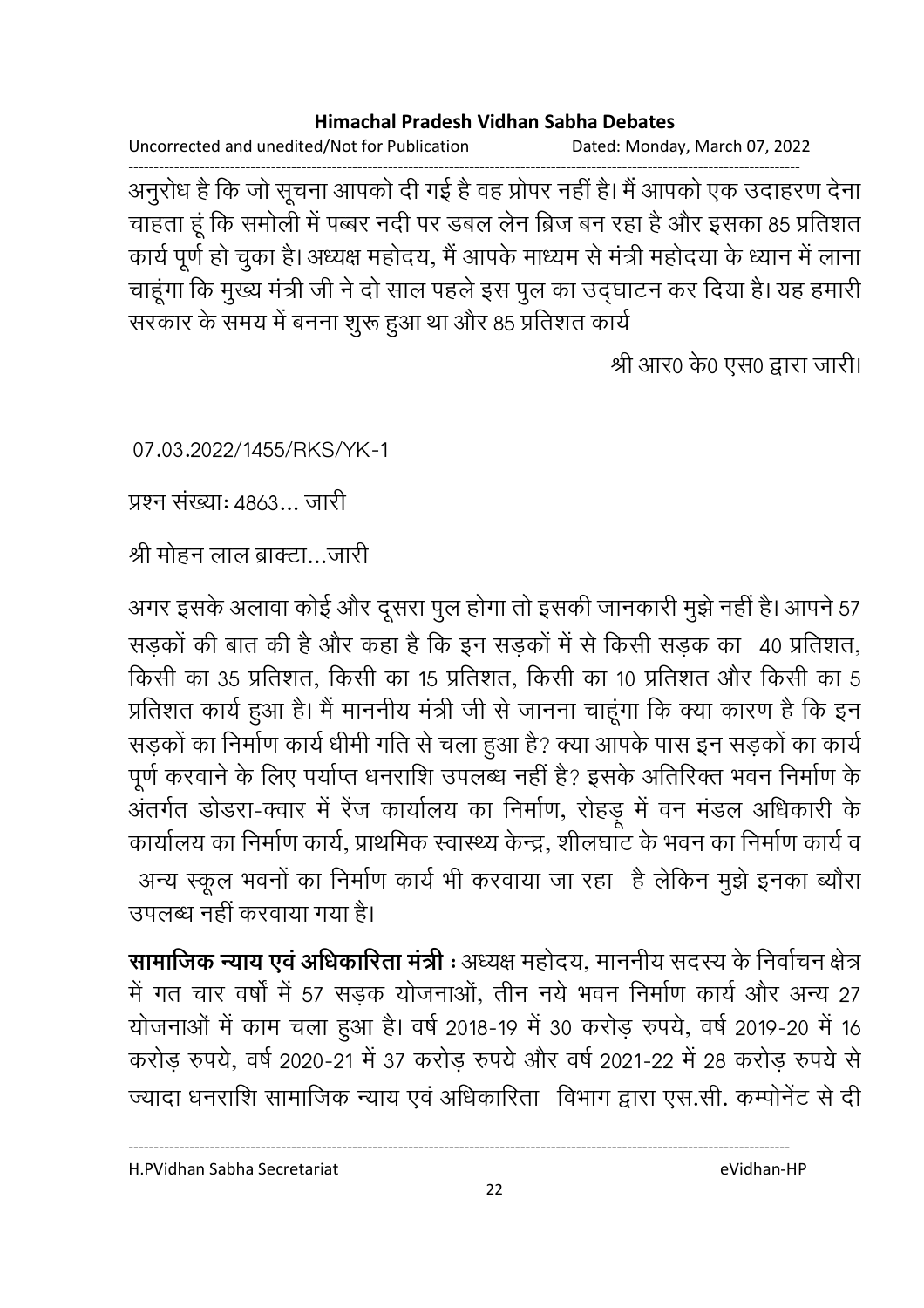अनुरोध है कि जो सूचना आपको दी गई है वह प्रोपर नहीं है। मैं आपको एक उदाहरण देना चाहता हूं कि समोली में पब्बर नदी पर डबल लेन ब्रिज बन रहा है और इसका 85 प्रतिशत कार्य पूर्ण हो चुका है। अध्यक्ष महोदय, मैं आपके माध्यम से मंत्री महोदया के ध्यान में लाना चाहूंगा कि मुख्य मंत्री जी ने दो साल पहले इस पुल का उद्घाटन कर दिया है। यह हमारी सरकार के समय में बनना शुरू हुआ था और 85 प्रतिशत कार्य

श्री आर0 के0 एस0 द्वारा जारी।

07.03.2022/1455/RKS/YK-1

प्रश्न संख्याः 4863... जारी

श्री मोहन लाल ब्राक्टा...जारी

अगर इसके अलावा कोई और दूसरा पुल होगा तो इसकी जानकारी मुझे नहीं है। आपने 57 सड़कों की बात की है और कहा है कि इन सड़कों में से किसी सड़क का 40 प्रतिशत, किसी का 35 प्रतिशत, किसी का 15 प्रतिशत, किसी का 10 प्रतिशत और किसी का 5 प्रतिशत कार्य हुआ है। मैं माननीय मंत्री जी से जानना चाहूंगा कि क्या कारण है कि इन सड़कों का निर्माण कार्य धीमी गति से चला हुआ है? क्या आपके पास इन सड़कों का कार्य पूर्ण करवाने के लिए पर्याप्त धनराशि उपलब्ध नहीं है? इसके अतिरिक्त भवन निर्माण के अंतर्गत डोडरा-क्वार में रेंज कार्यालय का निर्माण, रोहड़ू में वन मंडल अधिकारी के कार्यालय का निर्माण कार्य, प्राथमिक स्वास्थ्य केन्द्र, शीलघाट के भवन का निर्माण कार्य व अन्य स्कूल भवनों का निर्माण कार्य भी करवाया जा रहा है लेकिन मुझे इनका ब्यौरा उपलब्ध नहीं करवाया गया है।

**सामाजिक न्याय एवं अधिकारिता मंत्री** : अध्यक्ष महोदय, माननीय सदस्य के निर्वाचन क्षेत्र में गत चार वर्षों में 57 सड़क योजनाओं, तीन नये भवन निर्माण कार्य और अन्य 27 योजनाओं में काम चला हुआ है। वर्ष 2018-19 में 30 करोड़ रुपये, वर्ष 2019-20 में 16 करोड़ रुपये, वर्ष 2020-21 में 37 करोड़ रुपये और वर्ष 2021-22 में 28 करोड़ रुपये से ज्यादा धनराशि सामाजिक न्याय एवं अधिकारिता विभाग द्वारा एस.सी. कम्पोनेंट से दी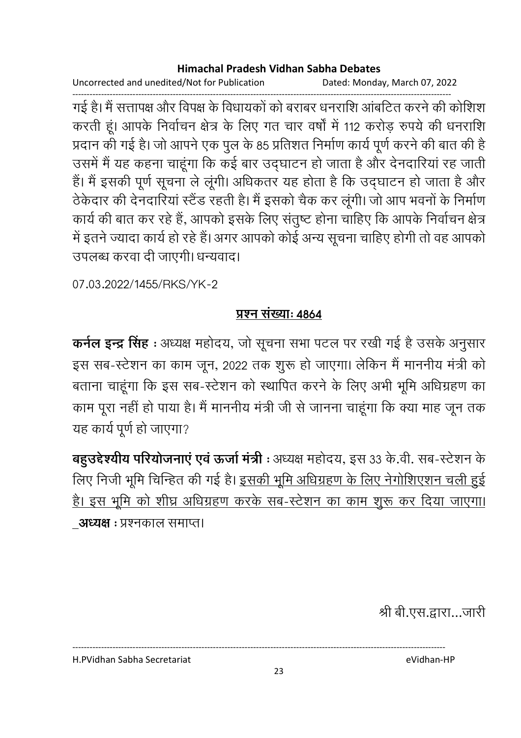गई है। मैं सत्तापक्ष और विपक्ष के विधायकों को बराबर धनराशि आंबटित करने की कोशिश करती हूं। आपके निर्वाचन क्षेत्र के लिए गत चार वर्षों में 112 करोड़ रुपये की धनराशि प्रदान की गई है। जो आपने एक पुल के 85 प्रतिशत निर्माण कार्य पूर्ण करने की बात की है उसमें मैं यह कहना चाहूंगा कि कई बार उद्घाटन हो जाता है और देनदारियां रह जाती हैं। मैं इसकी पूर्ण सूचना ले लूंगी। अधिकतर यह होता है कि उद्घाटन हो जाता है और ठेकेदार की देनदारियां स्टैंड रहती है। मैं इसको चैक कर लूंगी। जो आप भवनों के निर्माण कार्य की बात कर रहे हैं, आपको इसके लिए संतुष्ट होना चाहिए कि आपके निर्वाचन क्षेत्र में इतने ज्यादा कार्य हो रहे हैं। अगर आपको कोई अन्य सूचना चाहिए होगी तो वह आपको उपलब्ध करवा दी जाएगी। धन्यवाद।

07.03.2022/1455/RKS/YK-2

## प्रश्न संख्याः 4864

**कर्नल इन्द्र सिंह :** अध्यक्ष महोदय, जो सूचना सभा पटल पर रखी गई है उसके अनुसार इस सब-स्टेशन का काम जून, 2022 तक शुरू हो जाएगा। लेकिन मैं माननीय मंत्री को बताना चाहूंगा कि इस सब-स्टेशन को स्थापित करने के लिए अभी भूमि अधिग्रहण का काम पूरा नहीं हो पाया है। मैं माननीय मंत्री जी से जानना चाहूंगा कि क्या माह जून तक यह कार्य पूर्ण हो जाएगा?

**बहुउद्देश्यीय परियोजनाएं एवं ऊर्जा मंत्री :** अध्यक्ष महोदय, इस 33 के.वी. सब-स्टेशन के लिए निजी भूमि चिन्हित की गई है। इसकी भूमि अधिग्रहण के लिए नेगोशिएशन चली हुई है। इस भूमि को शीघ्र अधिग्रहण करके सब-स्टेशन का काम शुरू कर दिया जाएगा।

**अध्यक्ष :** प्रश्नकाल समाप्त।

श्री बी.एस.द्वारा...जारी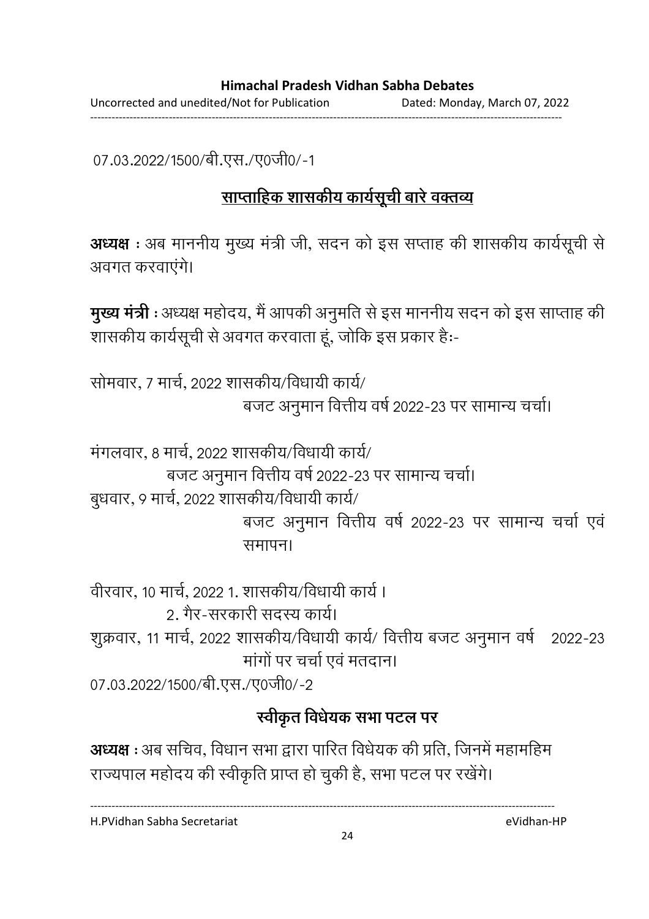07.03.2022/1500/बी.एस./ए0जी0/-1

## साप्ताहिक शासकीय कार्यसूची बारे वक्तव्य

**अध्यक्ष** : अब माननीय मुख्य मंत्री जी, सदन को इस सप्ताह की शासकीय कार्यसूची से अवगत करवाएंगे।

**मुख्य मंत्री** : अध्यक्ष महोदय, मैं आपकी अनुमति से इस माननीय सदन को इस साप्ताह की शासकीय कार्यसूची से अवगत करवाता हूं, जोकि इस प्रकार हैः-

सोमवार, 7 मार्च, 2022 शासकीय/विधायी कार्य/
बजट अनुमान वित्तीय वर्ष 2022-23 पर सामान्य चर्चा।

मंगलवार, 8 मार्च, 2022 शासकीय/विधायी कार्य/
बजट अनुमान वित्तीय वर्ष 2022-23 पर सामान्य चर्चा।

बुधवार, 9 मार्च, 2022 शासकीय/विधायी कार्य/
बजट अनुमान वित्तीय वर्ष 2022-23 पर सामान्य चर्चा एवं समापन।

वीरवार, 10 मार्च, 2022 1. शासकीय/विधायी कार्य ।
2. गैर-सरकारी सदस्य कार्य।

शुक्रवार, 11 मार्च, 2022 शासकीय/विधायी कार्य/ वित्तीय बजट अनुमान वर्ष 2022-23 मांगों पर चर्चा एवं मतदान।

07.03.2022/1500/बी.एस./ए0जी0/-2

## स्वीकृत विधेयक सभा पटल पर

**अध्यक्ष** : अब सचिव, विधान सभा द्वारा पारित विधेयक की प्रति, जिनमें महामहिम राज्यपाल महोदय की स्वीकृति प्राप्त हो चुकी है, सभा पटल पर रखेंगे।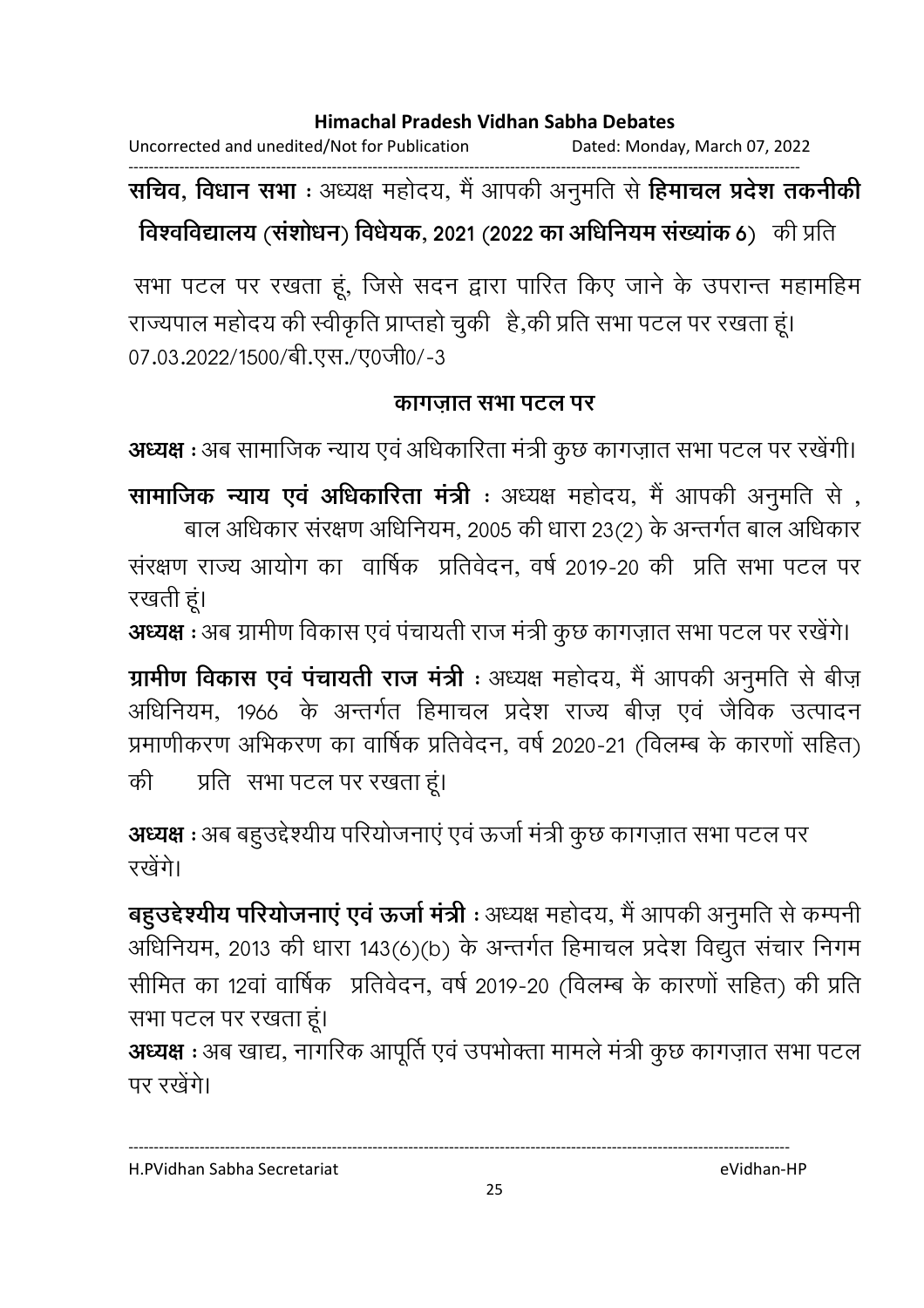**सचिव, विधान सभा** : अध्यक्ष महोदय, मैं आपकी अनुमति से **हिमाचल प्रदेश तकनीकी विश्वविद्यालय (संशोधन) विधेयक, 2021 (2022 का अधिनियम संख्यांक 6)** की प्रति सभा पटल पर रखता हूं, जिसे सदन द्वारा पारित किए जाने के उपरान्त महामहिम राज्यपाल महोदय की स्वीकृति प्राप्तहो चुकी है,की प्रति सभा पटल पर रखता हूं।

07.03.2022/1500/बी.एस./ए0जी0/-3

## कागज़ात सभा पटल पर

**अध्यक्ष** : अब सामाजिक न्याय एवं अधिकारिता मंत्री कुछ कागज़ात सभा पटल पर रखेंगी।

**सामाजिक न्याय एवं अधिकारिता मंत्री** : अध्यक्ष महोदय, मैं आपकी अनुमति से , बाल अधिकार संरक्षण अधिनियम, 2005 की धारा 23(2) के अन्तर्गत बाल अधिकार संरक्षण राज्य आयोग का वार्षिक प्रतिवेदन, वर्ष 2019-20 की प्रति सभा पटल पर रखती हूं।

**अध्यक्ष** : अब ग्रामीण विकास एवं पंचायती राज मंत्री कुछ कागज़ात सभा पटल पर रखेंगे।

**ग्रामीण विकास एवं पंचायती राज मंत्री** : अध्यक्ष महोदय, मैं आपकी अनुमति से बीज़ अधिनियम, 1966 के अन्तर्गत हिमाचल प्रदेश राज्य बीज़ एवं जैविक उत्पादन प्रमाणीकरण अभिकरण का वार्षिक प्रतिवेदन, वर्ष 2020-21 (विलम्ब के कारणों सहित) की प्रति सभा पटल पर रखता हूं।

**अध्यक्ष** : अब बहुउद्देश्यीय परियोजनाएं एवं ऊर्जा मंत्री कुछ कागज़ात सभा पटल पर रखेंगे।

**बहुउद्देश्यीय परियोजनाएं एवं ऊर्जा मंत्री** : अध्यक्ष महोदय, मैं आपकी अनुमति से कम्पनी अधिनियम, 2013 की धारा 143(6)(b) के अन्तर्गत हिमाचल प्रदेश विद्युत संचार निगम सीमित का 12वां वार्षिक प्रतिवेदन, वर्ष 2019-20 (विलम्ब के कारणों सहित) की प्रति सभा पटल पर रखता हूं।

**अध्यक्ष** : अब खाद्य, नागरिक आपूर्ति एवं उपभोक्ता मामले मंत्री कुछ कागज़ात सभा पटल पर रखेंगे।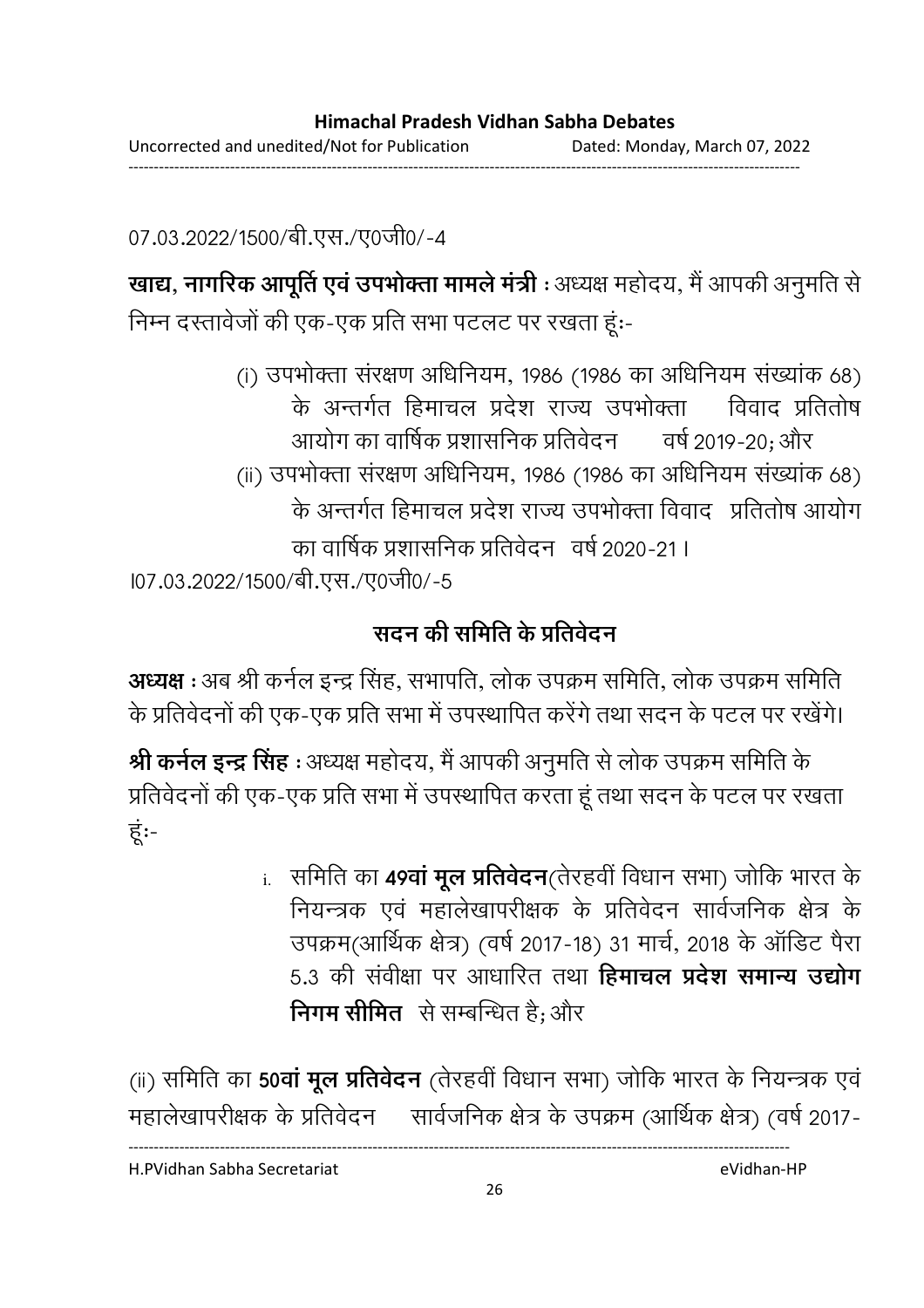07.03.2022/1500/बी.एस./ए0जी0/-4

**खाद्य, नागरिक आपूर्ति एवं उपभोक्ता मामले मंत्री** : अध्यक्ष महोदय, मैं आपकी अनुमति से निम्न दस्तावेजों की एक-एक प्रति सभा पटलट पर रखता हूंः-

(i) उपभोक्ता संरक्षण अधिनियम, 1986 (1986 का अधिनियम संख्यांक 68) के अन्तर्गत हिमाचल प्रदेश राज्य उपभोक्ता विवाद प्रतितोष आयोग का वार्षिक प्रशासनिक प्रतिवेदन वर्ष 2019-20; और

(ii) उपभोक्ता संरक्षण अधिनियम, 1986 (1986 का अधिनियम संख्यांक 68) के अन्तर्गत हिमाचल प्रदेश राज्य उपभोक्ता विवाद प्रतितोष आयोग का वार्षिक प्रशासनिक प्रतिवेदन वर्ष 2020-21।

I07.03.2022/1500/बी.एस./ए0जी0/-5

## सदन की समिति के प्रतिवेदन

**अध्यक्ष** : अब श्री कर्नल इन्द्र सिंह, सभापति, लोक उपक्रम समिति, लोक उपक्रम समिति के प्रतिवेदनों की एक-एक प्रति सभा में उपस्थापित करेंगे तथा सदन के पटल पर रखेंगे।

**श्री कर्नल इन्द्र सिंह** : अध्यक्ष महोदय, मैं आपकी अनुमति से लोक उपक्रम समिति के प्रतिवेदनों की एक-एक प्रति सभा में उपस्थापित करता हूं तथा सदन के पटल पर रखता हूंः-

i. समिति का **49वां मूल प्रतिवेदन**(तेरहवीं विधान सभा) जोकि भारत के नियन्त्रक एवं महालेखापरीक्षक के प्रतिवेदन सार्वजनिक क्षेत्र के उपक्रम(आर्थिक क्षेत्र) (वर्ष 2017-18) 31 मार्च, 2018 के ऑडिट पैरा 5.3 की संवीक्षा पर आधारित तथा **हिमाचल प्रदेश समान्य उद्योग निगम सीमित** से सम्बन्धित है; और

(ii) समिति का **50वां मूल प्रतिवेदन** (तेरहवीं विधान सभा) जोकि भारत के नियन्त्रक एवं महालेखापरीक्षक के प्रतिवेदन सार्वजनिक क्षेत्र के उपक्रम (आर्थिक क्षेत्र) (वर्ष 2017-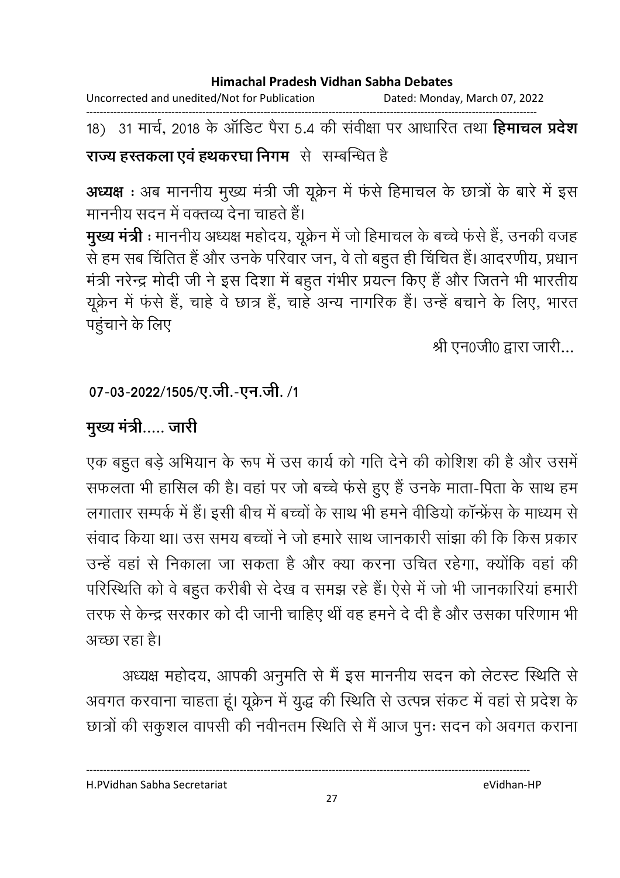18) 31 मार्च, 2018 के ऑडिट पैरा 5.4 की संवीक्षा पर आधारित तथा **हिमाचल प्रदेश राज्य हस्तकला एवं हथकरघा निगम** से सम्बन्धित है

**अध्यक्ष** : अब माननीय मुख्य मंत्री जी यूक्रेन में फंसे हिमाचल के छात्रों के बारे में इस माननीय सदन में वक्तव्य देना चाहते हैं।

**मुख्य मंत्री** : माननीय अध्यक्ष महोदय, यूक्रेन में जो हिमाचल के बच्चे फंसे हैं, उनकी वजह से हम सब चिंतित हैं और उनके परिवार जन, वे तो बहुत ही चिंचित हैं। आदरणीय, प्रधान मंत्री नरेन्द्र मोदी जी ने इस दिशा में बहुत गंभीर प्रयत्न किए हैं और जितने भी भारतीय यूक्रेन में फंसे हैं, चाहे वे छात्र हैं, चाहे अन्य नागरिक हैं। उन्हें बचाने के लिए, भारत पहुंचाने के लिए

श्री एन0जी0 द्वारा जारी...

**07-03-2022/1505/ए.जी.-एन.जी. /1**

**मुख्य मंत्री..... जारी**

एक बहुत बड़े अभियान के रूप में उस कार्य को गति देने की कोशिश की है और उसमें सफलता भी हासिल की है। वहां पर जो बच्चे फंसे हुए हैं उनके माता-पिता के साथ हम लगातार सम्पर्क में हैं। इसी बीच में बच्चों के साथ भी हमने वीडियो कॉन्फ्रेंस के माध्यम से संवाद किया था। उस समय बच्चों ने जो हमारे साथ जानकारी सांझा की कि किस प्रकार उन्हें वहां से निकाला जा सकता है और क्या करना उचित रहेगा, क्योंकि वहां की परिस्थिति को वे बहुत करीबी से देख व समझ रहे हैं। ऐसे में जो भी जानकारियां हमारी तरफ से केन्द्र सरकार को दी जानी चाहिए थीं वह हमने दे दी है और उसका परिणाम भी अच्छा रहा है।

अध्यक्ष महोदय, आपकी अनुमति से मैं इस माननीय सदन को लेटस्ट स्थिति से अवगत करवाना चाहता हूं। यूक्रेन में युद्ध की स्थिति से उत्पन्न संकट में वहां से प्रदेश के छात्रों की सकुशल वापसी की नवीनतम स्थिति से मैं आज पुनः सदन को अवगत कराना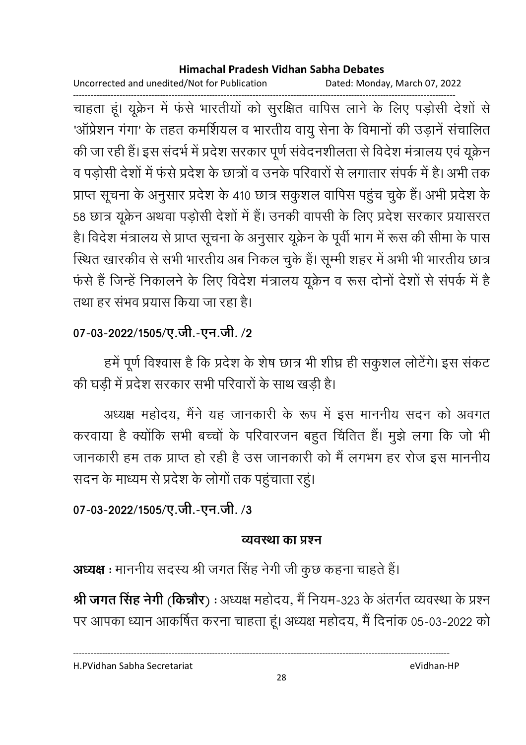चाहता हूं। यूक्रेन में फंसे भारतीयों को सुरक्षित वापिस लाने के लिए पड़ोसी देशों से 'ऑप्रेशन गंगा' के तहत कमर्शियल व भारतीय वायु सेना के विमानों की उड़ानें संचालित की जा रही हैं। इस संदर्भ में प्रदेश सरकार पूर्ण संवेदनशीलता से विदेश मंत्रालय एवं यूक्रेन व पड़ोसी देशों में फंसे प्रदेश के छात्रों व उनके परिवारों से लगातार संपर्क में है। अभी तक प्राप्त सूचना के अनुसार प्रदेश के 410 छात्र सकुशल वापिस पहुंच चुके हैं। अभी प्रदेश के 58 छात्र यूक्रेन अथवा पड़ोसी देशों में हैं। उनकी वापसी के लिए प्रदेश सरकार प्रयासरत है। विदेश मंत्रालय से प्राप्त सूचना के अनुसार यूक्रेन के पूर्वी भाग में रूस की सीमा के पास स्थित खारकीव से सभी भारतीय अब निकल चुके हैं। सूम्मी शहर में अभी भी भारतीय छात्र फंसे हैं जिन्हें निकालने के लिए विदेश मंत्रालय यूक्रेन व रूस दोनों देशों से संपर्क में है तथा हर संभव प्रयास किया जा रहा है।

**07-03-2022/1505/ए.जी.-एन.जी. /2**

हमें पूर्ण विश्वास है कि प्रदेश के शेष छात्र भी शीघ्र ही सकुशल लोटेंगे। इस संकट की घड़ी में प्रदेश सरकार सभी परिवारों के साथ खड़ी है।

अध्यक्ष महोदय, मैंने यह जानकारी के रूप में इस माननीय सदन को अवगत करवाया है क्योंकि सभी बच्चों के परिवारजन बहुत चिंतित हैं। मुझे लगा कि जो भी जानकारी हम तक प्राप्त हो रही है उस जानकारी को मैं लगभग हर रोज इस माननीय सदन के माध्यम से प्रदेश के लोगों तक पहुंचाता रहुं।

**07-03-2022/1505/ए.जी.-एन.जी. /3**

## व्यवस्था का प्रश्न

**अध्यक्ष** : माननीय सदस्य श्री जगत सिंह नेगी जी कुछ कहना चाहते हैं।

**श्री जगत सिंह नेगी (किन्नौर)** : अध्यक्ष महोदय, मैं नियम-323 के अंतर्गत व्यवस्था के प्रश्न पर आपका ध्यान आकर्षित करना चाहता हूं। अध्यक्ष महोदय, मैं दिनांक 05-03-2022 को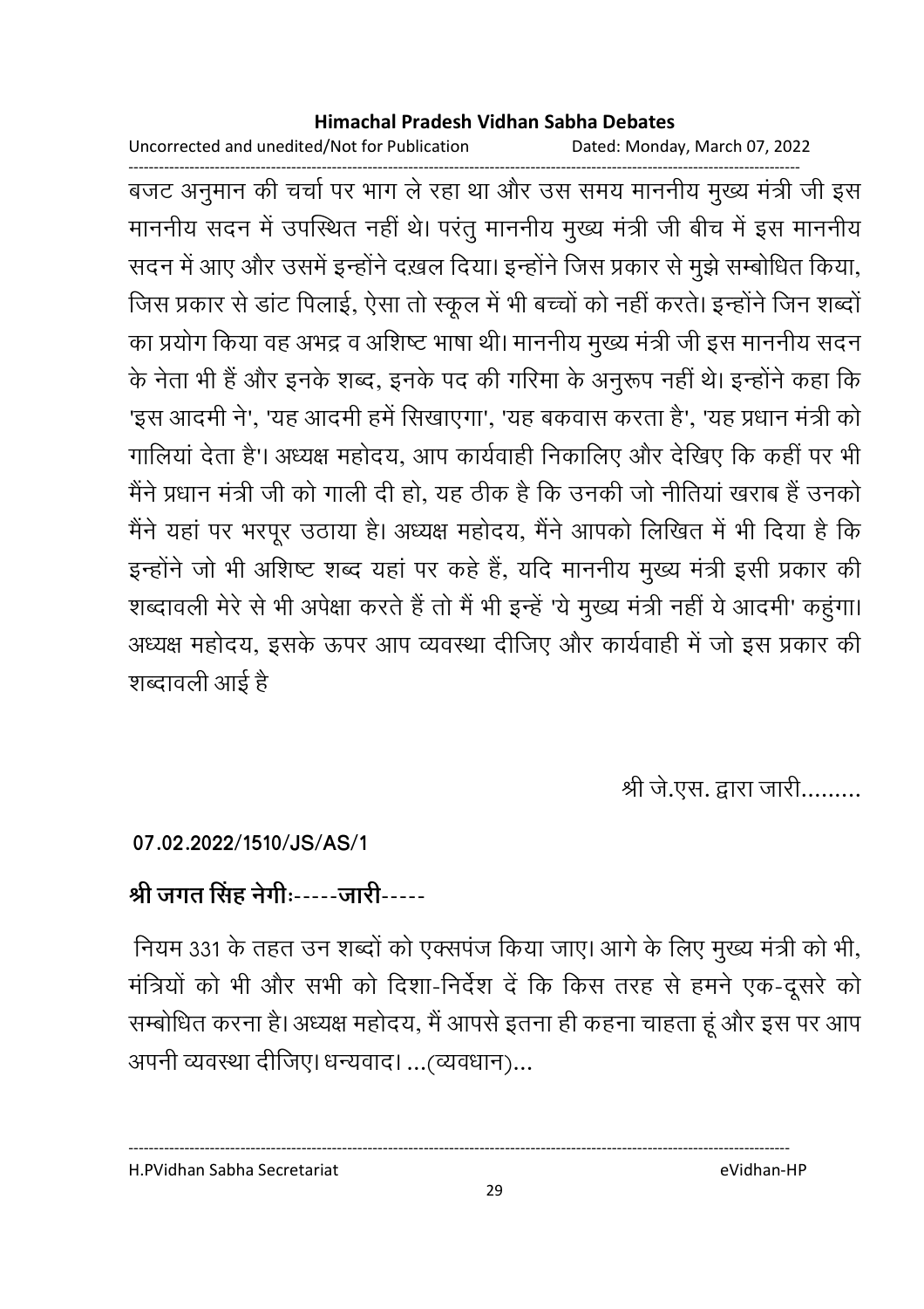बजट अनुमान की चर्चा पर भाग ले रहा था और उस समय माननीय मुख्य मंत्री जी इस माननीय सदन में उपस्थित नहीं थे। परंतु माननीय मुख्य मंत्री जी बीच में इस माननीय सदन में आए और उसमें इन्होंने दख़ल दिया। इन्होंने जिस प्रकार से मुझे सम्बोधित किया, जिस प्रकार से डांट पिलाई, ऐसा तो स्कूल में भी बच्चों को नहीं करते। इन्होंने जिन शब्दों का प्रयोग किया वह अभद्र व अशिष्ट भाषा थी। माननीय मुख्य मंत्री जी इस माननीय सदन के नेता भी हैं और इनके शब्द, इनके पद की गरिमा के अनुरूप नहीं थे। इन्होंने कहा कि 'इस आदमी ने', 'यह आदमी हमें सिखाएगा', 'यह बकवास करता है', 'यह प्रधान मंत्री को गालियां देता है'। अध्यक्ष महोदय, आप कार्यवाही निकालिए और देखिए कि कहीं पर भी मैंने प्रधान मंत्री जी को गाली दी हो, यह ठीक है कि उनकी जो नीतियां खराब हैं उनको मैंने यहां पर भरपूर उठाया है। अध्यक्ष महोदय, मैंने आपको लिखित में भी दिया है कि इन्होंने जो भी अशिष्ट शब्द यहां पर कहे हैं, यदि माननीय मुख्य मंत्री इसी प्रकार की शब्दावली मेरे से भी अपेक्षा करते हैं तो मैं भी इन्हें 'ये मुख्य मंत्री नहीं ये आदमी' कहुंगा। अध्यक्ष महोदय, इसके ऊपर आप व्यवस्था दीजिए और कार्यवाही में जो इस प्रकार की शब्दावली आई है

श्री जे.एस. द्वारा जारी.........

**07.02.2022/1510/JS/AS/1**

**श्री जगत सिंह नेगीः-----जारी-----**

नियम 331 के तहत उन शब्दों को एक्सपंज किया जाए। आगे के लिए मुख्य मंत्री को भी, मंत्रियों को भी और सभी को दिशा-निर्देश दें कि किस तरह से हमने एक-दूसरे को सम्बोधित करना है। अध्यक्ष महोदय, मैं आपसे इतना ही कहना चाहता हूं और इस पर आप अपनी व्यवस्था दीजिए। धन्यवाद। ...(व्यवधान)...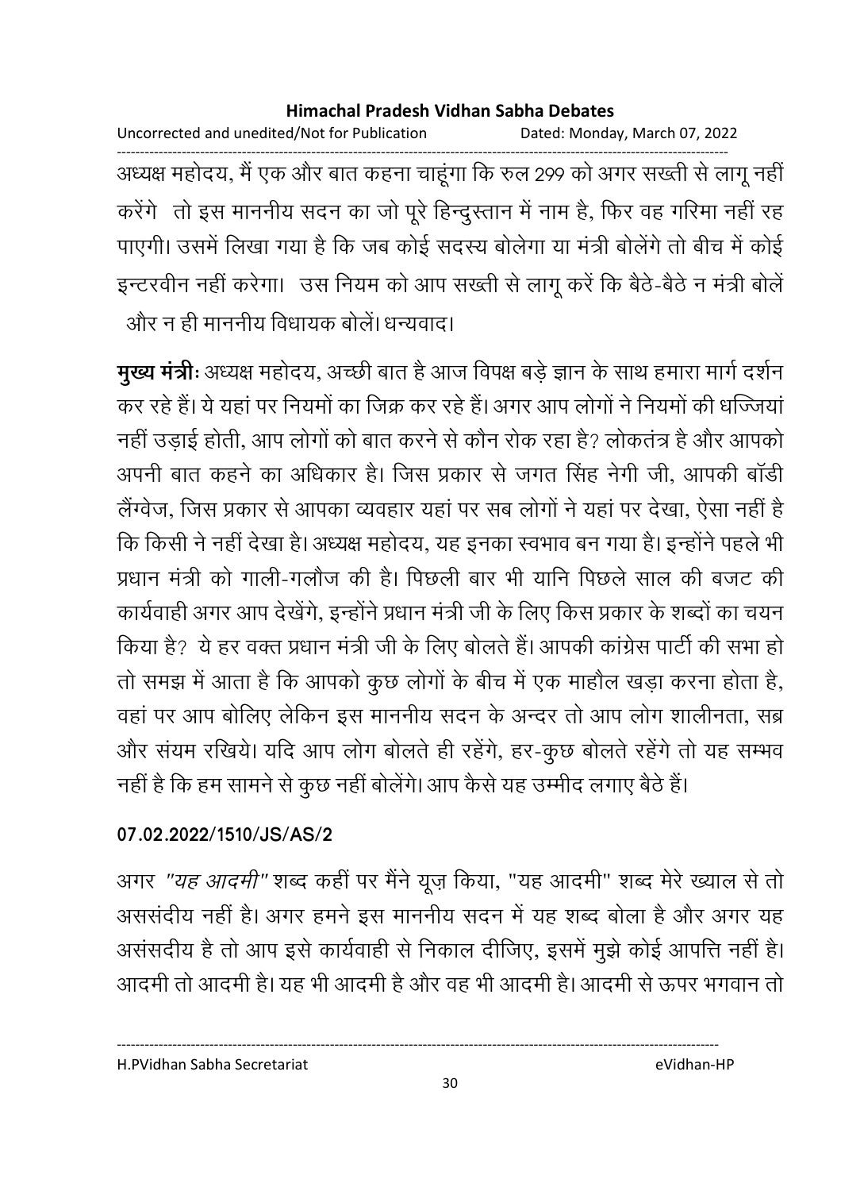अध्यक्ष महोदय, मैं एक और बात कहना चाहूंगा कि रुल 299 को अगर सख्ती से लागू नहीं करेंगे तो इस माननीय सदन का जो पूरे हिन्दुस्तान में नाम है, फिर वह गरिमा नहीं रह पाएगी। उसमें लिखा गया है कि जब कोई सदस्य बोलेगा या मंत्री बोलेंगे तो बीच में कोई इन्टरवीन नहीं करेगा। उस नियम को आप सख्ती से लागू करें कि बैठे-बैठे न मंत्री बोलें और न ही माननीय विधायक बोलें। धन्यवाद।

**मुख्य मंत्रीः** अध्यक्ष महोदय, अच्छी बात है आज विपक्ष बड़े ज्ञान के साथ हमारा मार्ग दर्शन कर रहे हैं। ये यहां पर नियमों का जिक्र कर रहे हैं। अगर आप लोगों ने नियमों की धज्जियां नहीं उड़ाई होती, आप लोगों को बात करने से कौन रोक रहा है? लोकतंत्र है और आपको अपनी बात कहने का अधिकार है। जिस प्रकार से जगत सिंह नेगी जी, आपकी बॉडी लैंग्वेज, जिस प्रकार से आपका व्यवहार यहां पर सब लोगों ने यहां पर देखा, ऐसा नहीं है कि किसी ने नहीं देखा है। अध्यक्ष महोदय, यह इनका स्वभाव बन गया है। इन्होंने पहले भी प्रधान मंत्री को गाली-गलौज की है। पिछली बार भी यानि पिछले साल की बजट की कार्यवाही अगर आप देखेंगे, इन्होंने प्रधान मंत्री जी के लिए किस प्रकार के शब्दों का चयन किया है? ये हर वक्त प्रधान मंत्री जी के लिए बोलते हैं। आपकी कांग्रेस पार्टी की सभा हो तो समझ में आता है कि आपको कुछ लोगों के बीच में एक माहौल खड़ा करना होता है, वहां पर आप बोलिए लेकिन इस माननीय सदन के अन्दर तो आप लोग शालीनता, सब्र और संयम रखिये। यदि आप लोग बोलते ही रहेंगे, हर-कुछ बोलते रहेंगे तो यह सम्भव नहीं है कि हम सामने से कुछ नहीं बोलेंगे। आप कैसे यह उम्मीद लगाए बैठे हैं।

**07.02.2022/1510/JS/AS/2**

अगर *"यह आदमी"* शब्द कहीं पर मैंने यूज़ किया, "यह आदमी" शब्द मेरे ख्याल से तो असंसदीय नहीं है। अगर हमने इस माननीय सदन में यह शब्द बोला है और अगर यह असंसदीय है तो आप इसे कार्यवाही से निकाल दीजिए, इसमें मुझे कोई आपत्ति नहीं है। आदमी तो आदमी है। यह भी आदमी है और वह भी आदमी है। आदमी से ऊपर भगवान तो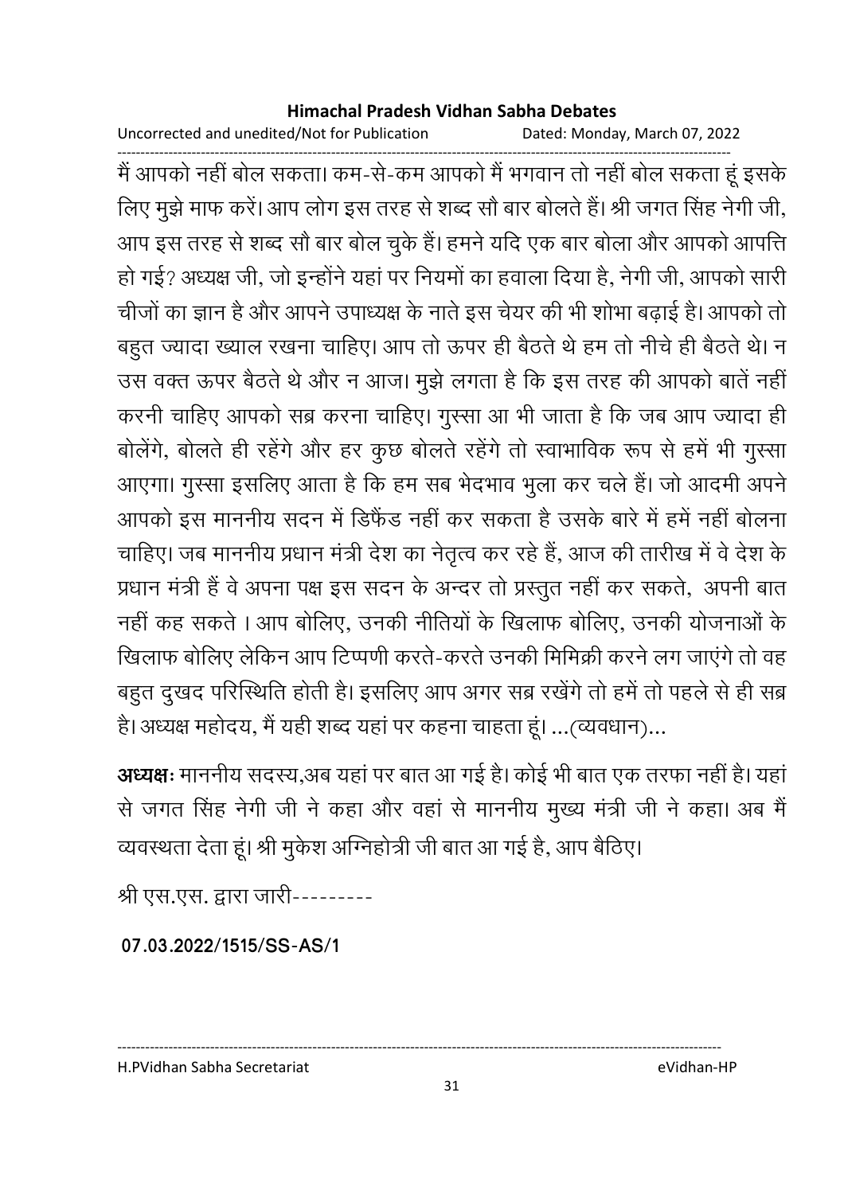मैं आपको नहीं बोल सकता। कम-से-कम आपको मैं भगवान तो नहीं बोल सकता हूं इसके लिए मुझे माफ करें। आप लोग इस तरह से शब्द सौ बार बोलते हैं। श्री जगत सिंह नेगी जी, आप इस तरह से शब्द सौ बार बोल चुके हैं। हमने यदि एक बार बोला और आपको आपत्ति हो गई? अध्यक्ष जी, जो इन्होंने यहां पर नियमों का हवाला दिया है, नेगी जी, आपको सारी चीजों का ज्ञान है और आपने उपाध्यक्ष के नाते इस चेयर की भी शोभा बढ़ाई है। आपको तो बहुत ज्यादा ख्याल रखना चाहिए। आप तो ऊपर ही बैठते थे हम तो नीचे ही बैठते थे। न उस वक्त ऊपर बैठते थे और न आज। मुझे लगता है कि इस तरह की आपको बातें नहीं करनी चाहिए आपको सब्र करना चाहिए। गुस्सा आ भी जाता है कि जब आप ज्यादा ही बोलेंगे, बोलते ही रहेंगे और हर कुछ बोलते रहेंगे तो स्वाभाविक रूप से हमें भी गुस्सा आएगा। गुस्सा इसलिए आता है कि हम सब भेदभाव भुला कर चले हैं। जो आदमी अपने आपको इस माननीय सदन में डिफैंड नहीं कर सकता है उसके बारे में हमें नहीं बोलना चाहिए। जब माननीय प्रधान मंत्री देश का नेतृत्व कर रहे हैं, आज की तारीख में वे देश के प्रधान मंत्री हैं वे अपना पक्ष इस सदन के अन्दर तो प्रस्तुत नहीं कर सकते, अपनी बात नहीं कह सकते । आप बोलिए, उनकी नीतियों के खिलाफ बोलिए, उनकी योजनाओं के खिलाफ बोलिए लेकिन आप टिप्पणी करते-करते उनकी मिमिक्री करने लग जाएंगे तो वह बहुत दुखद परिस्थिति होती है। इसलिए आप अगर सब्र रखेंगे तो हमें तो पहले से ही सब्र है। अध्यक्ष महोदय, मैं यही शब्द यहां पर कहना चाहता हूं। ...(व्यवधान)...

**अध्यक्षः** माननीय सदस्य,अब यहां पर बात आ गई है। कोई भी बात एक तरफा नहीं है। यहां से जगत सिंह नेगी जी ने कहा और वहां से माननीय मुख्य मंत्री जी ने कहा। अब मैं व्यवस्थता देता हूं। श्री मुकेश अग्निहोत्री जी बात आ गई है, आप बैठिए।

श्री एस.एस. द्वारा जारी---------

**07.03.2022/1515/SS-AS/1**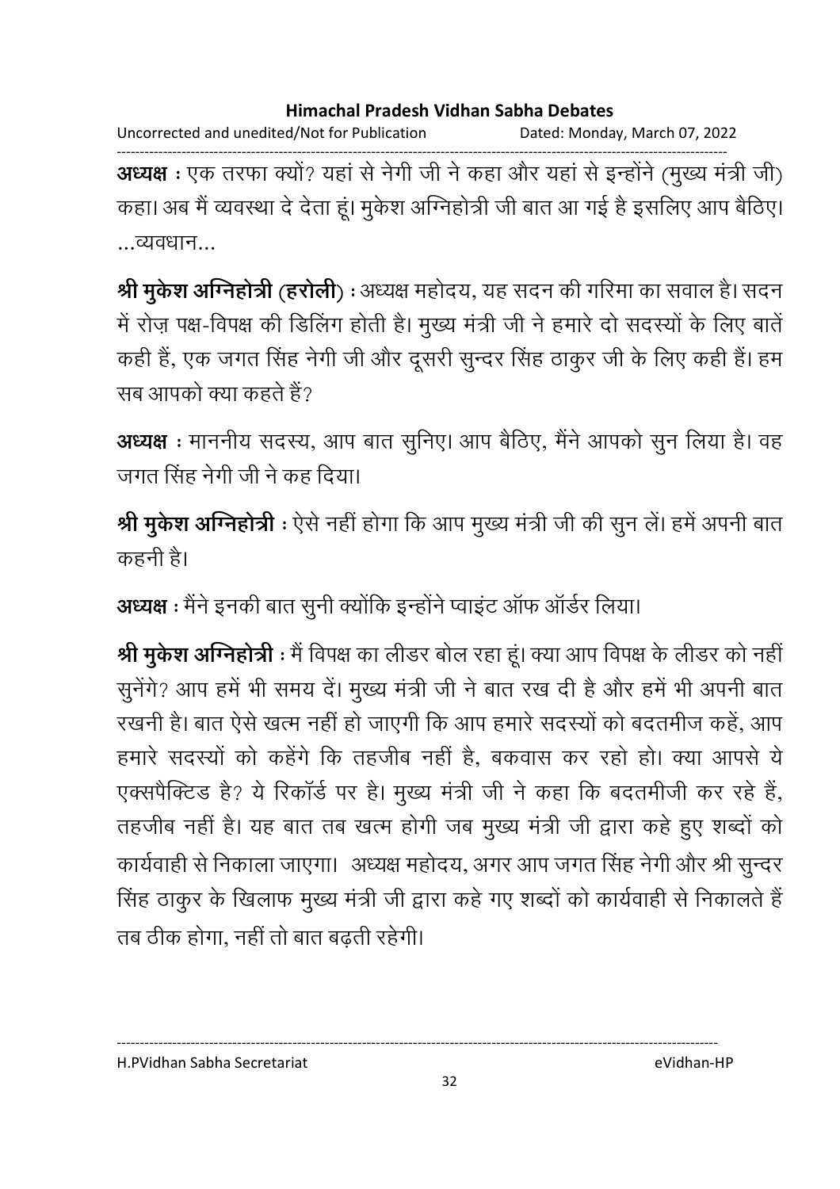**अध्यक्ष :** एक तरफा क्यों? यहां से नेगी जी ने कहा और यहां से इन्होंने (मुख्य मंत्री जी) कहा। अब मैं व्यवस्था दे देता हूं। मुकेश अग्निहोत्री जी बात आ गई है इसलिए आप बैठिए। ...व्यवधान...

**श्री मुकेश अग्निहोत्री (हरोली) :** अध्यक्ष महोदय, यह सदन की गरिमा का सवाल है। सदन में रोज़ पक्ष-विपक्ष की डिलिंग होती है। मुख्य मंत्री जी ने हमारे दो सदस्यों के लिए बातें कही हैं, एक जगत सिंह नेगी जी और दूसरी सुन्दर सिंह ठाकुर जी के लिए कही हैं। हम सब आपको क्या कहते हैं?

**अध्यक्ष :** माननीय सदस्य, आप बात सुनिए। आप बैठिए, मैंने आपको सुन लिया है। वह जगत सिंह नेगी जी ने कह दिया।

**श्री मुकेश अग्निहोत्री :** ऐसे नहीं होगा कि आप मुख्य मंत्री जी की सुन लें। हमें अपनी बात कहनी है।

**अध्यक्ष :** मैंने इनकी बात सुनी क्योंकि इन्होंने प्वाइंट ऑफ ऑर्डर लिया।

**श्री मुकेश अग्निहोत्री :** मैं विपक्ष का लीडर बोल रहा हूं। क्या आप विपक्ष के लीडर को नहीं सुनेंगे? आप हमें भी समय दें। मुख्य मंत्री जी ने बात रख दी है और हमें भी अपनी बात रखनी है। बात ऐसे खत्म नहीं हो जाएगी कि आप हमारे सदस्यों को बदतमीज कहें, आप हमारे सदस्यों को कहेंगे कि तहजीब नहीं है, बकवास कर रहो हो। क्या आपसे ये एक्सपैक्टिड है? ये रिकॉर्ड पर है। मुख्य मंत्री जी ने कहा कि बदतमीजी कर रहे हैं, तहजीब नहीं है। यह बात तब खत्म होगी जब मुख्य मंत्री जी द्वारा कहे हुए शब्दों को कार्यवाही से निकाला जाएगा। अध्यक्ष महोदय, अगर आप जगत सिंह नेगी और श्री सुन्दर सिंह ठाकुर के खिलाफ मुख्य मंत्री जी द्वारा कहे गए शब्दों को कार्यवाही से निकालते हैं तब ठीक होगा, नहीं तो बात बढ़ती रहेगी।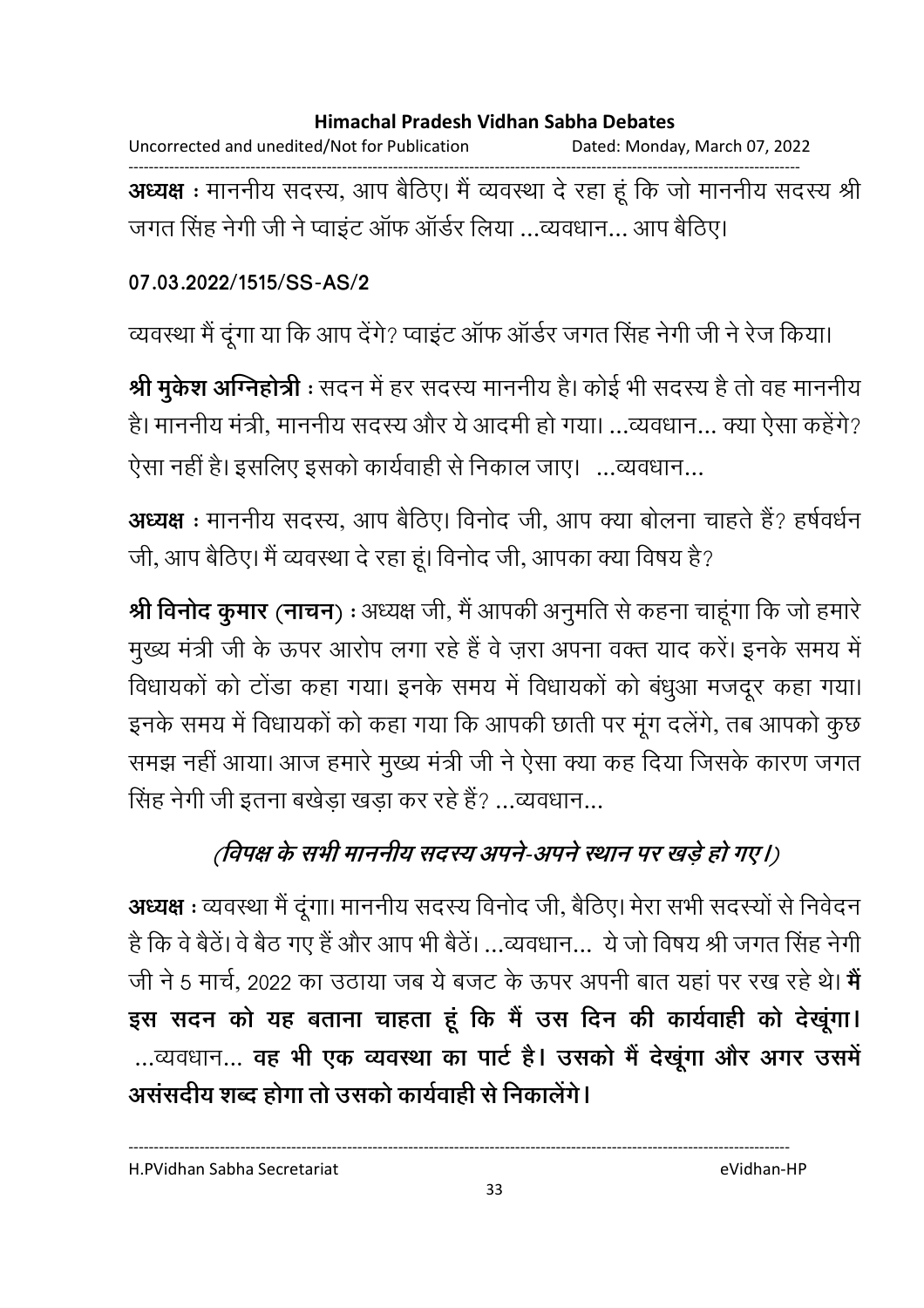**अध्यक्ष :** माननीय सदस्य, आप बैठिए। मैं व्यवस्था दे रहा हूं कि जो माननीय सदस्य श्री जगत सिंह नेगी जी ने प्वाइंट ऑफ ऑर्डर लिया ...व्यवधान... आप बैठिए।

**07.03.2022/1515/SS-AS/2**

व्यवस्था मैं दूंगा या कि आप देंगे? प्वाइंट ऑफ ऑर्डर जगत सिंह नेगी जी ने रेज किया।

**श्री मुकेश अग्निहोत्री :** सदन में हर सदस्य माननीय है। कोई भी सदस्य है तो वह माननीय है। माननीय मंत्री, माननीय सदस्य और ये आदमी हो गया। ...व्यवधान... क्या ऐसा कहेंगे? ऐसा नहीं है। इसलिए इसको कार्यवाही से निकाल जाए। ...व्यवधान...

**अध्यक्ष :** माननीय सदस्य, आप बैठिए। विनोद जी, आप क्या बोलना चाहते हैं? हर्षवर्धन जी, आप बैठिए। मैं व्यवस्था दे रहा हूं। विनोद जी, आपका क्या विषय है?

**श्री विनोद कुमार (नाचन) :** अध्यक्ष जी, मैं आपकी अनुमति से कहना चाहूंगा कि जो हमारे मुख्य मंत्री जी के ऊपर आरोप लगा रहे हैं वे ज़रा अपना वक्त याद करें। इनके समय में विधायकों को टोंडा कहा गया। इनके समय में विधायकों को बंधुआ मजदूर कहा गया। इनके समय में विधायकों को कहा गया कि आपकी छाती पर मूंग दलेंगे, तब आपको कुछ समझ नहीं आया। आज हमारे मुख्य मंत्री जी ने ऐसा क्या कह दिया जिसके कारण जगत सिंह नेगी जी इतना बखेड़ा खड़ा कर रहे हैं? ...व्यवधान...

***(विपक्ष के सभी माननीय सदस्य अपने-अपने स्थान पर खड़े हो गए।)***

**अध्यक्ष :** व्यवस्था मैं दूंगा। माननीय सदस्य विनोद जी, बैठिए। मेरा सभी सदस्यों से निवेदन है कि वे बैठें। वे बैठ गए हैं और आप भी बैठें। ...व्यवधान... ये जो विषय श्री जगत सिंह नेगी जी ने 5 मार्च, 2022 का उठाया जब ये बजट के ऊपर अपनी बात यहां पर रख रहे थे। **मैं इस सदन को यह बताना चाहता हूं कि मैं उस दिन की कार्यवाही को देखूंगा।** ...व्यवधान... **वह भी एक व्यवस्था का पार्ट है। उसको मैं देखूंगा और अगर उसमें असंसदीय शब्द होगा तो उसको कार्यवाही से निकालेंगे।**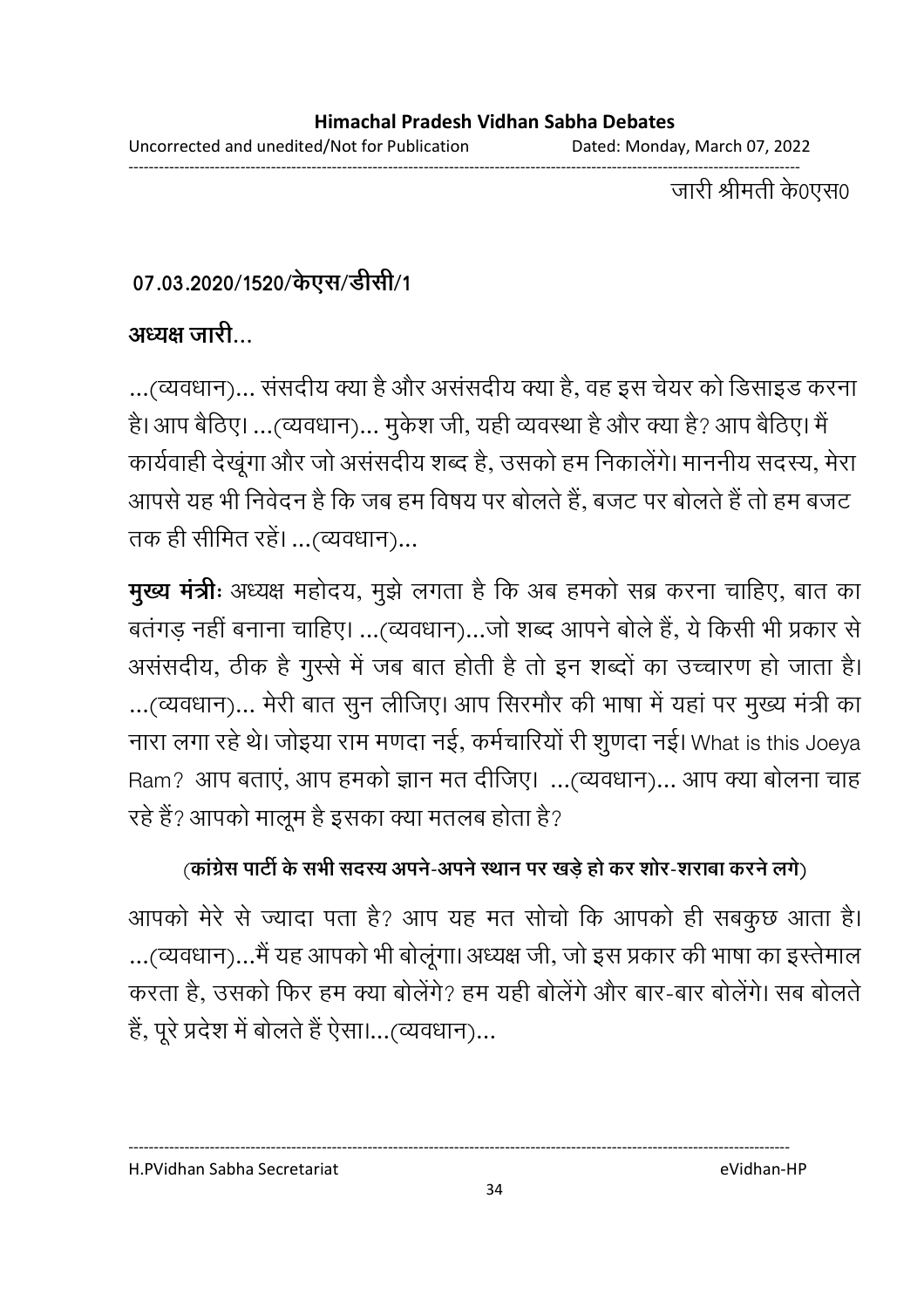जारी श्रीमती के0एस0

**07.03.2020/1520/केएस/डीसी/1**

**अध्यक्ष जारी...**

...(व्यवधान)... संसदीय क्या है और असंसदीय क्या है, वह इस चेयर को डिसाइड करना है। आप बैठिए। ...(व्यवधान)... मुकेश जी, यही व्यवस्था है और क्या है? आप बैठिए। मैं कार्यवाही देखूंगा और जो असंसदीय शब्द है, उसको हम निकालेंगे। माननीय सदस्य, मेरा आपसे यह भी निवेदन है कि जब हम विषय पर बोलते हैं, बजट पर बोलते हैं तो हम बजट तक ही सीमित रहें। ...(व्यवधान)...

**मुख्य मंत्रीः** अध्यक्ष महोदय, मुझे लगता है कि अब हमको सब्र करना चाहिए, बात का बतंगड़ नहीं बनाना चाहिए। ...(व्यवधान)...जो शब्द आपने बोले हैं, ये किसी भी प्रकार से असंसदीय, ठीक है गुस्से में जब बात होती है तो इन शब्दों का उच्चारण हो जाता है। ...(व्यवधान)... मेरी बात सुन लीजिए। आप सिरमौर की भाषा में यहां पर मुख्य मंत्री का नारा लगा रहे थे। जोइया राम मणदा नई, कर्मचारियों री शुणदा नई। What is this Joeya Ram? आप बताएं, आप हमको ज्ञान मत दीजिए। ...(व्यवधान)... आप क्या बोलना चाह रहे हैं? आपको मालूम है इसका क्या मतलब होता है?

**(कांग्रेस पार्टी के सभी सदस्य अपने-अपने स्थान पर खड़े हो कर शोर-शराबा करने लगे)**

आपको मेरे से ज्यादा पता है? आप यह मत सोचो कि आपको ही सबकुछ आता है। ...(व्यवधान)...मैं यह आपको भी बोलूंगा। अध्यक्ष जी, जो इस प्रकार की भाषा का इस्तेमाल करता है, उसको फिर हम क्या बोलेंगे? हम यही बोलेंगे और बार-बार बोलेंगे। सब बोलते हैं, पूरे प्रदेश में बोलते हैं ऐसा।...(व्यवधान)...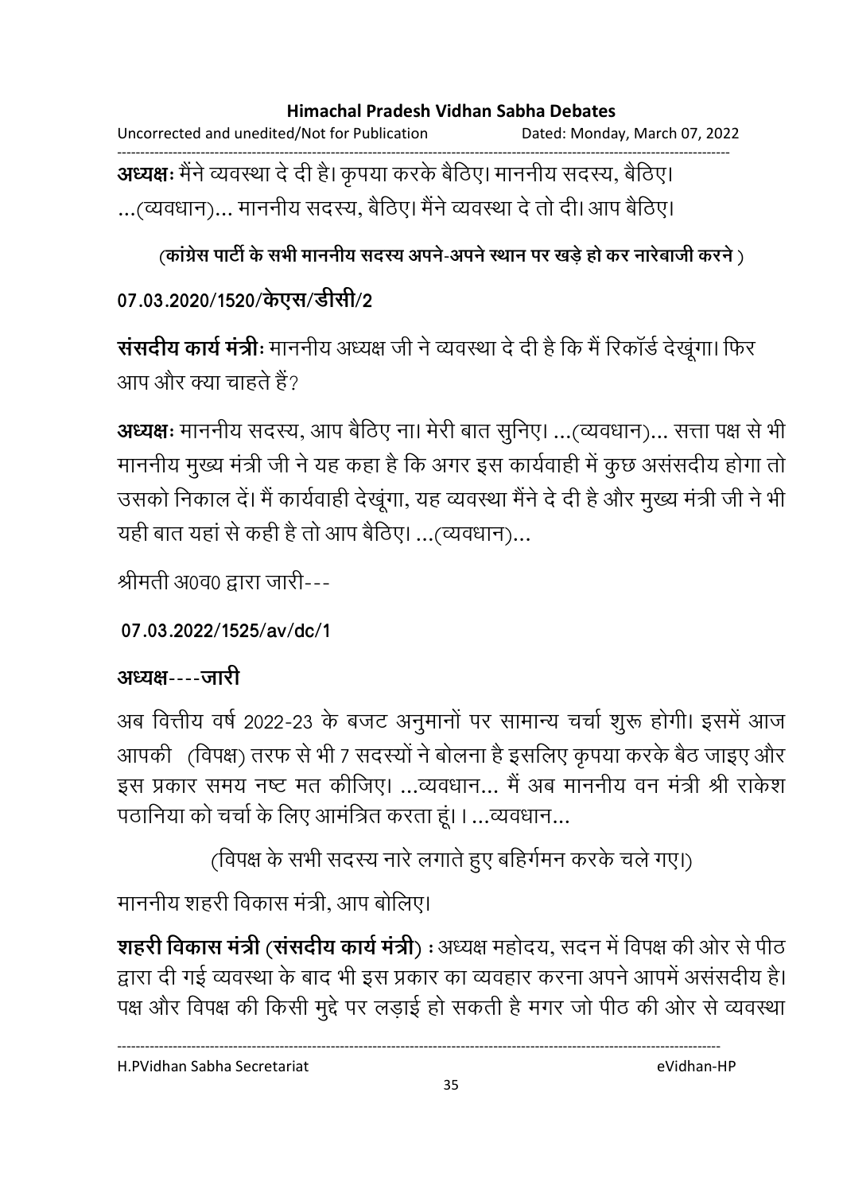**अध्यक्षः** मैंने व्यवस्था दे दी है। कृपया करके बैठिए। माननीय सदस्य, बैठिए। ...(व्यवधान)... माननीय सदस्य, बैठिए। मैंने व्यवस्था दे तो दी। आप बैठिए।

**(कांग्रेस पार्टी के सभी माननीय सदस्य अपने-अपने स्थान पर खड़े हो कर नारेबाजी करने )**

**07.03.2020/1520/केएस/डीसी/2**

**संसदीय कार्य मंत्रीः** माननीय अध्यक्ष जी ने व्यवस्था दे दी है कि मैं रिकॉर्ड देखूंगा। फिर आप और क्या चाहते हैं?

**अध्यक्षः** माननीय सदस्य, आप बैठिए ना। मेरी बात सुनिए। ...(व्यवधान)... सत्ता पक्ष से भी माननीय मुख्य मंत्री जी ने यह कहा है कि अगर इस कार्यवाही में कुछ असंसदीय होगा तो उसको निकाल दें। मैं कार्यवाही देखूंगा, यह व्यवस्था मैंने दे दी है और मुख्य मंत्री जी ने भी यही बात यहां से कही है तो आप बैठिए। ...(व्यवधान)...

श्रीमती अ0व0 द्वारा जारी---

**07.03.2022/1525/av/dc/1**

**अध्यक्ष----जारी**

अब वित्तीय वर्ष 2022-23 के बजट अनुमानों पर सामान्य चर्चा शुरू होगी। इसमें आज आपकी (विपक्ष) तरफ से भी 7 सदस्यों ने बोलना है इसलिए कृपया करके बैठ जाइए और इस प्रकार समय नष्ट मत कीजिए। ...व्यवधान... मैं अब माननीय वन मंत्री श्री राकेश पठानिया को चर्चा के लिए आमंत्रित करता हूं। । ...व्यवधान...

(विपक्ष के सभी सदस्य नारे लगाते हुए बहिर्गमन करके चले गए।)

माननीय शहरी विकास मंत्री, आप बोलिए।

**शहरी विकास मंत्री (संसदीय कार्य मंत्री) :** अध्यक्ष महोदय, सदन में विपक्ष की ओर से पीठ द्वारा दी गई व्यवस्था के बाद भी इस प्रकार का व्यवहार करना अपने आपमें असंसदीय है। पक्ष और विपक्ष की किसी मुद्दे पर लड़ाई हो सकती है मगर जो पीठ की ओर से व्यवस्था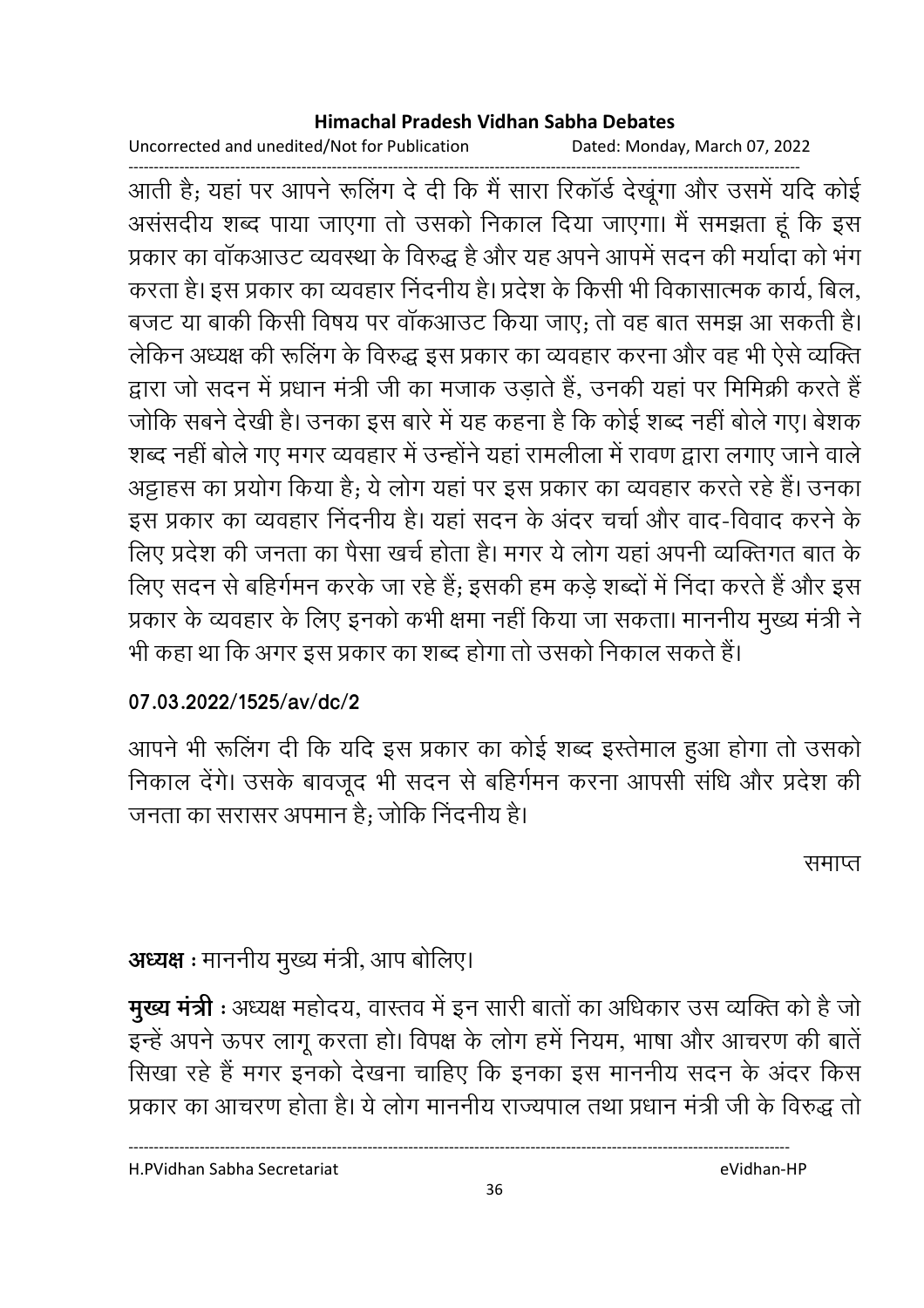आती है; यहां पर आपने रूलिंग दे दी कि मैं सारा रिकॉर्ड देखूंगा और उसमें यदि कोई असंसदीय शब्द पाया जाएगा तो उसको निकाल दिया जाएगा। मैं समझता हूं कि इस प्रकार का वॉकआउट व्यवस्था के विरुद्ध है और यह अपने आपमें सदन की मर्यादा को भंग करता है। इस प्रकार का व्यवहार निंदनीय है। प्रदेश के किसी भी विकासात्मक कार्य, बिल, बजट या बाकी किसी विषय पर वॉकआउट किया जाए; तो वह बात समझ आ सकती है। लेकिन अध्यक्ष की रूलिंग के विरुद्ध इस प्रकार का व्यवहार करना और वह भी ऐसे व्यक्ति द्वारा जो सदन में प्रधान मंत्री जी का मजाक उड़ाते हैं, उनकी यहां पर मिमिक्री करते हैं जोकि सबने देखी है। उनका इस बारे में यह कहना है कि कोई शब्द नहीं बोले गए। बेशक शब्द नहीं बोले गए मगर व्यवहार में उन्होंने यहां रामलीला में रावण द्वारा लगाए जाने वाले अट्टाहस का प्रयोग किया है; ये लोग यहां पर इस प्रकार का व्यवहार करते रहे हैं। उनका इस प्रकार का व्यवहार निंदनीय है। यहां सदन के अंदर चर्चा और वाद-विवाद करने के लिए प्रदेश की जनता का पैसा खर्च होता है। मगर ये लोग यहां अपनी व्यक्तिगत बात के लिए सदन से बहिर्गमन करके जा रहे हैं; इसकी हम कड़े शब्दों में निंदा करते हैं और इस प्रकार के व्यवहार के लिए इनको कभी क्षमा नहीं किया जा सकता। माननीय मुख्य मंत्री ने भी कहा था कि अगर इस प्रकार का शब्द होगा तो उसको निकाल सकते हैं।

**07.03.2022/1525/av/dc/2**

आपने भी रूलिंग दी कि यदि इस प्रकार का कोई शब्द इस्तेमाल हुआ होगा तो उसको निकाल देंगे। उसके बावजूद भी सदन से बहिर्गमन करना आपसी संधि और प्रदेश की जनता का सरासर अपमान है; जोकि निंदनीय है।

समाप्त

**अध्यक्ष :** माननीय मुख्य मंत्री, आप बोलिए।

**मुख्य मंत्री :** अध्यक्ष महोदय, वास्तव में इन सारी बातों का अधिकार उस व्यक्ति को है जो इन्हें अपने ऊपर लागू करता हो। विपक्ष के लोग हमें नियम, भाषा और आचरण की बातें सिखा रहे हैं मगर इनको देखना चाहिए कि इनका इस माननीय सदन के अंदर किस प्रकार का आचरण होता है। ये लोग माननीय राज्यपाल तथा प्रधान मंत्री जी के विरुद्ध तो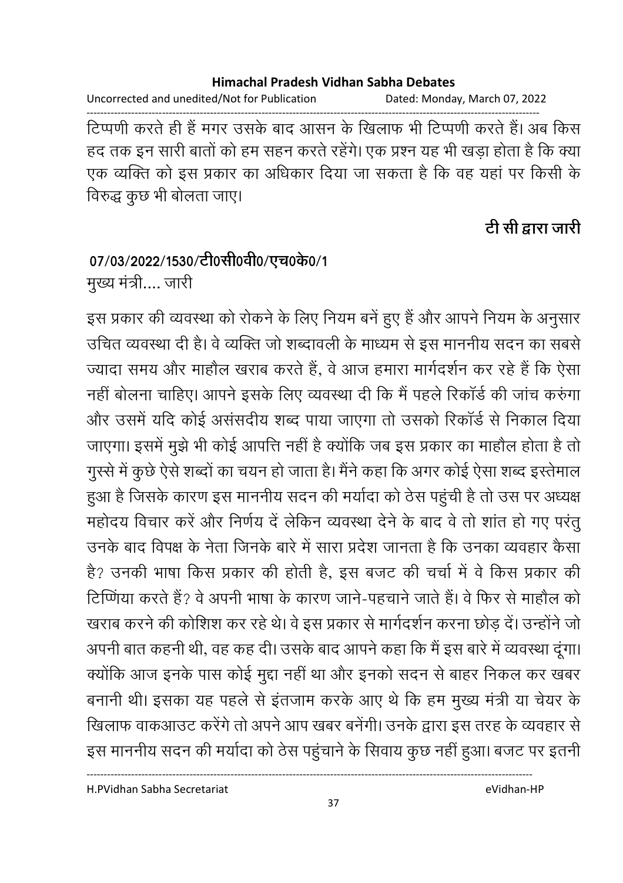टिप्पणी करते ही हैं मगर उसके बाद आसन के खिलाफ भी टिप्पणी करते हैं। अब किस हद तक इन सारी बातों को हम सहन करते रहेंगे। एक प्रश्न यह भी खड़ा होता है कि क्या एक व्यक्ति को इस प्रकार का अधिकार दिया जा सकता है कि वह यहां पर किसी के विरुद्ध कुछ भी बोलता जाए।

**टी सी द्वारा जारी**

**07/03/2022/1530/टी0सी0वी0/एच0के0/1**

मुख्य मंत्री.... जारी

इस प्रकार की व्यवस्था को रोकने के लिए नियम बनें हुए हैं और आपने नियम के अनुसार उचित व्यवस्था दी है। वे व्यक्ति जो शब्दावली के माध्यम से इस माननीय सदन का सबसे ज्यादा समय और माहौल खराब करते हैं, वे आज हमारा मार्गदर्शन कर रहे हैं कि ऐसा नहीं बोलना चाहिए। आपने इसके लिए व्यवस्था दी कि मैं पहले रिकॉर्ड की जांच करुंगा और उसमें यदि कोई असंसदीय शब्द पाया जाएगा तो उसको रिकॉर्ड से निकाल दिया जाएगा। इसमें मुझे भी कोई आपत्ति नहीं है क्योंकि जब इस प्रकार का माहौल होता है तो गुस्से में कुछे ऐसे शब्दों का चयन हो जाता है। मैंने कहा कि अगर कोई ऐसा शब्द इस्तेमाल हुआ है जिसके कारण इस माननीय सदन की मर्यादा को ठेस पहुंची है तो उस पर अध्यक्ष महोदय विचार करें और निर्णय दें लेकिन व्यवस्था देने के बाद वे तो शांत हो गए परंतु उनके बाद विपक्ष के नेता जिनके बारे में सारा प्रदेश जानता है कि उनका व्यवहार कैसा है? उनकी भाषा किस प्रकार की होती है, इस बजट की चर्चा में वे किस प्रकार की टिप्णिया करते हैं? वे अपनी भाषा के कारण जाने-पहचाने जाते हैं। वे फिर से माहौल को खराब करने की कोशिश कर रहे थे। वे इस प्रकार से मार्गदर्शन करना छोड़ दें। उन्होंने जो अपनी बात कहनी थी, वह कह दी। उसके बाद आपने कहा कि मैं इस बारे में व्यवस्था दूंगा। क्योंकि आज इनके पास कोई मुद्दा नहीं था और इनको सदन से बाहर निकल कर खबर बनानी थी। इसका यह पहले से इंतजाम करके आए थे कि हम मुख्य मंत्री या चेयर के खिलाफ वाकआउट करेंगे तो अपने आप खबर बनेंगी। उनके द्वारा इस तरह के व्यवहार से इस माननीय सदन की मर्यादा को ठेस पहुंचाने के सिवाय कुछ नहीं हुआ। बजट पर इतनी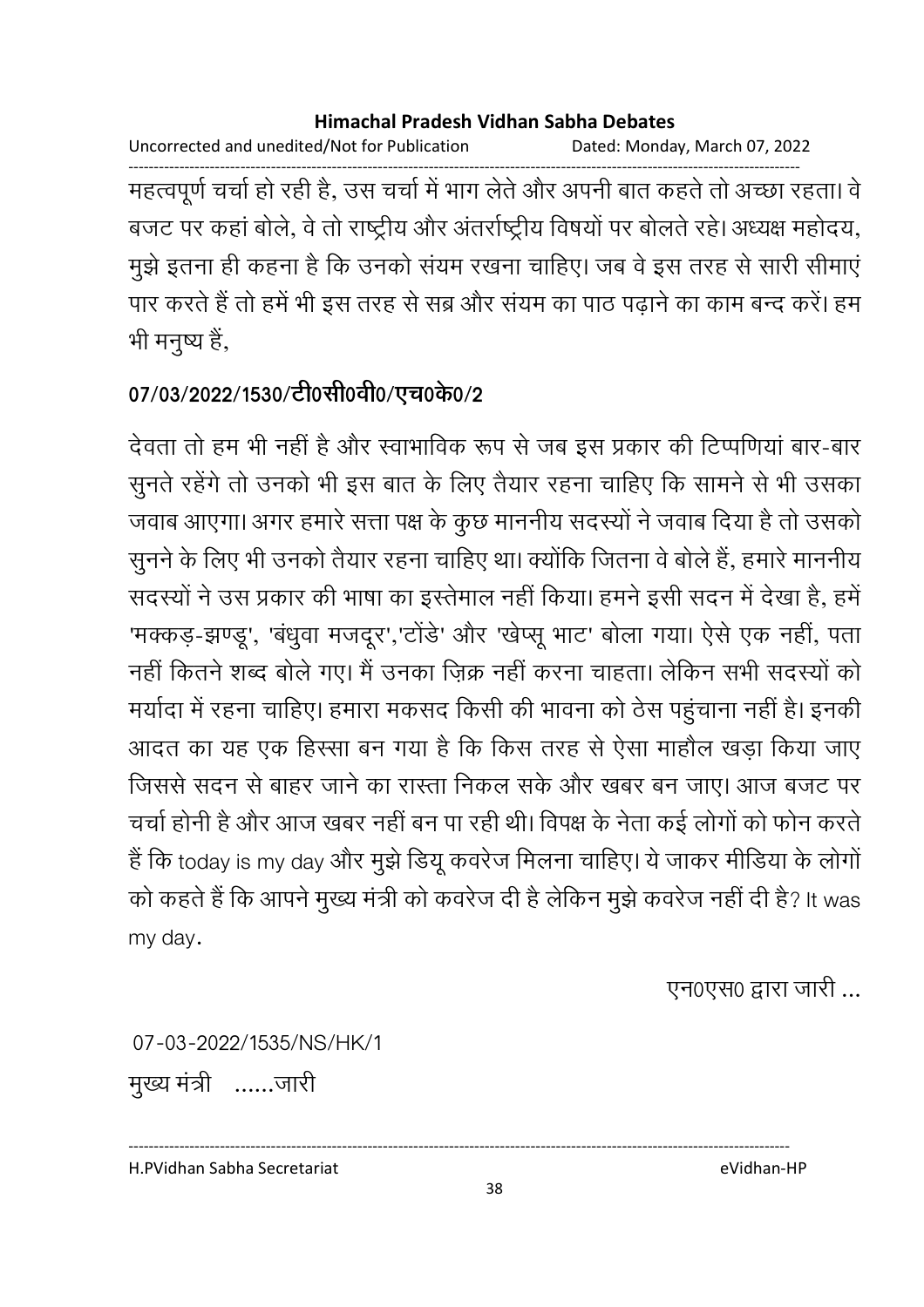महत्वपूर्ण चर्चा हो रही है, उस चर्चा में भाग लेते और अपनी बात कहते तो अच्छा रहता। वे बजट पर कहां बोले, वे तो राष्ट्रीय और अंतर्राष्ट्रीय विषयों पर बोलते रहे। अध्यक्ष महोदय, मुझे इतना ही कहना है कि उनको संयम रखना चाहिए। जब वे इस तरह से सारी सीमाएं पार करते हैं तो हमें भी इस तरह से सब्र और संयम का पाठ पढ़ाने का काम बन्द करें। हम भी मनुष्य हैं,

**07/03/2022/1530/टी0सी0वी0/एच0के0/2**

देवता तो हम भी नहीं है और स्वाभाविक रूप से जब इस प्रकार की टिप्पणियां बार-बार सुनते रहेंगे तो उनको भी इस बात के लिए तैयार रहना चाहिए कि सामने से भी उसका जवाब आएगा। अगर हमारे सत्ता पक्ष के कुछ माननीय सदस्यों ने जवाब दिया है तो उसको सुनने के लिए भी उनको तैयार रहना चाहिए था। क्योंकि जितना वे बोले हैं, हमारे माननीय सदस्यों ने उस प्रकार की भाषा का इस्तेमाल नहीं किया। हमने इसी सदन में देखा है, हमें 'मक्कड़-झण्डू', 'बंधुवा मजदूर','टोंडे' और 'खेप्सू भाट' बोला गया। ऐसे एक नहीं, पता नहीं कितने शब्द बोले गए। मैं उनका ज़िक्र नहीं करना चाहता। लेकिन सभी सदस्यों को मर्यादा में रहना चाहिए। हमारा मकसद किसी की भावना को ठेस पहुंचाना नहीं है। इनकी आदत का यह एक हिस्सा बन गया है कि किस तरह से ऐसा माहौल खड़ा किया जाए जिससे सदन से बाहर जाने का रास्ता निकल सके और खबर बन जाए। आज बजट पर चर्चा होनी है और आज खबर नहीं बन पा रही थी। विपक्ष के नेता कई लोगों को फोन करते हैं कि today is my day और मुझे डियू कवरेज मिलना चाहिए। ये जाकर मीडिया के लोगों को कहते हैं कि आपने मुख्य मंत्री को कवरेज दी है लेकिन मुझे कवरेज नहीं दी है? It was my day.

एन0एस0 द्वारा जारी ...

07-03-2022/1535/NS/HK/1

मुख्य मंत्री ......जारी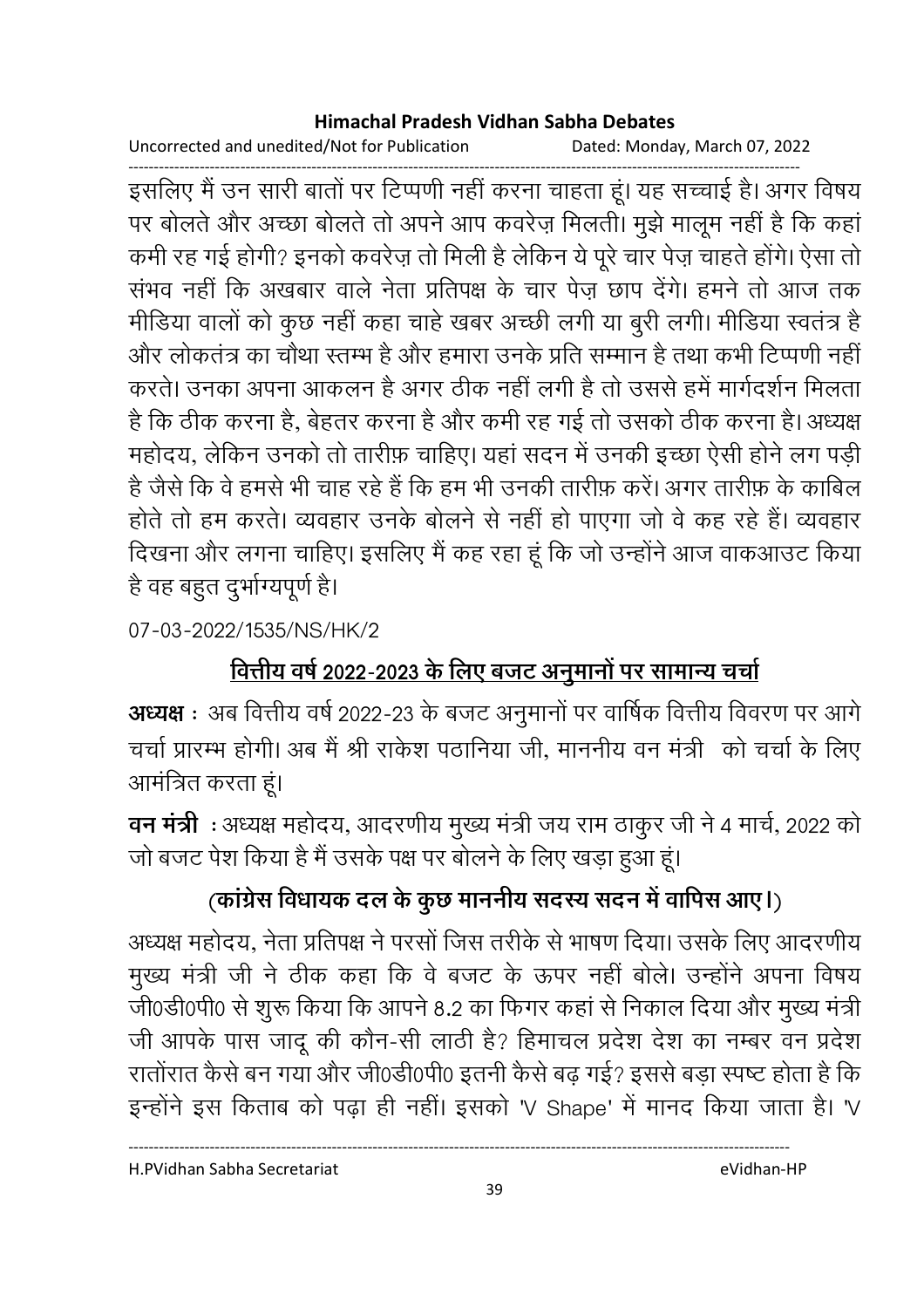इसलिए मैं उन सारी बातों पर टिप्पणी नहीं करना चाहता हूं। यह सच्चाई है। अगर विषय पर बोलते और अच्छा बोलते तो अपने आप कवरेज़ मिलती। मुझे मालूम नहीं है कि कहां कमी रह गई होगी? इनको कवरेज़ तो मिली है लेकिन ये पूरे चार पेज़ चाहते होंगे। ऐसा तो संभव नहीं कि अखबार वाले नेता प्रतिपक्ष के चार पेज़ छाप देंगे। हमने तो आज तक मीडिया वालों को कुछ नहीं कहा चाहे खबर अच्छी लगी या बुरी लगी। मीडिया स्वतंत्र है और लोकतंत्र का चौथा स्तम्भ है और हमारा उनके प्रति सम्मान है तथा कभी टिप्पणी नहीं करते। उनका अपना आकलन है अगर ठीक नहीं लगी है तो उससे हमें मार्गदर्शन मिलता है कि ठीक करना है, बेहतर करना है और कमी रह गई तो उसको ठीक करना है। अध्यक्ष महोदय, लेकिन उनको तो तारीफ़ चाहिए। यहां सदन में उनकी इच्छा ऐसी होने लग पड़ी है जैसे कि वे हमसे भी चाह रहे हैं कि हम भी उनकी तारीफ़ करें। अगर तारीफ़ के काबिल होते तो हम करते। व्यवहार उनके बोलने से नहीं हो पाएगा जो वे कह रहे हैं। व्यवहार दिखना और लगना चाहिए। इसलिए मैं कह रहा हूं कि जो उन्होंने आज वाकआउट किया है वह बहुत दुर्भाग्यपूर्ण है।

07-03-2022/1535/NS/HK/2

## <u>वित्तीय वर्ष 2022-2023 के लिए बजट अनुमानों पर सामान्य चर्चा</u>

**अध्यक्ष** : अब वित्तीय वर्ष 2022-23 के बजट अनुमानों पर वार्षिक वित्तीय विवरण पर आगे चर्चा प्रारम्भ होगी। अब मैं श्री राकेश पठानिया जी, माननीय वन मंत्री को चर्चा के लिए आमंत्रित करता हूं।

**वन मंत्री** : अध्यक्ष महोदय, आदरणीय मुख्य मंत्री जय राम ठाकुर जी ने 4 मार्च, 2022 को जो बजट पेश किया है मैं उसके पक्ष पर बोलने के लिए खड़ा हुआ हूं।

**(कांग्रेस विधायक दल के कुछ माननीय सदस्य सदन में वापिस आए।)**

अध्यक्ष महोदय, नेता प्रतिपक्ष ने परसों जिस तरीके से भाषण दिया। उसके लिए आदरणीय मुख्य मंत्री जी ने ठीक कहा कि वे बजट के ऊपर नहीं बोले। उन्होंने अपना विषय जी0डी0पी0 से शुरू किया कि आपने 8.2 का फिगर कहां से निकाल दिया और मुख्य मंत्री जी आपके पास जादू की कौन-सी लाठी है? हिमाचल प्रदेश देश का नम्बर वन प्रदेश रातोंरात कैसे बन गया और जी0डी0पी0 इतनी कैसे बढ़ गई? इससे बड़ा स्पष्ट होता है कि इन्होंने इस किताब को पढ़ा ही नहीं। इसको 'V Shape' में मानद किया जाता है। 'V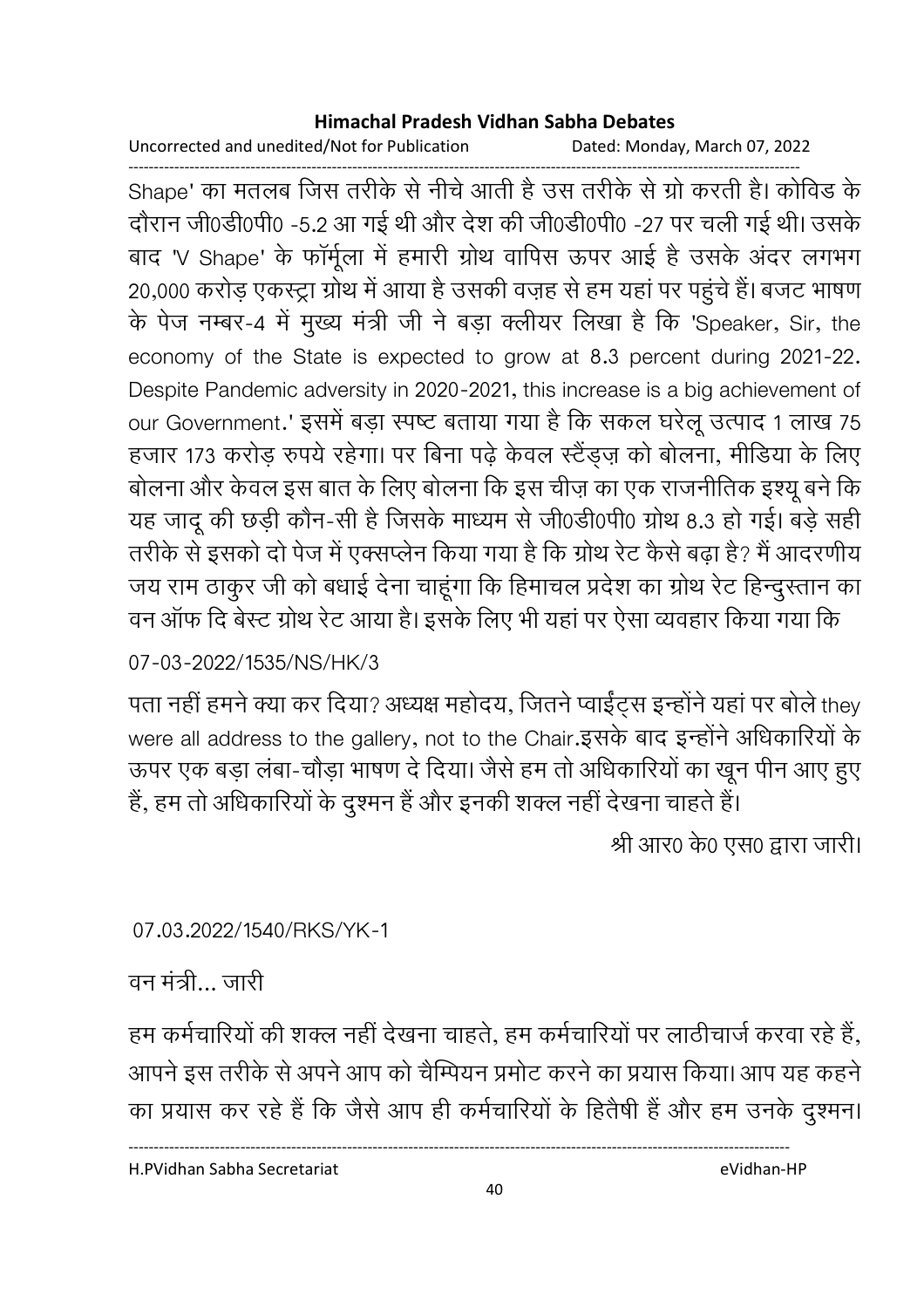Shape' का मतलब जिस तरीके से नीचे आती है उस तरीके से ग्रो करती है। कोविड के दौरान जी0डी0पी0 -5.2 आ गई थी और देश की जी0डी0पी0 -27 पर चली गई थी। उसके बाद 'V Shape' के फॉर्मूला में हमारी ग्रोथ वापिस ऊपर आई है उसके अंदर लगभग 20,000 करोड़ एकस्ट्रा ग्रोथ में आया है उसकी वज़ह से हम यहां पर पहुंचे हैं। बजट भाषण के पेज नम्बर-4 में मुख्य मंत्री जी ने बड़ा क्लीयर लिखा है कि 'Speaker, Sir, the economy of the State is expected to grow at 8.3 percent during 2021-22. Despite Pandemic adversity in 2020-2021, this increase is a big achievement of our Government.' इसमें बड़ा स्पष्ट बताया गया है कि सकल घरेलू उत्पाद 1 लाख 75 हजार 173 करोड़ रुपये रहेगा। पर बिना पढ़े केवल स्टैंड्ज़ को बोलना, मीडिया के लिए बोलना और केवल इस बात के लिए बोलना कि इस चीज़ का एक राजनीतिक इश्यू बने कि यह जादू की छड़ी कौन-सी है जिसके माध्यम से जी0डी0पी0 ग्रोथ 8.3 हो गई। बड़े सही तरीके से इसको दो पेज में एक्सप्लेन किया गया है कि ग्रोथ रेट कैसे बढ़ा है? मैं आदरणीय जय राम ठाकुर जी को बधाई देना चाहूंगा कि हिमाचल प्रदेश का ग्रोथ रेट हिन्दुस्तान का वन ऑफ दि बेस्ट ग्रोथ रेट आया है। इसके लिए भी यहां पर ऐसा व्यवहार किया गया कि

07-03-2022/1535/NS/HK/3

पता नहीं हमने क्या कर दिया? अध्यक्ष महोदय, जितने प्वाईंट्स इन्होंने यहां पर बोले they were all address to the gallery, not to the Chair.इसके बाद इन्होंने अधिकारियों के ऊपर एक बड़ा लंबा-चौड़ा भाषण दे दिया। जैसे हम तो अधिकारियों का खून पीन आए हुए हैं, हम तो अधिकारियों के दुश्मन हैं और इनकी शक्ल नहीं देखना चाहते हैं।

श्री आर0 के0 एस0 द्वारा जारी।

07.03.2022/1540/RKS/YK-1

वन मंत्री... जारी

हम कर्मचारियों की शक्ल नहीं देखना चाहते, हम कर्मचारियों पर लाठीचार्ज करवा रहे हैं, आपने इस तरीके से अपने आप को चैम्पियन प्रमोट करने का प्रयास किया। आप यह कहने का प्रयास कर रहे हैं कि जैसे आप ही कर्मचारियों के हितैषी हैं और हम उनके दुश्मन।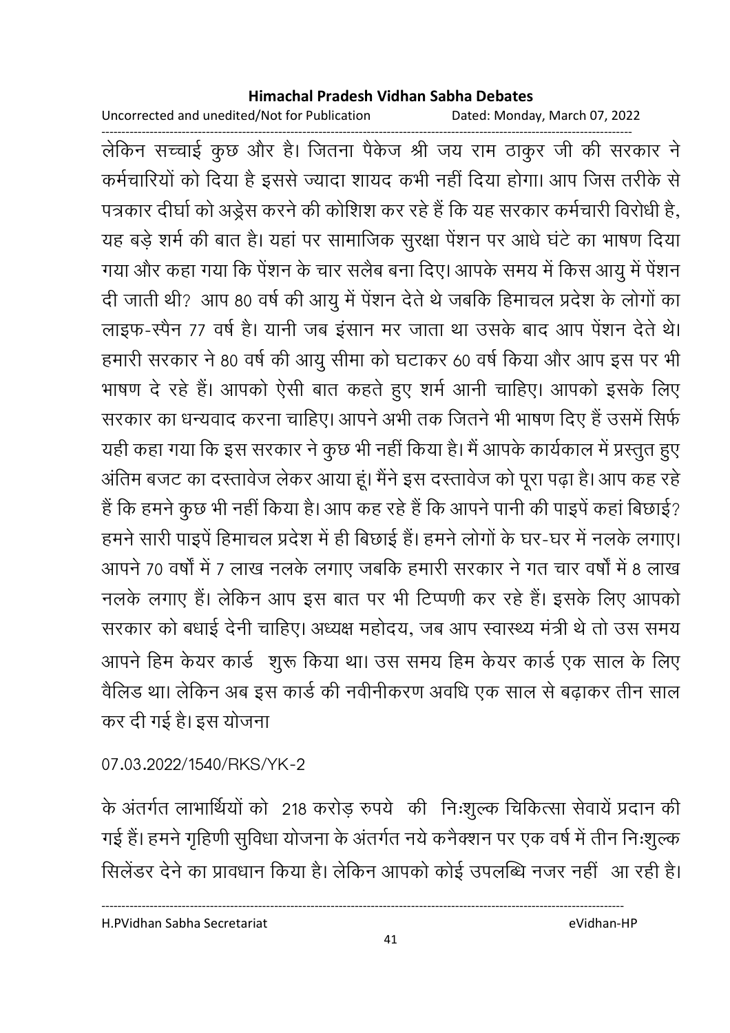लेकिन सच्चाई कुछ और है। जितना पैकेज श्री जय राम ठाकुर जी की सरकार ने कर्मचारियों को दिया है इससे ज्यादा शायद कभी नहीं दिया होगा। आप जिस तरीके से पत्रकार दीर्घा को अड्रेस करने की कोशिश कर रहे हैं कि यह सरकार कर्मचारी विरोधी है, यह बड़े शर्म की बात है। यहां पर सामाजिक सुरक्षा पेंशन पर आधे घंटे का भाषण दिया गया और कहा गया कि पेंशन के चार सलैब बना दिए। आपके समय में किस आयु में पेंशन दी जाती थी? आप 80 वर्ष की आयु में पेंशन देते थे जबकि हिमाचल प्रदेश के लोगों का लाइफ-स्पैन 77 वर्ष है। यानी जब इंसान मर जाता था उसके बाद आप पेंशन देते थे। हमारी सरकार ने 80 वर्ष की आयु सीमा को घटाकर 60 वर्ष किया और आप इस पर भी भाषण दे रहे हैं। आपको ऐसी बात कहते हुए शर्म आनी चाहिए। आपको इसके लिए सरकार का धन्यवाद करना चाहिए। आपने अभी तक जितने भी भाषण दिए हैं उसमें सिर्फ यही कहा गया कि इस सरकार ने कुछ भी नहीं किया है। मैं आपके कार्यकाल में प्रस्तुत हुए अंतिम बजट का दस्तावेज लेकर आया हूं। मैंने इस दस्तावेज को पूरा पढ़ा है। आप कह रहे हैं कि हमने कुछ भी नहीं किया है। आप कह रहे हैं कि आपने पानी की पाइपें कहां बिछाई? हमने सारी पाइपें हिमाचल प्रदेश में ही बिछाई हैं। हमने लोगों के घर-घर में नलके लगाए। आपने 70 वर्षों में 7 लाख नलके लगाए जबकि हमारी सरकार ने गत चार वर्षों में 8 लाख नलके लगाए हैं। लेकिन आप इस बात पर भी टिप्पणी कर रहे हैं। इसके लिए आपको सरकार को बधाई देनी चाहिए। अध्यक्ष महोदय, जब आप स्वास्थ्य मंत्री थे तो उस समय आपने हिम केयर कार्ड शुरू किया था। उस समय हिम केयर कार्ड एक साल के लिए वैलिड था। लेकिन अब इस कार्ड की नवीनीकरण अवधि एक साल से बढ़ाकर तीन साल कर दी गई है। इस योजना

07.03.2022/1540/RKS/YK-2

के अंतर्गत लाभार्थियों को 218 करोड़ रुपये की निःशुल्क चिकित्सा सेवायें प्रदान की गई हैं। हमने गृहिणी सुविधा योजना के अंतर्गत नये कनैक्शन पर एक वर्ष में तीन निःशुल्क सिलेंडर देने का प्रावधान किया है। लेकिन आपको कोई उपलब्धि नजर नहीं आ रही है।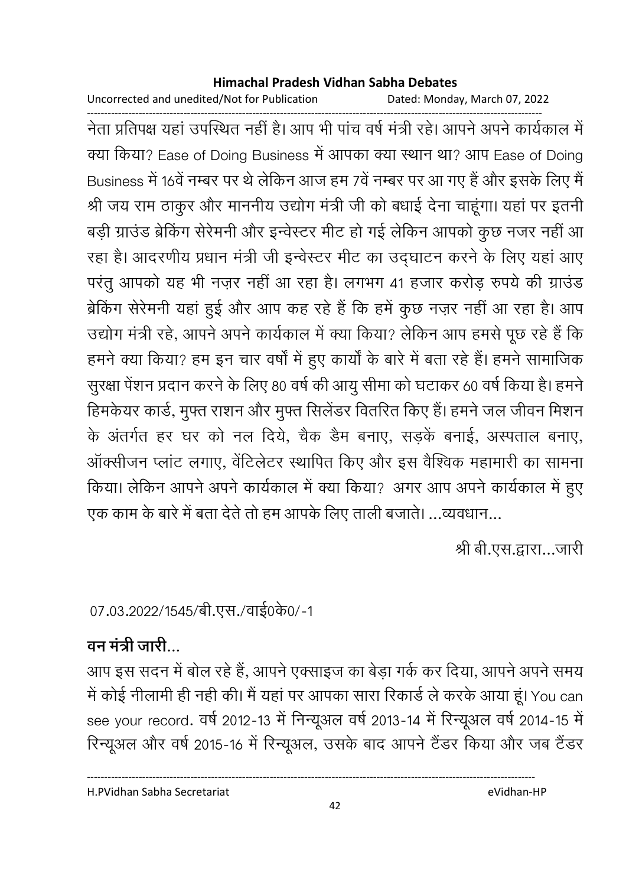नेता प्रतिपक्ष यहां उपस्थित नहीं है। आप भी पांच वर्ष मंत्री रहे। आपने अपने कार्यकाल में क्या किया? Ease of Doing Business में आपका क्या स्थान था? आप Ease of Doing Business में 16वें नम्बर पर थे लेकिन आज हम 7वें नम्बर पर आ गए हैं और इसके लिए मैं श्री जय राम ठाकुर और माननीय उद्योग मंत्री जी को बधाई देना चाहूंगा। यहां पर इतनी बड़ी ग्राउंड ब्रेकिंग सेरेमनी और इन्वेस्टर मीट हो गई लेकिन आपको कुछ नजर नहीं आ रहा है। आदरणीय प्रधान मंत्री जी इन्वेस्टर मीट का उद्घाटन करने के लिए यहां आए परंतु आपको यह भी नज़र नहीं आ रहा है। लगभग 41 हजार करोड़ रुपये की ग्राउंड ब्रेकिंग सेरेमनी यहां हुई और आप कह रहे हैं कि हमें कुछ नज़र नहीं आ रहा है। आप उद्योग मंत्री रहे, आपने अपने कार्यकाल में क्या किया? लेकिन आप हमसे पूछ रहे हैं कि हमने क्या किया? हम इन चार वर्षों में हुए कार्यों के बारे में बता रहे हैं। हमने सामाजिक सुरक्षा पेंशन प्रदान करने के लिए 80 वर्ष की आयु सीमा को घटाकर 60 वर्ष किया है। हमने हिमकेयर कार्ड, मुफ्त राशन और मुफ्त सिलेंडर वितरित किए हैं। हमने जल जीवन मिशन के अंतर्गत हर घर को नल दिये, चैक डैम बनाए, सड़कें बनाई, अस्पताल बनाए, ऑक्सीजन प्लांट लगाए, वेंटिलेटर स्थापित किए और इस वैश्विक महामारी का सामना किया। लेकिन आपने अपने कार्यकाल में क्या किया? अगर आप अपने कार्यकाल में हुए एक काम के बारे में बता देते तो हम आपके लिए ताली बजाते। ...व्यवधान...

श्री बी.एस.द्वारा...जारी

07.03.2022/1545/बी.एस./वाई0के0/-1

**वन मंत्री जारी...**

आप इस सदन में बोल रहे हैं, आपने एक्साइज का बेड़ा गर्क कर दिया, आपने अपने समय में कोई नीलामी ही नही की। मैं यहां पर आपका सारा रिकार्ड ले करके आया हूं। You can see your record. वर्ष 2012-13 में निन्यूअल वर्ष 2013-14 में रिन्यूअल वर्ष 2014-15 में रिन्यूअल और वर्ष 2015-16 में रिन्यूअल, उसके बाद आपने टैंडर किया और जब टैंडर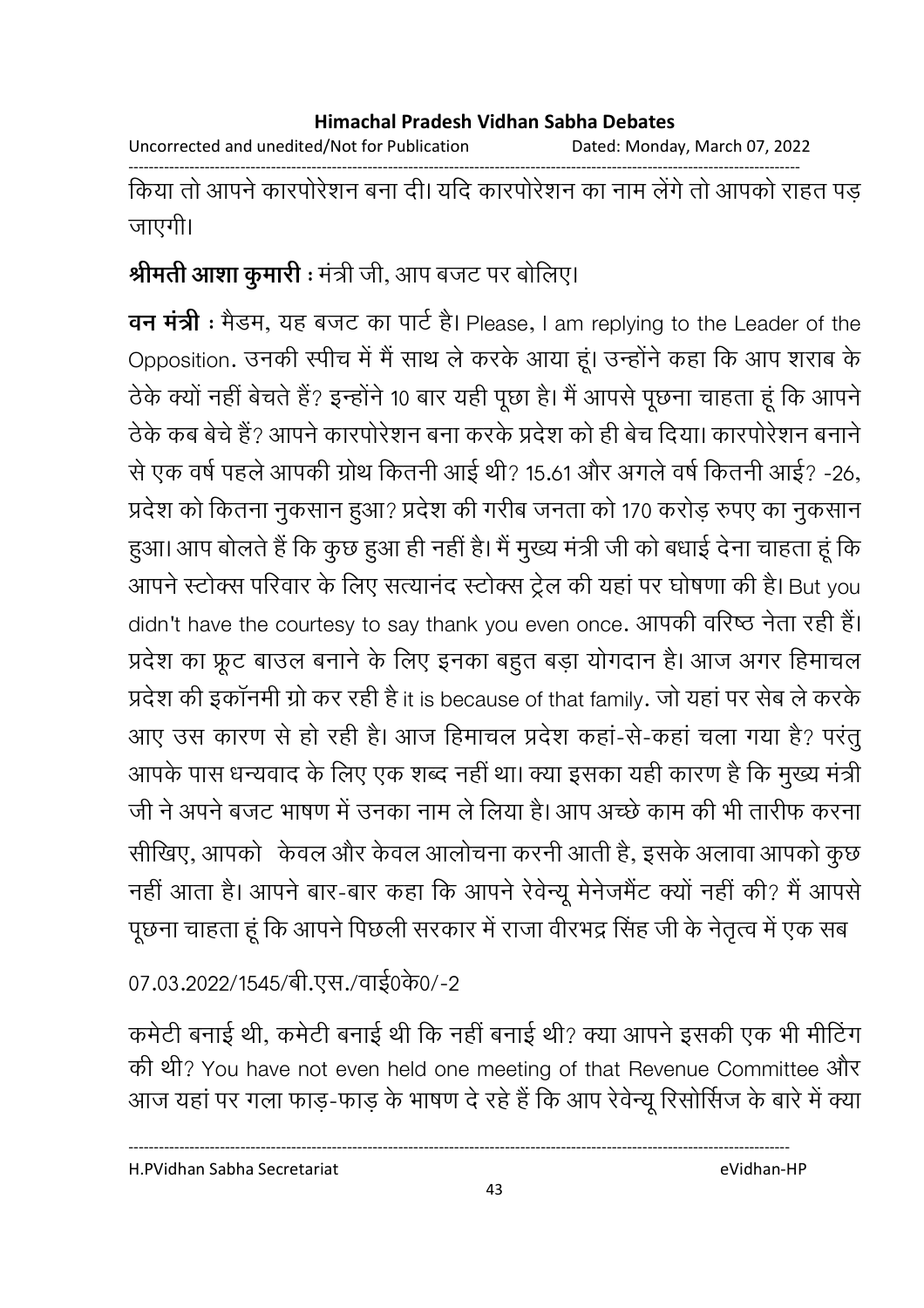किया तो आपने कारपोरेशन बना दी। यदि कारपोरेशन का नाम लेंगे तो आपको राहत पड़ जाएगी।

**श्रीमती आशा कुमारी :** मंत्री जी, आप बजट पर बोलिए।

**वन मंत्री :** मैडम, यह बजट का पार्ट है। Please, I am replying to the Leader of the Opposition. उनकी स्पीच में मैं साथ ले करके आया हूं। उन्होंने कहा कि आप शराब के ठेके क्यों नहीं बेचते हैं? इन्होंने 10 बार यही पूछा है। मैं आपसे पूछना चाहता हूं कि आपने ठेके कब बेचे हैं? आपने कारपोरेशन बना करके प्रदेश को ही बेच दिया। कारपोरेशन बनाने से एक वर्ष पहले आपकी ग्रोथ कितनी आई थी? 15.61 और अगले वर्ष कितनी आई? -26, प्रदेश को कितना नुकसान हुआ? प्रदेश की गरीब जनता को 170 करोड़ रुपए का नुकसान हुआ। आप बोलते हैं कि कुछ हुआ ही नहीं है। मैं मुख्य मंत्री जी को बधाई देना चाहता हूं कि आपने स्टोक्स परिवार के लिए सत्यानंद स्टोक्स ट्रेल की यहां पर घोषणा की है। But you didn't have the courtesy to say thank you even once. आपकी वरिष्ठ नेता रही हैं। प्रदेश का फ्रूट बाउल बनाने के लिए इनका बहुत बड़ा योगदान है। आज अगर हिमाचल प्रदेश की इकॉनमी ग्रो कर रही है it is because of that family. जो यहां पर सेब ले करके आए उस कारण से हो रही है। आज हिमाचल प्रदेश कहां-से-कहां चला गया है? परंतु आपके पास धन्यवाद के लिए एक शब्द नहीं था। क्या इसका यही कारण है कि मुख्य मंत्री जी ने अपने बजट भाषण में उनका नाम ले लिया है। आप अच्छे काम की भी तारीफ करना सीखिए, आपको केवल और केवल आलोचना करनी आती है, इसके अलावा आपको कुछ नहीं आता है। आपने बार-बार कहा कि आपने रेवेन्यू मेनेजमैंट क्यों नहीं की? मैं आपसे पूछना चाहता हूं कि आपने पिछली सरकार में राजा वीरभद्र सिंह जी के नेतृत्व में एक सब

07.03.2022/1545/बी.एस./वाई0के0/-2

कमेटी बनाई थी, कमेटी बनाई थी कि नहीं बनाई थी? क्या आपने इसकी एक भी मीटिंग की थी? You have not even held one meeting of that Revenue Committee और आज यहां पर गला फाड़-फाड़ के भाषण दे रहे हैं कि आप रेवेन्यू रिसोर्सिज के बारे में क्या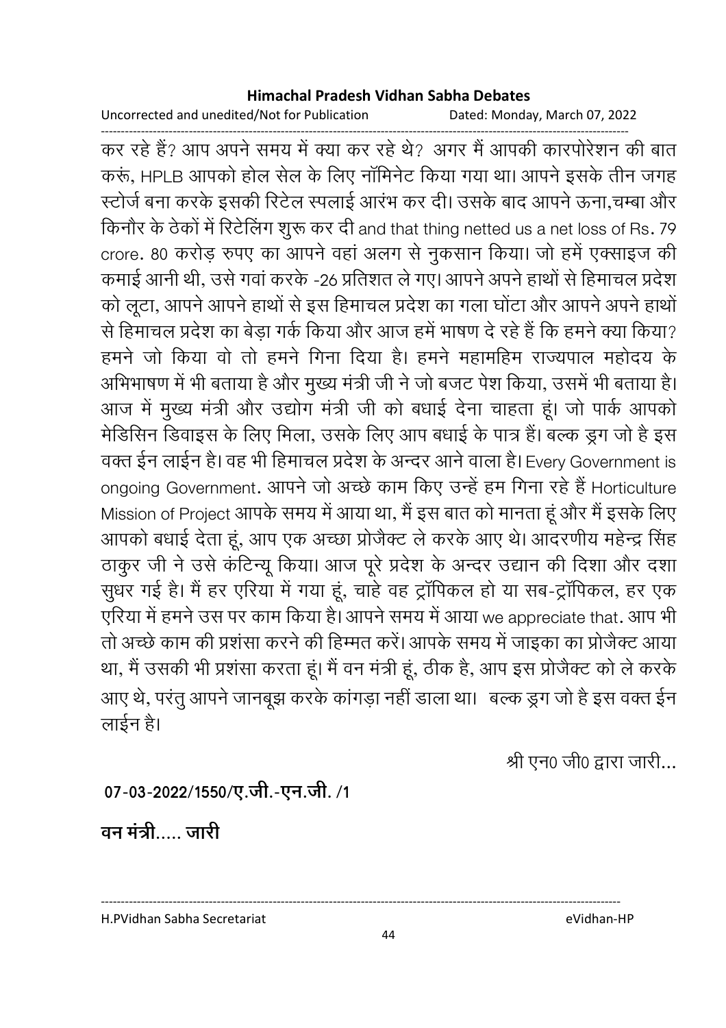कर रहे हैं? आप अपने समय में क्या कर रहे थे? अगर मैं आपकी कारपोरेशन की बात करूं, HPLB आपको होल सेल के लिए नॉमिनेट किया गया था। आपने इसके तीन जगह स्टोर्ज बना करके इसकी रिटेल स्पलाई आरंभ कर दी। उसके बाद आपने ऊना,चम्बा और किनौर के ठेकों में रिटेलिंग शुरू कर दी and that thing netted us a net loss of Rs. 79 crore. 80 करोड़ रुपए का आपने वहां अलग से नुकसान किया। जो हमें एक्साइज की कमाई आनी थी, उसे गवां करके -26 प्रतिशत ले गए। आपने अपने हाथों से हिमाचल प्रदेश को लूटा, आपने आपने हाथों से इस हिमाचल प्रदेश का गला घोंटा और आपने अपने हाथों से हिमाचल प्रदेश का बेड़ा गर्क किया और आज हमें भाषण दे रहे हैं कि हमने क्या किया? हमने जो किया वो तो हमने गिना दिया है। हमने महामहिम राज्यपाल महोदय के अभिभाषण में भी बताया है और मुख्य मंत्री जी ने जो बजट पेश किया, उसमें भी बताया है। आज में मुख्य मंत्री और उद्योग मंत्री जी को बधाई देना चाहता हूं। जो पार्क आपको मेडिसिन डिवाइस के लिए मिला, उसके लिए आप बधाई के पात्र हैं। बल्क ड्रग जो है इस वक्त ईन लाईन है। वह भी हिमाचल प्रदेश के अन्दर आने वाला है। Every Government is ongoing Government. आपने जो अच्छे काम किए उन्हें हम गिना रहे हैं Horticulture Mission of Project आपके समय में आया था, मैं इस बात को मानता हूं और मैं इसके लिए आपको बधाई देता हूं, आप एक अच्छा प्रोजैक्ट ले करके आए थे। आदरणीय महेन्द्र सिंह ठाकुर जी ने उसे कंटिन्यू किया। आज पूरे प्रदेश के अन्दर उद्यान की दिशा और दशा सुधर गई है। मैं हर एरिया में गया हूं, चाहे वह ट्रॉपिकल हो या सब-ट्रॉपिकल, हर एक एरिया में हमने उस पर काम किया है। आपने समय में आया we appreciate that. आप भी तो अच्छे काम की प्रशंसा करने की हिम्मत करें। आपके समय में जाइका का प्रोजैक्ट आया था, मैं उसकी भी प्रशंसा करता हूं। मैं वन मंत्री हूं, ठीक है, आप इस प्रोजैक्ट को ले करके आए थे, परंतु आपने जानबूझ करके कांगड़ा नहीं डाला था। बल्क ड्रग जो है इस वक्त ईन लाईन है।

श्री एन0 जी0 द्वारा जारी...

**07-03-2022/1550/ए.जी.-एन.जी. /1**

**वन मंत्री..... जारी**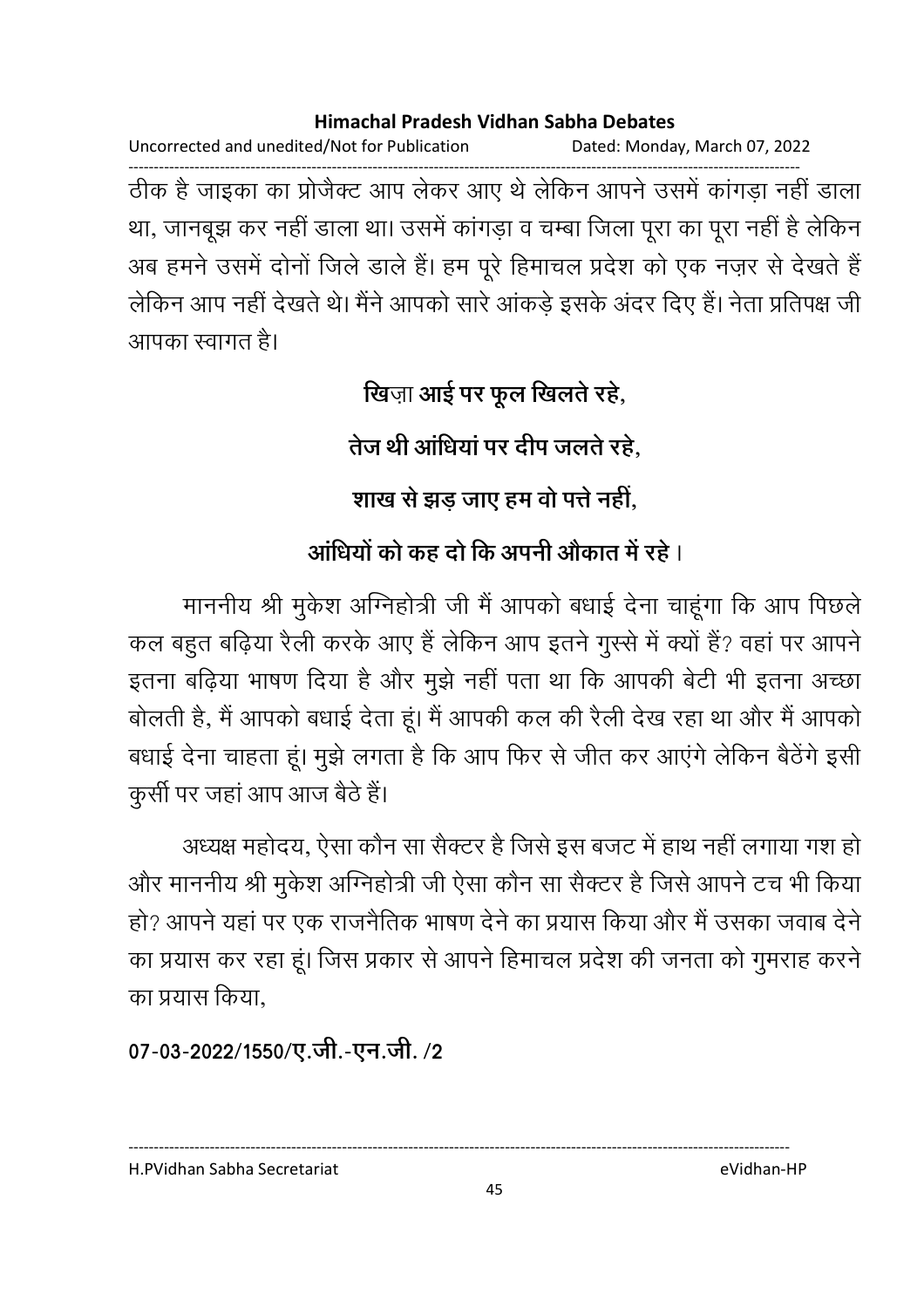ठीक है जाइका का प्रोजैक्ट आप लेकर आए थे लेकिन आपने उसमें कांगड़ा नहीं डाला था, जानबूझ कर नहीं डाला था। उसमें कांगड़ा व चम्बा जिला पूरा का पूरा नहीं है लेकिन अब हमने उसमें दोनों जिले डाले हैं। हम पूरे हिमाचल प्रदेश को एक नज़र से देखते हैं लेकिन आप नहीं देखते थे। मैंने आपको सारे आंकड़े इसके अंदर दिए हैं। नेता प्रतिपक्ष जी आपका स्वागत है।

**खिज़ा आई पर फूल खिलते रहे,**

**तेज थी आंधियां पर दीप जलते रहे,**

**शाख से झड़ जाए हम वो पत्ते नहीं,**

**आंधियों को कह दो कि अपनी औकात में रहे ।**

माननीय श्री मुकेश अग्निहोत्री जी मैं आपको बधाई देना चाहूंगा कि आप पिछले कल बहुत बढ़िया रैली करके आए हैं लेकिन आप इतने गुस्से में क्यों हैं? वहां पर आपने इतना बढ़िया भाषण दिया है और मुझे नहीं पता था कि आपकी बेटी भी इतना अच्छा बोलती है, मैं आपको बधाई देता हूं। मैं आपकी कल की रैली देख रहा था और मैं आपको बधाई देना चाहता हूं। मुझे लगता है कि आप फिर से जीत कर आएंगे लेकिन बैठेंगे इसी कुर्सी पर जहां आप आज बैठे हैं।

अध्यक्ष महोदय, ऐसा कौन सा सैक्टर है जिसे इस बजट में हाथ नहीं लगाया गश हो और माननीय श्री मुकेश अग्निहोत्री जी ऐसा कौन सा सैक्टर है जिसे आपने टच भी किया हो? आपने यहां पर एक राजनैतिक भाषण देने का प्रयास किया और मैं उसका जवाब देने का प्रयास कर रहा हूं। जिस प्रकार से आपने हिमाचल प्रदेश की जनता को गुमराह करने का प्रयास किया,

**07-03-2022/1550/ए.जी.-एन.जी. /2**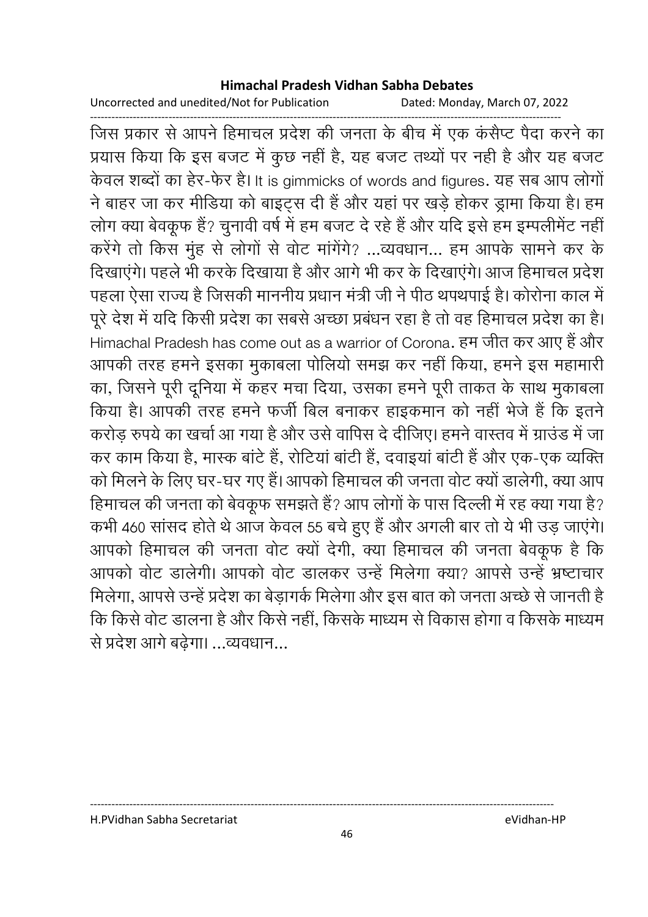जिस प्रकार से आपने हिमाचल प्रदेश की जनता के बीच में एक कंसैप्ट पैदा करने का प्रयास किया कि इस बजट में कुछ नहीं है, यह बजट तथ्यों पर नही है और यह बजट केवल शब्दों का हेर-फेर है। It is gimmicks of words and figures. यह सब आप लोगों ने बाहर जा कर मीडिया को बाइट्स दी हैं और यहां पर खड़े होकर ड्रामा किया है। हम लोग क्या बेवकूफ हैं? चुनावी वर्ष में हम बजट दे रहे हैं और यदि इसे हम इम्पलीमेंट नहीं करेंगे तो किस मुंह से लोगों से वोट मांगेंगे? ...व्यवधान... हम आपके सामने कर के दिखाएंगे। पहले भी करके दिखाया है और आगे भी कर के दिखाएंगे। आज हिमाचल प्रदेश पहला ऐसा राज्य है जिसकी माननीय प्रधान मंत्री जी ने पीठ थपथपाई है। कोरोना काल में पूरे देश में यदि किसी प्रदेश का सबसे अच्छा प्रबंधन रहा है तो वह हिमाचल प्रदेश का है। Himachal Pradesh has come out as a warrior of Corona. हम जीत कर आए हैं और आपकी तरह हमने इसका मुकाबला पोलियो समझ कर नहीं किया, हमने इस महामारी का, जिसने पूरी दूनिया में कहर मचा दिया, उसका हमने पूरी ताकत के साथ मुकाबला किया है। आपकी तरह हमने फर्जी बिल बनाकर हाइकमान को नहीं भेजे हैं कि इतने करोड़ रुपये का खर्चा आ गया है और उसे वापिस दे दीजिए। हमने वास्तव में ग्राउंड में जा कर काम किया है, मास्क बांटे हैं, रोटियां बांटी हैं, दवाइयां बांटी हैं और एक-एक व्यक्ति को मिलने के लिए घर-घर गए हैं। आपको हिमाचल की जनता वोट क्यों डालेगी, क्या आप हिमाचल की जनता को बेवकूफ समझते हैं? आप लोगों के पास दिल्ली में रह क्या गया है? कभी 460 सांसद होते थे आज केवल 55 बचे हुए हैं और अगली बार तो ये भी उड़ जाएंगे। आपको हिमाचल की जनता वोट क्यों देगी, क्या हिमाचल की जनता बेवकूफ है कि आपको वोट डालेगी। आपको वोट डालकर उन्हें मिलेगा क्या? आपसे उन्हें भ्रष्टाचार मिलेगा, आपसे उन्हें प्रदेश का बेड़ागर्क मिलेगा और इस बात को जनता अच्छे से जानती है कि किसे वोट डालना है और किसे नहीं, किसके माध्यम से विकास होगा व किसके माध्यम से प्रदेश आगे बढ़ेगा। ...व्यवधान...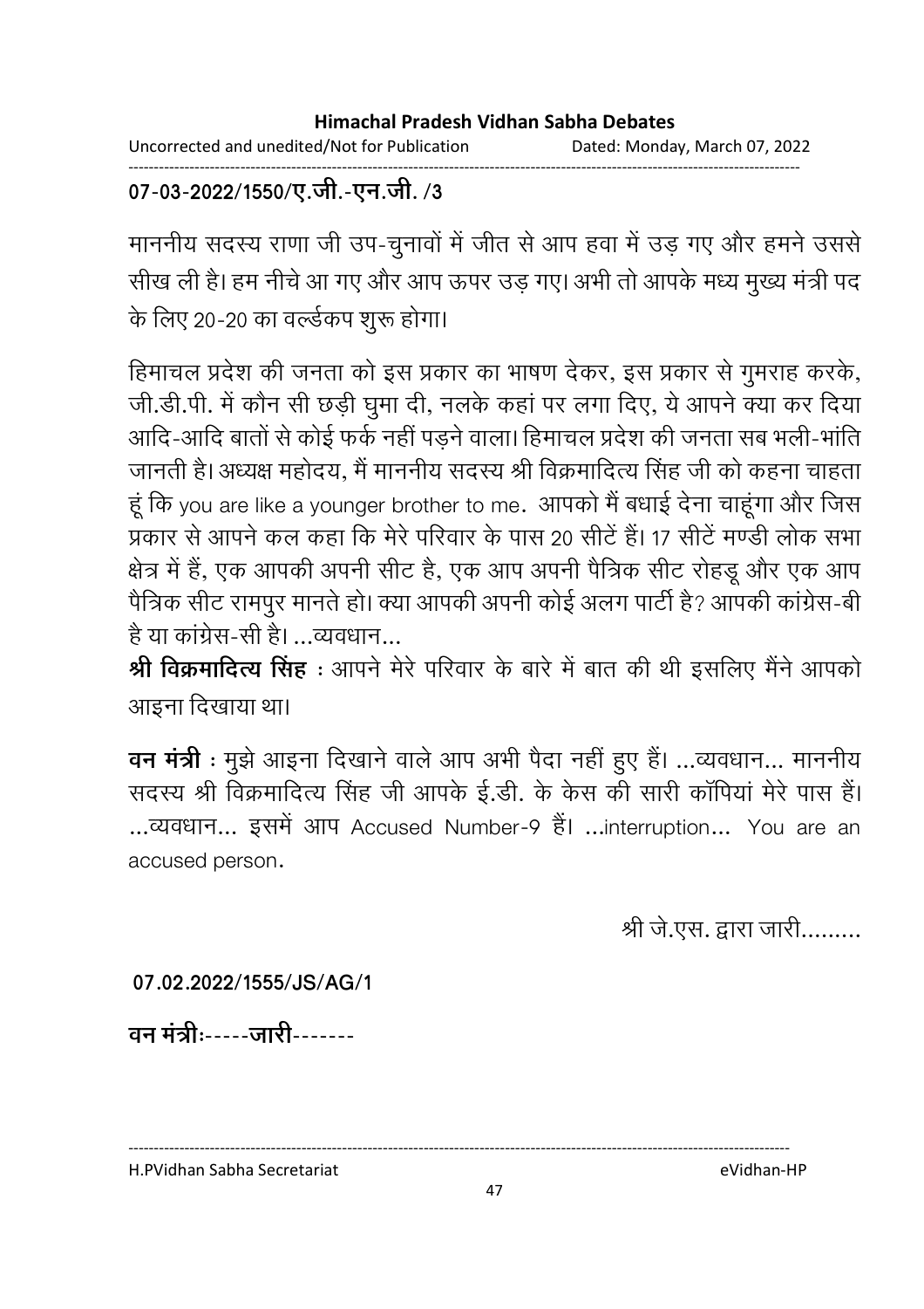**07-03-2022/1550/ए.जी.-एन.जी. /3**

माननीय सदस्य राणा जी उप-चुनावों में जीत से आप हवा में उड़ गए और हमने उससे सीख ली है। हम नीचे आ गए और आप ऊपर उड़ गए। अभी तो आपके मध्य मुख्य मंत्री पद के लिए 20-20 का वर्ल्डकप शुरू होगा।

हिमाचल प्रदेश की जनता को इस प्रकार का भाषण देकर, इस प्रकार से गुमराह करके, जी.डी.पी. में कौन सी छड़ी घुमा दी, नलके कहां पर लगा दिए, ये आपने क्या कर दिया आदि-आदि बातों से कोई फर्क नहीं पड़ने वाला। हिमाचल प्रदेश की जनता सब भली-भांति जानती है। अध्यक्ष महोदय, मैं माननीय सदस्य श्री विक्रमादित्य सिंह जी को कहना चाहता हूं कि you are like a younger brother to me. आपको मैं बधाई देना चाहूंगा और जिस प्रकार से आपने कल कहा कि मेरे परिवार के पास 20 सीटें हैं। 17 सीटें मण्डी लोक सभा क्षेत्र में हैं, एक आपकी अपनी सीट है, एक आप अपनी पैत्रिक सीट रोहडू और एक आप पैत्रिक सीट रामपुर मानते हो। क्या आपकी अपनी कोई अलग पार्टी है? आपकी कांग्रेस-बी है या कांग्रेस-सी है। ...व्यवधान...

**श्री विक्रमादित्य सिंह** : आपने मेरे परिवार के बारे में बात की थी इसलिए मैंने आपको आइना दिखाया था।

**वन मंत्री** : मुझे आइना दिखाने वाले आप अभी पैदा नहीं हुए हैं। ...व्यवधान... माननीय सदस्य श्री विक्रमादित्य सिंह जी आपके ई.डी. के केस की सारी कॉपियां मेरे पास हैं। ...व्यवधान... इसमें आप Accused Number-9 हैं। ...interruption... You are an accused person.

श्री जे.एस. द्वारा जारी.........

**07.02.2022/1555/JS/AG/1**

**वन मंत्री**:-----**जारी**-------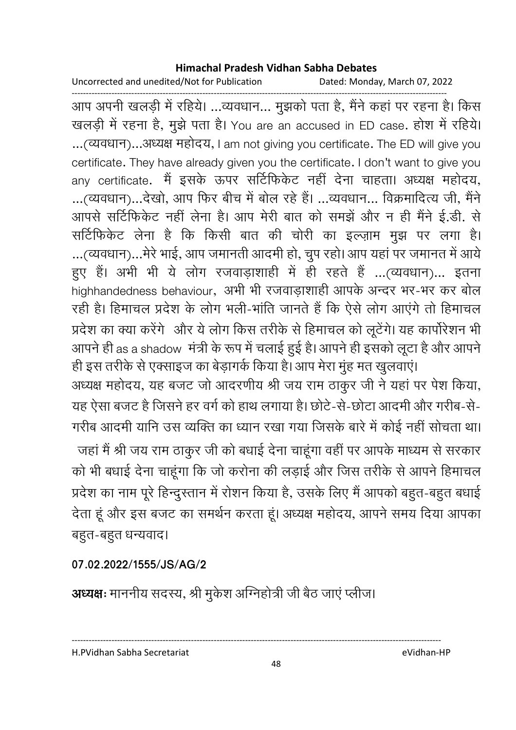आप अपनी खलड़ी में रहिये। ...व्यवधान... मुझको पता है, मैंने कहां पर रहना है। किस खलड़ी में रहना है, मुझे पता है। You are an accused in ED case. होश में रहिये। ...(व्यवधान)...अध्यक्ष महोदय, I am not giving you certificate. The ED will give you certificate. They have already given you the certificate. I don't want to give you any certificate. मैं इसके ऊपर सर्टिफिकेट नहीं देना चाहता। अध्यक्ष महोदय, ...(व्यवधान)...देखो, आप फिर बीच में बोल रहे हैं। ...व्यवधान... विक्रमादित्य जी, मैंने आपसे सर्टिफिकेट नहीं लेना है। आप मेरी बात को समझें और न ही मैंने ई.डी. से सर्टिफिकेट लेना है कि किसी बात की चोरी का इल्ज़ाम मुझ पर लगा है। ...(व्यवधान)...मेरे भाई, आप जमानती आदमी हो, चुप रहो। आप यहां पर जमानत में आये हुए हैं। अभी भी ये लोग रजवाड़ाशाही में ही रहते हैं ...(व्यवधान)... इतना highhandedness behaviour, अभी भी रजवाड़ाशाही आपके अन्दर भर-भर कर बोल रही है। हिमाचल प्रदेश के लोग भली-भांति जानते हैं कि ऐसे लोग आएंगे तो हिमाचल प्रदेश का क्या करेंगे और ये लोग किस तरीके से हिमाचल को लूटेंगे। यह कार्पोरेशन भी आपने ही as a shadow मंत्री के रूप में चलाई हुई है। आपने ही इसको लूटा है और आपने ही इस तरीके से एक्साइज का बेड़ागर्क किया है। आप मेरा मुंह मत खुलवाएं।

अध्यक्ष महोदय, यह बजट जो आदरणीय श्री जय राम ठाकुर जी ने यहां पर पेश किया, यह ऐसा बजट है जिसने हर वर्ग को हाथ लगाया है। छोटे-से-छोटा आदमी और गरीब-से-गरीब आदमी यानि उस व्यक्ति का ध्यान रखा गया जिसके बारे में कोई नहीं सोचता था। जहां मैं श्री जय राम ठाकुर जी को बधाई देना चाहूंगा वहीं पर आपके माध्यम से सरकार को भी बधाई देना चाहूंगा कि जो करोना की लड़ाई और जिस तरीके से आपने हिमाचल प्रदेश का नाम पूरे हिन्दुस्तान में रोशन किया है, उसके लिए मैं आपको बहुत-बहुत बधाई देता हूं और इस बजट का समर्थन करता हूं। अध्यक्ष महोदय, आपने समय दिया आपका बहुत-बहुत धन्यवाद।

**07.02.2022/1555/JS/AG/2**

**अध्यक्षः** माननीय सदस्य, श्री मुकेश अग्निहोत्री जी बैठ जाएं प्लीज।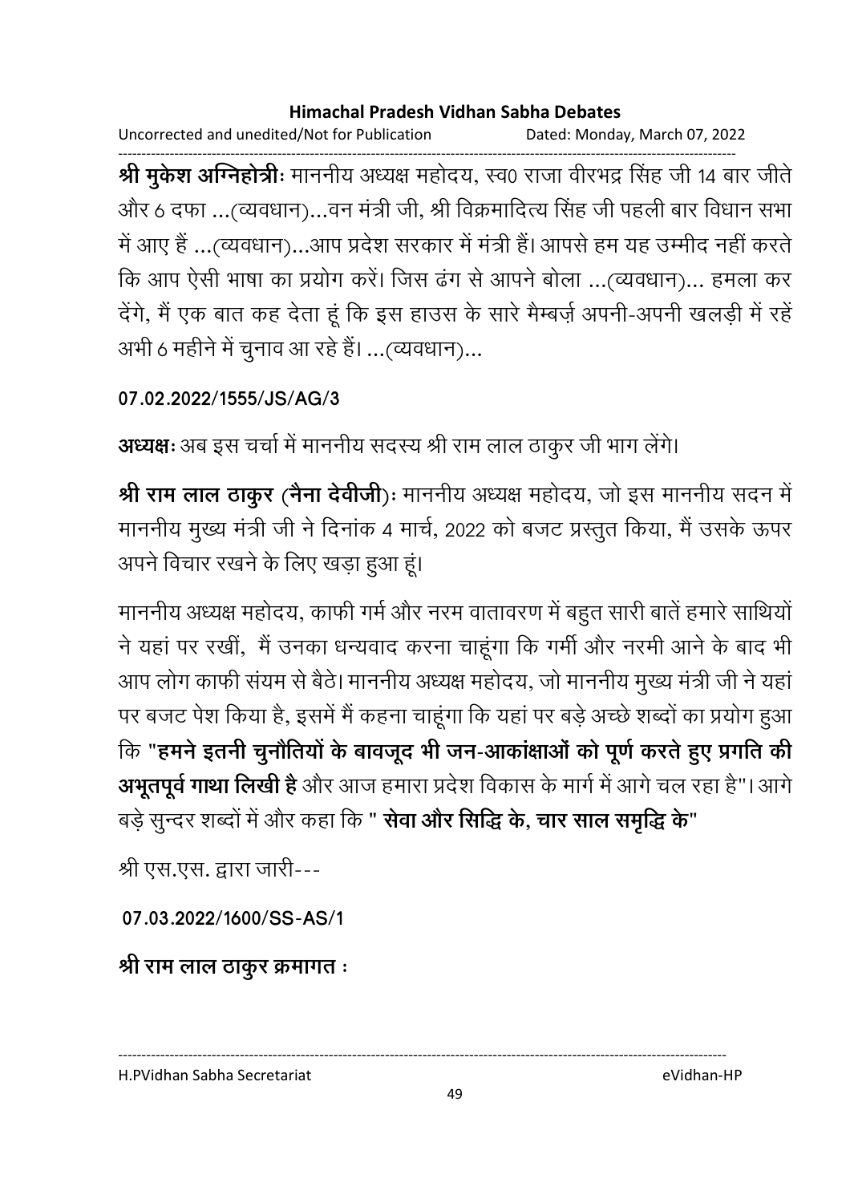**श्री मुकेश अग्निहोत्रीः** माननीय अध्यक्ष महोदय, स्व0 राजा वीरभद्र सिंह जी 14 बार जीते और 6 दफा ...(व्यवधान)...वन मंत्री जी, श्री विक्रमादित्य सिंह जी पहली बार विधान सभा में आए हैं ...(व्यवधान)...आप प्रदेश सरकार में मंत्री हैं। आपसे हम यह उम्मीद नहीं करते कि आप ऐसी भाषा का प्रयोग करें। जिस ढंग से आपने बोला ...(व्यवधान)... हमला कर देंगे, मैं एक बात कह देता हूं कि इस हाउस के सारे मैम्बर्ज़ अपनी-अपनी खलड़ी में रहें अभी 6 महीने में चुनाव आ रहे हैं। ...(व्यवधान)...

**07.02.2022/1555/JS/AG/3**

**अध्यक्षः** अब इस चर्चा में माननीय सदस्य श्री राम लाल ठाकुर जी भाग लेंगे।

**श्री राम लाल ठाकुर (नैना देवीजी)ः** माननीय अध्यक्ष महोदय, जो इस माननीय सदन में माननीय मुख्य मंत्री जी ने दिनांक 4 मार्च, 2022 को बजट प्रस्तुत किया, मैं उसके ऊपर अपने विचार रखने के लिए खड़ा हुआ हूं।

माननीय अध्यक्ष महोदय, काफी गर्म और नरम वातावरण में बहुत सारी बातें हमारे साथियों ने यहां पर रखीं, मैं उनका धन्यवाद करना चाहूंगा कि गर्मी और नरमी आने के बाद भी आप लोग काफी संयम से बैठे। माननीय अध्यक्ष महोदय, जो माननीय मुख्य मंत्री जी ने यहां पर बजट पेश किया है, इसमें मैं कहना चाहूंगा कि यहां पर बड़े अच्छे शब्दों का प्रयोग हुआ कि "**हमने इतनी चुनौतियों के बावजूद भी जन-आकांक्षाओं को पूर्ण करते हुए प्रगति की अभूतपूर्व गाथा लिखी है** और आज हमारा प्रदेश विकास के मार्ग में आगे चल रहा है"। आगे बड़े सुन्दर शब्दों में और कहा कि " **सेवा और सिद्धि के, चार साल समृद्धि के**"

श्री एस.एस. द्वारा जारी---

**07.03.2022/1600/SS-AS/1**

**श्री राम लाल ठाकुर क्रमागत :**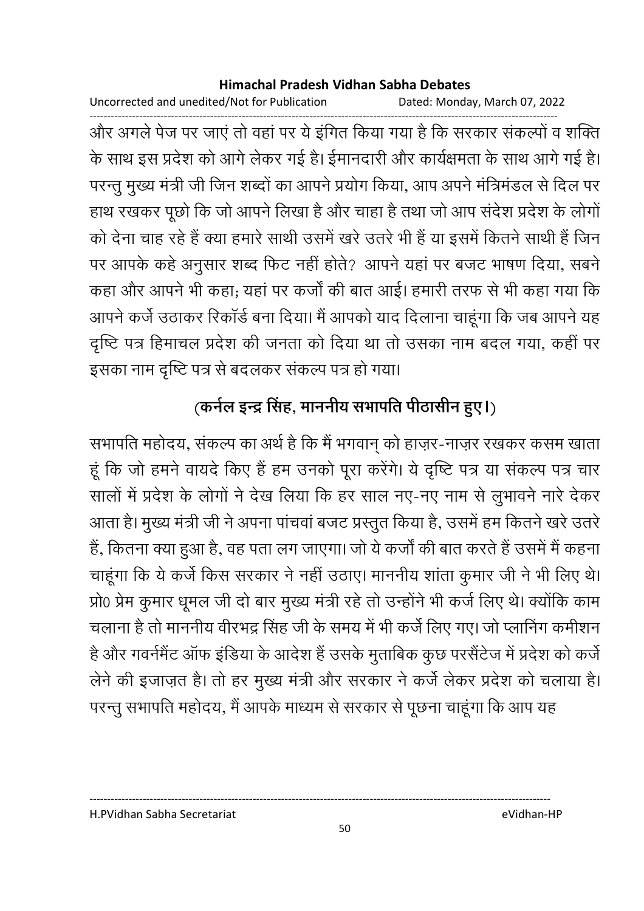और अगले पेज पर जाएं तो वहां पर ये इंगित किया गया है कि सरकार संकल्पों व शक्ति के साथ इस प्रदेश को आगे लेकर गई है। ईमानदारी और कार्यक्षमता के साथ आगे गई है। परन्तु मुख्य मंत्री जी जिन शब्दों का आपने प्रयोग किया, आप अपने मंत्रिमंडल से दिल पर हाथ रखकर पूछो कि जो आपने लिखा है और चाहा है तथा जो आप संदेश प्रदेश के लोगों को देना चाह रहे हैं क्या हमारे साथी उसमें खरे उतरे भी हैं या इसमें कितने साथी हैं जिन पर आपके कहे अनुसार शब्द फिट नहीं होते? आपने यहां पर बजट भाषण दिया, सबने कहा और आपने भी कहा; यहां पर कर्जों की बात आई। हमारी तरफ से भी कहा गया कि आपने कर्जे उठाकर रिकॉर्ड बना दिया। मैं आपको याद दिलाना चाहूंगा कि जब आपने यह दृष्टि पत्र हिमाचल प्रदेश की जनता को दिया था तो उसका नाम बदल गया, कहीं पर इसका नाम दृष्टि पत्र से बदलकर संकल्प पत्र हो गया।

**(कर्नल इन्द्र सिंह, माननीय सभापति पीठासीन हुए।)**

सभापति महोदय, संकल्प का अर्थ है कि मैं भगवान् को हाज़र-नाज़र रखकर कसम खाता हूं कि जो हमने वायदे किए हैं हम उनको पूरा करेंगे। ये दृष्टि पत्र या संकल्प पत्र चार सालों में प्रदेश के लोगों ने देख लिया कि हर साल नए-नए नाम से लुभावने नारे देकर आता है। मुख्य मंत्री जी ने अपना पांचवां बजट प्रस्तुत किया है, उसमें हम कितने खरे उतरे हैं, कितना क्या हुआ है, वह पता लग जाएगा। जो ये कर्जों की बात करते हैं उसमें मैं कहना चाहूंगा कि ये कर्जे किस सरकार ने नहीं उठाए। माननीय शांता कुमार जी ने भी लिए थे। प्रो0 प्रेम कुमार धूमल जी दो बार मुख्य मंत्री रहे तो उन्होंने भी कर्ज लिए थे। क्योंकि काम चलाना है तो माननीय वीरभद्र सिंह जी के समय में भी कर्जे लिए गए। जो प्लानिंग कमीशन है और गवर्नमैंट ऑफ इंडिया के आदेश हैं उसके मुताबिक कुछ परसैंटेज में प्रदेश को कर्जे लेने की इजाज़त है। तो हर मुख्य मंत्री और सरकार ने कर्जे लेकर प्रदेश को चलाया है। परन्तु सभापति महोदय, मैं आपके माध्यम से सरकार से पूछना चाहूंगा कि आप यह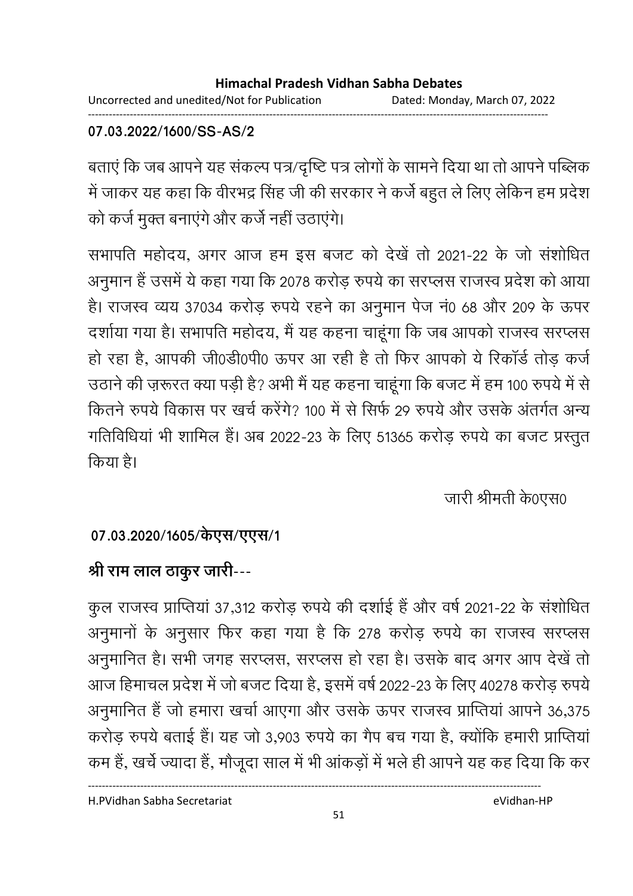**07.03.2022/1600/SS-AS/2**

बताएं कि जब आपने यह संकल्प पत्र/दृष्टि पत्र लोगों के सामने दिया था तो आपने पब्लिक में जाकर यह कहा कि वीरभद्र सिंह जी की सरकार ने कर्जे बहुत ले लिए लेकिन हम प्रदेश को कर्ज मुक्त बनाएंगे और कर्जे नहीं उठाएंगे।

सभापति महोदय, अगर आज हम इस बजट को देखें तो 2021-22 के जो संशोधित अनुमान हैं उसमें ये कहा गया कि 2078 करोड़ रुपये का सरप्लस राजस्व प्रदेश को आया है। राजस्व व्यय 37034 करोड़ रुपये रहने का अनुमान पेज नं0 68 और 209 के ऊपर दर्शाया गया है। सभापति महोदय, मैं यह कहना चाहूंगा कि जब आपको राजस्व सरप्लस हो रहा है, आपकी जी0डी0पी0 ऊपर आ रही है तो फिर आपको ये रिकॉर्ड तोड़ कर्ज उठाने की ज़रूरत क्या पड़ी है? अभी मैं यह कहना चाहूंगा कि बजट में हम 100 रुपये में से कितने रुपये विकास पर खर्च करेंगे? 100 में से सिर्फ 29 रुपये और उसके अंतर्गत अन्य गतिविधियां भी शामिल हैं। अब 2022-23 के लिए 51365 करोड़ रुपये का बजट प्रस्तुत किया है।

जारी श्रीमती के0एस0

**07.03.2020/1605/केएस/एएस/1**

**श्री राम लाल ठाकुर जारी---**

कुल राजस्व प्राप्तियां 37,312 करोड़ रुपये की दर्शाई हैं और वर्ष 2021-22 के संशोधित अनुमानों के अनुसार फिर कहा गया है कि 278 करोड़ रुपये का राजस्व सरप्लस अनुमानित है। सभी जगह सरप्लस, सरप्लस हो रहा है। उसके बाद अगर आप देखें तो आज हिमाचल प्रदेश में जो बजट दिया है, इसमें वर्ष 2022-23 के लिए 40278 करोड़ रुपये अनुमानित हैं जो हमारा खर्चा आएगा और उसके ऊपर राजस्व प्राप्तियां आपने 36,375 करोड़ रुपये बताई हैं। यह जो 3,903 रुपये का गैप बच गया है, क्योंकि हमारी प्राप्तियां कम हैं, खर्चे ज्यादा हैं, मौजूदा साल में भी आंकड़ों में भले ही आपने यह कह दिया कि कर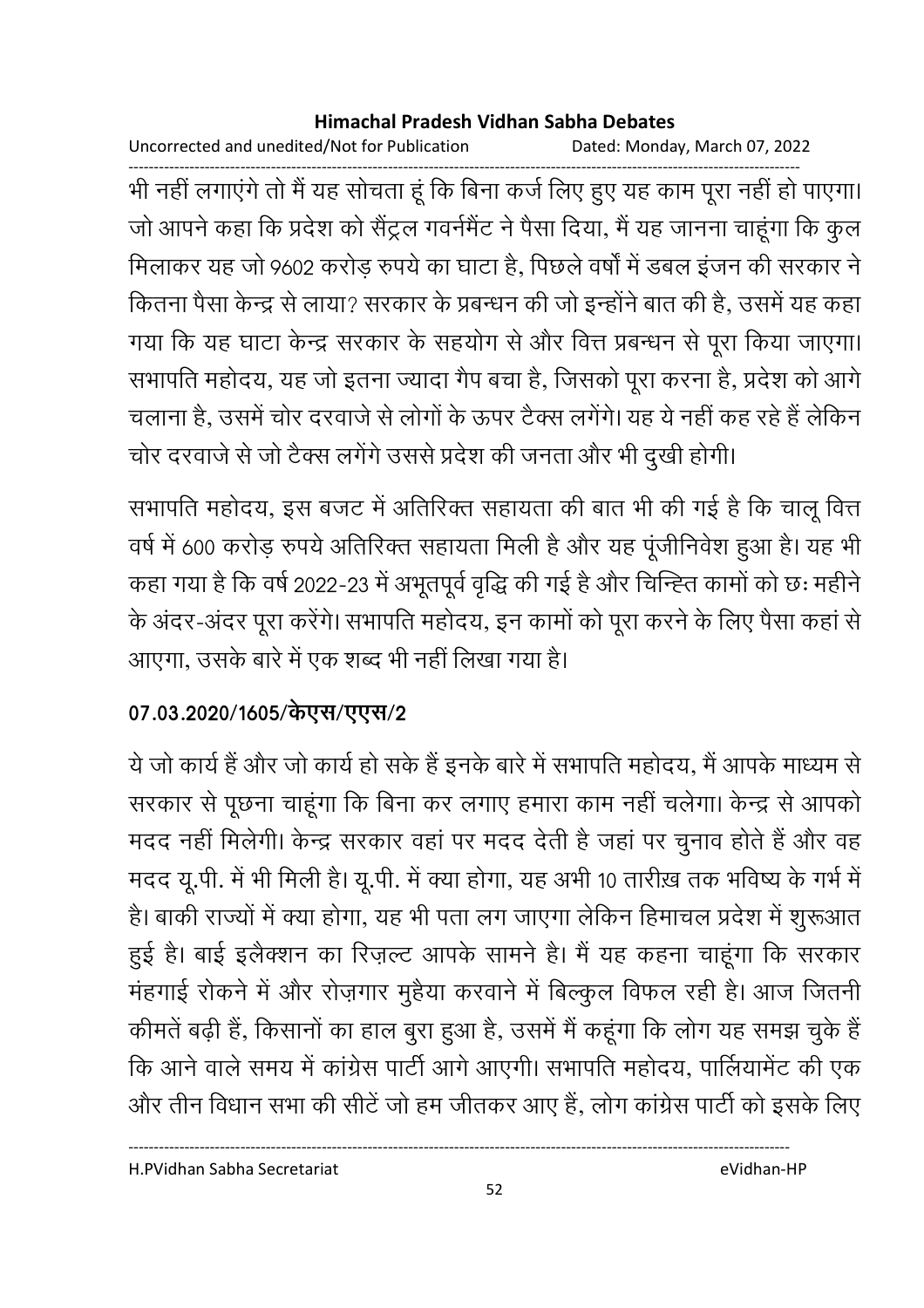भी नहीं लगाएंगे तो मैं यह सोचता हूं कि बिना कर्ज लिए हुए यह काम पूरा नहीं हो पाएगा। जो आपने कहा कि प्रदेश को सैंट्रल गवर्नमैंट ने पैसा दिया, मैं यह जानना चाहूंगा कि कुल मिलाकर यह जो 9602 करोड़ रुपये का घाटा है, पिछले वर्षों में डबल इंजन की सरकार ने कितना पैसा केन्द्र से लाया? सरकार के प्रबन्धन की जो इन्होंने बात की है, उसमें यह कहा गया कि यह घाटा केन्द्र सरकार के सहयोग से और वित्त प्रबन्धन से पूरा किया जाएगा। सभापति महोदय, यह जो इतना ज्यादा गैप बचा है, जिसको पूरा करना है, प्रदेश को आगे चलाना है, उसमें चोर दरवाजे से लोगों के ऊपर टैक्स लगेंगे। यह ये नहीं कह रहे हैं लेकिन चोर दरवाजे से जो टैक्स लगेंगे उससे प्रदेश की जनता और भी दुखी होगी।

सभापति महोदय, इस बजट में अतिरिक्त सहायता की बात भी की गई है कि चालू वित्त वर्ष में 600 करोड़ रुपये अतिरिक्त सहायता मिली है और यह पूंजीनिवेश हुआ है। यह भी कहा गया है कि वर्ष 2022-23 में अभूतपूर्व वृद्धि की गई है और चिन्हित कामों को छः महीने के अंदर-अंदर पूरा करेंगे। सभापति महोदय, इन कामों को पूरा करने के लिए पैसा कहां से आएगा, उसके बारे में एक शब्द भी नहीं लिखा गया है।

**07.03.2020/1605/केएस/एएस/2**

ये जो कार्य हैं और जो कार्य हो सके हैं इनके बारे में सभापति महोदय, मैं आपके माध्यम से सरकार से पूछना चाहूंगा कि बिना कर लगाए हमारा काम नहीं चलेगा। केन्द्र से आपको मदद नहीं मिलेगी। केन्द्र सरकार वहां पर मदद देती है जहां पर चुनाव होते हैं और वह मदद यू.पी. में भी मिली है। यू.पी. में क्या होगा, यह अभी 10 तारीख़ तक भविष्य के गर्भ में है। बाकी राज्यों में क्या होगा, यह भी पता लग जाएगा लेकिन हिमाचल प्रदेश में शुरूआत हुई है। बाई इलैक्शन का रिज़ल्ट आपके सामने है। मैं यह कहना चाहूंगा कि सरकार मंहगाई रोकने में और रोज़गार मुहैया करवाने में बिल्कुल विफल रही है। आज जितनी कीमतें बढ़ी हैं, किसानों का हाल बुरा हुआ है, उसमें मैं कहूंगा कि लोग यह समझ चुके हैं कि आने वाले समय में कांग्रेस पार्टी आगे आएगी। सभापति महोदय, पार्लियामेंट की एक और तीन विधान सभा की सीटें जो हम जीतकर आए हैं, लोग कांग्रेस पार्टी को इसके लिए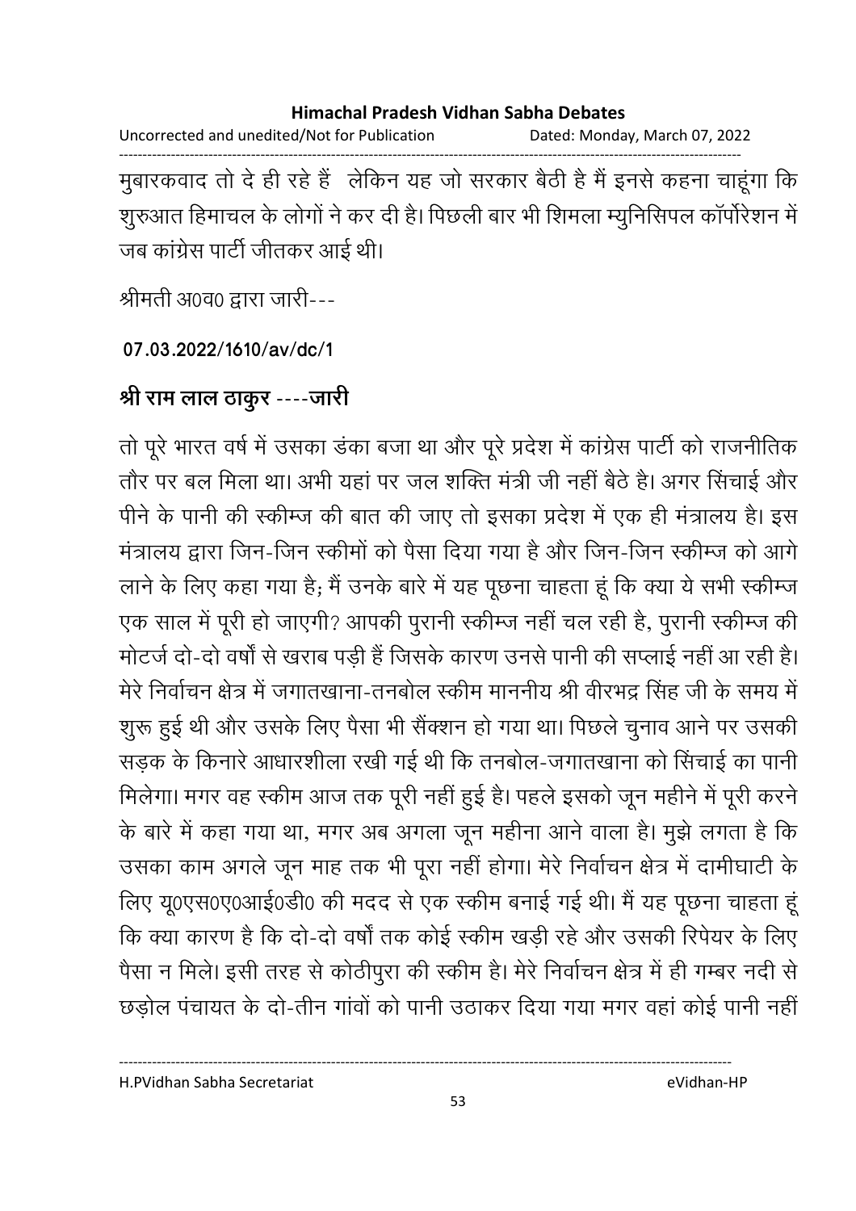मुबारकवाद तो दे ही रहे हैं लेकिन यह जो सरकार बैठी है मैं इनसे कहना चाहूंगा कि शुरुआत हिमाचल के लोगों ने कर दी है। पिछली बार भी शिमला म्युनिसिपल कॉर्पोरेशन में जब कांग्रेस पार्टी जीतकर आई थी।

श्रीमती अ0व0 द्वारा जारी---

**07.03.2022/1610/av/dc/1**

**श्री राम लाल ठाकुर ----जारी**

तो पूरे भारत वर्ष में उसका डंका बजा था और पूरे प्रदेश में कांग्रेस पार्टी को राजनीतिक तौर पर बल मिला था। अभी यहां पर जल शक्ति मंत्री जी नहीं बैठे है। अगर सिंचाई और पीने के पानी की स्कीम्ज की बात की जाए तो इसका प्रदेश में एक ही मंत्रालय है। इस मंत्रालय द्वारा जिन-जिन स्कीमों को पैसा दिया गया है और जिन-जिन स्कीम्ज को आगे लाने के लिए कहा गया है; मैं उनके बारे में यह पूछना चाहता हूं कि क्या ये सभी स्कीम्ज एक साल में पूरी हो जाएगी? आपकी पुरानी स्कीम्ज नहीं चल रही है, पुरानी स्कीम्ज की मोटर्ज दो-दो वर्षों से खराब पड़ी हैं जिसके कारण उनसे पानी की सप्लाई नहीं आ रही है। मेरे निर्वाचन क्षेत्र में जगातखाना-तनबोल स्कीम माननीय श्री वीरभद्र सिंह जी के समय में शुरू हुई थी और उसके लिए पैसा भी सैंक्शन हो गया था। पिछले चुनाव आने पर उसकी सड़क के किनारे आधारशीला रखी गई थी कि तनबोल-जगातखाना को सिंचाई का पानी मिलेगा। मगर वह स्कीम आज तक पूरी नहीं हुई है। पहले इसको जून महीने में पूरी करने के बारे में कहा गया था, मगर अब अगला जून महीना आने वाला है। मुझे लगता है कि उसका काम अगले जून माह तक भी पूरा नहीं होगा। मेरे निर्वाचन क्षेत्र में दामीघाटी के लिए यू0एस0ए0आई0डी0 की मदद से एक स्कीम बनाई गई थी। मैं यह पूछना चाहता हूं कि क्या कारण है कि दो-दो वर्षों तक कोई स्कीम खड़ी रहे और उसकी रिपेयर के लिए पैसा न मिले। इसी तरह से कोठीपुरा की स्कीम है। मेरे निर्वाचन क्षेत्र में ही गम्बर नदी से छड़ोल पंचायत के दो-तीन गांवों को पानी उठाकर दिया गया मगर वहां कोई पानी नहीं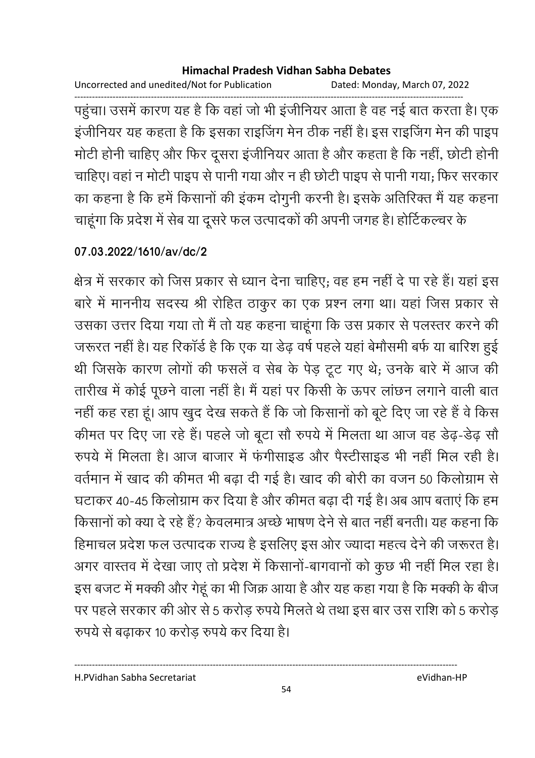पहुंचा। उसमें कारण यह है कि वहां जो भी इंजीनियर आता है वह नई बात करता है। एक इंजीनियर यह कहता है कि इसका राइजिंग मेन ठीक नहीं है। इस राइजिंग मेन की पाइप मोटी होनी चाहिए और फिर दूसरा इंजीनियर आता है और कहता है कि नहीं, छोटी होनी चाहिए। वहां न मोटी पाइप से पानी गया और न ही छोटी पाइप से पानी गया; फिर सरकार का कहना है कि हमें किसानों की इंकम दोगुनी करनी है। इसके अतिरिक्त मैं यह कहना चाहूंगा कि प्रदेश में सेब या दूसरे फल उत्पादकों की अपनी जगह है। होर्टिकल्चर के

**07.03.2022/1610/av/dc/2**

क्षेत्र में सरकार को जिस प्रकार से ध्यान देना चाहिए; वह हम नहीं दे पा रहे हैं। यहां इस बारे में माननीय सदस्य श्री रोहित ठाकुर का एक प्रश्न लगा था। यहां जिस प्रकार से उसका उत्तर दिया गया तो मैं तो यह कहना चाहूंगा कि उस प्रकार से पलस्तर करने की जरूरत नहीं है। यह रिकॉर्ड है कि एक या डेढ़ वर्ष पहले यहां बेमौसमी बर्फ या बारिश हुई थी जिसके कारण लोगों की फसलें व सेब के पेड़ टूट गए थे; उनके बारे में आज की तारीख में कोई पूछने वाला नहीं है। मैं यहां पर किसी के ऊपर लांछन लगाने वाली बात नहीं कह रहा हूं। आप खुद देख सकते हैं कि जो किसानों को बूटे दिए जा रहे हैं वे किस कीमत पर दिए जा रहे हैं। पहले जो बूटा सौ रुपये में मिलता था आज वह डेढ़-डेढ़ सौ रुपये में मिलता है। आज बाजार में फंगीसाइड और पैस्टीसाइड भी नहीं मिल रही है। वर्तमान में खाद की कीमत भी बढ़ा दी गई है। खाद की बोरी का वजन 50 किलोग्राम से घटाकर 40-45 किलोग्राम कर दिया है और कीमत बढ़ा दी गई है। अब आप बताएं कि हम किसानों को क्या दे रहे हैं? केवलमात्र अच्छे भाषण देने से बात नहीं बनती। यह कहना कि हिमाचल प्रदेश फल उत्पादक राज्य है इसलिए इस ओर ज्यादा महत्व देने की जरूरत है। अगर वास्तव में देखा जाए तो प्रदेश में किसानों-बागवानों को कुछ भी नहीं मिल रहा है। इस बजट में मक्की और गेहूं का भी जिक्र आया है और यह कहा गया है कि मक्की के बीज पर पहले सरकार की ओर से 5 करोड़ रुपये मिलते थे तथा इस बार उस राशि को 5 करोड़ रुपये से बढ़ाकर 10 करोड़ रुपये कर दिया है।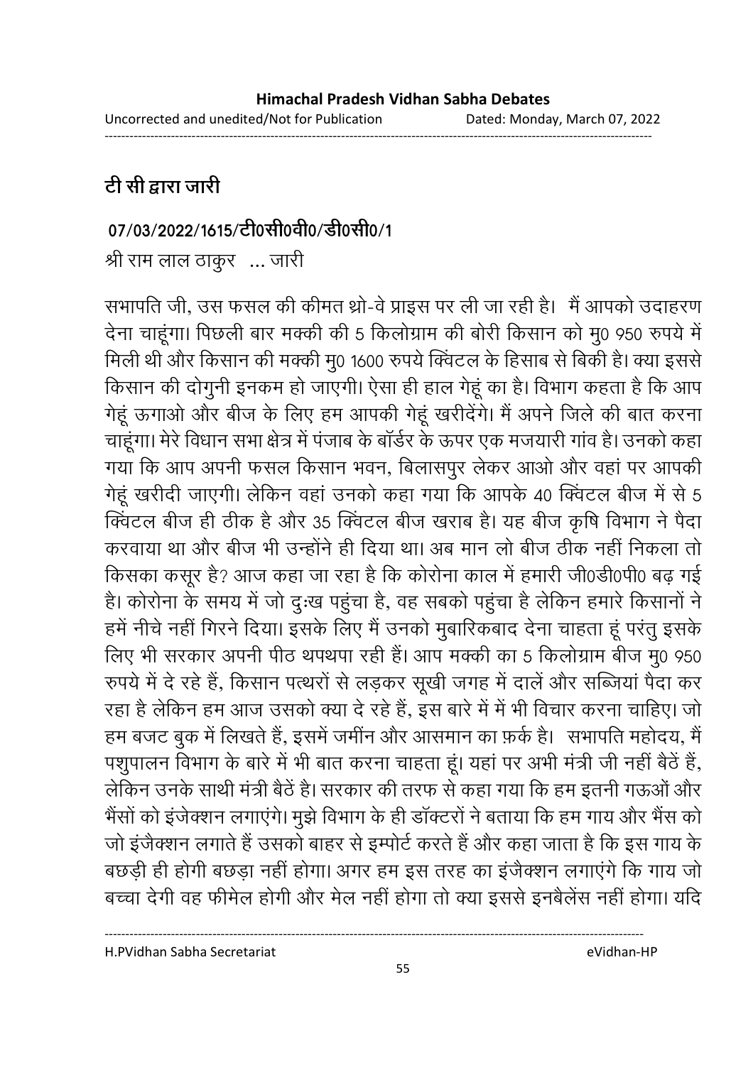**टी सी द्वारा जारी**

**07/03/2022/1615/टी0सी0वी0/डी0सी0/1**

श्री राम लाल ठाकुर ... जारी

सभापति जी, उस फसल की कीमत थ्रो-वे प्राइस पर ली जा रही है। मैं आपको उदाहरण देना चाहूंगा। पिछली बार मक्की की 5 किलोग्राम की बोरी किसान को मु0 950 रुपये में मिली थी और किसान की मक्की मु0 1600 रुपये क्विंटल के हिसाब से बिकी है। क्या इससे किसान की दोगुनी इनकम हो जाएगी। ऐसा ही हाल गेहूं का है। विभाग कहता है कि आप गेहूं ऊगाओ और बीज के लिए हम आपकी गेहूं खरीदेंगे। मैं अपने जिले की बात करना चाहूंगा। मेरे विधान सभा क्षेत्र में पंजाब के बॉर्डर के ऊपर एक मजयारी गांव है। उनको कहा गया कि आप अपनी फसल किसान भवन, बिलासपुर लेकर आओ और वहां पर आपकी गेहूं खरीदी जाएगी। लेकिन वहां उनको कहा गया कि आपके 40 क्विंटल बीज में से 5 क्विंटल बीज ही ठीक है और 35 क्विंटल बीज खराब है। यह बीज कृषि विभाग ने पैदा करवाया था और बीज भी उन्होंने ही दिया था। अब मान लो बीज ठीक नहीं निकला तो किसका कसूर है? आज कहा जा रहा है कि कोरोना काल में हमारी जी0डी0पी0 बढ़ गई है। कोरोना के समय में जो दुःख पहुंचा है, वह सबको पहुंचा है लेकिन हमारे किसानों ने हमें नीचे नहीं गिरने दिया। इसके लिए मैं उनको मुबारिकबाद देना चाहता हूं परंतु इसके लिए भी सरकार अपनी पीठ थपथपा रही हैं। आप मक्की का 5 किलोग्राम बीज मु0 950 रुपये में दे रहे हैं, किसान पत्थरों से लड़कर सूखी जगह में दालें और सब्जियां पैदा कर रहा है लेकिन हम आज उसको क्या दे रहे हैं, इस बारे में में भी विचार करना चाहिए। जो हम बजट बुक में लिखते हैं, इसमें जमींन और आसमान का फ़र्क है। सभापति महोदय, मैं पशुपालन विभाग के बारे में भी बात करना चाहता हूं। यहां पर अभी मंत्री जी नहीं बैठें हैं, लेकिन उनके साथी मंत्री बैठें है। सरकार की तरफ से कहा गया कि हम इतनी गऊओं और भैंसों को इंजेक्शन लगाएंगे। मुझे विभाग के ही डॉक्टरों ने बताया कि हम गाय और भैंस को जो इंजैक्शन लगाते हैं उसको बाहर से इम्पोर्ट करते हैं और कहा जाता है कि इस गाय के बछड़ी ही होगी बछड़ा नहीं होगा। अगर हम इस तरह का इंजैक्शन लगाएंगे कि गाय जो बच्चा देगी वह फीमेल होगी और मेल नहीं होगा तो क्या इससे इनबैलेंस नहीं होगा। यदि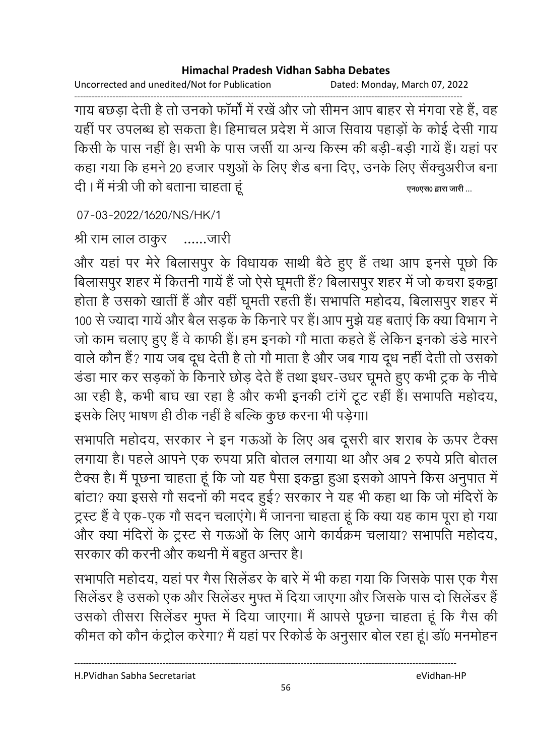गाय बछड़ा देती है तो उनको फॉर्मों में रखें और जो सीमन आप बाहर से मंगवा रहे हैं, वह यहीं पर उपलब्ध हो सकता है। हिमाचल प्रदेश में आज सिवाय पहाड़ों के कोई देसी गाय किसी के पास नहीं है। सभी के पास जर्सी या अन्य किस्म की बड़ी-बड़ी गायें हैं। यहां पर कहा गया कि हमने 20 हजार पशुओं के लिए शैड बना दिए, उनके लिए सैंक्चुअरीज बना दी । मैं मंत्री जी को बताना चाहता हूं एन0एस0 द्वारा जारी ...

07-03-2022/1620/NS/HK/1

श्री राम लाल ठाकुर ......जारी

और यहां पर मेरे बिलासपुर के विधायक साथी बैठे हुए हैं तथा आप इनसे पूछो कि बिलासपुर शहर में कितनी गायें हैं जो ऐसे घूमती हैं? बिलासपुर शहर में जो कचरा इकट्ठा होता है उसको खातीं हैं और वहीं घूमती रहती हैं। सभापति महोदय, बिलासपुर शहर में 100 से ज्यादा गायें और बैल सड़क के किनारे पर हैं। आप मुझे यह बताएं कि क्या विभाग ने जो काम चलाए हुए हैं वे काफी हैं। हम इनको गौ माता कहते हैं लेकिन इनको डंडे मारने वाले कौन हैं? गाय जब दूध देती है तो गौ माता है और जब गाय दूध नहीं देती तो उसको डंडा मार कर सड़कों के किनारे छोड़ देते हैं तथा इधर-उधर घूमते हुए कभी ट्रक के नीचे आ रही है, कभी बाघ खा रहा है और कभी इनकी टांगें टूट रहीं हैं। सभापति महोदय, इसके लिए भाषण ही ठीक नहीं है बल्कि कुछ करना भी पड़ेगा।

सभापति महोदय, सरकार ने इन गऊओं के लिए अब दूसरी बार शराब के ऊपर टैक्स लगाया है। पहले आपने एक रुपया प्रति बोतल लगाया था और अब 2 रुपये प्रति बोतल टैक्स है। मैं पूछना चाहता हूं कि जो यह पैसा इकट्ठा हुआ इसको आपने किस अनुपात में बांटा? क्या इससे गौ सदनों की मदद हुई? सरकार ने यह भी कहा था कि जो मंदिरों के ट्रस्ट हैं वे एक-एक गौ सदन चलाएंगे। मैं जानना चाहता हूं कि क्या यह काम पूरा हो गया और क्या मंदिरों के ट्रस्ट से गऊओं के लिए आगे कार्यक्रम चलाया? सभापति महोदय, सरकार की करनी और कथनी में बहुत अन्तर है।

सभापति महोदय, यहां पर गैस सिलेंडर के बारे में भी कहा गया कि जिसके पास एक गैस सिलेंडर है उसको एक और सिलेंडर मुफ्त में दिया जाएगा और जिसके पास दो सिलेंडर हैं उसको तीसरा सिलेंडर मुफ्त में दिया जाएगा। मैं आपसे पूछना चाहता हूं कि गैस की कीमत को कौन कंट्रोल करेगा? मैं यहां पर रिकोर्ड के अनुसार बोल रहा हूं। डॉ0 मनमोहन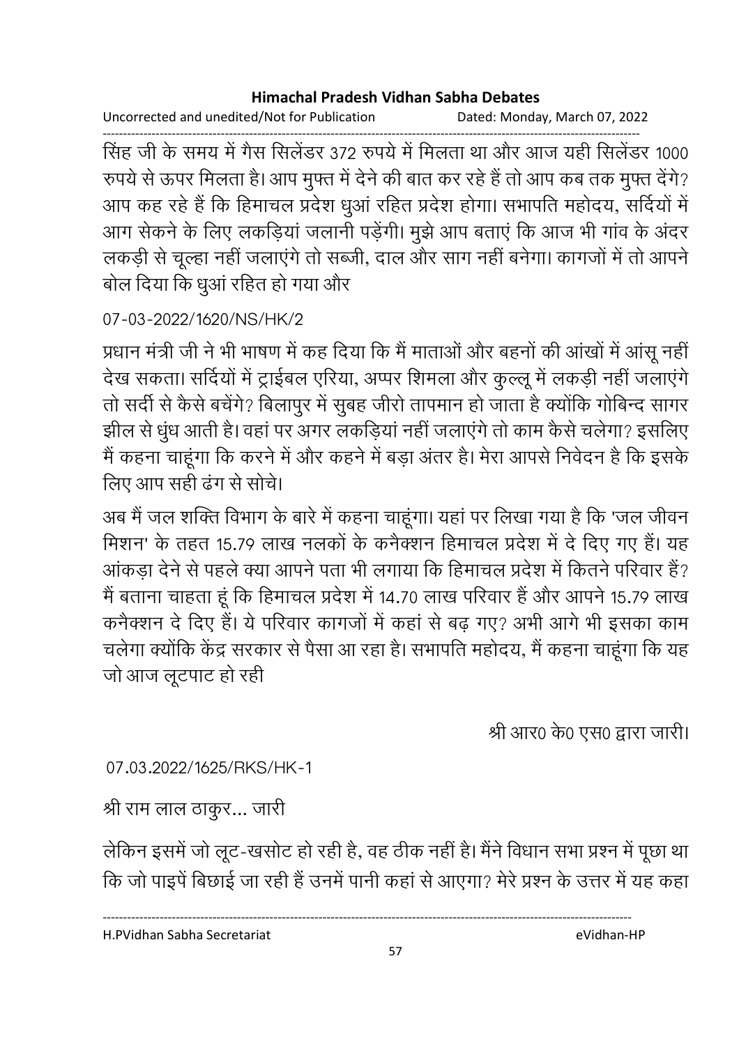सिंह जी के समय में गैस सिलेंडर 372 रुपये में मिलता था और आज यही सिलेंडर 1000 रुपये से ऊपर मिलता है। आप मुफ्त में देने की बात कर रहे हैं तो आप कब तक मुफ्त देंगे? आप कह रहे हैं कि हिमाचल प्रदेश धुआं रहित प्रदेश होगा। सभापति महोदय, सर्दियों में आग सेकने के लिए लकड़ियां जलानी पड़ेंगी। मुझे आप बताएं कि आज भी गांव के अंदर लकड़ी से चूल्हा नहीं जलाएंगे तो सब्जी, दाल और साग नहीं बनेगा। कागजों में तो आपने बोल दिया कि धुआं रहित हो गया और

07-03-2022/1620/NS/HK/2

प्रधान मंत्री जी ने भी भाषण में कह दिया कि मैं माताओं और बहनों की आंखों में आंसू नहीं देख सकता। सर्दियों में ट्राईबल एरिया, अप्पर शिमला और कुल्लू में लकड़ी नहीं जलाएंगे तो सर्दी से कैसे बचेंगे? बिलापुर में सुबह जीरो तापमान हो जाता है क्योंकि गोबिन्द सागर झील से धुंध आती है। वहां पर अगर लकड़ियां नहीं जलाएंगे तो काम कैसे चलेगा? इसलिए मैं कहना चाहूंगा कि करने में और कहने में बड़ा अंतर है। मेरा आपसे निवेदन है कि इसके लिए आप सही ढंग से सोचे।

अब मैं जल शक्ति विभाग के बारे में कहना चाहूंगा। यहां पर लिखा गया है कि 'जल जीवन मिशन' के तहत 15.79 लाख नलकों के कनैक्शन हिमाचल प्रदेश में दे दिए गए हैं। यह आंकड़ा देने से पहले क्या आपने पता भी लगाया कि हिमाचल प्रदेश में कितने परिवार हैं? मैं बताना चाहता हूं कि हिमाचल प्रदेश में 14.70 लाख परिवार हैं और आपने 15.79 लाख कनैक्शन दे दिए हैं। ये परिवार कागजों में कहां से बढ़ गए? अभी आगे भी इसका काम चलेगा क्योंकि केंद्र सरकार से पैसा आ रहा है। सभापति महोदय, मैं कहना चाहूंगा कि यह जो आज लूटपाट हो रही

श्री आर0 के0 एस0 द्वारा जारी।

07.03.2022/1625/RKS/HK-1

श्री राम लाल ठाकुर... जारी

लेकिन इसमें जो लूट-खसोट हो रही है, वह ठीक नहीं है। मैंने विधान सभा प्रश्न में पूछा था कि जो पाइपें बिछाई जा रही हैं उनमें पानी कहां से आएगा? मेरे प्रश्न के उत्तर में यह कहा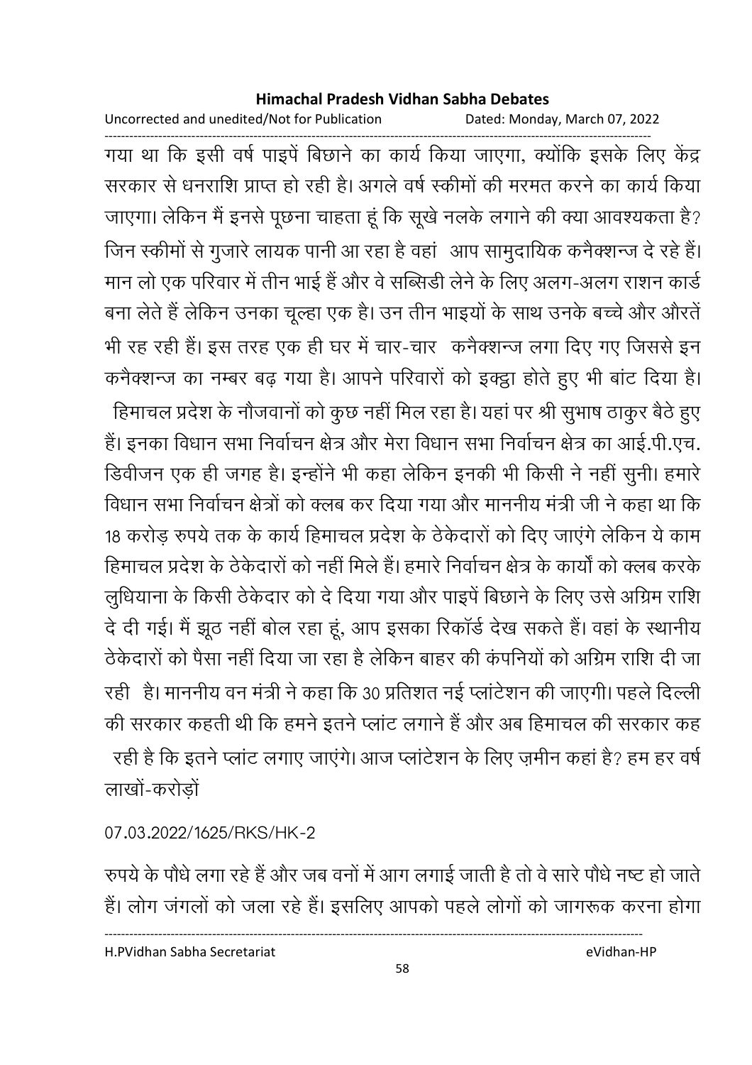गया था कि इसी वर्ष पाइपें बिछाने का कार्य किया जाएगा, क्योंकि इसके लिए केंद्र सरकार से धनराशि प्राप्त हो रही है। अगले वर्ष स्कीमों की मरमत करने का कार्य किया जाएगा। लेकिन मैं इनसे पूछना चाहता हूं कि सूखे नलके लगाने की क्या आवश्यकता है? जिन स्कीमों से गुजारे लायक पानी आ रहा है वहां आप सामुदायिक कनैक्शन्ज दे रहे हैं। मान लो एक परिवार में तीन भाई हैं और वे सब्सिडी लेने के लिए अलग-अलग राशन कार्ड बना लेते हैं लेकिन उनका चूल्हा एक है। उन तीन भाइयों के साथ उनके बच्चे और औरतें भी रह रही हैं। इस तरह एक ही घर में चार-चार कनैक्शन्ज लगा दिए गए जिससे इन कनैक्शन्ज का नम्बर बढ़ गया है। आपने परिवारों को इक्ट्ठा होते हुए भी बांट दिया है। हिमाचल प्रदेश के नौजवानों को कुछ नहीं मिल रहा है। यहां पर श्री सुभाष ठाकुर बैठे हुए हैं। इनका विधान सभा निर्वाचन क्षेत्र और मेरा विधान सभा निर्वाचन क्षेत्र का आई.पी.एच. डिवीजन एक ही जगह है। इन्होंने भी कहा लेकिन इनकी भी किसी ने नहीं सुनी। हमारे विधान सभा निर्वाचन क्षेत्रों को क्लब कर दिया गया और माननीय मंत्री जी ने कहा था कि 18 करोड़ रुपये तक के कार्य हिमाचल प्रदेश के ठेकेदारों को दिए जाएंगे लेकिन ये काम हिमाचल प्रदेश के ठेकेदारों को नहीं मिले हैं। हमारे निर्वाचन क्षेत्र के कार्यों को क्लब करके लुधियाना के किसी ठेकेदार को दे दिया गया और पाइपें बिछाने के लिए उसे अग्रिम राशि दे दी गई। मैं झूठ नहीं बोल रहा हूं, आप इसका रिकॉर्ड देख सकते हैं। वहां के स्थानीय ठेकेदारों को पैसा नहीं दिया जा रहा है लेकिन बाहर की कंपनियों को अग्रिम राशि दी जा रही है। माननीय वन मंत्री ने कहा कि 30 प्रतिशत नई प्लांटेशन की जाएगी। पहले दिल्ली की सरकार कहती थी कि हमने इतने प्लांट लगाने हैं और अब हिमाचल की सरकार कह रही है कि इतने प्लांट लगाए जाएंगे। आज प्लांटेशन के लिए ज़मीन कहां है? हम हर वर्ष लाखों-करोड़ों

07.03.2022/1625/RKS/HK-2

रुपये के पौधे लगा रहे हैं और जब वनों में आग लगाई जाती है तो वे सारे पौधे नष्ट हो जाते हैं। लोग जंगलों को जला रहे हैं। इसलिए आपको पहले लोगों को जागरूक करना होगा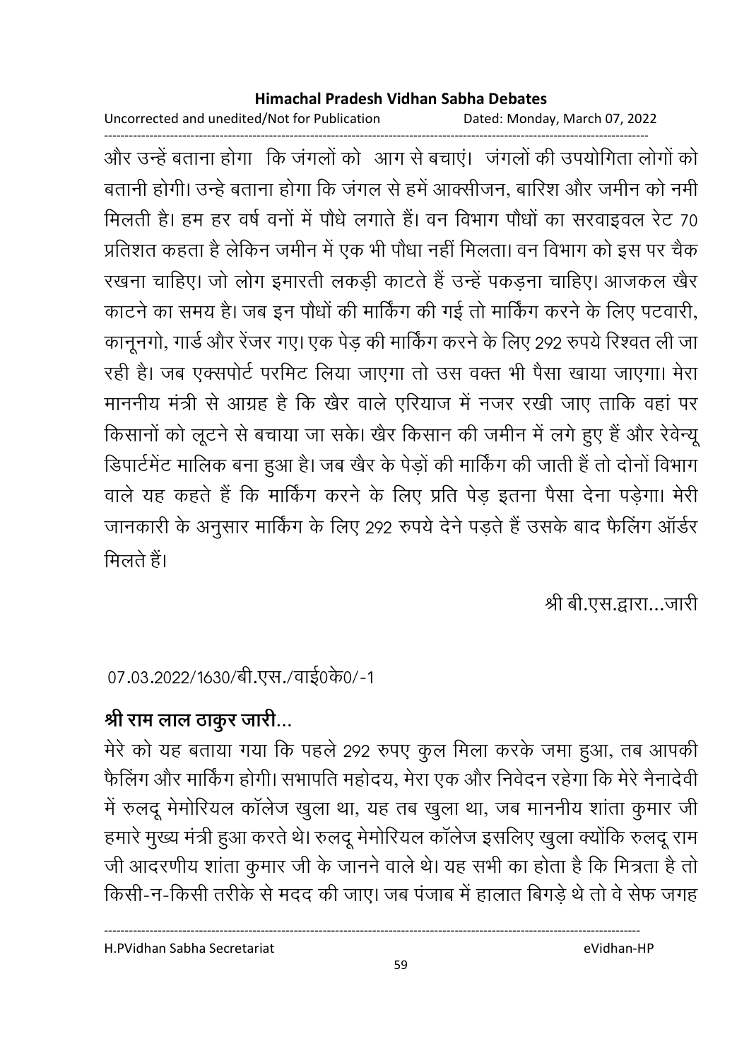और उन्हें बताना होगा कि जंगलों को आग से बचाएं। जंगलों की उपयोगिता लोगों को बतानी होगी। उन्हे बताना होगा कि जंगल से हमें आक्सीजन, बारिश और जमीन को नमी मिलती है। हम हर वर्ष वनों में पौधे लगाते हैं। वन विभाग पौधों का सरवाइवल रेट 70 प्रतिशत कहता है लेकिन जमीन में एक भी पौधा नहीं मिलता। वन विभाग को इस पर चैक रखना चाहिए। जो लोग इमारती लकड़ी काटते हैं उन्हें पकड़ना चाहिए। आजकल खैर काटने का समय है। जब इन पौधों की मार्किंग की गई तो मार्किंग करने के लिए पटवारी, कानूनगो, गार्ड और रेंजर गए। एक पेड़ की मार्किंग करने के लिए 292 रुपये रिश्वत ली जा रही है। जब एक्सपोर्ट परमिट लिया जाएगा तो उस वक्त भी पैसा खाया जाएगा। मेरा माननीय मंत्री से आग्रह है कि खैर वाले एरियाज में नजर रखी जाए ताकि वहां पर किसानों को लूटने से बचाया जा सके। खैर किसान की जमीन में लगे हुए हैं और रेवेन्यू डिपार्टमेंट मालिक बना हुआ है। जब खैर के पेड़ों की मार्किंग की जाती हैं तो दोनों विभाग वाले यह कहते हैं कि मार्किंग करने के लिए प्रति पेड़ इतना पैसा देना पड़ेगा। मेरी जानकारी के अनुसार मार्किंग के लिए 292 रुपये देने पड़ते हैं उसके बाद फैलिंग ऑर्डर मिलते हैं।

श्री बी.एस.द्वारा...जारी

07.03.2022/1630/बी.एस./वाई0के0/-1

**श्री राम लाल ठाकुर जारी...**

मेरे को यह बताया गया कि पहले 292 रुपए कुल मिला करके जमा हुआ, तब आपकी फैलिंग और मार्किंग होगी। सभापति महोदय, मेरा एक और निवेदन रहेगा कि मेरे नैनादेवी में रुलदू मेमोरियल कॉलेज खुला था, यह तब खुला था, जब माननीय शांता कुमार जी हमारे मुख्य मंत्री हुआ करते थे। रुलदू मेमोरियल कॉलेज इसलिए खुला क्योंकि रुलदू राम जी आदरणीय शांता कुमार जी के जानने वाले थे। यह सभी का होता है कि मित्रता है तो किसी-न-किसी तरीके से मदद की जाए। जब पंजाब में हालात बिगड़े थे तो वे सेफ जगह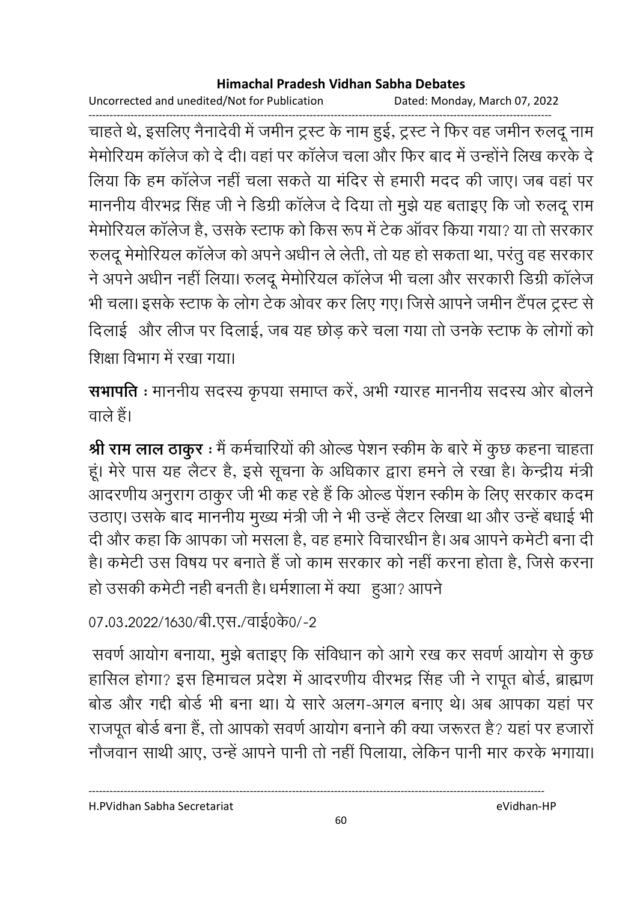चाहते थे, इसलिए नैनादेवी में जमीन ट्रस्ट के नाम हुई, ट्रस्ट ने फिर वह जमीन रुलदू नाम मेमोरियम कॉलेज को दे दी। वहां पर कॉलेज चला और फिर बाद में उन्होंने लिख करके दे लिया कि हम कॉलेज नहीं चला सकते या मंदिर से हमारी मदद की जाए। जब वहां पर माननीय वीरभद्र सिंह जी ने डिग्री कॉलेज दे दिया तो मुझे यह बताइए कि जो रुलदू राम मेमोरियल कॉलेज है, उसके स्टाफ को किस रूप में टेक ऑवर किया गया? या तो सरकार रुलदू मेमोरियल कॉलेज को अपने अधीन ले लेती, तो यह हो सकता था, परंतु वह सरकार ने अपने अधीन नहीं लिया। रुलदू मेमोरियल कॉलेज भी चला और सरकारी डिग्री कॉलेज भी चला। इसके स्टाफ के लोग टेक ओवर कर लिए गए। जिसे आपने जमीन टैंपल ट्रस्ट से दिलाई और लीज पर दिलाई, जब यह छोड़ करे चला गया तो उनके स्टाफ के लोगों को शिक्षा विभाग में रखा गया।

**सभापति** : माननीय सदस्य कृपया समाप्त करें, अभी ग्यारह माननीय सदस्य ओर बोलने वाले हैं।

**श्री राम लाल ठाकुर** : मैं कर्मचारियों की ओल्ड पेशन स्कीम के बारे में कुछ कहना चाहता हूं। मेरे पास यह लैटर है, इसे सूचना के अधिकार द्वारा हमने ले रखा है। केन्द्रीय मंत्री आदरणीय अनुराग ठाकुर जी भी कह रहे हैं कि ओल्ड पेंशन स्कीम के लिए सरकार कदम उठाए। उसके बाद माननीय मुख्य मंत्री जी ने भी उन्हें लैटर लिखा था और उन्हें बधाई भी दी और कहा कि आपका जो मसला है, वह हमारे विचारधीन है। अब आपने कमेटी बना दी है। कमेटी उस विषय पर बनाते हैं जो काम सरकार को नहीं करना होता है, जिसे करना हो उसकी कमेटी नही बनती है। धर्मशाला में क्या हुआ? आपने

07.03.2022/1630/बी.एस./वाई0के0/-2

सवर्ण आयोग बनाया, मुझे बताइए कि संविधान को आगे रख कर सवर्ण आयोग से कुछ हासिल होगा? इस हिमाचल प्रदेश में आदरणीय वीरभद्र सिंह जी ने रापूत बोर्ड, ब्राह्मण बोड और गद्दी बोर्ड भी बना था। ये सारे अलग-अगल बनाए थे। अब आपका यहां पर राजपूत बोर्ड बना हैं, तो आपको सवर्ण आयोग बनाने की क्या जरूरत है? यहां पर हजारों नौजवान साथी आए, उन्हें आपने पानी तो नहीं पिलाया, लेकिन पानी मार करके भगाया।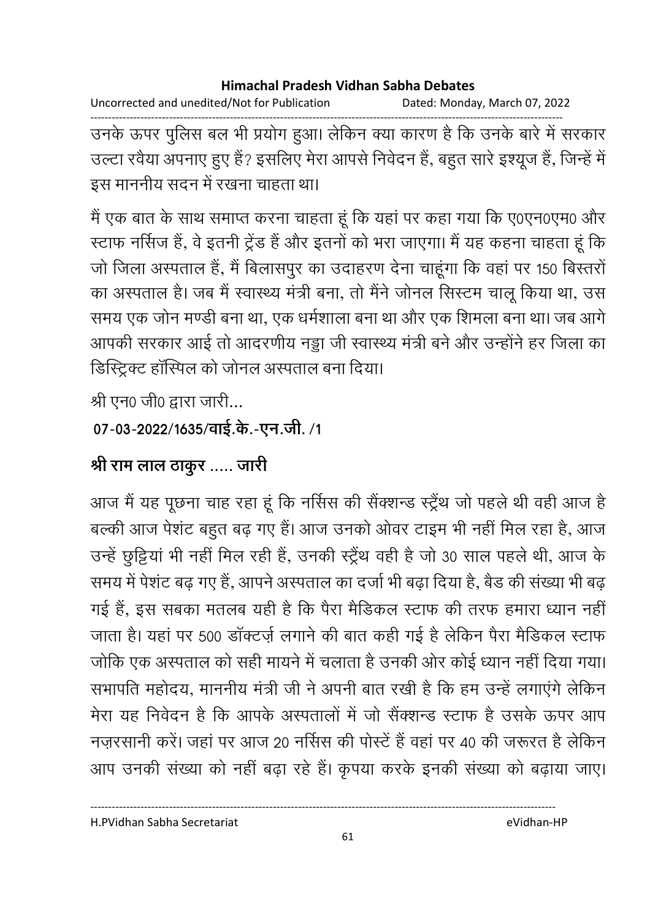उनके ऊपर पुलिस बल भी प्रयोग हुआ। लेकिन क्या कारण है कि उनके बारे में सरकार उल्टा रवैया अपनाए हुए हैं? इसलिए मेरा आपसे निवेदन हैं, बहुत सारे इश्यूज हैं, जिन्हें में इस माननीय सदन में रखना चाहता था।

मैं एक बात के साथ समाप्त करना चाहता हूं कि यहां पर कहा गया कि ए0एन0एम0 और स्टाफ नर्सिज हैं, वे इतनी ट्रेंड हैं और इतनों को भरा जाएगा। मैं यह कहना चाहता हूं कि जो जिला अस्पताल हैं, मैं बिलासपुर का उदाहरण देना चाहूंगा कि वहां पर 150 बिस्तरों का अस्पताल है। जब मैं स्वास्थ्य मंत्री बना, तो मैंने जोनल सिस्टम चालू किया था, उस समय एक जोन मण्डी बना था, एक धर्मशाला बना था और एक शिमला बना था। जब आगे आपकी सरकार आई तो आदरणीय नड्डा जी स्वास्थ्य मंत्री बने और उन्होंने हर जिला का डिस्ट्रिक्ट हॉस्पिल को जोनल अस्पताल बना दिया।

श्री एन0 जी0 द्वारा जारी...

**07-03-2022/1635/वाई.के.-एन.जी. /1**

## श्री राम लाल ठाकुर ..... जारी

आज मैं यह पूछना चाह रहा हूं कि नर्सिस की सैंक्शन्ड स्ट्रैंथ जो पहले थी वही आज है बल्की आज पेशंट बहुत बढ़ गए हैं। आज उनको ओवर टाइम भी नहीं मिल रहा है, आज उन्हें छुट्टियां भी नहीं मिल रही हैं, उनकी स्ट्रैंथ वही है जो 30 साल पहले थी, आज के समय में पेशंट बढ़ गए हैं, आपने अस्पताल का दर्जा भी बढ़ा दिया है, बैड की संख्या भी बढ़ गई हैं, इस सबका मतलब यही है कि पैरा मैडिकल स्टाफ की तरफ हमारा ध्यान नहीं जाता है। यहां पर 500 डॉक्टर्ज़ लगाने की बात कही गई है लेकिन पैरा मैडिकल स्टाफ जोकि एक अस्पताल को सही मायने में चलाता है उनकी ओर कोई ध्यान नहीं दिया गया। सभापति महोदय, माननीय मंत्री जी ने अपनी बात रखी है कि हम उन्हें लगाएंगे लेकिन मेरा यह निवेदन है कि आपके अस्पतालों में जो सैंक्शन्ड स्टाफ है उसके ऊपर आप नज़रसानी करें। जहां पर आज 20 नर्सिस की पोस्टें हैं वहां पर 40 की जरूरत है लेकिन आप उनकी संख्या को नहीं बढ़ा रहे हैं। कृपया करके इनकी संख्या को बढ़ाया जाए।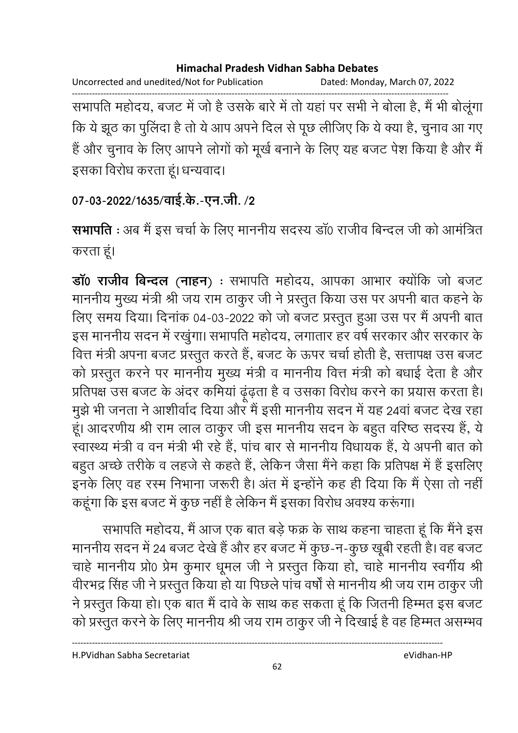सभापति महोदय, बजट में जो है उसके बारे में तो यहां पर सभी ने बोला है, मैं भी बोलूंगा कि ये झूठ का पुलिंदा है तो ये आप अपने दिल से पूछ लीजिए कि ये क्या है, चुनाव आ गए हैं और चुनाव के लिए आपने लोगों को मूर्ख बनाने के लिए यह बजट पेश किया है और मैं इसका विरोध करता हूं। धन्यवाद।

**07-03-2022/1635/वाई.के.-एन.जी. /2**

**सभापति** : अब मैं इस चर्चा के लिए माननीय सदस्य डॉ0 राजीव बिन्दल जी को आमंत्रित करता हूं।

**डॉ0 राजीव बिन्दल (नाहन)** : सभापति महोदय, आपका आभार क्योंकि जो बजट माननीय मुख्य मंत्री श्री जय राम ठाकुर जी ने प्रस्तुत किया उस पर अपनी बात कहने के लिए समय दिया। दिनांक 04-03-2022 को जो बजट प्रस्तुत हुआ उस पर मैं अपनी बात इस माननीय सदन में रखुंगा। सभापति महोदय, लगातार हर वर्ष सरकार और सरकार के वित्त मंत्री अपना बजट प्रस्तुत करते हैं, बजट के ऊपर चर्चा होती है, सत्तापक्ष उस बजट को प्रस्तुत करने पर माननीय मुख्य मंत्री व माननीय वित्त मंत्री को बधाई देता है और प्रतिपक्ष उस बजट के अंदर कमियां ढूंढ़ता है व उसका विरोध करने का प्रयास करता है। मुझे भी जनता ने आशीर्वाद दिया और मैं इसी माननीय सदन में यह 24वां बजट देख रहा हूं। आदरणीय श्री राम लाल ठाकुर जी इस माननीय सदन के बहुत वरिष्ठ सदस्य हैं, ये स्वास्थ्य मंत्री व वन मंत्री भी रहे हैं, पांच बार से माननीय विधायक हैं, ये अपनी बात को बहुत अच्छे तरीके व लहजे से कहते हैं, लेकिन जैसा मैंने कहा कि प्रतिपक्ष में हैं इसलिए इनके लिए वह रस्म निभाना जरूरी है। अंत में इन्होंने कह ही दिया कि मैं ऐसा तो नहीं कहूंगा कि इस बजट में कुछ नहीं है लेकिन मैं इसका विरोध अवश्य करूंगा।

सभापति महोदय, मैं आज एक बात बड़े फक्र के साथ कहना चाहता हूं कि मैंने इस माननीय सदन में 24 बजट देखे हैं और हर बजट में कुछ-न-कुछ खूबी रहती है। वह बजट चाहे माननीय प्रो0 प्रेम कुमार धूमल जी ने प्रस्तुत किया हो, चाहे माननीय स्वर्गीय श्री वीरभद्र सिंह जी ने प्रस्तुत किया हो या पिछले पांच वर्षों से माननीय श्री जय राम ठाकुर जी ने प्रस्तुत किया हो। एक बात मैं दावे के साथ कह सकता हूं कि जितनी हिम्मत इस बजट को प्रस्तुत करने के लिए माननीय श्री जय राम ठाकुर जी ने दिखाई है वह हिम्मत असम्भव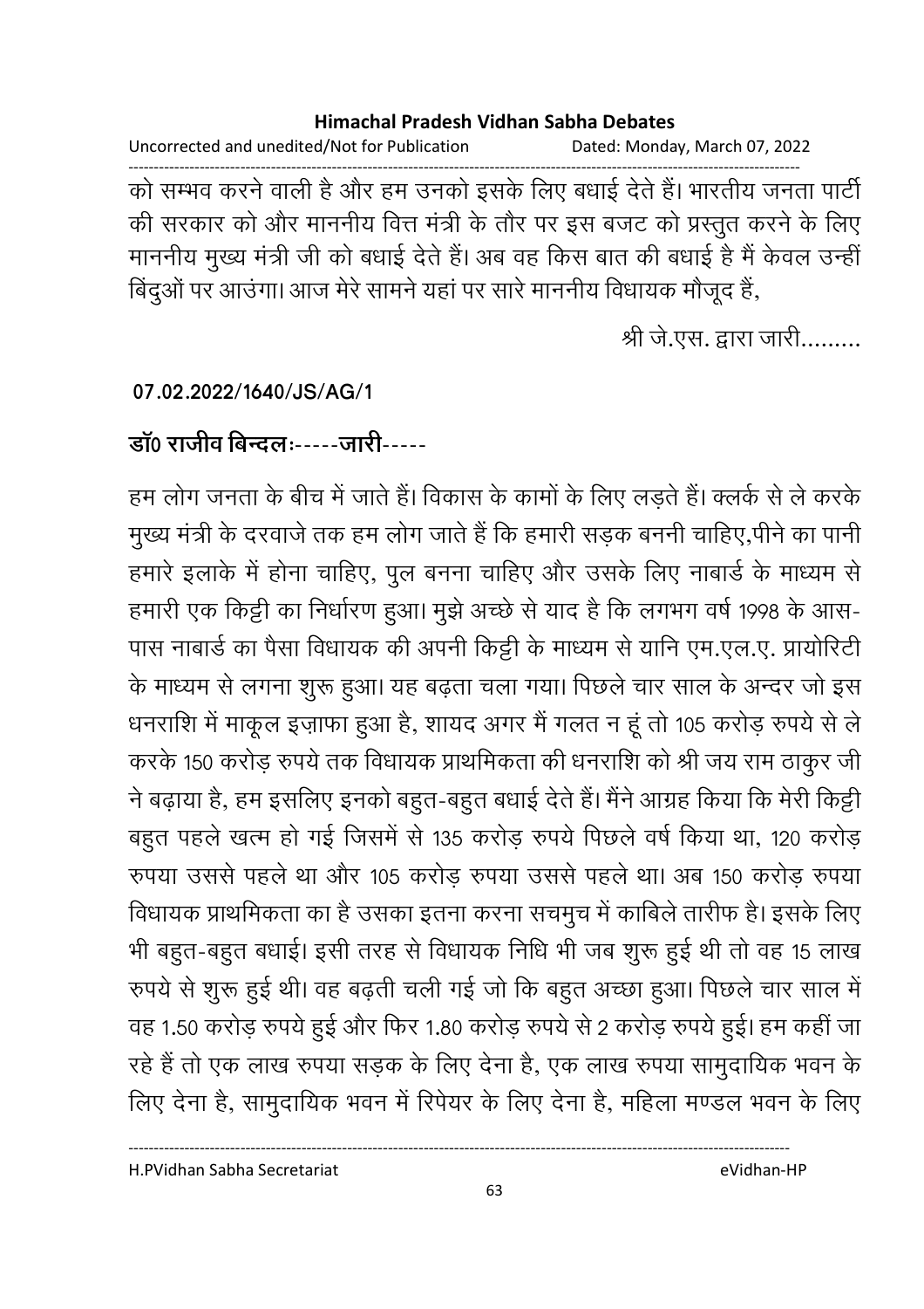को सम्भव करने वाली है और हम उनको इसके लिए बधाई देते हैं। भारतीय जनता पार्टी की सरकार को और माननीय वित्त मंत्री के तौर पर इस बजट को प्रस्तुत करने के लिए माननीय मुख्य मंत्री जी को बधाई देते हैं। अब वह किस बात की बधाई है मैं केवल उन्हीं बिंदुओं पर आउंगा। आज मेरे सामने यहां पर सारे माननीय विधायक मौजूद हैं,

श्री जे.एस. द्वारा जारी.........

**07.02.2022/1640/JS/AG/1**

**डॉ0 राजीव बिन्दलः-----जारी-----**

हम लोग जनता के बीच में जाते हैं। विकास के कामों के लिए लड़ते हैं। क्लर्क से ले करके मुख्य मंत्री के दरवाजे तक हम लोग जाते हैं कि हमारी सड़क बननी चाहिए,पीने का पानी हमारे इलाके में होना चाहिए, पुल बनना चाहिए और उसके लिए नाबार्ड के माध्यम से हमारी एक किट्टी का निर्धारण हुआ। मुझे अच्छे से याद है कि लगभग वर्ष 1998 के आस-पास नाबार्ड का पैसा विधायक की अपनी किट्टी के माध्यम से यानि एम.एल.ए. प्रायोरिटी के माध्यम से लगना शुरू हुआ। यह बढ़ता चला गया। पिछले चार साल के अन्दर जो इस धनराशि में माकूल इज़ाफा हुआ है, शायद अगर मैं गलत न हूं तो 105 करोड़ रुपये से ले करके 150 करोड़ रुपये तक विधायक प्राथमिकता की धनराशि को श्री जय राम ठाकुर जी ने बढ़ाया है, हम इसलिए इनको बहुत-बहुत बधाई देते हैं। मैंने आग्रह किया कि मेरी किट्टी बहुत पहले खत्म हो गई जिसमें से 135 करोड़ रुपये पिछले वर्ष किया था, 120 करोड़ रुपया उससे पहले था और 105 करोड़ रुपया उससे पहले था। अब 150 करोड़ रुपया विधायक प्राथमिकता का है उसका इतना करना सचमुच में काबिले तारीफ है। इसके लिए भी बहुत-बहुत बधाई। इसी तरह से विधायक निधि भी जब शुरू हुई थी तो वह 15 लाख रुपये से शुरू हुई थी। वह बढ़ती चली गई जो कि बहुत अच्छा हुआ। पिछले चार साल में वह 1.50 करोड़ रुपये हुई और फिर 1.80 करोड़ रुपये से 2 करोड़ रुपये हुई। हम कहीं जा रहे हैं तो एक लाख रुपया सड़क के लिए देना है, एक लाख रुपया सामुदायिक भवन के लिए देना है, सामुदायिक भवन में रिपेयर के लिए देना है, महिला मण्डल भवन के लिए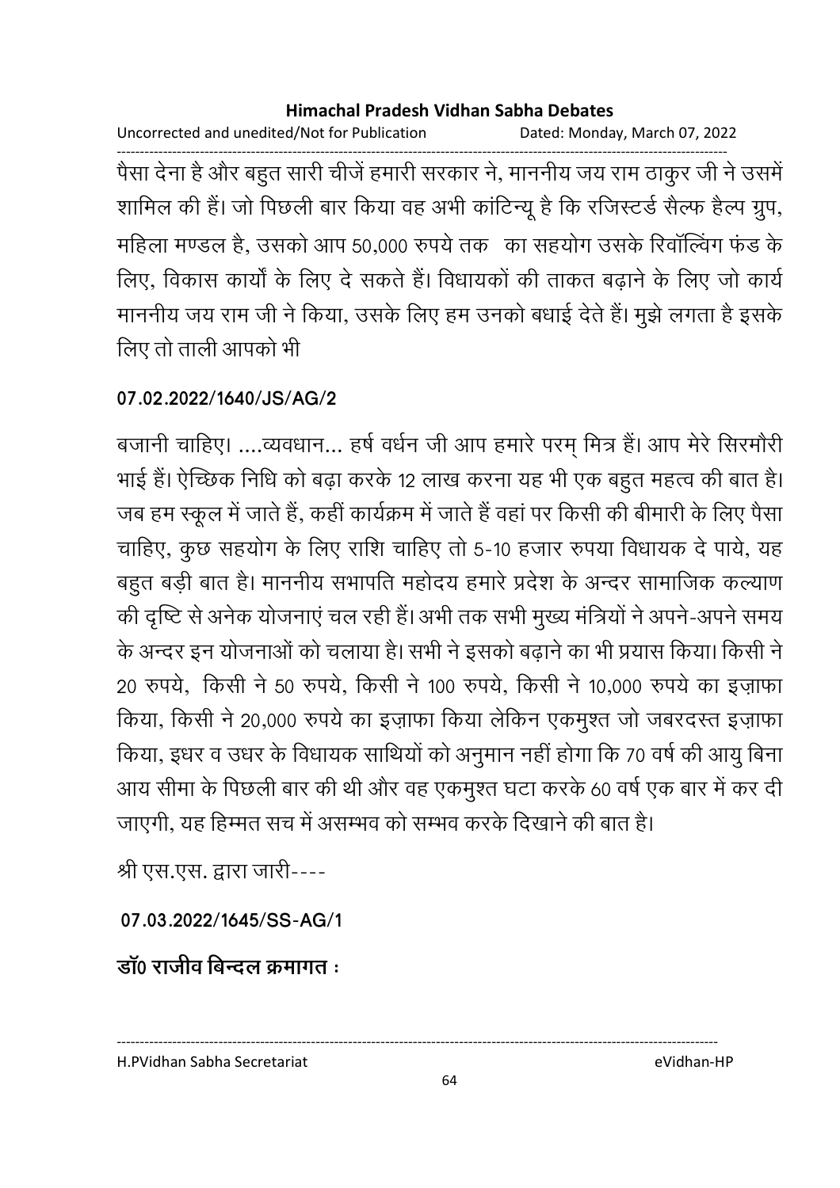पैसा देना है और बहुत सारी चीजें हमारी सरकार ने, माननीय जय राम ठाकुर जी ने उसमें शामिल की हैं। जो पिछली बार किया वह अभी कांटिन्यू है कि रजिस्टर्ड सैल्फ हैल्प ग्रुप, महिला मण्डल है, उसको आप 50,000 रुपये तक  का सहयोग उसके रिवॉल्विंग फंड के लिए, विकास कार्यों के लिए दे सकते हैं। विधायकों की ताकत बढ़ाने के लिए जो कार्य माननीय जय राम जी ने किया, उसके लिए हम उनको बधाई देते हैं। मुझे लगता है इसके लिए तो ताली आपको भी

**07.02.2022/1640/JS/AG/2**

बजानी चाहिए। ....व्यवधान... हर्ष वर्धन जी आप हमारे परम् मित्र हैं। आप मेरे सिरमौरी भाई हैं। ऐच्छिक निधि को बढ़ा करके 12 लाख करना यह भी एक बहुत महत्व की बात है। जब हम स्कूल में जाते हैं, कहीं कार्यक्रम में जाते हैं वहां पर किसी की बीमारी के लिए पैसा चाहिए, कुछ सहयोग के लिए राशि चाहिए तो 5-10 हजार रुपया विधायक दे पाये, यह बहुत बड़ी बात है। माननीय सभापति महोदय हमारे प्रदेश के अन्दर सामाजिक कल्याण की दृष्टि से अनेक योजनाएं चल रही हैं। अभी तक सभी मुख्य मंत्रियों ने अपने-अपने समय के अन्दर इन योजनाओं को चलाया है। सभी ने इसको बढ़ाने का भी प्रयास किया। किसी ने 20 रुपये, किसी ने 50 रुपये, किसी ने 100 रुपये, किसी ने 10,000 रुपये का इज़ाफा किया, किसी ने 20,000 रुपये का इज़ाफा किया लेकिन एकमुश्त जो जबरदस्त इज़ाफा किया, इधर व उधर के विधायक साथियों को अनुमान नहीं होगा कि 70 वर्ष की आयु बिना आय सीमा के पिछली बार की थी और वह एकमुश्त घटा करके 60 वर्ष एक बार में कर दी जाएगी, यह हिम्मत सच में असम्भव को सम्भव करके दिखाने की बात है।

श्री एस.एस. द्वारा जारी----

**07.03.2022/1645/SS-AG/1**

**डॉ0 राजीव बिन्दल क्रमागत :**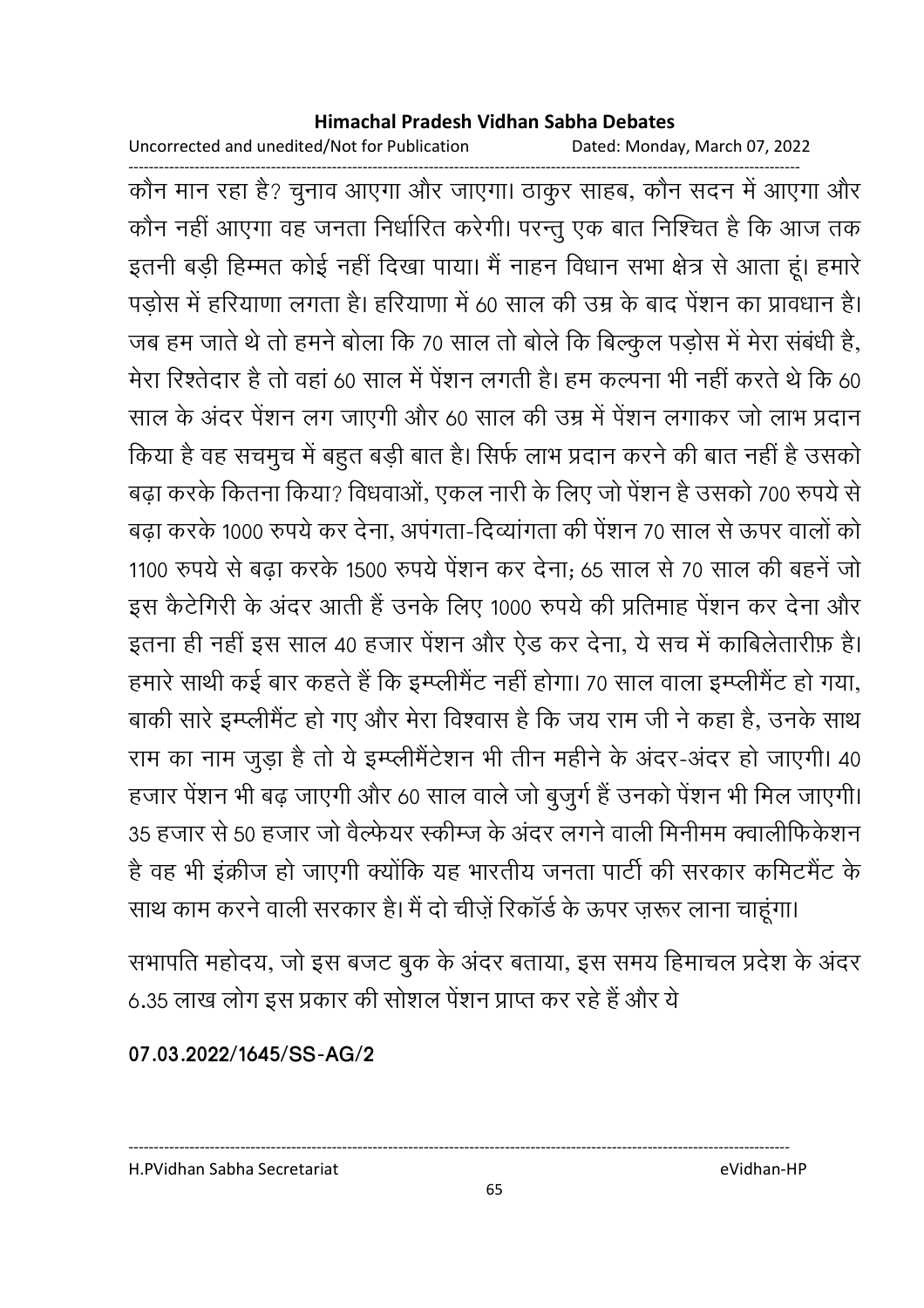कौन मान रहा है? चुनाव आएगा और जाएगा। ठाकुर साहब, कौन सदन में आएगा और कौन नहीं आएगा वह जनता निर्धारित करेगी। परन्तु एक बात निश्चित है कि आज तक इतनी बड़ी हिम्मत कोई नहीं दिखा पाया। मैं नाहन विधान सभा क्षेत्र से आता हूं। हमारे पड़ोस में हरियाणा लगता है। हरियाणा में 60 साल की उम्र के बाद पेंशन का प्रावधान है। जब हम जाते थे तो हमने बोला कि 70 साल तो बोले कि बिल्कुल पड़ोस में मेरा संबंधी है, मेरा रिश्तेदार है तो वहां 60 साल में पेंशन लगती है। हम कल्पना भी नहीं करते थे कि 60 साल के अंदर पेंशन लग जाएगी और 60 साल की उम्र में पेंशन लगाकर जो लाभ प्रदान किया है वह सचमुच में बहुत बड़ी बात है। सिर्फ लाभ प्रदान करने की बात नहीं है उसको बढ़ा करके कितना किया? विधवाओं, एकल नारी के लिए जो पेंशन है उसको 700 रुपये से बढ़ा करके 1000 रुपये कर देना, अपंगता-दिव्यांगता की पेंशन 70 साल से ऊपर वालों को 1100 रुपये से बढ़ा करके 1500 रुपये पेंशन कर देना; 65 साल से 70 साल की बहनें जो इस कैटेगिरी के अंदर आती हैं उनके लिए 1000 रुपये की प्रतिमाह पेंशन कर देना और इतना ही नहीं इस साल 40 हजार पेंशन और ऐड कर देना, ये सच में काबिलेतारीफ़ है। हमारे साथी कई बार कहते हैं कि इम्प्लीमैंट नहीं होगा। 70 साल वाला इम्प्लीमैंट हो गया, बाकी सारे इम्प्लीमैंट हो गए और मेरा विश्वास है कि जय राम जी ने कहा है, उनके साथ राम का नाम जुड़ा है तो ये इम्प्लीमैंटेशन भी तीन महीने के अंदर-अंदर हो जाएगी। 40 हजार पेंशन भी बढ़ जाएगी और 60 साल वाले जो बुजुर्ग हैं उनको पेंशन भी मिल जाएगी। 35 हजार से 50 हजार जो वैल्फेयर स्कीम्ज के अंदर लगने वाली मिनीमम क्वालीफिकेशन है वह भी इंक्रीज हो जाएगी क्योंकि यह भारतीय जनता पार्टी की सरकार कमिटमैंट के साथ काम करने वाली सरकार है। मैं दो चीज़ें रिकॉर्ड के ऊपर ज़रूर लाना चाहूंगा।

सभापति महोदय, जो इस बजट बुक के अंदर बताया, इस समय हिमाचल प्रदेश के अंदर 6.35 लाख लोग इस प्रकार की सोशल पेंशन प्राप्त कर रहे हैं और ये

**07.03.2022/1645/SS-AG/2**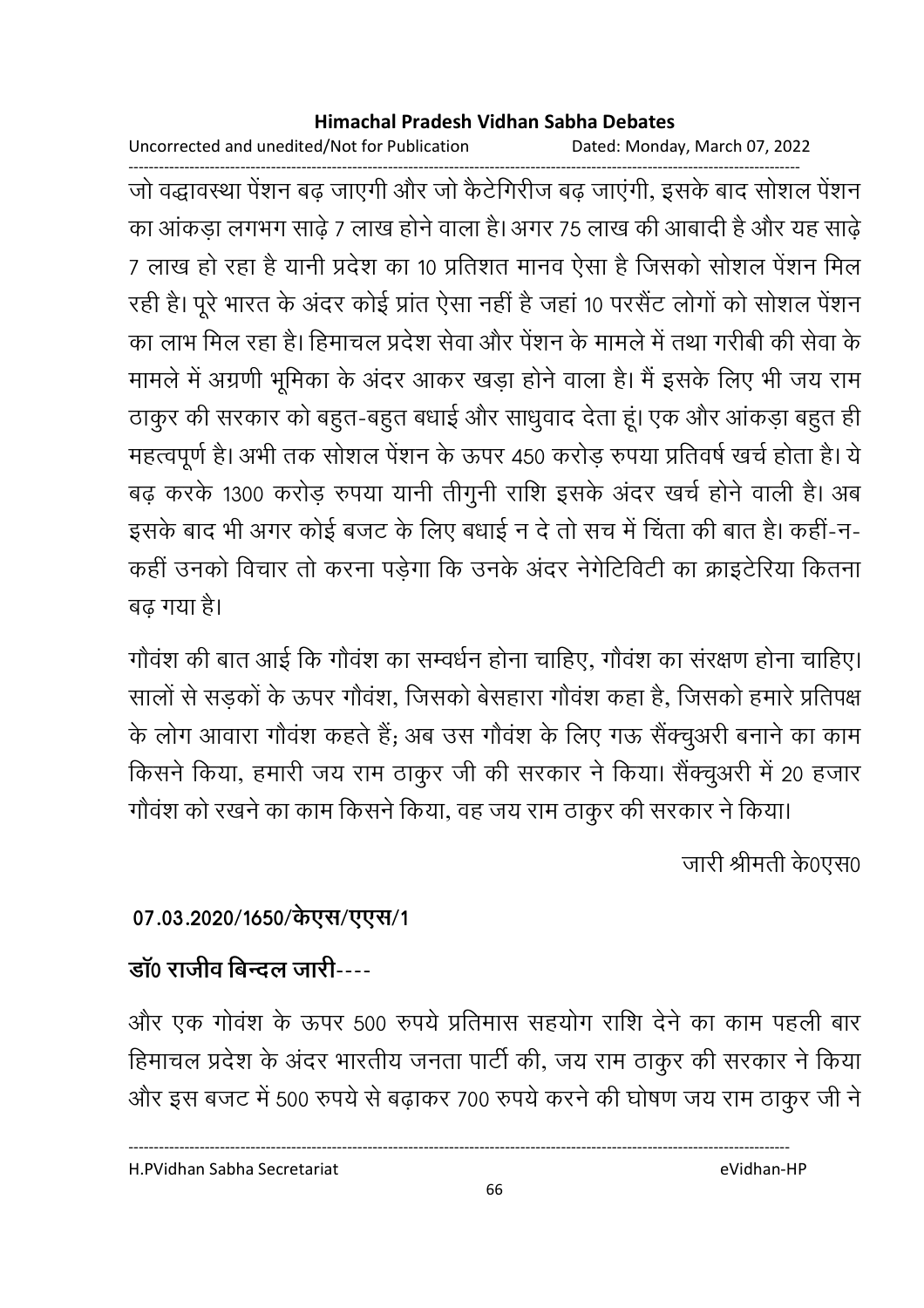जो वद्धावस्था पेंशन बढ़ जाएगी और जो कैटेगिरीज बढ़ जाएंगी, इसके बाद सोशल पेंशन का आंकड़ा लगभग साढ़े 7 लाख होने वाला है। अगर 75 लाख की आबादी है और यह साढ़े 7 लाख हो रहा है यानी प्रदेश का 10 प्रतिशत मानव ऐसा है जिसको सोशल पेंशन मिल रही है। पूरे भारत के अंदर कोई प्रांत ऐसा नहीं है जहां 10 परसैंट लोगों को सोशल पेंशन का लाभ मिल रहा है। हिमाचल प्रदेश सेवा और पेंशन के मामले में तथा गरीबी की सेवा के मामले में अग्रणी भूमिका के अंदर आकर खड़ा होने वाला है। मैं इसके लिए भी जय राम ठाकुर की सरकार को बहुत-बहुत बधाई और साधुवाद देता हूं। एक और आंकड़ा बहुत ही महत्वपूर्ण है। अभी तक सोशल पेंशन के ऊपर 450 करोड़ रुपया प्रतिवर्ष खर्च होता है। ये बढ़ करके 1300 करोड़ रुपया यानी तीगुनी राशि इसके अंदर खर्च होने वाली है। अब इसके बाद भी अगर कोई बजट के लिए बधाई न दे तो सच में चिंता की बात है। कहीं-न-कहीं उनको विचार तो करना पड़ेगा कि उनके अंदर नेगेटिविटी का क्राइटेरिया कितना बढ़ गया है।

गौवंश की बात आई कि गौवंश का सम्वर्धन होना चाहिए, गौवंश का संरक्षण होना चाहिए। सालों से सड़कों के ऊपर गौवंश, जिसको बेसहारा गौवंश कहा है, जिसको हमारे प्रतिपक्ष के लोग आवारा गौवंश कहते हैं; अब उस गौवंश के लिए गऊ सैंक्चुअरी बनाने का काम किसने किया, हमारी जय राम ठाकुर जी की सरकार ने किया। सैंक्चुअरी में 20 हजार गौवंश को रखने का काम किसने किया, वह जय राम ठाकुर की सरकार ने किया।

जारी श्रीमती के0एस0

**07.03.2020/1650/केएस/एएस/1**

**डॉ0 राजीव बिन्दल जारी----**

और एक गोवंश के ऊपर 500 रुपये प्रतिमास सहयोग राशि देने का काम पहली बार हिमाचल प्रदेश के अंदर भारतीय जनता पार्टी की, जय राम ठाकुर की सरकार ने किया और इस बजट में 500 रुपये से बढ़ाकर 700 रुपये करने की घोषणा जय राम ठाकुर जी ने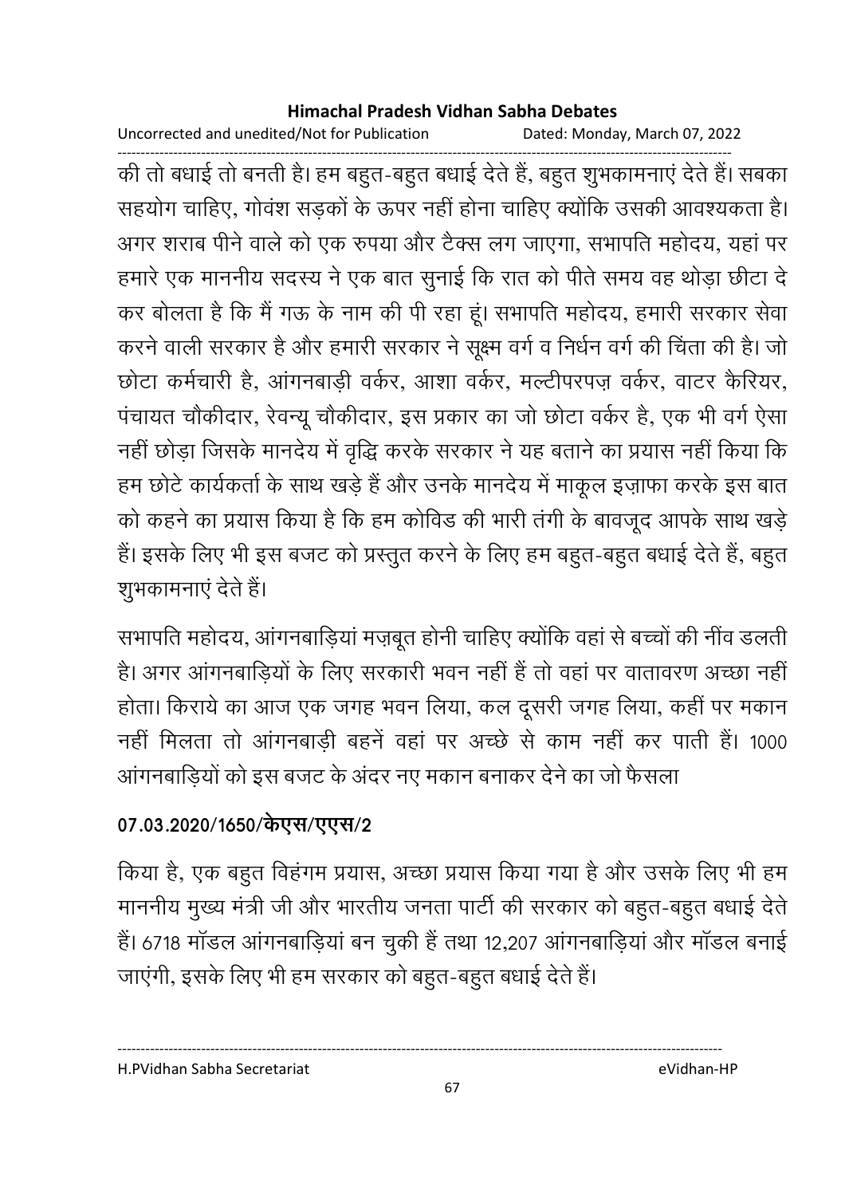की तो बधाई तो बनती है। हम बहुत-बहुत बधाई देते हैं, बहुत शुभकामनाएं देते हैं। सबका सहयोग चाहिए, गोवंश सड़कों के ऊपर नहीं होना चाहिए क्योंकि उसकी आवश्यकता है। अगर शराब पीने वाले को एक रुपया और टैक्स लग जाएगा, सभापति महोदय, यहां पर हमारे एक माननीय सदस्य ने एक बात सुनाई कि रात को पीते समय वह थोड़ा छीटा दे कर बोलता है कि मैं गऊ के नाम की पी रहा हूं। सभापति महोदय, हमारी सरकार सेवा करने वाली सरकार है और हमारी सरकार ने सूक्ष्म वर्ग व निर्धन वर्ग की चिंता की है। जो छोटा कर्मचारी है, आंगनबाड़ी वर्कर, आशा वर्कर, मल्टीपरपज़ वर्कर, वाटर कैरियर, पंचायत चौकीदार, रेवन्यू चौकीदार, इस प्रकार का जो छोटा वर्कर है, एक भी वर्ग ऐसा नहीं छोड़ा जिसके मानदेय में वृद्धि करके सरकार ने यह बताने का प्रयास नहीं किया कि हम छोटे कार्यकर्ता के साथ खड़े हैं और उनके मानदेय में माकूल इज़ाफा करके इस बात को कहने का प्रयास किया है कि हम कोविड की भारी तंगी के बावजूद आपके साथ खड़े हैं। इसके लिए भी इस बजट को प्रस्तुत करने के लिए हम बहुत-बहुत बधाई देते हैं, बहुत शुभकामनाएं देते हैं।

सभापति महोदय, आंगनबाड़ियां मज़बूत होनी चाहिए क्योंकि वहां से बच्चों की नींव डलती है। अगर आंगनबाड़ियों के लिए सरकारी भवन नहीं हैं तो वहां पर वातावरण अच्छा नहीं होता। किराये का आज एक जगह भवन लिया, कल दूसरी जगह लिया, कहीं पर मकान नहीं मिलता तो आंगनबाड़ी बहनें वहां पर अच्छे से काम नहीं कर पाती हैं। 1000 आंगनबाड़ियों को इस बजट के अंदर नए मकान बनाकर देने का जो फैसला

**07.03.2020/1650/केएस/एएस/2**

किया है, एक बहुत विहंगम प्रयास, अच्छा प्रयास किया गया है और उसके लिए भी हम माननीय मुख्य मंत्री जी और भारतीय जनता पार्टी की सरकार को बहुत-बहुत बधाई देते हैं। 6718 मॉडल आंगनबाड़ियां बन चुकी हैं तथा 12,207 आंगनबाड़ियां और मॉडल बनाई जाएंगी, इसके लिए भी हम सरकार को बहुत-बहुत बधाई देते हैं।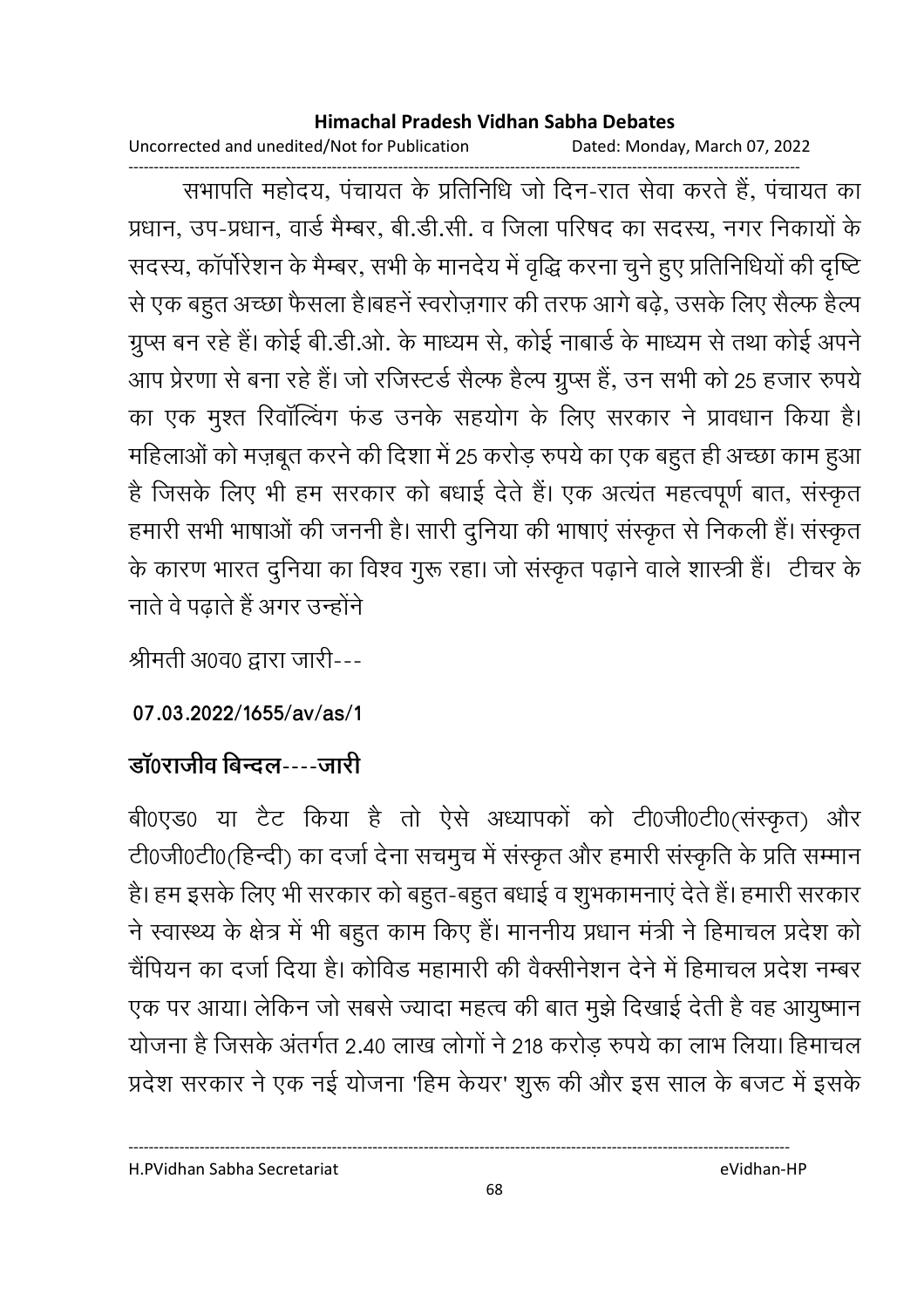सभापति महोदय, पंचायत के प्रतिनिधि जो दिन-रात सेवा करते हैं, पंचायत का प्रधान, उप-प्रधान, वार्ड मैम्बर, बी.डी.सी. व जिला परिषद का सदस्य, नगर निकायों के सदस्य, कॉर्पोरेशन के मैम्बर, सभी के मानदेय में वृद्धि करना चुने हुए प्रतिनिधियों की दृष्टि से एक बहुत अच्छा फैसला है।बहनें स्वरोज़गार की तरफ आगे बढ़े, उसके लिए सैल्फ हैल्प ग्रुप्स बन रहे हैं। कोई बी.डी.ओ. के माध्यम से, कोई नाबार्ड के माध्यम से तथा कोई अपने आप प्रेरणा से बना रहे हैं। जो रजिस्टर्ड सैल्फ हैल्प ग्रुप्स हैं, उन सभी को 25 हजार रुपये का एक मुश्त रिवॉल्विंग फंड उनके सहयोग के लिए सरकार ने प्रावधान किया है। महिलाओं को मज़बूत करने की दिशा में 25 करोड़ रुपये का एक बहुत ही अच्छा काम हुआ है जिसके लिए भी हम सरकार को बधाई देते हैं। एक अत्यंत महत्वपूर्ण बात, संस्कृत हमारी सभी भाषाओं की जननी है। सारी दुनिया की भाषाएं संस्कृत से निकली हैं। संस्कृत के कारण भारत दुनिया का विश्व गुरू रहा। जो संस्कृत पढ़ाने वाले शास्त्री हैं। टीचर के नाते वे पढ़ाते हैं अगर उन्होंने

श्रीमती अ0व0 द्वारा जारी---

**07.03.2022/1655/av/as/1**

**डॉ0राजीव बिन्दल----जारी**

बी0एड0 या टैट किया है तो ऐसे अध्यापकों को टी0जी0टी0(संस्कृत) और टी0जी0टी0(हिन्दी) का दर्जा देना सचमुच में संस्कृत और हमारी संस्कृति के प्रति सम्मान है। हम इसके लिए भी सरकार को बहुत-बहुत बधाई व शुभकामनाएं देते हैं। हमारी सरकार ने स्वास्थ्य के क्षेत्र में भी बहुत काम किए हैं। माननीय प्रधान मंत्री ने हिमाचल प्रदेश को चैंपियन का दर्जा दिया है। कोविड महामारी की वैक्सीनेशन देने में हिमाचल प्रदेश नम्बर एक पर आया। लेकिन जो सबसे ज्यादा महत्व की बात मुझे दिखाई देती है वह आयुष्मान योजना है जिसके अंतर्गत 2.40 लाख लोगों ने 218 करोड़ रुपये का लाभ लिया। हिमाचल प्रदेश सरकार ने एक नई योजना 'हिम केयर' शुरू की और इस साल के बजट में इसके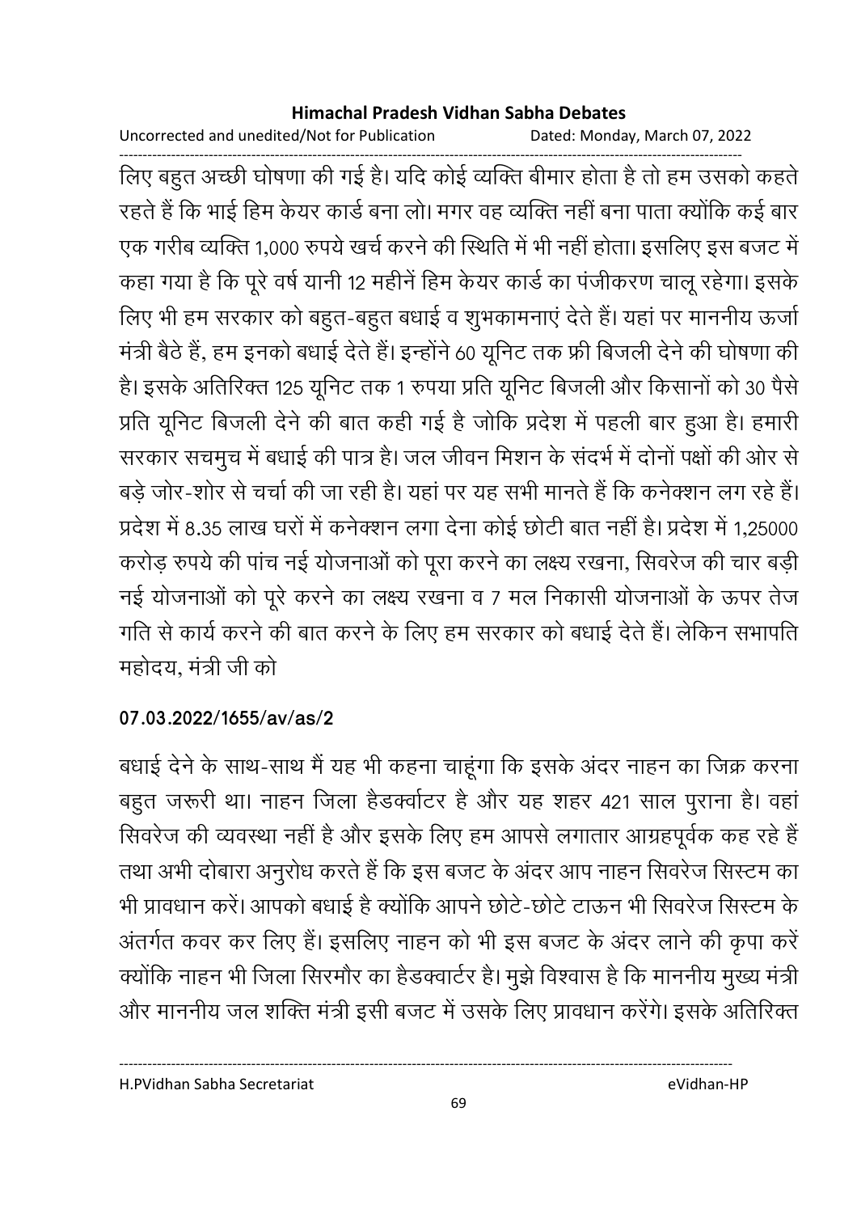लिए बहुत अच्छी घोषणा की गई है। यदि कोई व्यक्ति बीमार होता है तो हम उसको कहते रहते हैं कि भाई हिम केयर कार्ड बना लो। मगर वह व्यक्ति नहीं बना पाता क्योंकि कई बार एक गरीब व्यक्ति 1,000 रुपये खर्च करने की स्थिति में भी नहीं होता। इसलिए इस बजट में कहा गया है कि पूरे वर्ष यानी 12 महीनें हिम केयर कार्ड का पंजीकरण चालू रहेगा। इसके लिए भी हम सरकार को बहुत-बहुत बधाई व शुभकामनाएं देते हैं। यहां पर माननीय ऊर्जा मंत्री बैठे हैं, हम इनको बधाई देते हैं। इन्होंने 60 यूनिट तक फ्री बिजली देने की घोषणा की है। इसके अतिरिक्त 125 यूनिट तक 1 रुपया प्रति यूनिट बिजली और किसानों को 30 पैसे प्रति यूनिट बिजली देने की बात कही गई है जोकि प्रदेश में पहली बार हुआ है। हमारी सरकार सचमुच में बधाई की पात्र है। जल जीवन मिशन के संदर्भ में दोनों पक्षों की ओर से बड़े जोर-शोर से चर्चा की जा रही है। यहां पर यह सभी मानते हैं कि कनेक्शन लग रहे हैं। प्रदेश में 8.35 लाख घरों में कनेक्शन लगा देना कोई छोटी बात नहीं है। प्रदेश में 1,25000 करोड़ रुपये की पांच नई योजनाओं को पूरा करने का लक्ष्य रखना, सिवरेज की चार बड़ी नई योजनाओं को पूरे करने का लक्ष्य रखना व 7 मल निकासी योजनाओं के ऊपर तेज गति से कार्य करने की बात करने के लिए हम सरकार को बधाई देते हैं। लेकिन सभापति महोदय, मंत्री जी को

**07.03.2022/1655/av/as/2**

बधाई देने के साथ-साथ मैं यह भी कहना चाहूंगा कि इसके अंदर नाहन का जिक्र करना बहुत जरूरी था। नाहन जिला हैडर्क्वाटर है और यह शहर 421 साल पुराना है। वहां सिवरेज की व्यवस्था नहीं है और इसके लिए हम आपसे लगातार आग्रहपूर्वक कह रहे हैं तथा अभी दोबारा अनुरोध करते हैं कि इस बजट के अंदर आप नाहन सिवरेज सिस्टम का भी प्रावधान करें। आपको बधाई है क्योंकि आपने छोटे-छोटे टाऊन भी सिवरेज सिस्टम के अंतर्गत कवर कर लिए हैं। इसलिए नाहन को भी इस बजट के अंदर लाने की कृपा करें क्योंकि नाहन भी जिला सिरमौर का हैडक्वार्टर है। मुझे विश्वास है कि माननीय मुख्य मंत्री और माननीय जल शक्ति मंत्री इसी बजट में उसके लिए प्रावधान करेंगे। इसके अतिरिक्त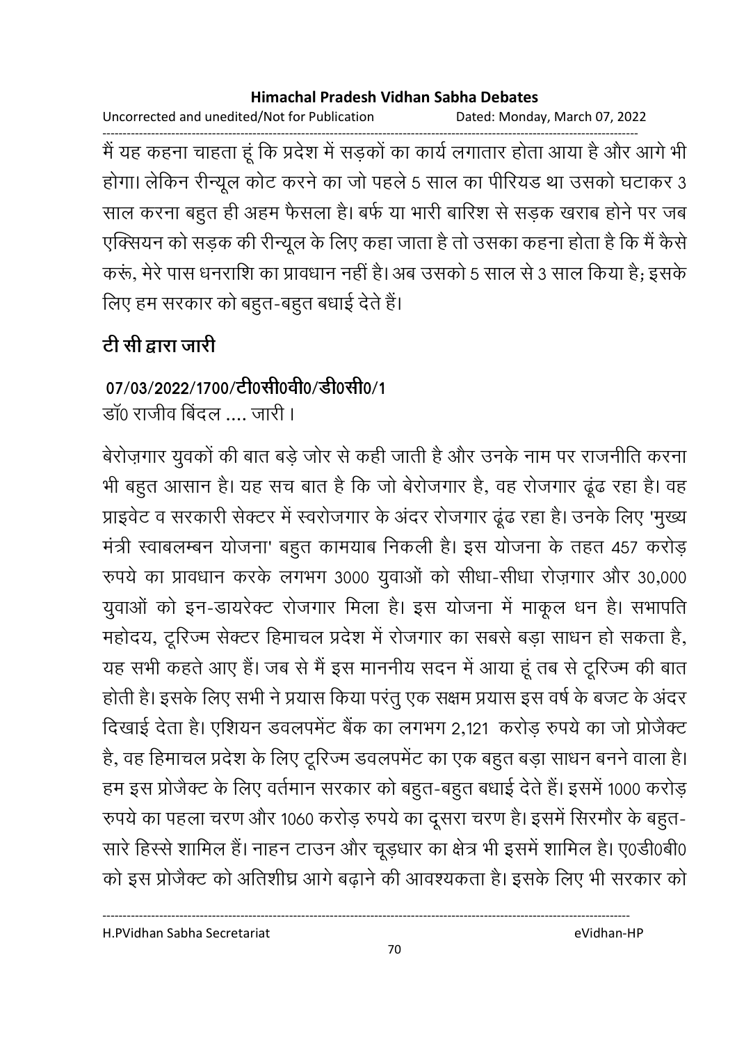मैं यह कहना चाहता हूं कि प्रदेश में सड़कों का कार्य लगातार होता आया है और आगे भी होगा। लेकिन रीन्यूल कोट करने का जो पहले 5 साल का पीरियड था उसको घटाकर 3 साल करना बहुत ही अहम फैसला है। बर्फ या भारी बारिश से सड़क खराब होने पर जब एक्सियन को सड़क की रीन्यूल के लिए कहा जाता है तो उसका कहना होता है कि मैं कैसे करूं, मेरे पास धनराशि का प्रावधान नहीं है। अब उसको 5 साल से 3 साल किया है; इसके लिए हम सरकार को बहुत-बहुत बधाई देते हैं।

**टी सी द्वारा जारी**

**07/03/2022/1700/टी0सी0वी0/डी0सी0/1**

डॉ0 राजीव बिंदल .... जारी।

बेरोज़गार युवकों की बात बड़े जोर से कही जाती है और उनके नाम पर राजनीति करना भी बहुत आसान है। यह सच बात है कि जो बेरोजगार है, वह रोजगार ढूंढ रहा है। वह प्राइवेट व सरकारी सेक्टर में स्वरोजगार के अंदर रोजगार ढूंढ रहा है। उनके लिए 'मुख्य मंत्री स्वाबलम्बन योजना' बहुत कामयाब निकली है। इस योजना के तहत 457 करोड़ रुपये का प्रावधान करके लगभग 3000 युवाओं को सीधा-सीधा रोज़गार और 30,000 युवाओं को इन-डायरेक्ट रोजगार मिला है। इस योजना में माकूल धन है। सभापति महोदय, टूरिज्म सेक्टर हिमाचल प्रदेश में रोजगार का सबसे बड़ा साधन हो सकता है, यह सभी कहते आए हैं। जब से मैं इस माननीय सदन में आया हूं तब से टूरिज्म की बात होती है। इसके लिए सभी ने प्रयास किया परंतु एक सक्षम प्रयास इस वर्ष के बजट के अंदर दिखाई देता है। एशियन डवलपमेंट बैंक का लगभग 2,121 करोड़ रुपये का जो प्रोजैक्ट है, वह हिमाचल प्रदेश के लिए टूरिज्म डवलपमेंट का एक बहुत बड़ा साधन बनने वाला है। हम इस प्रोजैक्ट के लिए वर्तमान सरकार को बहुत-बहुत बधाई देते हैं। इसमें 1000 करोड़ रुपये का पहला चरण और 1060 करोड़ रुपये का दूसरा चरण है। इसमें सिरमौर के बहुत-सारे हिस्से शामिल हैं। नाहन टाउन और चूड़धार का क्षेत्र भी इसमें शामिल है। ए0डी0बी0 को इस प्रोजैक्ट को अतिशीघ्र आगे बढ़ाने की आवश्यकता है। इसके लिए भी सरकार को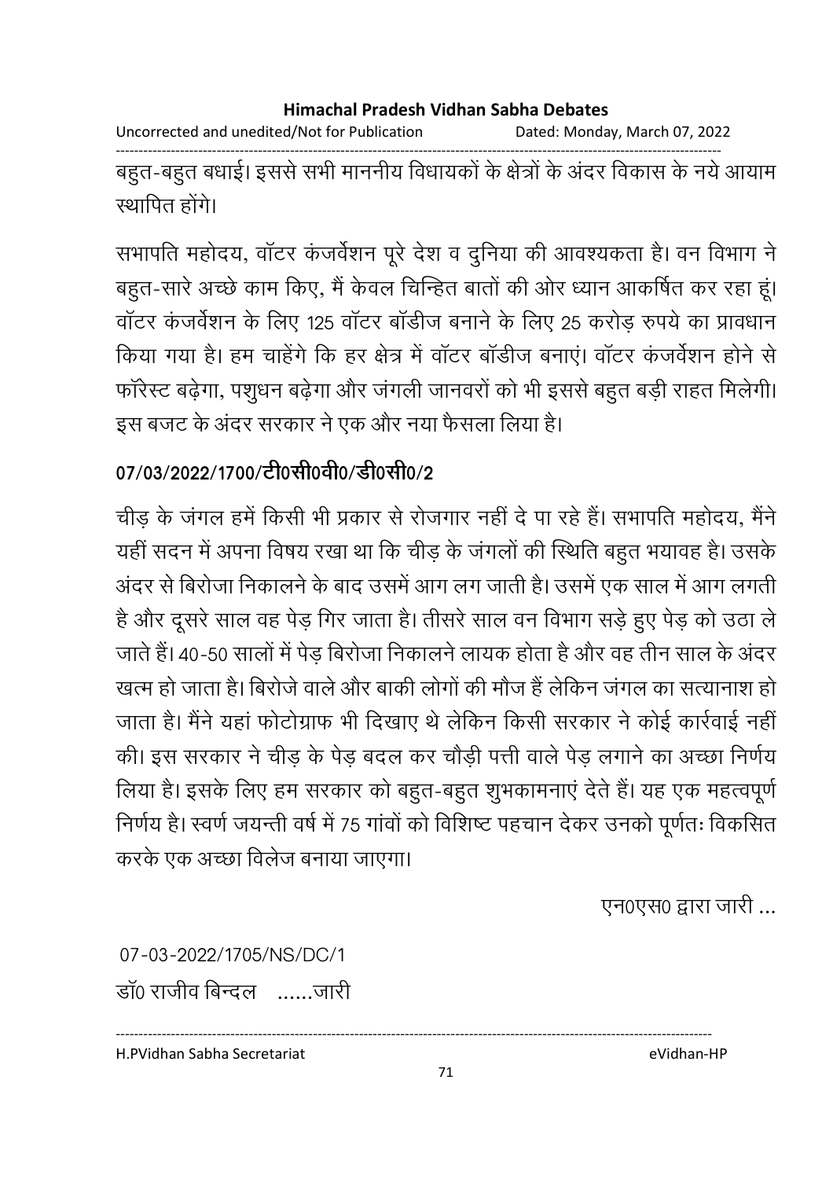बहुत-बहुत बधाई। इससे सभी माननीय विधायकों के क्षेत्रों के अंदर विकास के नये आयाम स्थापित होंगे।

सभापति महोदय, वॉटर कंजर्वेशन पूरे देश व दुनिया की आवश्यकता है। वन विभाग ने बहुत-सारे अच्छे काम किए, मैं केवल चिन्हित बातों की ओर ध्यान आकर्षित कर रहा हूं। वॉटर कंजर्वेशन के लिए 125 वॉटर बॉडीज बनाने के लिए 25 करोड़ रुपये का प्रावधान किया गया है। हम चाहेंगे कि हर क्षेत्र में वॉटर बॉडीज बनाएं। वॉटर कंजर्वेशन होने से फॉरेस्ट बढ़ेगा, पशुधन बढ़ेगा और जंगली जानवरों को भी इससे बहुत बड़ी राहत मिलेगी। इस बजट के अंदर सरकार ने एक और नया फैसला लिया है।

**07/03/2022/1700/टी0सी0वी0/डी0सी0/2**

चीड़ के जंगल हमें किसी भी प्रकार से रोजगार नहीं दे पा रहे हैं। सभापति महोदय, मैंने यहीं सदन में अपना विषय रखा था कि चीड़ के जंगलों की स्थिति बहुत भयावह है। उसके अंदर से बिरोजा निकालने के बाद उसमें आग लग जाती है। उसमें एक साल में आग लगती है और दूसरे साल वह पेड़ गिर जाता है। तीसरे साल वन विभाग सड़े हुए पेड़ को उठा ले जाते हैं। 40-50 सालों में पेड़ बिरोजा निकालने लायक होता है और वह तीन साल के अंदर खत्म हो जाता है। बिरोजे वाले और बाकी लोगों की मौज हैं लेकिन जंगल का सत्यानाश हो जाता है। मैंने यहां फोटोग्राफ भी दिखाए थे लेकिन किसी सरकार ने कोई कार्रवाई नहीं की। इस सरकार ने चीड़ के पेड़ बदल कर चौड़ी पत्ती वाले पेड़ लगाने का अच्छा निर्णय लिया है। इसके लिए हम सरकार को बहुत-बहुत शुभकामनाएं देते हैं। यह एक महत्वपूर्ण निर्णय है। स्वर्ण जयन्ती वर्ष में 75 गांवों को विशिष्ट पहचान देकर उनको पूर्णतः विकसित करके एक अच्छा विलेज बनाया जाएगा।

एन0एस0 द्वारा जारी ...

07-03-2022/1705/NS/DC/1

डॉ0 राजीव बिन्दल ......जारी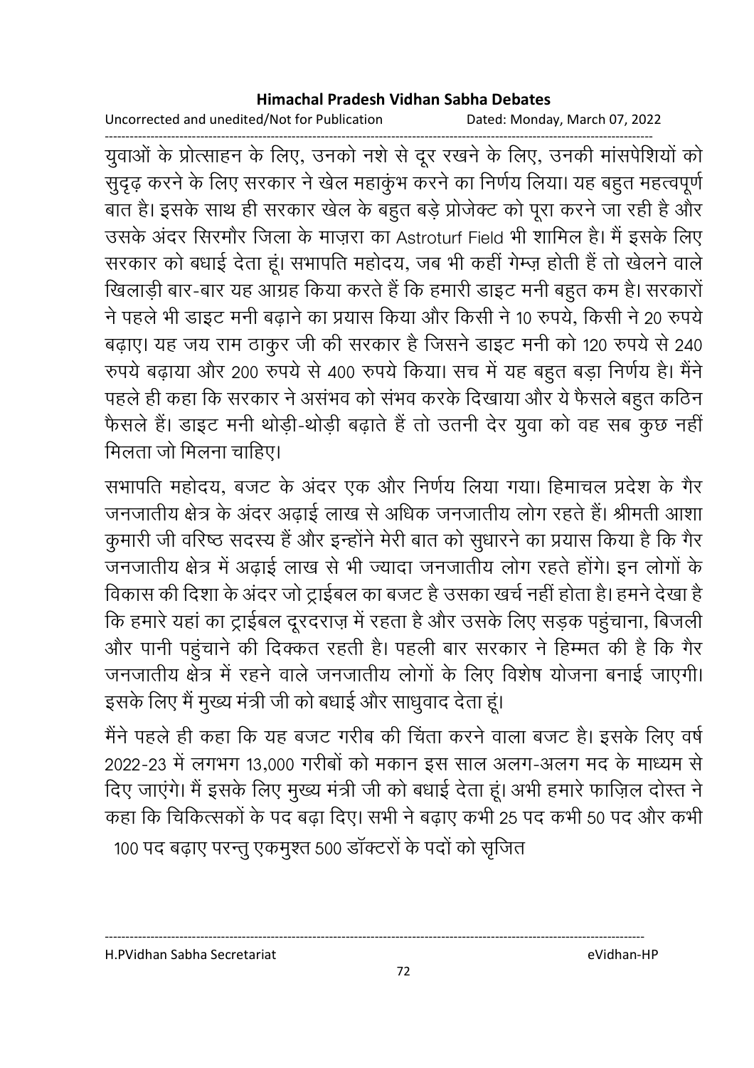युवाओं के प्रोत्साहन के लिए, उनको नशे से दूर रखने के लिए, उनकी मांसपेशियों को सुदृढ़ करने के लिए सरकार ने खेल महाकुंभ करने का निर्णय लिया। यह बहुत महत्वपूर्ण बात है। इसके साथ ही सरकार खेल के बहुत बड़े प्रोजेक्ट को पूरा करने जा रही है और उसके अंदर सिरमौर जिला के माज़रा का Astroturf Field भी शामिल है। मैं इसके लिए सरकार को बधाई देता हूं। सभापति महोदय, जब भी कहीं गेम्ज़ होती हैं तो खेलने वाले खिलाड़ी बार-बार यह आग्रह किया करते हैं कि हमारी डाइट मनी बहुत कम है। सरकारों ने पहले भी डाइट मनी बढ़ाने का प्रयास किया और किसी ने 10 रुपये, किसी ने 20 रुपये बढ़ाए। यह जय राम ठाकुर जी की सरकार है जिसने डाइट मनी को 120 रुपये से 240 रुपये बढ़ाया और 200 रुपये से 400 रुपये किया। सच में यह बहुत बड़ा निर्णय है। मैंने पहले ही कहा कि सरकार ने असंभव को संभव करके दिखाया और ये फैसले बहुत कठिन फैसले हैं। डाइट मनी थोड़ी-थोड़ी बढ़ाते हैं तो उतनी देर युवा को वह सब कुछ नहीं मिलता जो मिलना चाहिए।

सभापति महोदय, बजट के अंदर एक और निर्णय लिया गया। हिमाचल प्रदेश के गैर जनजातीय क्षेत्र के अंदर अढ़ाई लाख से अधिक जनजातीय लोग रहते हैं। श्रीमती आशा कुमारी जी वरिष्ठ सदस्य हैं और इन्होंने मेरी बात को सुधारने का प्रयास किया है कि गैर जनजातीय क्षेत्र में अढ़ाई लाख से भी ज्यादा जनजातीय लोग रहते होंगे। इन लोगों के विकास की दिशा के अंदर जो ट्राईबल का बजट है उसका खर्च नहीं होता है। हमने देखा है कि हमारे यहां का ट्राईबल दूरदराज़ में रहता है और उसके लिए सड़क पहुंचाना, बिजली और पानी पहुंचाने की दिक्कत रहती है। पहली बार सरकार ने हिम्मत की है कि गैर जनजातीय क्षेत्र में रहने वाले जनजातीय लोगों के लिए विशेष योजना बनाई जाएगी। इसके लिए मैं मुख्य मंत्री जी को बधाई और साधुवाद देता हूं।

मैंने पहले ही कहा कि यह बजट गरीब की चिंता करने वाला बजट है। इसके लिए वर्ष 2022-23 में लगभग 13,000 गरीबों को मकान इस साल अलग-अलग मद के माध्यम से दिए जाएंगे। मैं इसके लिए मुख्य मंत्री जी को बधाई देता हूं। अभी हमारे फाज़िल दोस्त ने कहा कि चिकित्सकों के पद बढ़ा दिए। सभी ने बढ़ाए कभी 25 पद कभी 50 पद और कभी 100 पद बढ़ाए परन्तु एकमुश्त 500 डॉक्टरों के पदों को सृजित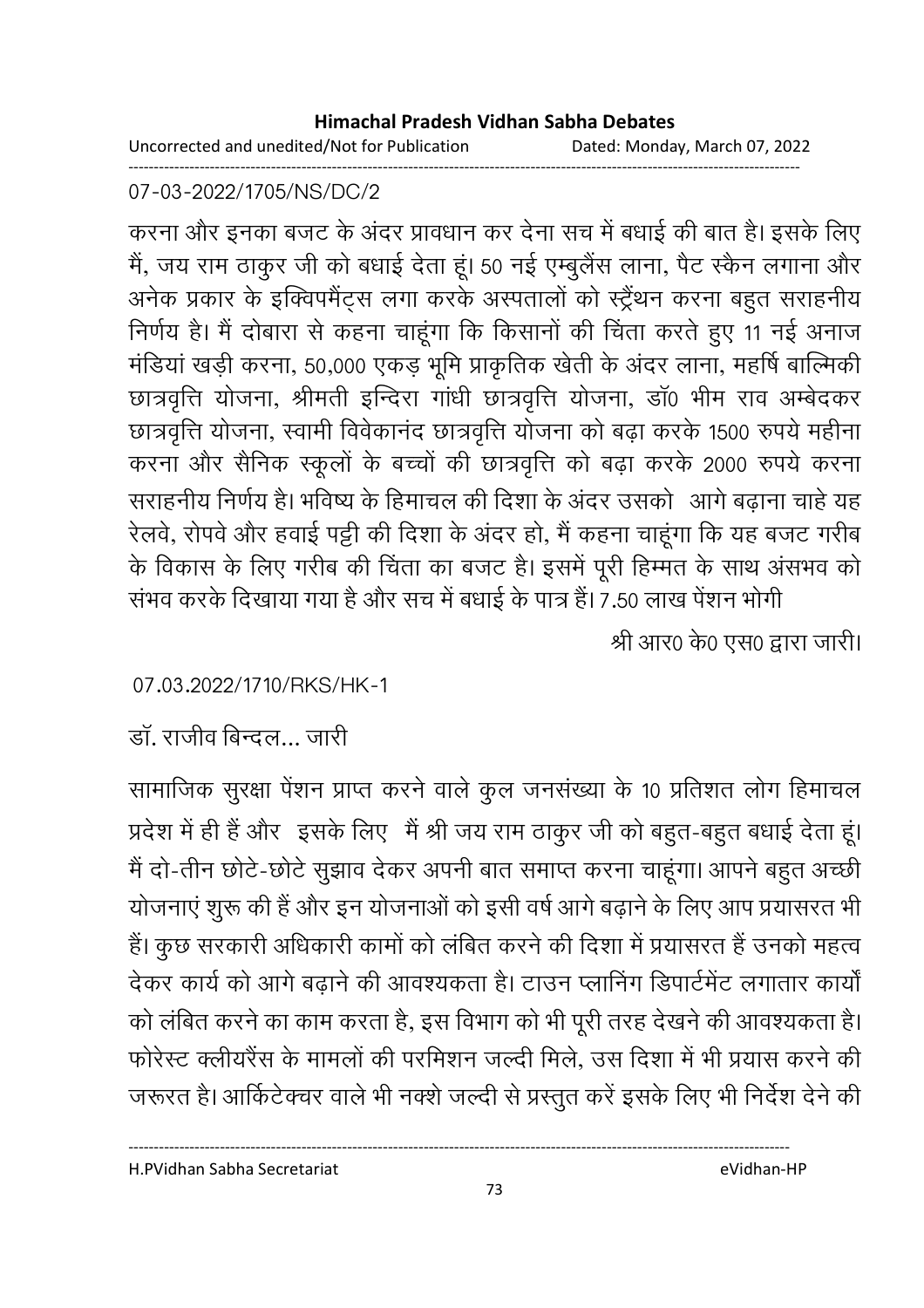07-03-2022/1705/NS/DC/2

करना और इनका बजट के अंदर प्रावधान कर देना सच में बधाई की बात है। इसके लिए मैं, जय राम ठाकुर जी को बधाई देता हूं। 50 नई एम्बुलेंस लाना, पैट स्कैन लगाना और अनेक प्रकार के इक्विपमैंट्स लगा करके अस्पतालों को स्ट्रैंथन करना बहुत सराहनीय निर्णय है। मैं दोबारा से कहना चाहूंगा कि किसानों की चिंता करते हुए 11 नई अनाज मंडियां खड़ी करना, 50,000 एकड़ भूमि प्राकृतिक खेती के अंदर लाना, महर्षि बाल्मिकी छात्रवृत्ति योजना, श्रीमती इन्दिरा गांधी छात्रवृत्ति योजना, डॉ० भीम राव अम्बेदकर छात्रवृत्ति योजना, स्वामी विवेकानंद छात्रवृत्ति योजना को बढ़ा करके 1500 रुपये महीना करना और सैनिक स्कूलों के बच्चों की छात्रवृत्ति को बढ़ा करके 2000 रुपये करना सराहनीय निर्णय है। भविष्य के हिमाचल की दिशा के अंदर उसको आगे बढ़ाना चाहे यह रेलवे, रोपवे और हवाई पट्टी की दिशा के अंदर हो, मैं कहना चाहूंगा कि यह बजट गरीब के विकास के लिए गरीब की चिंता का बजट है। इसमें पूरी हिम्मत के साथ अंसभव को संभव करके दिखाया गया है और सच में बधाई के पात्र हैं। 7.50 लाख पेंशन भोगी

श्री आर0 के0 एस0 द्वारा जारी।

07.03.2022/1710/RKS/HK-1

डॉ. राजीव बिन्दल... जारी

सामाजिक सुरक्षा पेंशन प्राप्त करने वाले कुल जनसंख्या के 10 प्रतिशत लोग हिमाचल प्रदेश में ही हैं और इसके लिए मैं श्री जय राम ठाकुर जी को बहुत-बहुत बधाई देता हूं। मैं दो-तीन छोटे-छोटे सुझाव देकर अपनी बात समाप्त करना चाहूंगा। आपने बहुत अच्छी योजनाएं शुरू की हैं और इन योजनाओं को इसी वर्ष आगे बढ़ाने के लिए आप प्रयासरत भी हैं। कुछ सरकारी अधिकारी कामों को लंबित करने की दिशा में प्रयासरत हैं उनको महत्व देकर कार्य को आगे बढ़ाने की आवश्यकता है। टाउन प्लानिंग डिपार्टमेंट लगातार कार्यों को लंबित करने का काम करता है, इस विभाग को भी पूरी तरह देखने की आवश्यकता है। फोरेस्ट क्लीयरैंस के मामलों की परमिशन जल्दी मिले, उस दिशा में भी प्रयास करने की जरूरत है। आर्किटेक्चर वाले भी नक्शे जल्दी से प्रस्तुत करें इसके लिए भी निर्देश देने की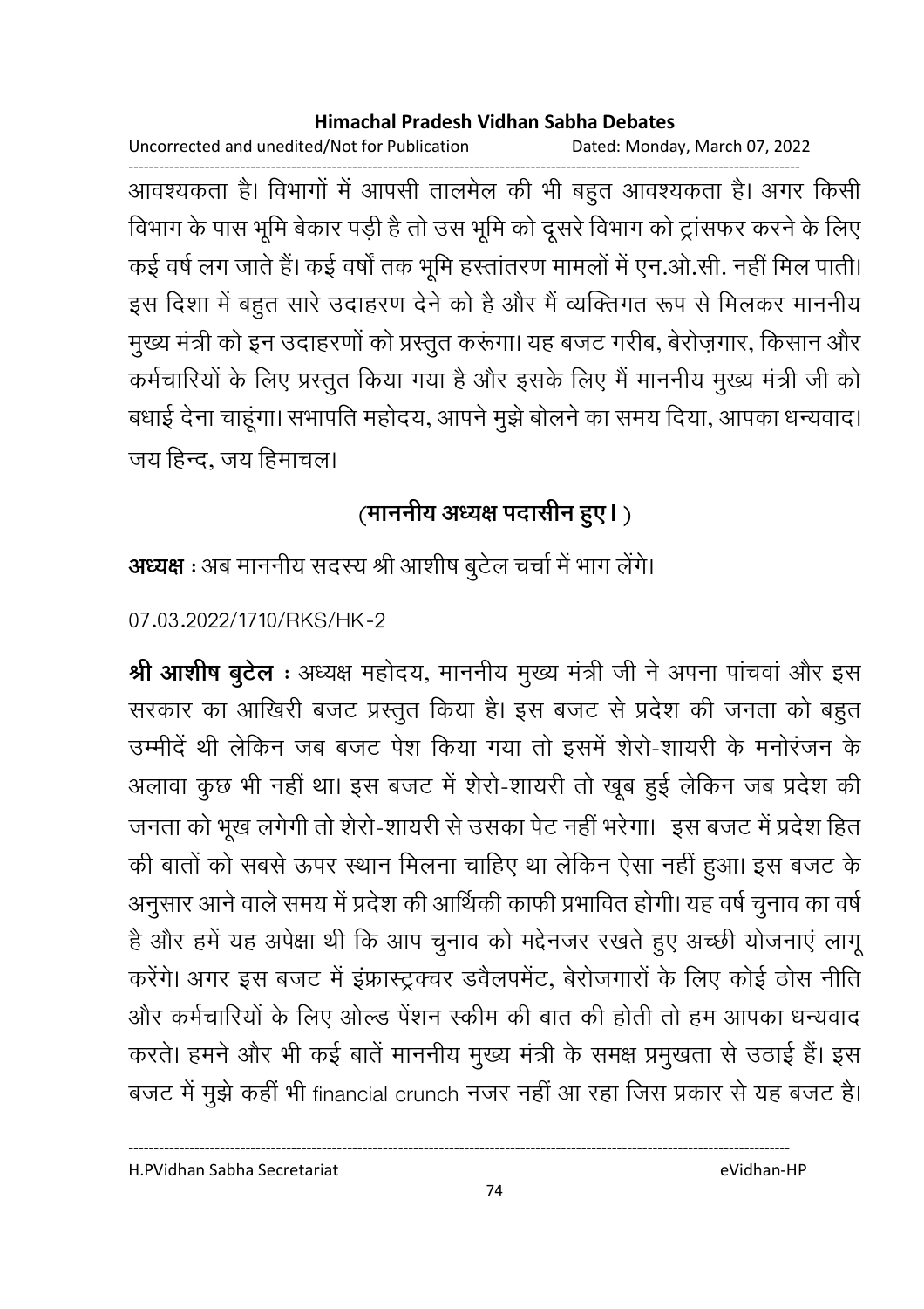आवश्यकता है। विभागों में आपसी तालमेल की भी बहुत आवश्यकता है। अगर किसी विभाग के पास भूमि बेकार पड़ी है तो उस भूमि को दूसरे विभाग को ट्रांसफर करने के लिए कई वर्ष लग जाते हैं। कई वर्षों तक भूमि हस्तांतरण मामलों में एन.ओ.सी. नहीं मिल पाती। इस दिशा में बहुत सारे उदाहरण देने को है और मैं व्यक्तिगत रूप से मिलकर माननीय मुख्य मंत्री को इन उदाहरणों को प्रस्तुत करूंगा। यह बजट गरीब, बेरोज़गार, किसान और कर्मचारियों के लिए प्रस्तुत किया गया है और इसके लिए मैं माननीय मुख्य मंत्री जी को बधाई देना चाहूंगा। सभापति महोदय, आपने मुझे बोलने का समय दिया, आपका धन्यवाद। जय हिन्द, जय हिमाचल।

**(माननीय अध्यक्ष पदासीन हुए।)**

**अध्यक्ष** : अब माननीय सदस्य श्री आशीष बुटेल चर्चा में भाग लेंगे।

07.03.2022/1710/RKS/HK-2

**श्री आशीष बुटेल** : अध्यक्ष महोदय, माननीय मुख्य मंत्री जी ने अपना पांचवां और इस सरकार का आखिरी बजट प्रस्तुत किया है। इस बजट से प्रदेश की जनता को बहुत उम्मीदें थी लेकिन जब बजट पेश किया गया तो इसमें शेरो-शायरी के मनोरंजन के अलावा कुछ भी नहीं था। इस बजट में शेरो-शायरी तो खूब हुई लेकिन जब प्रदेश की जनता को भूख लगेगी तो शेरो-शायरी से उसका पेट नहीं भरेगा। इस बजट में प्रदेश हित की बातों को सबसे ऊपर स्थान मिलना चाहिए था लेकिन ऐसा नहीं हुआ। इस बजट के अनुसार आने वाले समय में प्रदेश की आर्थिकी काफी प्रभावित होगी। यह वर्ष चुनाव का वर्ष है और हमें यह अपेक्षा थी कि आप चुनाव को मद्देनजर रखते हुए अच्छी योजनाएं लागू करेंगे। अगर इस बजट में इंफ्रास्ट्रक्चर डवैलपमेंट, बेरोजगारों के लिए कोई ठोस नीति और कर्मचारियों के लिए ओल्ड पेंशन स्कीम की बात की होती तो हम आपका धन्यवाद करते। हमने और भी कई बातें माननीय मुख्य मंत्री के समक्ष प्रमुखता से उठाई हैं। इस बजट में मुझे कहीं भी financial crunch नजर नहीं आ रहा जिस प्रकार से यह बजट है।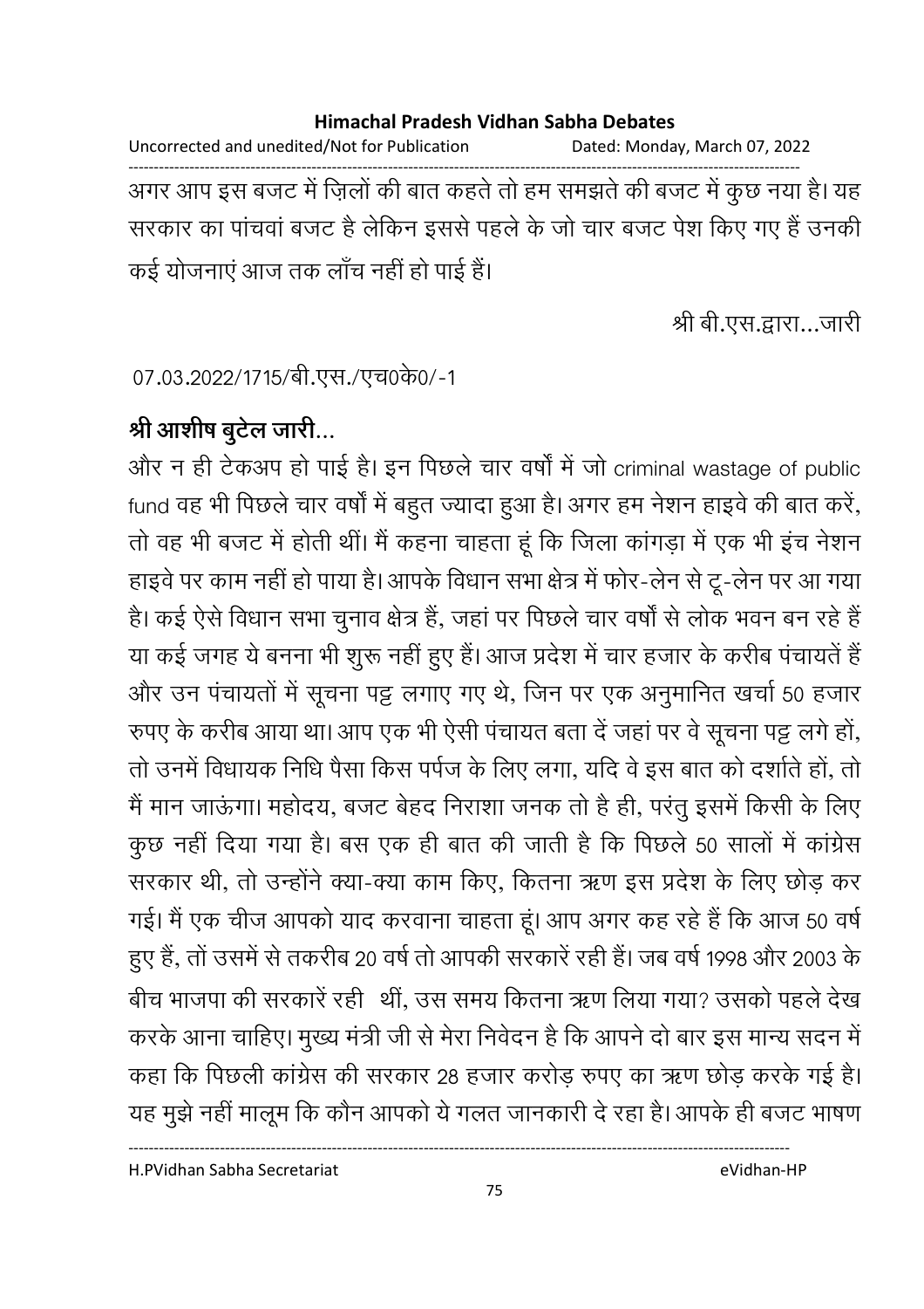अगर आप इस बजट में ज़िलों की बात कहते तो हम समझते की बजट में कुछ नया है। यह सरकार का पांचवां बजट है लेकिन इससे पहले के जो चार बजट पेश किए गए हैं उनकी कई योजनाएं आज तक लाँच नहीं हो पाई हैं।

श्री बी.एस.द्वारा...जारी

07.03.2022/1715/बी.एस./एच0के0/-1

**श्री आशीष बुटेल जारी...**

और न ही टेकअप हो पाई है। इन पिछले चार वर्षों में जो criminal wastage of public fund वह भी पिछले चार वर्षों में बहुत ज्यादा हुआ है। अगर हम नेशन हाइवे की बात करें, तो वह भी बजट में होती थीं। मैं कहना चाहता हूं कि जिला कांगड़ा में एक भी इंच नेशन हाइवे पर काम नहीं हो पाया है। आपके विधान सभा क्षेत्र में फोर-लेन से टू-लेन पर आ गया है। कई ऐसे विधान सभा चुनाव क्षेत्र हैं, जहां पर पिछले चार वर्षों से लोक भवन बन रहे हैं या कई जगह ये बनना भी शुरू नहीं हुए हैं। आज प्रदेश में चार हजार के करीब पंचायतें हैं और उन पंचायतों में सूचना पट्ट लगाए गए थे, जिन पर एक अनुमानित खर्चा 50 हजार रुपए के करीब आया था। आप एक भी ऐसी पंचायत बता दें जहां पर वे सूचना पट्ट लगे हों, तो उनमें विधायक निधि पैसा किस पर्पज के लिए लगा, यदि वे इस बात को दर्शाते हों, तो मैं मान जाऊंगा। महोदय, बजट बेहद निराशा जनक तो है ही, परंतु इसमें किसी के लिए कुछ नहीं दिया गया है। बस एक ही बात की जाती है कि पिछले 50 सालों में कांग्रेस सरकार थी, तो उन्होंने क्या-क्या काम किए, कितना ऋण इस प्रदेश के लिए छोड़ कर गई। मैं एक चीज आपको याद करवाना चाहता हूं। आप अगर कह रहे हैं कि आज 50 वर्ष हुए हैं, तों उसमें से तकरीब 20 वर्ष तो आपकी सरकारें रही हैं। जब वर्ष 1998 और 2003 के बीच भाजपा की सरकारें रही थीं, उस समय कितना ऋण लिया गया? उसको पहले देख करके आना चाहिए। मुख्य मंत्री जी से मेरा निवेदन है कि आपने दो बार इस मान्य सदन में कहा कि पिछली कांग्रेस की सरकार 28 हजार करोड़ रुपए का ऋण छोड़ करके गई है। यह मुझे नहीं मालूम कि कौन आपको ये गलत जानकारी दे रहा है। आपके ही बजट भाषण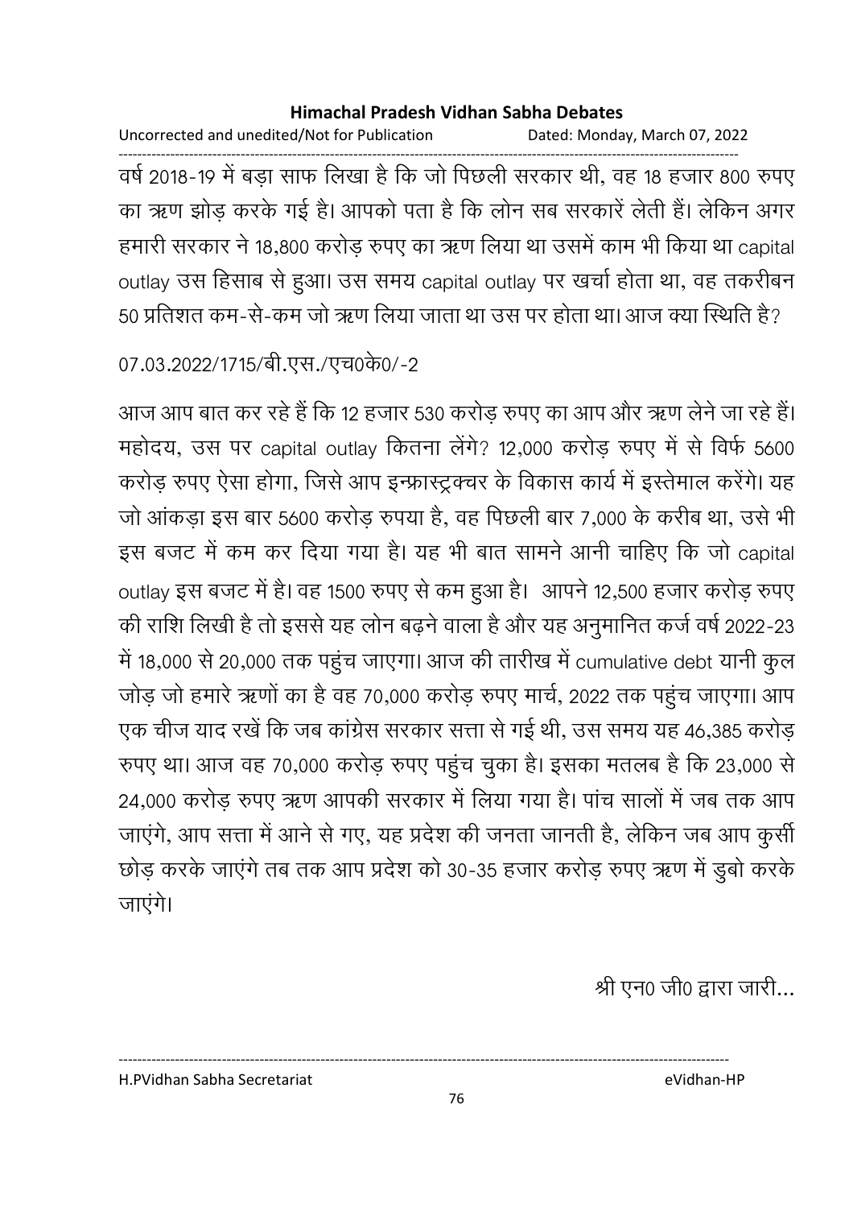वर्ष 2018-19 में बड़ा साफ लिखा है कि जो पिछली सरकार थी, वह 18 हजार 800 रुपए का ऋण झोड़ करके गई है। आपको पता है कि लोन सब सरकारें लेती हैं। लेकिन अगर हमारी सरकार ने 18,800 करोड़ रुपए का ऋण लिया था उसमें काम भी किया था capital outlay उस हिसाब से हुआ। उस समय capital outlay पर खर्चा होता था, वह तकरीबन 50 प्रतिशत कम-से-कम जो ऋण लिया जाता था उस पर होता था। आज क्या स्थिति है?

07.03.2022/1715/बी.एस./एच0के0/-2

आज आप बात कर रहे हैं कि 12 हजार 530 करोड़ रुपए का आप और ऋण लेने जा रहे हैं। महोदय, उस पर capital outlay कितना लेंगे? 12,000 करोड़ रुपए में से विर्फ 5600 करोड़ रुपए ऐसा होगा, जिसे आप इन्फ्रास्ट्रक्चर के विकास कार्य में इस्तेमाल करेंगे। यह जो आंकड़ा इस बार 5600 करोड़ रुपया है, वह पिछली बार 7,000 के करीब था, उसे भी इस बजट में कम कर दिया गया है। यह भी बात सामने आनी चाहिए कि जो capital outlay इस बजट में है। वह 1500 रुपए से कम हुआ है। आपने 12,500 हजार करोड़ रुपए की राशि लिखी है तो इससे यह लोन बढ़ने वाला है और यह अनुमानित कर्ज वर्ष 2022-23 में 18,000 से 20,000 तक पहुंच जाएगा। आज की तारीख में cumulative debt यानी कुल जोड़ जो हमारे ऋणों का है वह 70,000 करोड़ रुपए मार्च, 2022 तक पहुंच जाएगा। आप एक चीज याद रखें कि जब कांग्रेस सरकार सत्ता से गई थी, उस समय यह 46,385 करोड़ रुपए था। आज वह 70,000 करोड़ रुपए पहुंच चुका है। इसका मतलब है कि 23,000 से 24,000 करोड़ रुपए ऋण आपकी सरकार में लिया गया है। पांच सालों में जब तक आप जाएंगे, आप सत्ता में आने से गए, यह प्रदेश की जनता जानती है, लेकिन जब आप कुर्सी छोड़ करके जाएंगे तब तक आप प्रदेश को 30-35 हजार करोड़ रुपए ऋण में डुबो करके जाएंगे।

श्री एन0 जी0 द्वारा जारी...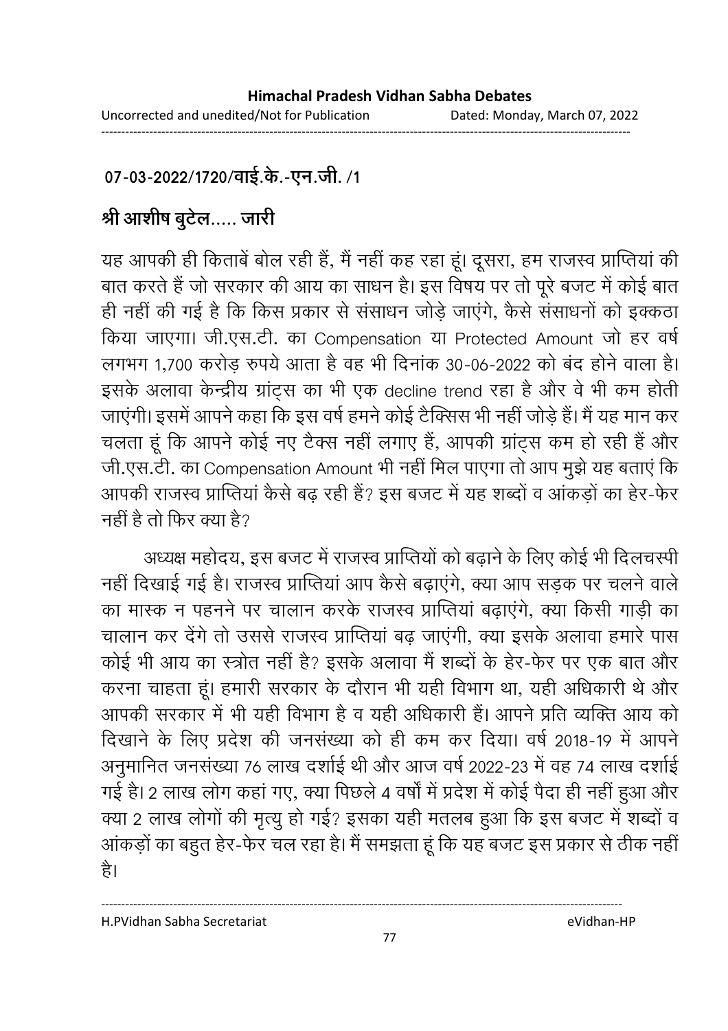**07-03-2022/1720/वाई.के.-एन.जी. /1**

**श्री आशीष बुटेल..... जारी**

यह आपकी ही किताबें बोल रही हैं, मैं नहीं कह रहा हूं। दूसरा, हम राजस्व प्राप्तियां की बात करते हैं जो सरकार की आय का साधन है। इस विषय पर तो पूरे बजट में कोई बात ही नहीं की गई है कि किस प्रकार से संसाधन जोड़े जाएंगे, कैसे संसाधनों को इक्कठा किया जाएगा। जी.एस.टी. का Compensation या Protected Amount जो हर वर्ष लगभग 1,700 करोड़ रुपये आता है वह भी दिनांक 30-06-2022 को बंद होने वाला है। इसके अलावा केन्द्रीय ग्रांट्स का भी एक decline trend रहा है और वे भी कम होती जाएंगी। इसमें आपने कहा कि इस वर्ष हमने कोई टैक्सिस भी नहीं जोड़े हैं। मैं यह मान कर चलता हूं कि आपने कोई नए टैक्स नहीं लगाए हैं, आपकी ग्रांट्स कम हो रही हैं और जी.एस.टी. का Compensation Amount भी नहीं मिल पाएगा तो आप मुझे यह बताएं कि आपकी राजस्व प्राप्तियां कैसे बढ़ रही हैं? इस बजट में यह शब्दों व आंकड़ों का हेर-फेर नहीं है तो फिर क्या है?

अध्यक्ष महोदय, इस बजट में राजस्व प्राप्तियों को बढ़ाने के लिए कोई भी दिलचस्पी नहीं दिखाई गई है। राजस्व प्राप्तियां आप कैसे बढ़ाएंगे, क्या आप सड़क पर चलने वाले का मास्क न पहनने पर चालान करके राजस्व प्राप्तियां बढ़ाएंगे, क्या किसी गाड़ी का चालान कर देंगे तो उससे राजस्व प्राप्तियां बढ़ जाएंगी, क्या इसके अलावा हमारे पास कोई भी आय का स्त्रोत नहीं है? इसके अलावा मैं शब्दों के हेर-फेर पर एक बात और करना चाहता हूं। हमारी सरकार के दौरान भी यही विभाग था, यही अधिकारी थे और आपकी सरकार में भी यही विभाग है व यही अधिकारी हैं। आपने प्रति व्यक्ति आय को दिखाने के लिए प्रदेश की जनसंख्या को ही कम कर दिया। वर्ष 2018-19 में आपने अनुमानित जनसंख्या 76 लाख दर्शाई थी और आज वर्ष 2022-23 में वह 74 लाख दर्शाई गई है। 2 लाख लोग कहां गए, क्या पिछले 4 वर्षों में प्रदेश में कोई पैदा ही नहीं हुआ और क्या 2 लाख लोगों की मृत्यु हो गई? इसका यही मतलब हुआ कि इस बजट में शब्दों व आंकड़ों का बहुत हेर-फेर चल रहा है। मैं समझता हूं कि यह बजट इस प्रकार से ठीक नहीं है।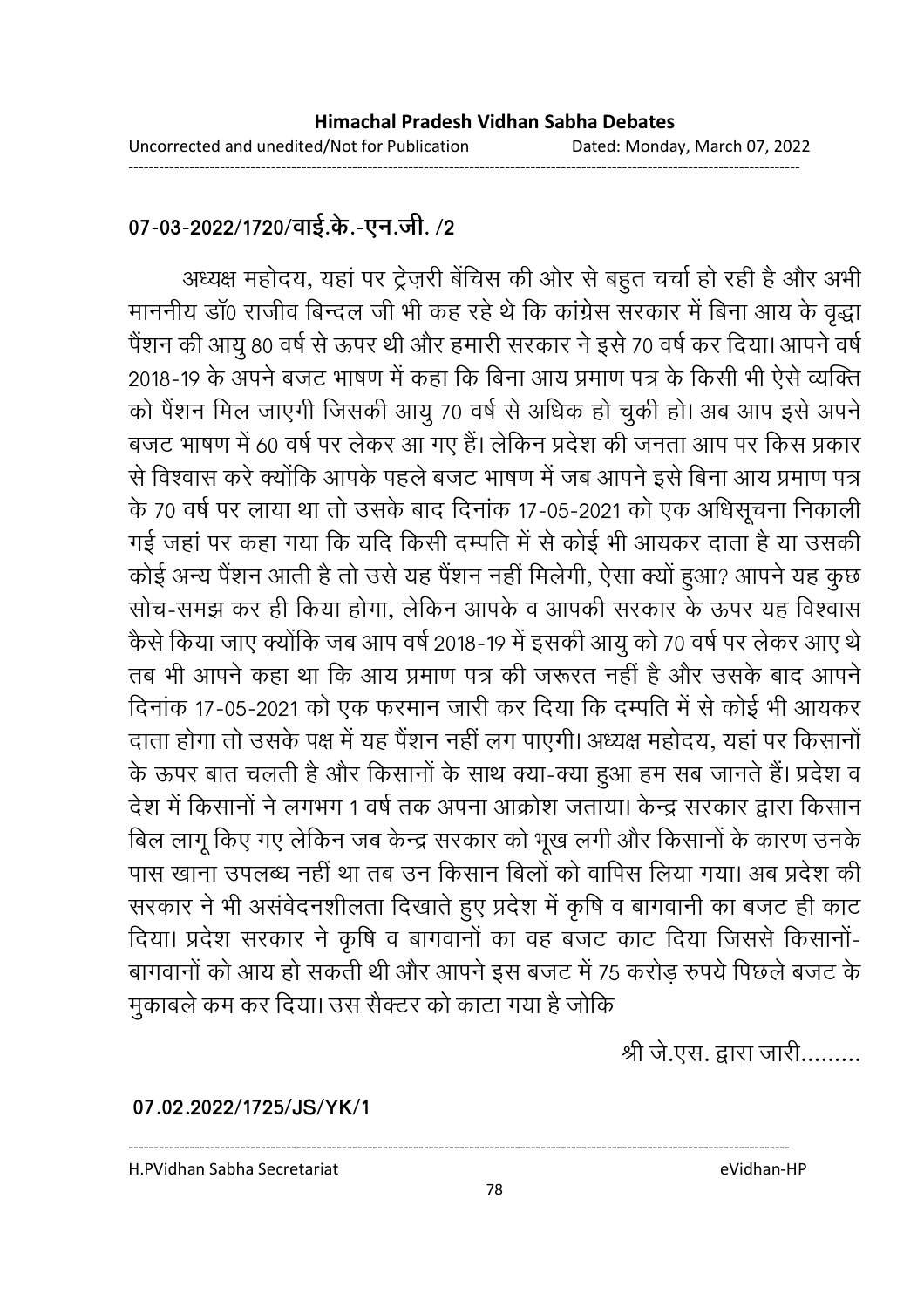**07-03-2022/1720/वाई.के.-एन.जी. /2**

अध्यक्ष महोदय, यहां पर ट्रेज़री बेंचिस की ओर से बहुत चर्चा हो रही है और अभी माननीय डॉ0 राजीव बिन्दल जी भी कह रहे थे कि कांग्रेस सरकार में बिना आय के वृद्धा पैंशन की आयु 80 वर्ष से ऊपर थी और हमारी सरकार ने इसे 70 वर्ष कर दिया। आपने वर्ष 2018-19 के अपने बजट भाषण में कहा कि बिना आय प्रमाण पत्र के किसी भी ऐसे व्यक्ति को पैंशन मिल जाएगी जिसकी आयु 70 वर्ष से अधिक हो चुकी हो। अब आप इसे अपने बजट भाषण में 60 वर्ष पर लेकर आ गए हैं। लेकिन प्रदेश की जनता आप पर किस प्रकार से विश्वास करे क्योंकि आपके पहले बजट भाषण में जब आपने इसे बिना आय प्रमाण पत्र के 70 वर्ष पर लाया था तो उसके बाद दिनांक 17-05-2021 को एक अधिसूचना निकाली गई जहां पर कहा गया कि यदि किसी दम्पति में से कोई भी आयकर दाता है या उसकी कोई अन्य पैंशन आती है तो उसे यह पैंशन नहीं मिलेगी, ऐसा क्यों हुआ? आपने यह कुछ सोच-समझ कर ही किया होगा, लेकिन आपके व आपकी सरकार के ऊपर यह विश्वास कैसे किया जाए क्योंकि जब आप वर्ष 2018-19 में इसकी आयु को 70 वर्ष पर लेकर आए थे तब भी आपने कहा था कि आय प्रमाण पत्र की जरूरत नहीं है और उसके बाद आपने दिनांक 17-05-2021 को एक फरमान जारी कर दिया कि दम्पति में से कोई भी आयकर दाता होगा तो उसके पक्ष में यह पैंशन नहीं लग पाएगी। अध्यक्ष महोदय, यहां पर किसानों के ऊपर बात चलती है और किसानों के साथ क्या-क्या हुआ हम सब जानते हैं। प्रदेश व देश में किसानों ने लगभग 1 वर्ष तक अपना आक्रोश जताया। केन्द्र सरकार द्वारा किसान बिल लागू किए गए लेकिन जब केन्द्र सरकार को भूख लगी और किसानों के कारण उनके पास खाना उपलब्ध नहीं था तब उन किसान बिलों को वापिस लिया गया। अब प्रदेश की सरकार ने भी असंवेदनशीलता दिखाते हुए प्रदेश में कृषि व बागवानी का बजट ही काट दिया। प्रदेश सरकार ने कृषि व बागवानों का वह बजट काट दिया जिससे किसानों-बागवानों को आय हो सकती थी और आपने इस बजट में 75 करोड़ रुपये पिछले बजट के मुकाबले कम कर दिया। उस सैक्टर को काटा गया है जोकि

श्री जे.एस. द्वारा जारी.........

**07.02.2022/1725/JS/YK/1**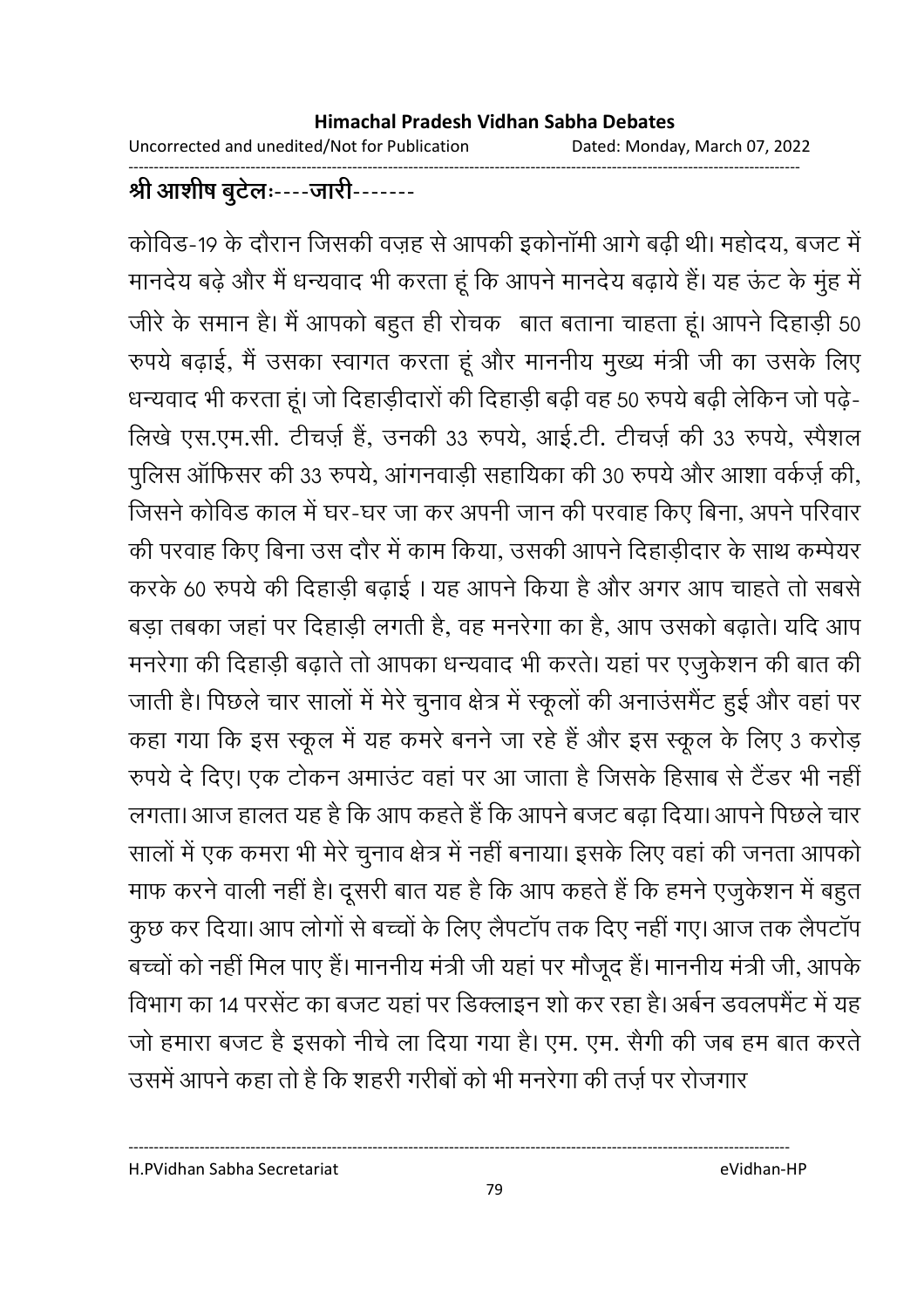**श्री आशीष बुटेलः----जारी-------**

कोविड-19 के दौरान जिसकी वज़ह से आपकी इकोनॉमी आगे बढ़ी थी। महोदय, बजट में मानदेय बढ़े और मैं धन्यवाद भी करता हूं कि आपने मानदेय बढ़ाये हैं। यह ऊंट के मुंह में जीरे के समान है। मैं आपको बहुत ही रोचक बात बताना चाहता हूं। आपने दिहाड़ी 50 रुपये बढ़ाई, मैं उसका स्वागत करता हूं और माननीय मुख्य मंत्री जी का उसके लिए धन्यवाद भी करता हूं। जो दिहाड़ीदारों की दिहाड़ी बढ़ी वह 50 रुपये बढ़ी लेकिन जो पढ़े-लिखे एस.एम.सी. टीचर्ज़ हैं, उनकी 33 रुपये, आई.टी. टीचर्ज़ की 33 रुपये, स्पैशल पुलिस ऑफिसर की 33 रुपये, आंगनवाड़ी सहायिका की 30 रुपये और आशा वर्कर्ज़ की, जिसने कोविड काल में घर-घर जा कर अपनी जान की परवाह किए बिना, अपने परिवार की परवाह किए बिना उस दौर में काम किया, उसकी आपने दिहाड़ीदार के साथ कम्पेयर करके 60 रुपये की दिहाड़ी बढ़ाई । यह आपने किया है और अगर आप चाहते तो सबसे बड़ा तबका जहां पर दिहाड़ी लगती है, वह मनरेगा का है, आप उसको बढ़ाते। यदि आप मनरेगा की दिहाड़ी बढ़ाते तो आपका धन्यवाद भी करते। यहां पर एजुकेशन की बात की जाती है। पिछले चार सालों में मेरे चुनाव क्षेत्र में स्कूलों की अनाउंसमैंट हुई और वहां पर कहा गया कि इस स्कूल में यह कमरे बनने जा रहे हैं और इस स्कूल के लिए 3 करोड़ रुपये दे दिए। एक टोकन अमाउंट वहां पर आ जाता है जिसके हिसाब से टैंडर भी नहीं लगता। आज हालत यह है कि आप कहते हैं कि आपने बजट बढ़ा दिया। आपने पिछले चार सालों में एक कमरा भी मेरे चुनाव क्षेत्र में नहीं बनाया। इसके लिए वहां की जनता आपको माफ करने वाली नहीं है। दूसरी बात यह है कि आप कहते हैं कि हमने एजुकेशन में बहुत कुछ कर दिया। आप लोगों से बच्चों के लिए लैपटॉप तक दिए नहीं गए। आज तक लैपटॉप बच्चों को नहीं मिल पाए हैं। माननीय मंत्री जी यहां पर मौजूद हैं। माननीय मंत्री जी, आपके विभाग का 14 परसेंट का बजट यहां पर डिक्लाइन शो कर रहा है। अर्बन डवलपमैंट में यह जो हमारा बजट है इसको नीचे ला दिया गया है। एम. एम. सैगी की जब हम बात करते उसमें आपने कहा तो है कि शहरी गरीबों को भी मनरेगा की तर्ज़ पर रोजगार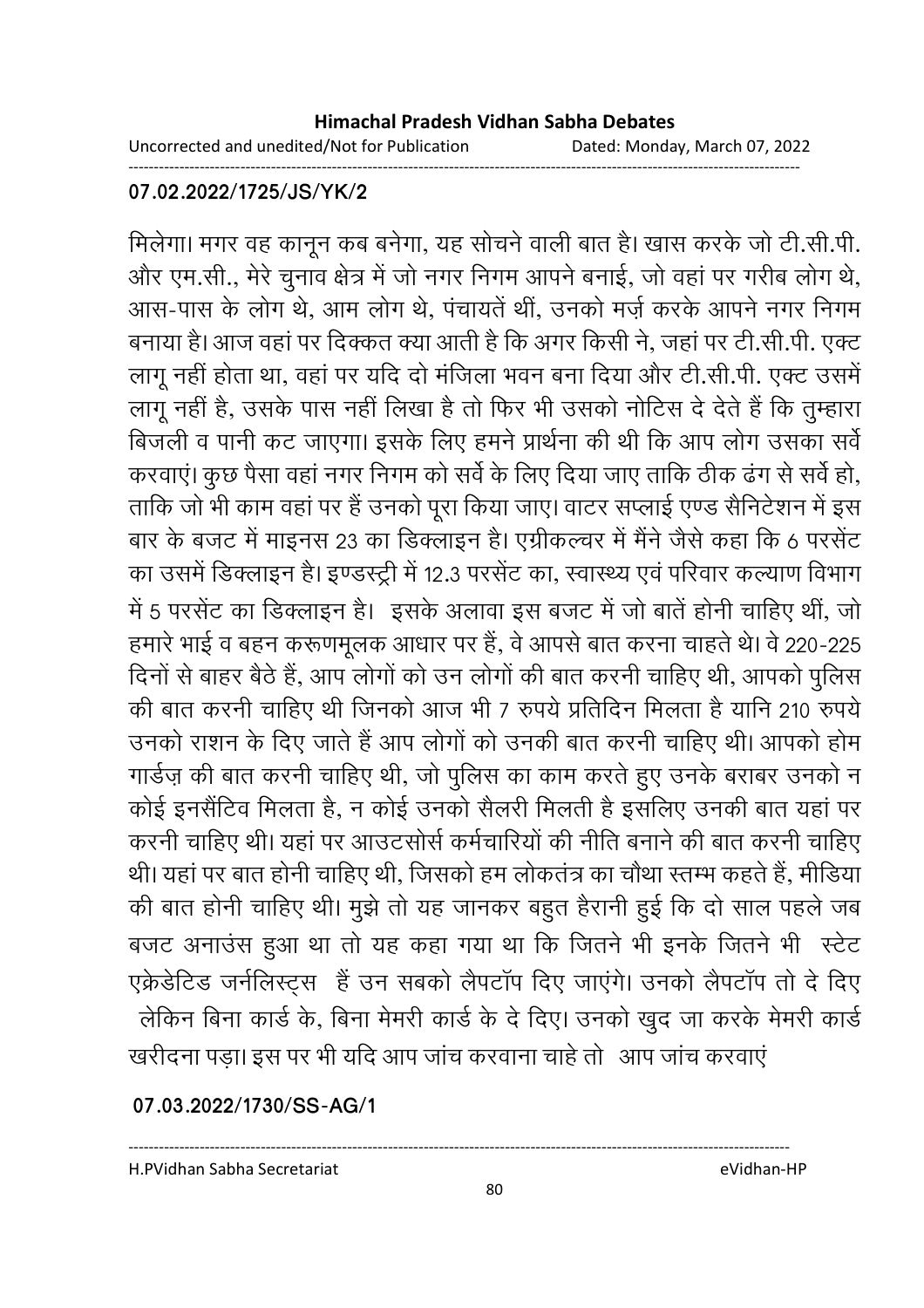**07.02.2022/1725/JS/YK/2**

मिलेगा। मगर वह कानून कब बनेगा, यह सोचने वाली बात है। खास करके जो टी.सी.पी. और एम.सी., मेरे चुनाव क्षेत्र में जो नगर निगम आपने बनाई, जो वहां पर गरीब लोग थे, आस-पास के लोग थे, आम लोग थे, पंचायतें थीं, उनको मर्ज़ करके आपने नगर निगम बनाया है। आज वहां पर दिक्कत क्या आती है कि अगर किसी ने, जहां पर टी.सी.पी. एक्ट लागू नहीं होता था, वहां पर यदि दो मंजिला भवन बना दिया और टी.सी.पी. एक्ट उसमें लागू नहीं है, उसके पास नहीं लिखा है तो फिर भी उसको नोटिस दे देते हैं कि तुम्हारा बिजली व पानी कट जाएगा। इसके लिए हमने प्रार्थना की थी कि आप लोग उसका सर्वे करवाएं। कुछ पैसा वहां नगर निगम को सर्वे के लिए दिया जाए ताकि ठीक ढंग से सर्वे हो, ताकि जो भी काम वहां पर हैं उनको पूरा किया जाए। वाटर सप्लाई एण्ड सैनिटेशन में इस बार के बजट में माइनस 23 का डिक्लाइन है। एग्रीकल्चर में मैंने जैसे कहा कि 6 परसेंट का उसमें डिक्लाइन है। इण्डस्ट्री में 12.3 परसेंट का, स्वास्थ्य एवं परिवार कल्याण विभाग में 5 परसेंट का डिक्लाइन है। इसके अलावा इस बजट में जो बातें होनी चाहिए थीं, जो हमारे भाई व बहन करूणमूलक आधार पर हैं, वे आपसे बात करना चाहते थे। वे 220-225 दिनों से बाहर बैठे हैं, आप लोगों को उन लोगों की बात करनी चाहिए थी, आपको पुलिस की बात करनी चाहिए थी जिनको आज भी 7 रुपये प्रतिदिन मिलता है यानि 210 रुपये उनको राशन के दिए जाते हैं आप लोगों को उनकी बात करनी चाहिए थी। आपको होम गार्डज़ की बात करनी चाहिए थी, जो पुलिस का काम करते हुए उनके बराबर उनको न कोई इनसैंटिव मिलता है, न कोई उनको सैलरी मिलती है इसलिए उनकी बात यहां पर करनी चाहिए थी। यहां पर आउटसोर्स कर्मचारियों की नीति बनाने की बात करनी चाहिए थी। यहां पर बात होनी चाहिए थी, जिसको हम लोकतंत्र का चौथा स्तम्भ कहते हैं, मीडिया की बात होनी चाहिए थी। मुझे तो यह जानकर बहुत हैरानी हुई कि दो साल पहले जब बजट अनाउंस हुआ था तो यह कहा गया था कि जितने भी इनके जितने भी स्टेट एक्रेडेटिड जर्नलिस्ट्स हैं उन सबको लैपटॉप दिए जाएंगे। उनको लैपटॉप तो दे दिए लेकिन बिना कार्ड के, बिना मेमरी कार्ड के दे दिए। उनको खुद जा करके मेमरी कार्ड खरीदना पड़ा। इस पर भी यदि आप जांच करवाना चाहे तो आप जांच करवाएं

**07.03.2022/1730/SS-AG/1**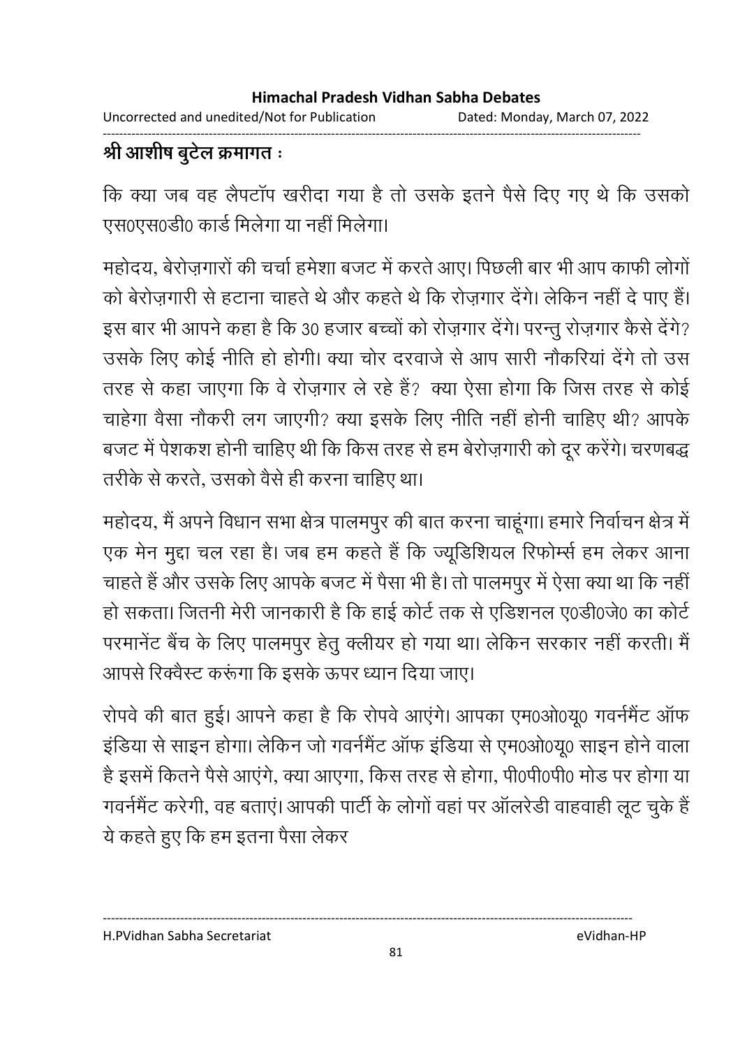**श्री आशीष बुटेल क्रमागत :**

कि क्या जब वह लैपटॉप खरीदा गया है तो उसके इतने पैसे दिए गए थे कि उसको एस0एस0डी0 कार्ड मिलेगा या नहीं मिलेगा।

महोदय, बेरोज़गारों की चर्चा हमेशा बजट में करते आए। पिछली बार भी आप काफी लोगों को बेरोज़गारी से हटाना चाहते थे और कहते थे कि रोज़गार देंगे। लेकिन नहीं दे पाए हैं। इस बार भी आपने कहा है कि 30 हजार बच्चों को रोज़गार देंगे। परन्तु रोज़गार कैसे देंगे? उसके लिए कोई नीति हो होगी। क्या चोर दरवाजे से आप सारी नौकरियां देंगे तो उस तरह से कहा जाएगा कि वे रोज़गार ले रहे हैं? क्या ऐसा होगा कि जिस तरह से कोई चाहेगा वैसा नौकरी लग जाएगी? क्या इसके लिए नीति नहीं होनी चाहिए थी? आपके बजट में पेशकश होनी चाहिए थी कि किस तरह से हम बेरोज़गारी को दूर करेंगे। चरणबद्ध तरीके से करते, उसको वैसे ही करना चाहिए था।

महोदय, मैं अपने विधान सभा क्षेत्र पालमपुर की बात करना चाहूंगा। हमारे निर्वाचन क्षेत्र में एक मेन मुद्दा चल रहा है। जब हम कहते हैं कि ज्यूडिशियल रिफोर्म्स हम लेकर आना चाहते हैं और उसके लिए आपके बजट में पैसा भी है। तो पालमपुर में ऐसा क्या था कि नहीं हो सकता। जितनी मेरी जानकारी है कि हाई कोर्ट तक से एडिशनल ए0डी0जे0 का कोर्ट परमानेंट बैंच के लिए पालमपुर हेतु क्लीयर हो गया था। लेकिन सरकार नहीं करती। मैं आपसे रिक्वैस्ट करूंगा कि इसके ऊपर ध्यान दिया जाए।

रोपवे की बात हुई। आपने कहा है कि रोपवे आएंगे। आपका एम0ओ0यू0 गवर्नमैंट ऑफ इंडिया से साइन होगा। लेकिन जो गवर्नमैंट ऑफ इंडिया से एम0ओ0यू0 साइन होने वाला है इसमें कितने पैसे आएंगे, क्या आएगा, किस तरह से होगा, पी0पी0पी0 मोड पर होगा या गवर्नमैंट करेगी, वह बताएं। आपकी पार्टी के लोगों वहां पर ऑलरेडी वाहवाही लूट चुके हैं ये कहते हुए कि हम इतना पैसा लेकर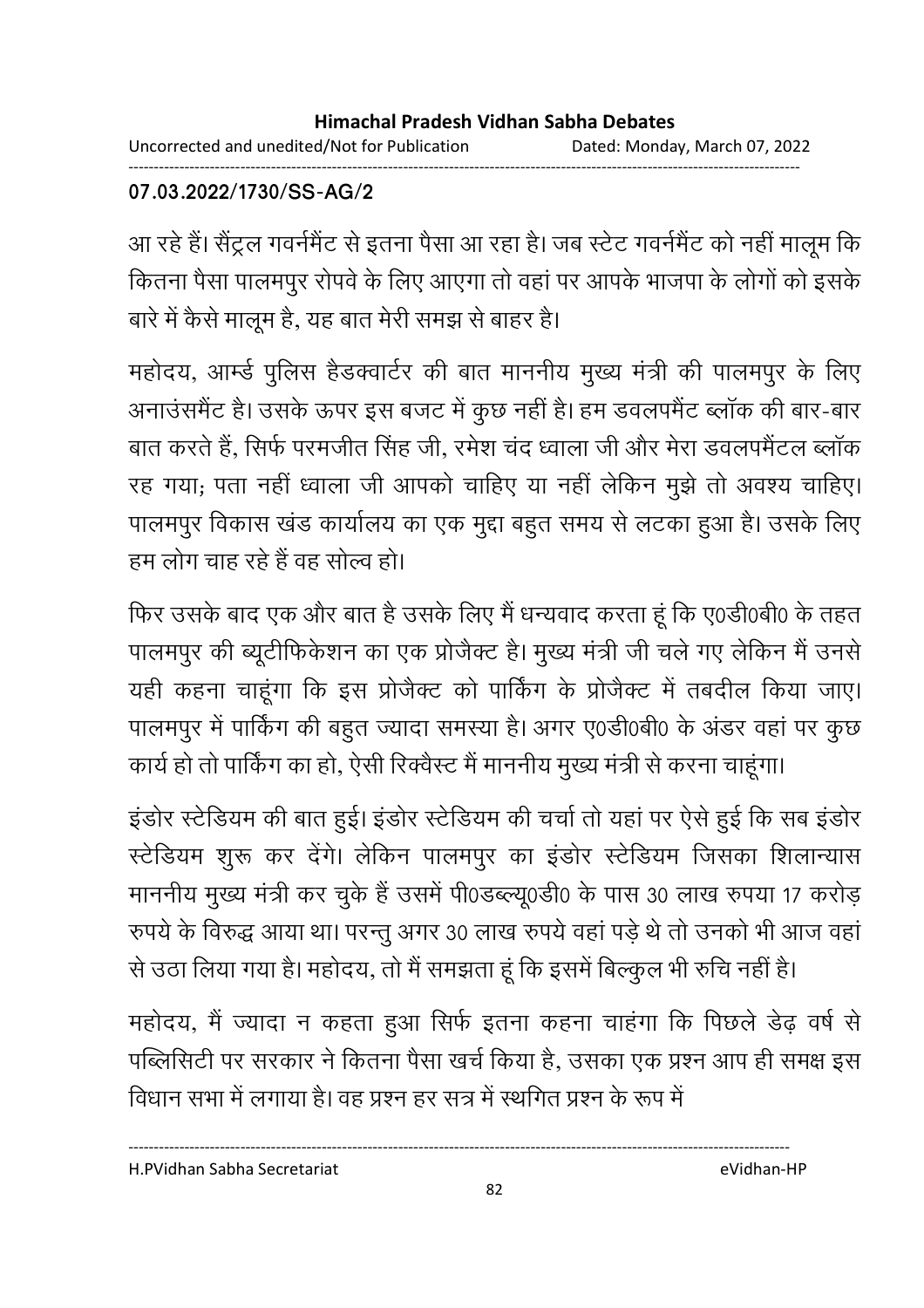**07.03.2022/1730/SS-AG/2**

आ रहे हैं। सैंट्रल गवर्नमैंट से इतना पैसा आ रहा है। जब स्टेट गवर्नमैंट को नहीं मालूम कि कितना पैसा पालमपुर रोपवे के लिए आएगा तो वहां पर आपके भाजपा के लोगों को इसके बारे में कैसे मालूम है, यह बात मेरी समझ से बाहर है।

महोदय, आर्म्ड पुलिस हैडक्वार्टर की बात माननीय मुख्य मंत्री की पालमपुर के लिए अनाउंसमैंट है। उसके ऊपर इस बजट में कुछ नहीं है। हम डवलपमैंट ब्लॉक की बार-बार बात करते हैं, सिर्फ परमजीत सिंह जी, रमेश चंद ध्वाला जी और मेरा डवलपमैंटल ब्लॉक रह गया; पता नहीं ध्वाला जी आपको चाहिए या नहीं लेकिन मुझे तो अवश्य चाहिए। पालमपुर विकास खंड कार्यालय का एक मुद्दा बहुत समय से लटका हुआ है। उसके लिए हम लोग चाह रहे हैं वह सोल्व हो।

फिर उसके बाद एक और बात है उसके लिए मैं धन्यवाद करता हूं कि ए0डी0बी0 के तहत पालमपुर की ब्यूटीफिकेशन का एक प्रोजैक्ट है। मुख्य मंत्री जी चले गए लेकिन मैं उनसे यही कहना चाहूंगा कि इस प्रोजैक्ट को पार्किंग के प्रोजैक्ट में तबदील किया जाए। पालमपुर में पार्किंग की बहुत ज्यादा समस्या है। अगर ए0डी0बी0 के अंडर वहां पर कुछ कार्य हो तो पार्किंग का हो, ऐसी रिक्वैस्ट मैं माननीय मुख्य मंत्री से करना चाहूंगा।

इंडोर स्टेडियम की बात हुई। इंडोर स्टेडियम की चर्चा तो यहां पर ऐसे हुई कि सब इंडोर स्टेडियम शुरू कर देंगे। लेकिन पालमपुर का इंडोर स्टेडियम जिसका शिलान्यास माननीय मुख्य मंत्री कर चुके हैं उसमें पी0डब्ल्यू0डी0 के पास 30 लाख रुपया 17 करोड़ रुपये के विरुद्ध आया था। परन्तु अगर 30 लाख रुपये वहां पड़े थे तो उनको भी आज वहां से उठा लिया गया है। महोदय, तो मैं समझता हूं कि इसमें बिल्कुल भी रुचि नहीं है।

महोदय, मैं ज्यादा न कहता हुआ सिर्फ इतना कहना चाहंगा कि पिछले डेढ़ वर्ष से पब्लिसिटी पर सरकार ने कितना पैसा खर्च किया है, उसका एक प्रश्न आप ही समक्ष इस विधान सभा में लगाया है। वह प्रश्न हर सत्र में स्थगित प्रश्न के रूप में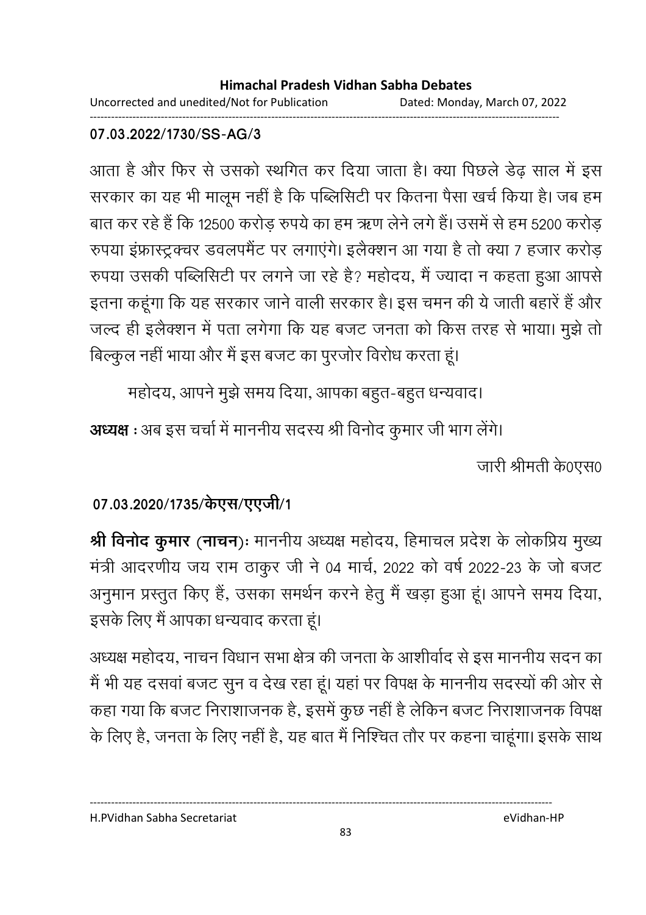**07.03.2022/1730/SS-AG/3**

आता है और फिर से उसको स्थगित कर दिया जाता है। क्या पिछले डेढ़ साल में इस सरकार का यह भी मालूम नहीं है कि पब्लिसिटी पर कितना पैसा खर्च किया है। जब हम बात कर रहे हैं कि 12500 करोड़ रुपये का हम ऋण लेने लगे हैं। उसमें से हम 5200 करोड़ रुपया इंफ्रास्ट्रक्चर डवलपमैंट पर लगाएंगे। इलैक्शन आ गया है तो क्या 7 हजार करोड़ रुपया उसकी पब्लिसिटी पर लगने जा रहे है? महोदय, मैं ज्यादा न कहता हुआ आपसे इतना कहूंगा कि यह सरकार जाने वाली सरकार है। इस चमन की ये जाती बहारें हैं और जल्द ही इलैक्शन में पता लगेगा कि यह बजट जनता को किस तरह से भाया। मुझे तो बिल्कुल नहीं भाया और मैं इस बजट का पुरजोर विरोध करता हूं।

महोदय, आपने मुझे समय दिया, आपका बहुत-बहुत धन्यवाद।

**अध्यक्ष** : अब इस चर्चा में माननीय सदस्य श्री विनोद कुमार जी भाग लेंगे।

जारी श्रीमती के0एस0

**07.03.2020/1735/केएस/एएजी/1**

**श्री विनोद कुमार (नाचन)**: माननीय अध्यक्ष महोदय, हिमाचल प्रदेश के लोकप्रिय मुख्य मंत्री आदरणीय जय राम ठाकुर जी ने 04 मार्च, 2022 को वर्ष 2022-23 के जो बजट अनुमान प्रस्तुत किए हैं, उसका समर्थन करने हेतु मैं खड़ा हुआ हूं। आपने समय दिया, इसके लिए मैं आपका धन्यवाद करता हूं।

अध्यक्ष महोदय, नाचन विधान सभा क्षेत्र की जनता के आशीर्वाद से इस माननीय सदन का मैं भी यह दसवां बजट सुन व देख रहा हूं। यहां पर विपक्ष के माननीय सदस्यों की ओर से कहा गया कि बजट निराशाजनक है, इसमें कुछ नहीं है लेकिन बजट निराशाजनक विपक्ष के लिए है, जनता के लिए नहीं है, यह बात मैं निश्चित तौर पर कहना चाहूंगा। इसके साथ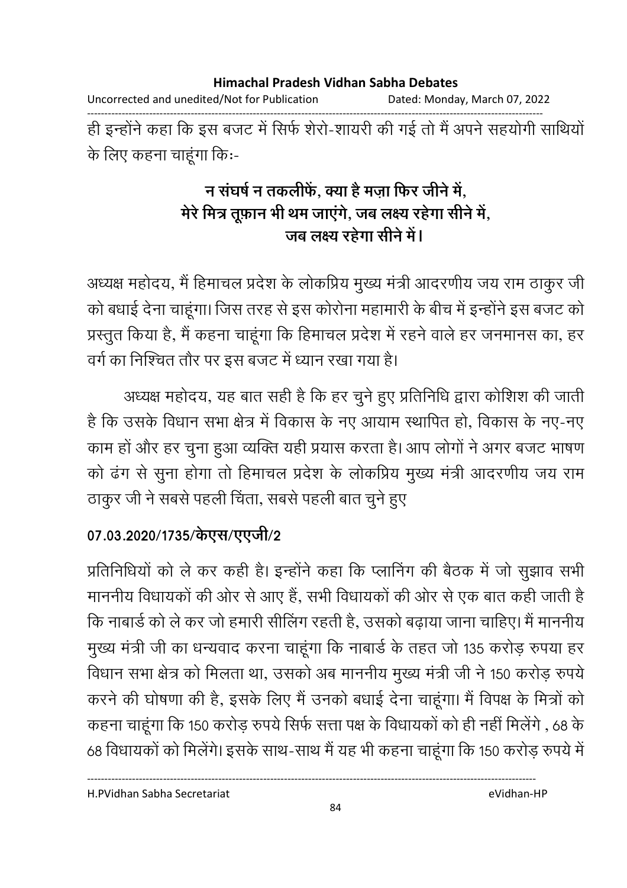ही इन्होंने कहा कि इस बजट में सिर्फ शेरो-शायरी की गई तो मैं अपने सहयोगी साथियों के लिए कहना चाहूंगा किः-

**न संघर्ष न तकलीफें, क्या है मज़ा फिर जीने में,**
**मेरे मित्र तूफ़ान भी थम जाएंगे, जब लक्ष्य रहेगा सीने में,**
**जब लक्ष्य रहेगा सीने में।**

अध्यक्ष महोदय, मैं हिमाचल प्रदेश के लोकप्रिय मुख्य मंत्री आदरणीय जय राम ठाकुर जी को बधाई देना चाहूंगा। जिस तरह से इस कोरोना महामारी के बीच में इन्होंने इस बजट को प्रस्तुत किया है, मैं कहना चाहूंगा कि हिमाचल प्रदेश में रहने वाले हर जनमानस का, हर वर्ग का निश्चित तौर पर इस बजट में ध्यान रखा गया है।

अध्यक्ष महोदय, यह बात सही है कि हर चुने हुए प्रतिनिधि द्वारा कोशिश की जाती है कि उसके विधान सभा क्षेत्र में विकास के नए आयाम स्थापित हो, विकास के नए-नए काम हों और हर चुना हुआ व्यक्ति यही प्रयास करता है। आप लोगों ने अगर बजट भाषण को ढंग से सुना होगा तो हिमाचल प्रदेश के लोकप्रिय मुख्य मंत्री आदरणीय जय राम ठाकुर जी ने सबसे पहली चिंता, सबसे पहली बात चुने हुए

**07.03.2020/1735/केएस/एएजी/2**

प्रतिनिधियों को ले कर कही है। इन्होंने कहा कि प्लानिंग की बैठक में जो सुझाव सभी माननीय विधायकों की ओर से आए हैं, सभी विधायकों की ओर से एक बात कही जाती है कि नाबार्ड को ले कर जो हमारी सीलिंग रहती है, उसको बढ़ाया जाना चाहिए। मैं माननीय मुख्य मंत्री जी का धन्यवाद करना चाहूंगा कि नाबार्ड के तहत जो 135 करोड़ रुपया हर विधान सभा क्षेत्र को मिलता था, उसको अब माननीय मुख्य मंत्री जी ने 150 करोड़ रुपये करने की घोषणा की है, इसके लिए मैं उनको बधाई देना चाहूंगा। मैं विपक्ष के मित्रों को कहना चाहूंगा कि 150 करोड़ रुपये सिर्फ सत्ता पक्ष के विधायकों को ही नहीं मिलेंगे , 68 के 68 विधायकों को मिलेंगे। इसके साथ-साथ मैं यह भी कहना चाहूंगा कि 150 करोड़ रुपये में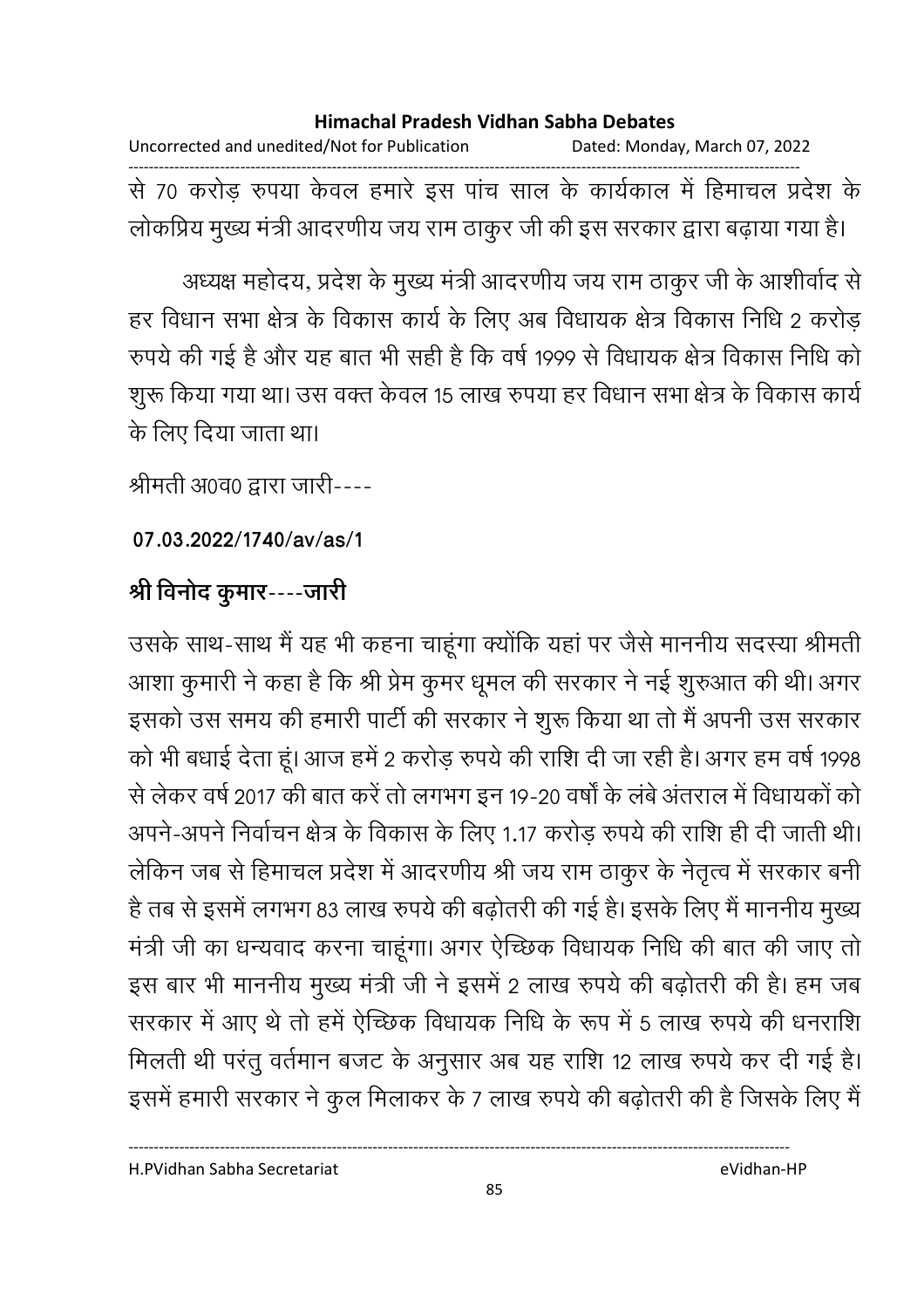से 70 करोड़ रुपया केवल हमारे इस पांच साल के कार्यकाल में हिमाचल प्रदेश के लोकप्रिय मुख्य मंत्री आदरणीय जय राम ठाकुर जी की इस सरकार द्वारा बढ़ाया गया है।

अध्यक्ष महोदय, प्रदेश के मुख्य मंत्री आदरणीय जय राम ठाकुर जी के आशीर्वाद से हर विधान सभा क्षेत्र के विकास कार्य के लिए अब विधायक क्षेत्र विकास निधि 2 करोड़ रुपये की गई है और यह बात भी सही है कि वर्ष 1999 से विधायक क्षेत्र विकास निधि को शुरू किया गया था। उस वक्त केवल 15 लाख रुपया हर विधान सभा क्षेत्र के विकास कार्य के लिए दिया जाता था।

श्रीमती अ0व0 द्वारा जारी----

**07.03.2022/1740/av/as/1**

**श्री विनोद कुमार----जारी**

उसके साथ-साथ मैं यह भी कहना चाहूंगा क्योंकि यहां पर जैसे माननीय सदस्या श्रीमती आशा कुमारी ने कहा है कि श्री प्रेम कुमर धूमल की सरकार ने नई शुरुआत की थी। अगर इसको उस समय की हमारी पार्टी की सरकार ने शुरू किया था तो मैं अपनी उस सरकार को भी बधाई देता हूं। आज हमें 2 करोड़ रुपये की राशि दी जा रही है। अगर हम वर्ष 1998 से लेकर वर्ष 2017 की बात करें तो लगभग इन 19-20 वर्षों के लंबे अंतराल में विधायकों को अपने-अपने निर्वाचन क्षेत्र के विकास के लिए 1.17 करोड़ रुपये की राशि ही दी जाती थी। लेकिन जब से हिमाचल प्रदेश में आदरणीय श्री जय राम ठाकुर के नेतृत्व में सरकार बनी है तब से इसमें लगभग 83 लाख रुपये की बढ़ोतरी की गई है। इसके लिए मैं माननीय मुख्य मंत्री जी का धन्यवाद करना चाहूंगा। अगर ऐच्छिक विधायक निधि की बात की जाए तो इस बार भी माननीय मुख्य मंत्री जी ने इसमें 2 लाख रुपये की बढ़ोतरी की है। हम जब सरकार में आए थे तो हमें ऐच्छिक विधायक निधि के रूप में 5 लाख रुपये की धनराशि मिलती थी परंतु वर्तमान बजट के अनुसार अब यह राशि 12 लाख रुपये कर दी गई है। इसमें हमारी सरकार ने कुल मिलाकर के 7 लाख रुपये की बढ़ोतरी की है जिसके लिए मैं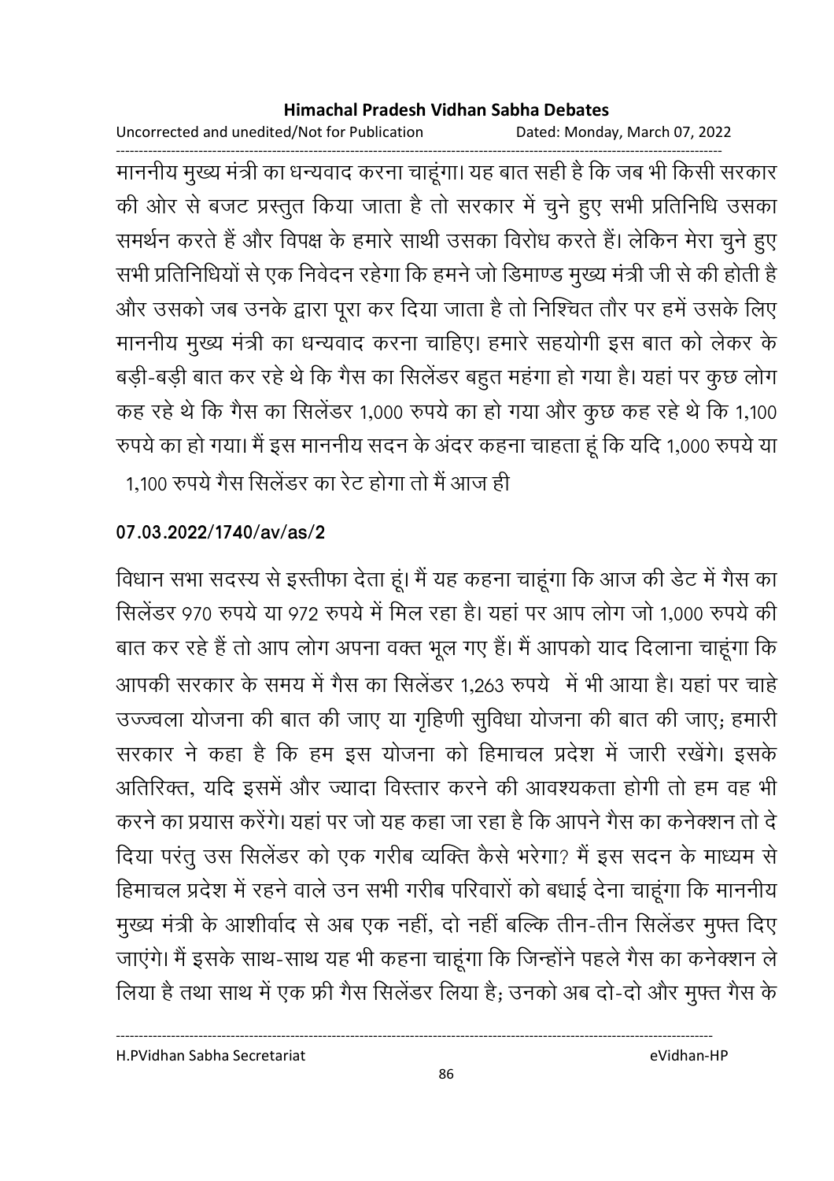माननीय मुख्य मंत्री का धन्यवाद करना चाहूंगा। यह बात सही है कि जब भी किसी सरकार की ओर से बजट प्रस्तुत किया जाता है तो सरकार में चुने हुए सभी प्रतिनिधि उसका समर्थन करते हैं और विपक्ष के हमारे साथी उसका विरोध करते हैं। लेकिन मेरा चुने हुए सभी प्रतिनिधियों से एक निवेदन रहेगा कि हमने जो डिमाण्ड मुख्य मंत्री जी से की होती है और उसको जब उनके द्वारा पूरा कर दिया जाता है तो निश्चित तौर पर हमें उसके लिए माननीय मुख्य मंत्री का धन्यवाद करना चाहिए। हमारे सहयोगी इस बात को लेकर के बड़ी-बड़ी बात कर रहे थे कि गैस का सिलेंडर बहुत महंगा हो गया है। यहां पर कुछ लोग कह रहे थे कि गैस का सिलेंडर 1,000 रुपये का हो गया और कुछ कह रहे थे कि 1,100 रुपये का हो गया। मैं इस माननीय सदन के अंदर कहना चाहता हूं कि यदि 1,000 रुपये या 1,100 रुपये गैस सिलेंडर का रेट होगा तो मैं आज ही

**07.03.2022/1740/av/as/2**

विधान सभा सदस्य से इस्तीफा देता हूं। मैं यह कहना चाहूंगा कि आज की डेट में गैस का सिलेंडर 970 रुपये या 972 रुपये में मिल रहा है। यहां पर आप लोग जो 1,000 रुपये की बात कर रहे हैं तो आप लोग अपना वक्त भूल गए हैं। मैं आपको याद दिलाना चाहूंगा कि आपकी सरकार के समय में गैस का सिलेंडर 1,263 रुपये में भी आया है। यहां पर चाहे उज्ज्वला योजना की बात की जाए या गृहिणी सुविधा योजना की बात की जाए; हमारी सरकार ने कहा है कि हम इस योजना को हिमाचल प्रदेश में जारी रखेंगे। इसके अतिरिक्त, यदि इसमें और ज्यादा विस्तार करने की आवश्यकता होगी तो हम वह भी करने का प्रयास करेंगे। यहां पर जो यह कहा जा रहा है कि आपने गैस का कनेक्शन तो दे दिया परंतु उस सिलेंडर को एक गरीब व्यक्ति कैसे भरेगा? मैं इस सदन के माध्यम से हिमाचल प्रदेश में रहने वाले उन सभी गरीब परिवारों को बधाई देना चाहूंगा कि माननीय मुख्य मंत्री के आशीर्वाद से अब एक नहीं, दो नहीं बल्कि तीन-तीन सिलेंडर मुफ्त दिए जाएंगे। मैं इसके साथ-साथ यह भी कहना चाहूंगा कि जिन्होंने पहले गैस का कनेक्शन ले लिया है तथा साथ में एक फ्री गैस सिलेंडर लिया है; उनको अब दो-दो और मुफ्त गैस के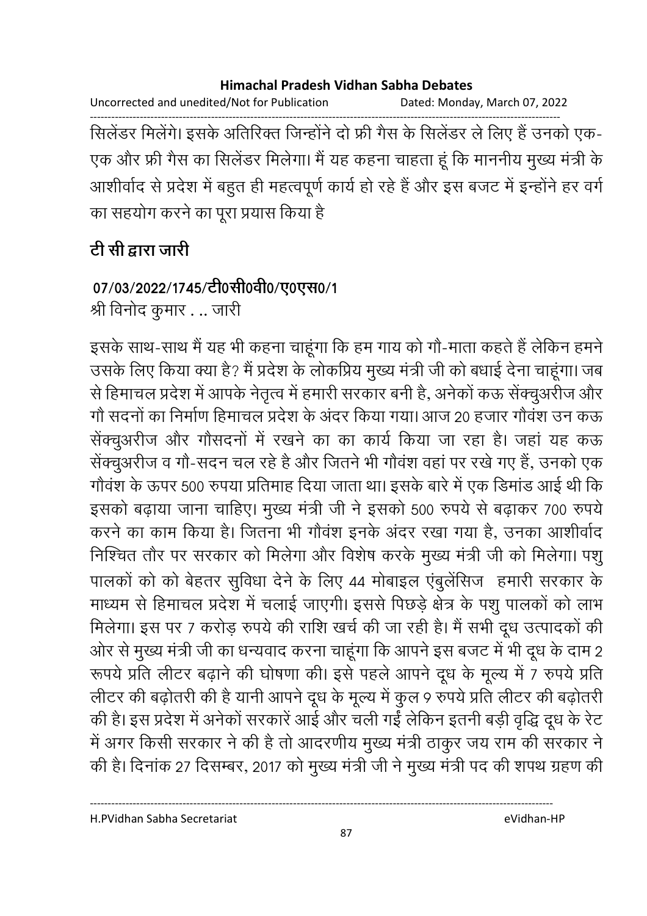सिलेंडर मिलेंगे। इसके अतिरिक्त जिन्होंने दो फ्री गैस के सिलेंडर ले लिए हैं उनको एक-एक और फ्री गैस का सिलेंडर मिलेगा। मैं यह कहना चाहता हूं कि माननीय मुख्य मंत्री के आशीर्वाद से प्रदेश में बहुत ही महत्वपूर्ण कार्य हो रहे हैं और इस बजट में इन्होंने हर वर्ग का सहयोग करने का पूरा प्रयास किया है

**टी सी द्वारा जारी**

**07/03/2022/1745/टी0सी0वी0/ए0एस0/1**

श्री विनोद कुमार . .. जारी

इसके साथ-साथ मैं यह भी कहना चाहूंगा कि हम गाय को गौ-माता कहते हैं लेकिन हमने उसके लिए किया क्या है? मैं प्रदेश के लोकप्रिय मुख्य मंत्री जी को बधाई देना चाहूंगा। जब से हिमाचल प्रदेश में आपके नेतृत्व में हमारी सरकार बनी है, अनेकों कऊ सेंक्चुअरीज और गौ सदनों का निर्माण हिमाचल प्रदेश के अंदर किया गया। आज 20 हजार गौवंश उन कऊ सेंक्चुअरीज और गौसदनों में रखने का का कार्य किया जा रहा है। जहां यह कऊ सेंक्चुअरीज व गौ-सदन चल रहे है और जितने भी गौवंश वहां पर रखे गए हैं, उनको एक गौवंश के ऊपर 500 रुपया प्रतिमाह दिया जाता था। इसके बारे में एक डिमांड आई थी कि इसको बढ़ाया जाना चाहिए। मुख्य मंत्री जी ने इसको 500 रुपये से बढ़ाकर 700 रुपये करने का काम किया है। जितना भी गौवंश इनके अंदर रखा गया है, उनका आशीर्वाद निश्चित तौर पर सरकार को मिलेगा और विशेष करके मुख्य मंत्री जी को मिलेगा। पशु पालकों को को बेहतर सुविधा देने के लिए 44 मोबाइल एंबुलेंसिज हमारी सरकार के माध्यम से हिमाचल प्रदेश में चलाई जाएगी। इससे पिछड़े क्षेत्र के पशु पालकों को लाभ मिलेगा। इस पर 7 करोड़ रुपये की राशि खर्च की जा रही है। मैं सभी दूध उत्पादकों की ओर से मुख्य मंत्री जी का धन्यवाद करना चाहूंगा कि आपने इस बजट में भी दूध के दाम 2 रूपये प्रति लीटर बढ़ाने की घोषणा की। इसे पहले आपने दूध के मूल्य में 7 रुपये प्रति लीटर की बढ़ोतरी की है यानी आपने दूध के मूल्य में कुल 9 रुपये प्रति लीटर की बढ़ोतरी की है। इस प्रदेश में अनेकों सरकारें आई और चली गईं लेकिन इतनी बड़ी वृद्धि दूध के रेट में अगर किसी सरकार ने की है तो आदरणीय मुख्य मंत्री ठाकुर जय राम की सरकार ने की है। दिनांक 27 दिसम्बर, 2017 को मुख्य मंत्री जी ने मुख्य मंत्री पद की शपथ ग्रहण की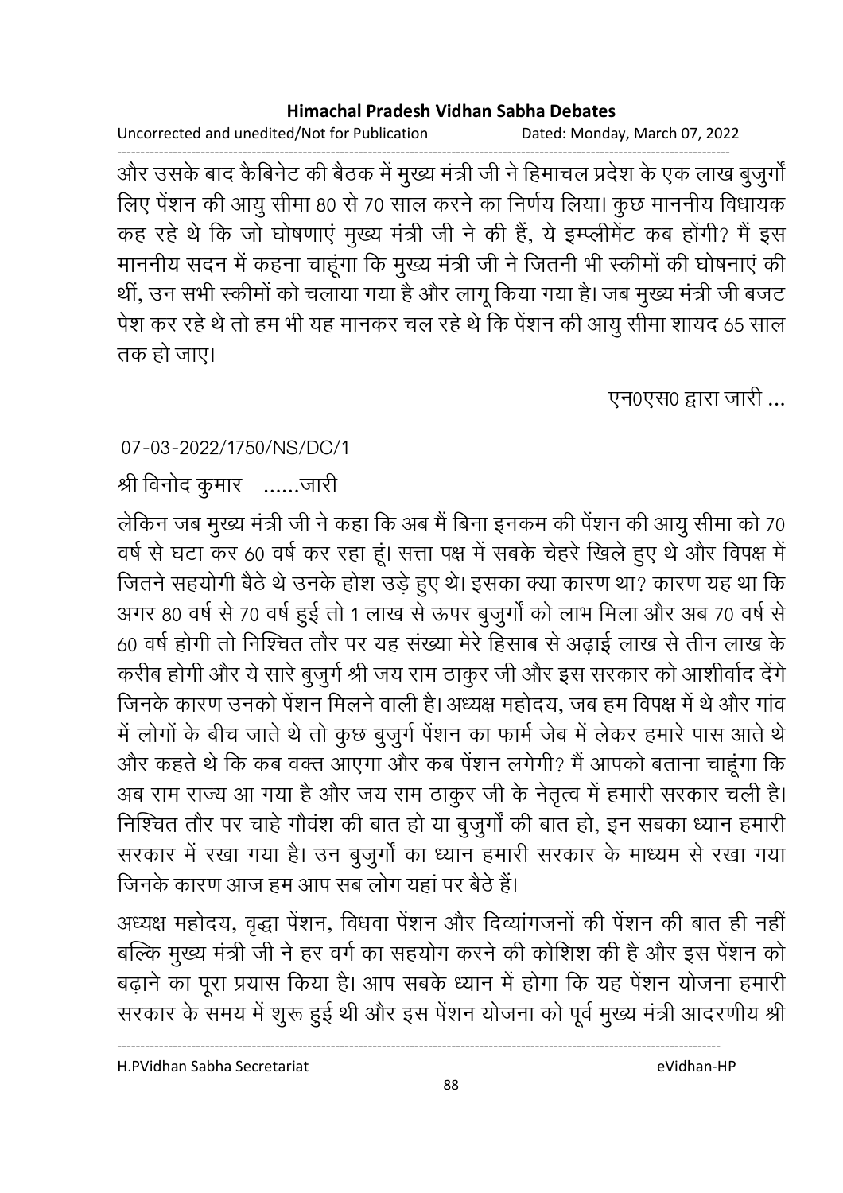और उसके बाद कैबिनेट की बैठक में मुख्य मंत्री जी ने हिमाचल प्रदेश के एक लाख बुजुर्गों लिए पेंशन की आयु सीमा 80 से 70 साल करने का निर्णय लिया। कुछ माननीय विधायक कह रहे थे कि जो घोषणाएं मुख्य मंत्री जी ने की हैं, ये इम्प्लीमेंट कब होंगी? मैं इस माननीय सदन में कहना चाहूंगा कि मुख्य मंत्री जी ने जितनी भी स्कीमों की घोषनाएं की थीं, उन सभी स्कीमों को चलाया गया है और लागू किया गया है। जब मुख्य मंत्री जी बजट पेश कर रहे थे तो हम भी यह मानकर चल रहे थे कि पेंशन की आयु सीमा शायद 65 साल तक हो जाए।

एन0एस0 द्वारा जारी ...

07-03-2022/1750/NS/DC/1

श्री विनोद कुमार ......जारी

लेकिन जब मुख्य मंत्री जी ने कहा कि अब मैं बिना इनकम की पेंशन की आयु सीमा को 70 वर्ष से घटा कर 60 वर्ष कर रहा हूं। सत्ता पक्ष में सबके चेहरे खिले हुए थे और विपक्ष में जितने सहयोगी बैठे थे उनके होश उड़े हुए थे। इसका क्या कारण था? कारण यह था कि अगर 80 वर्ष से 70 वर्ष हुई तो 1 लाख से ऊपर बुजुर्गों को लाभ मिला और अब 70 वर्ष से 60 वर्ष होगी तो निश्चित तौर पर यह संख्या मेरे हिसाब से अढ़ाई लाख से तीन लाख के करीब होगी और ये सारे बुजुर्ग श्री जय राम ठाकुर जी और इस सरकार को आशीर्वाद देंगे जिनके कारण उनको पेंशन मिलने वाली है। अध्यक्ष महोदय, जब हम विपक्ष में थे और गांव में लोगों के बीच जाते थे तो कुछ बुजुर्ग पेंशन का फार्म जेब में लेकर हमारे पास आते थे और कहते थे कि कब वक्त आएगा और कब पेंशन लगेगी? मैं आपको बताना चाहूंगा कि अब राम राज्य आ गया है और जय राम ठाकुर जी के नेतृत्व में हमारी सरकार चली है। निश्चित तौर पर चाहे गौवंश की बात हो या बुजुर्गों की बात हो, इन सबका ध्यान हमारी सरकार में रखा गया है। उन बुजुर्गों का ध्यान हमारी सरकार के माध्यम से रखा गया जिनके कारण आज हम आप सब लोग यहां पर बैठे हैं।

अध्यक्ष महोदय, वृद्धा पेंशन, विधवा पेंशन और दिव्यांगजनों की पेंशन की बात ही नहीं बल्कि मुख्य मंत्री जी ने हर वर्ग का सहयोग करने की कोशिश की है और इस पेंशन को बढ़ाने का पूरा प्रयास किया है। आप सबके ध्यान में होगा कि यह पेंशन योजना हमारी सरकार के समय में शुरू हुई थी और इस पेंशन योजना को पूर्व मुख्य मंत्री आदरणीय श्री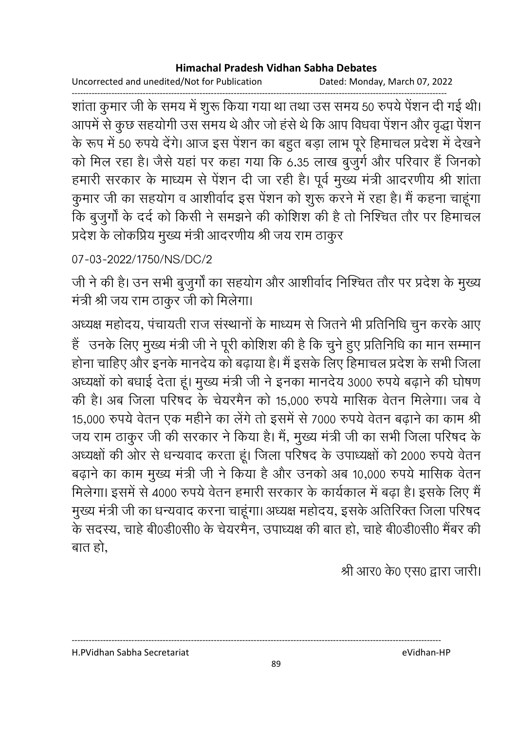शांता कुमार जी के समय में शुरू किया गया था तथा उस समय 50 रुपये पेंशन दी गई थी। आपमें से कुछ सहयोगी उस समय थे और जो हंसे थे कि आप विधवा पेंशन और वृद्धा पेंशन के रूप में 50 रुपये देंगे। आज इस पेंशन का बहुत बड़ा लाभ पूरे हिमाचल प्रदेश में देखने को मिल रहा है। जैसे यहां पर कहा गया कि 6.35 लाख बुजुर्ग और परिवार हैं जिनको हमारी सरकार के माध्यम से पेंशन दी जा रही है। पूर्व मुख्य मंत्री आदरणीय श्री शांता कुमार जी का सहयोग व आशीर्वाद इस पेंशन को शुरू करने में रहा है। मैं कहना चाहूंगा कि बुजुर्गों के दर्द को किसी ने समझने की कोशिश की है तो निश्चित तौर पर हिमाचल प्रदेश के लोकप्रिय मुख्य मंत्री आदरणीय श्री जय राम ठाकुर

07-03-2022/1750/NS/DC/2

जी ने की है। उन सभी बुजुर्गों का सहयोग और आशीर्वाद निश्चित तौर पर प्रदेश के मुख्य मंत्री श्री जय राम ठाकुर जी को मिलेगा।

अध्यक्ष महोदय, पंचायती राज संस्थानों के माध्यम से जितने भी प्रतिनिधि चुन करके आए हैं उनके लिए मुख्य मंत्री जी ने पूरी कोशिश की है कि चुने हुए प्रतिनिधि का मान सम्मान होना चाहिए और इनके मानदेय को बढ़ाया है। मैं इसके लिए हिमाचल प्रदेश के सभी जिला अध्यक्षों को बधाई देता हूं। मुख्य मंत्री जी ने इनका मानदेय 3000 रुपये बढ़ाने की घोषण की है। अब जिला परिषद के चेयरमैन को 15,000 रुपये मासिक वेतन मिलेगा। जब वे 15,000 रुपये वेतन एक महीने का लेंगे तो इसमें से 7000 रुपये वेतन बढ़ाने का काम श्री जय राम ठाकुर जी की सरकार ने किया है। मैं, मुख्य मंत्री जी का सभी जिला परिषद के अध्यक्षों की ओर से धन्यवाद करता हूं। जिला परिषद के उपाध्यक्षों को 2000 रुपये वेतन बढ़ाने का काम मुख्य मंत्री जी ने किया है और उनको अब 10,000 रुपये मासिक वेतन मिलेगा। इसमें से 4000 रुपये वेतन हमारी सरकार के कार्यकाल में बढ़ा है। इसके लिए मैं मुख्य मंत्री जी का धन्यवाद करना चाहूंगा। अध्यक्ष महोदय, इसके अतिरिक्त जिला परिषद के सदस्य, चाहे बी0डी0सी0 के चेयरमैन, उपाध्यक्ष की बात हो, चाहे बी0डी0सी0 मैंबर की बात हो,

श्री आर0 के0 एस0 द्वारा जारी।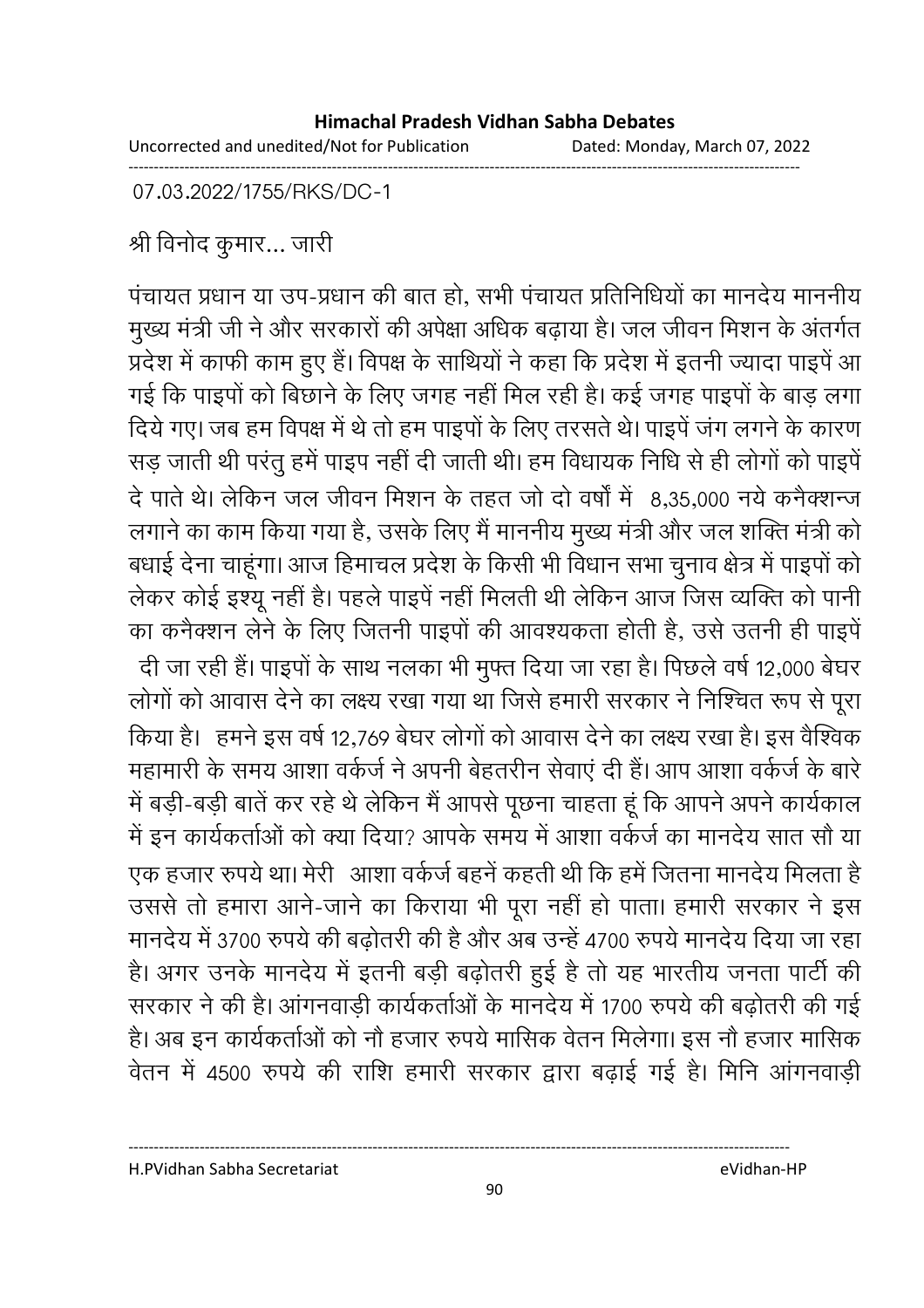07.03.2022/1755/RKS/DC-1

श्री विनोद कुमार... जारी

पंचायत प्रधान या उप-प्रधान की बात हो, सभी पंचायत प्रतिनिधियों का मानदेय माननीय मुख्य मंत्री जी ने और सरकारों की अपेक्षा अधिक बढ़ाया है। जल जीवन मिशन के अंतर्गत प्रदेश में काफी काम हुए हैं। विपक्ष के साथियों ने कहा कि प्रदेश में इतनी ज्यादा पाइपें आ गई कि पाइपों को बिछाने के लिए जगह नहीं मिल रही है। कई जगह पाइपों के बाड़ लगा दिये गए। जब हम विपक्ष में थे तो हम पाइपों के लिए तरसते थे। पाइपें जंग लगने के कारण सड़ जाती थी परंतु हमें पाइप नहीं दी जाती थी। हम विधायक निधि से ही लोगों को पाइपें दे पाते थे। लेकिन जल जीवन मिशन के तहत जो दो वर्षों में 8,35,000 नये कनैक्शन्ज लगाने का काम किया गया है, उसके लिए मैं माननीय मुख्य मंत्री और जल शक्ति मंत्री को बधाई देना चाहूंगा। आज हिमाचल प्रदेश के किसी भी विधान सभा चुनाव क्षेत्र में पाइपों को लेकर कोई इश्यू नहीं है। पहले पाइपें नहीं मिलती थी लेकिन आज जिस व्यक्ति को पानी का कनैक्शन लेने के लिए जितनी पाइपों की आवश्यकता होती है, उसे उतनी ही पाइपें दी जा रही हैं। पाइपों के साथ नलका भी मुफ्त दिया जा रहा है। पिछले वर्ष 12,000 बेघर लोगों को आवास देने का लक्ष्य रखा गया था जिसे हमारी सरकार ने निश्चित रूप से पूरा किया है। हमने इस वर्ष 12,769 बेघर लोगों को आवास देने का लक्ष्य रखा है। इस वैश्विक महामारी के समय आशा वर्कर्ज ने अपनी बेहतरीन सेवाएं दी हैं। आप आशा वर्कर्ज के बारे में बड़ी-बड़ी बातें कर रहे थे लेकिन मैं आपसे पूछना चाहता हूं कि आपने अपने कार्यकाल में इन कार्यकर्ताओं को क्या दिया? आपके समय में आशा वर्कर्ज का मानदेय सात सौ या एक हजार रुपये था। मेरी आशा वर्कर्ज बहनें कहती थी कि हमें जितना मानदेय मिलता है उससे तो हमारा आने-जाने का किराया भी पूरा नहीं हो पाता। हमारी सरकार ने इस मानदेय में 3700 रुपये की बढ़ोतरी की है और अब उन्हें 4700 रुपये मानदेय दिया जा रहा है। अगर उनके मानदेय में इतनी बड़ी बढ़ोतरी हुई है तो यह भारतीय जनता पार्टी की सरकार ने की है। आंगनवाड़ी कार्यकर्ताओं के मानदेय में 1700 रुपये की बढ़ोतरी की गई है। अब इन कार्यकर्ताओं को नौ हजार रुपये मासिक वेतन मिलेगा। इस नौ हजार मासिक वेतन में 4500 रुपये की राशि हमारी सरकार द्वारा बढ़ाई गई है। मिनि आंगनवाड़ी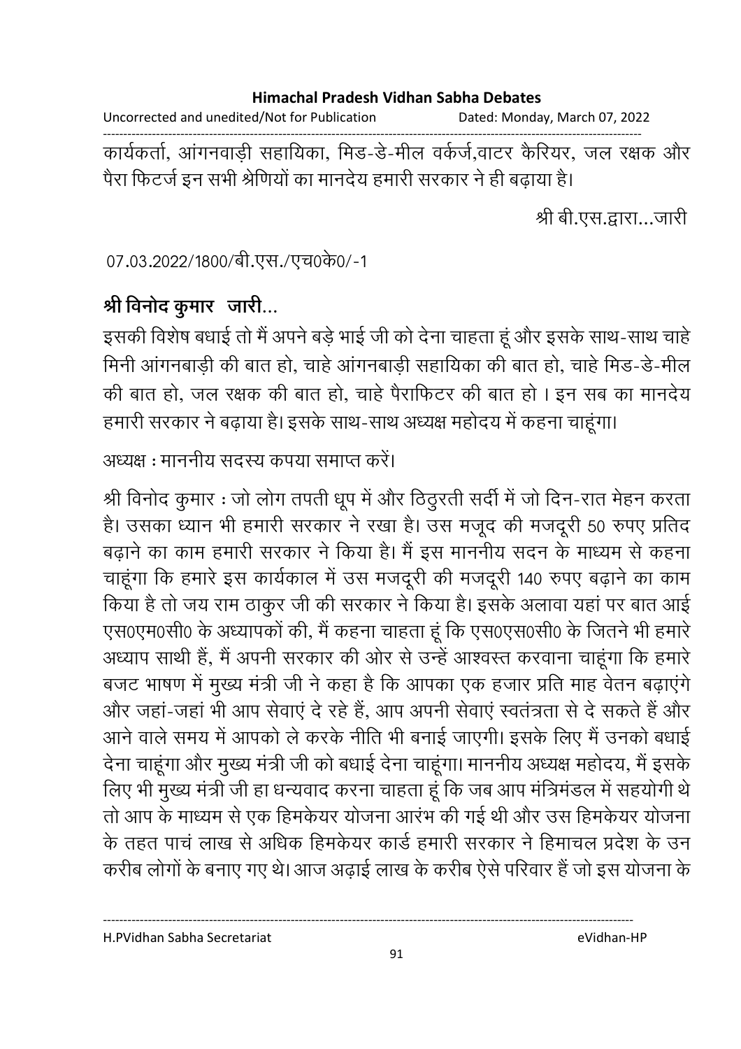कार्यकर्ता, आंगनवाड़ी सहायिका, मिड-डे-मील वर्कर्ज,वाटर कैरियर, जल रक्षक और पैरा फिटर्ज इन सभी श्रेणियों का मानदेय हमारी सरकार ने ही बढ़ाया है।

श्री बी.एस.द्वारा...जारी

07.03.2022/1800/बी.एस./एच0के0/-1

**श्री विनोद कुमार जारी...**

इसकी विशेष बधाई तो मैं अपने बड़े भाई जी को देना चाहता हूं और इसके साथ-साथ चाहे मिनी आंगनबाड़ी की बात हो, चाहे आंगनबाड़ी सहायिका की बात हो, चाहे मिड-डे-मील की बात हो, जल रक्षक की बात हो, चाहे पैराफिटर की बात हो । इन सब का मानदेय हमारी सरकार ने बढ़ाया है। इसके साथ-साथ अध्यक्ष महोदय में कहना चाहूंगा।

अध्यक्ष : माननीय सदस्य कपया समाप्त करें।

श्री विनोद कुमार : जो लोग तपती धूप में और ठिठुरती सर्दी में जो दिन-रात मेहन करता है। उसका ध्यान भी हमारी सरकार ने रखा है। उस मजूद की मजदूरी 50 रुपए प्रतिद बढ़ाने का काम हमारी सरकार ने किया है। मैं इस माननीय सदन के माध्यम से कहना चाहूंगा कि हमारे इस कार्यकाल में उस मजदूरी की मजदूरी 140 रुपए बढ़ाने का काम किया है तो जय राम ठाकुर जी की सरकार ने किया है। इसके अलावा यहां पर बात आई एस0एम0सी0 के अध्यापकों की, मैं कहना चाहता हूं कि एस0एस0सी0 के जितने भी हमारे अध्याप साथी हैं, मैं अपनी सरकार की ओर से उन्हें आश्वस्त करवाना चाहूंगा कि हमारे बजट भाषण में मुख्य मंत्री जी ने कहा है कि आपका एक हजार प्रति माह वेतन बढ़ाएंगे और जहां-जहां भी आप सेवाएं दे रहे हैं, आप अपनी सेवाएं स्वतंत्रता से दे सकते हैं और आने वाले समय में आपको ले करके नीति भी बनाई जाएगी। इसके लिए मैं उनको बधाई देना चाहूंगा और मुख्य मंत्री जी को बधाई देना चाहूंगा। माननीय अध्यक्ष महोदय, मैं इसके लिए भी मुख्य मंत्री जी हा धन्यवाद करना चाहता हूं कि जब आप मंत्रिमंडल में सहयोगी थे तो आप के माध्यम से एक हिमकेयर योजना आरंभ की गई थी और उस हिमकेयर योजना के तहत पाचं लाख से अधिक हिमकेयर कार्ड हमारी सरकार ने हिमाचल प्रदेश के उन करीब लोगों के बनाए गए थे। आज अढ़ाई लाख के करीब ऐसे परिवार हैं जो इस योजना के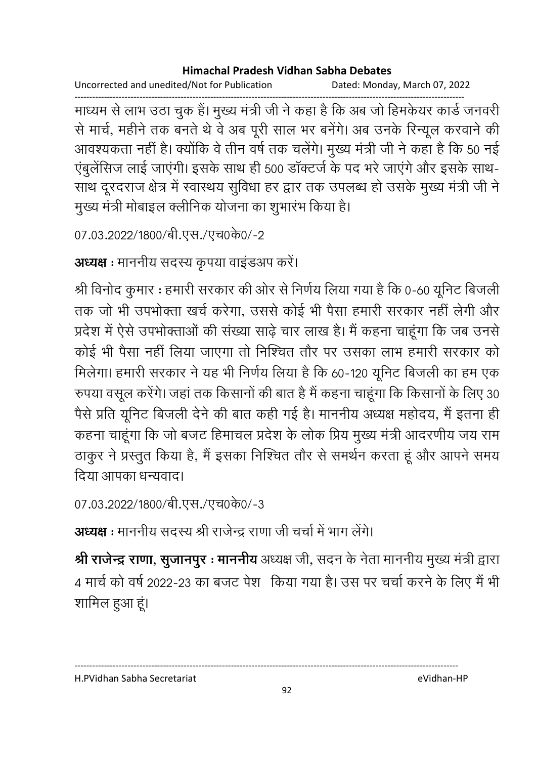माध्यम से लाभ उठा चुक हैं। मुख्य मंत्री जी ने कहा है कि अब जो हिमकेयर कार्ड जनवरी से मार्च, महीने तक बनते थे वे अब पूरी साल भर बनेंगे। अब उनके रिन्यूल करवाने की आवश्यकता नहीं है। क्योंकि वे तीन वर्ष तक चलेंगे। मुख्य मंत्री जी ने कहा है कि 50 नई एंबुलेंसिज लाई जाएंगी। इसके साथ ही 500 डॉक्टर्ज के पद भरे जाएंगे और इसके साथ-साथ दूरदराज क्षेत्र में स्वास्थय सुविधा हर द्वार तक उपलब्ध हो उसके मुख्य मंत्री जी ने मुख्य मंत्री मोबाइल क्लीनिक योजना का शुभारंभ किया है।

07.03.2022/1800/बी.एस./एच0के0/-2

**अध्यक्ष :** माननीय सदस्य कृपया वाइंडअप करें।

श्री विनोद कुमार : हमारी सरकार की ओर से निर्णय लिया गया है कि 0-60 यूनिट बिजली तक जो भी उपभोक्ता खर्च करेगा, उससे कोई भी पैसा हमारी सरकार नहीं लेगी और प्रदेश में ऐसे उपभोक्ताओं की संख्या साढ़े चार लाख है। मैं कहना चाहूंगा कि जब उनसे कोई भी पैसा नहीं लिया जाएगा तो निश्चित तौर पर उसका लाभ हमारी सरकार को मिलेगा। हमारी सरकार ने यह भी निर्णय लिया है कि 60-120 यूनिट बिजली का हम एक रुपया वसूल करेंगे। जहां तक किसानों की बात है मैं कहना चाहूंगा कि किसानों के लिए 30 पैसे प्रति यूनिट बिजली देने की बात कही गई है। माननीय अध्यक्ष महोदय, मैं इतना ही कहना चाहूंगा कि जो बजट हिमाचल प्रदेश के लोक प्रिय मुख्य मंत्री आदरणीय जय राम ठाकुर ने प्रस्तुत किया है, मैं इसका निश्चित तौर से समर्थन करता हूं और आपने समय दिया आपका धन्यवाद।

07.03.2022/1800/बी.एस./एच0के0/-3

**अध्यक्ष :** माननीय सदस्य श्री राजेन्द्र राणा जी चर्चा में भाग लेंगे।

**श्री राजेन्द्र राणा, सुजानपुर : माननीय** अध्यक्ष जी, सदन के नेता माननीय मुख्य मंत्री द्वारा 4 मार्च को वर्ष 2022-23 का बजट पेश किया गया है। उस पर चर्चा करने के लिए मैं भी शामिल हुआ हूं।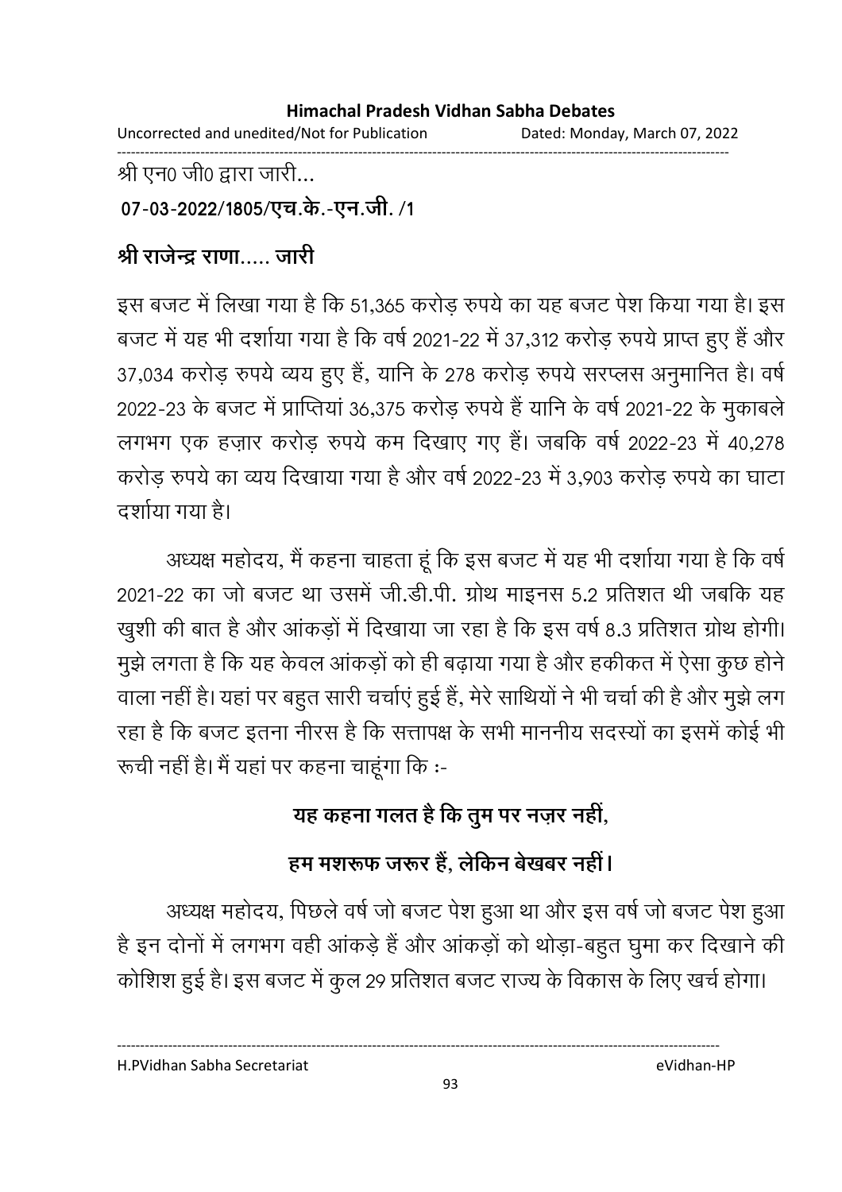श्री एन0 जी0 द्वारा जारी...

**07-03-2022/1805/एच.के.-एन.जी. /1**

## श्री राजेन्द्र राणा..... जारी

इस बजट में लिखा गया है कि 51,365 करोड़ रुपये का यह बजट पेश किया गया है। इस बजट में यह भी दर्शाया गया है कि वर्ष 2021-22 में 37,312 करोड़ रुपये प्राप्त हुए हैं और 37,034 करोड़ रुपये व्यय हुए हैं, यानि के 278 करोड़ रुपये सरप्लस अनुमानित है। वर्ष 2022-23 के बजट में प्राप्तियां 36,375 करोड़ रुपये हैं यानि के वर्ष 2021-22 के मुकाबले लगभग एक हज़ार करोड़ रुपये कम दिखाए गए हैं। जबकि वर्ष 2022-23 में 40,278 करोड़ रुपये का व्यय दिखाया गया है और वर्ष 2022-23 में 3,903 करोड़ रुपये का घाटा दर्शाया गया है।

अध्यक्ष महोदय, मैं कहना चाहता हूं कि इस बजट में यह भी दर्शाया गया है कि वर्ष 2021-22 का जो बजट था उसमें जी.डी.पी. ग्रोथ माइनस 5.2 प्रतिशत थी जबकि यह खुशी की बात है और आंकड़ों में दिखाया जा रहा है कि इस वर्ष 8.3 प्रतिशत ग्रोथ होगी। मुझे लगता है कि यह केवल आंकड़ों को ही बढ़ाया गया है और हकीकत में ऐसा कुछ होने वाला नहीं है। यहां पर बहुत सारी चर्चाएं हुई हैं, मेरे साथियों ने भी चर्चा की है और मुझे लग रहा है कि बजट इतना नीरस है कि सत्तापक्ष के सभी माननीय सदस्यों का इसमें कोई भी रूची नहीं है। मैं यहां पर कहना चाहूंगा कि :-

**यह कहना गलत है कि तुम पर नज़र नहीं,**

**हम मशरूफ जरूर हैं, लेकिन बेखबर नहीं।**

अध्यक्ष महोदय, पिछले वर्ष जो बजट पेश हुआ था और इस वर्ष जो बजट पेश हुआ है इन दोनों में लगभग वही आंकड़े हैं और आंकड़ों को थोड़ा-बहुत घुमा कर दिखाने की कोशिश हुई है। इस बजट में कुल 29 प्रतिशत बजट राज्य के विकास के लिए खर्च होगा।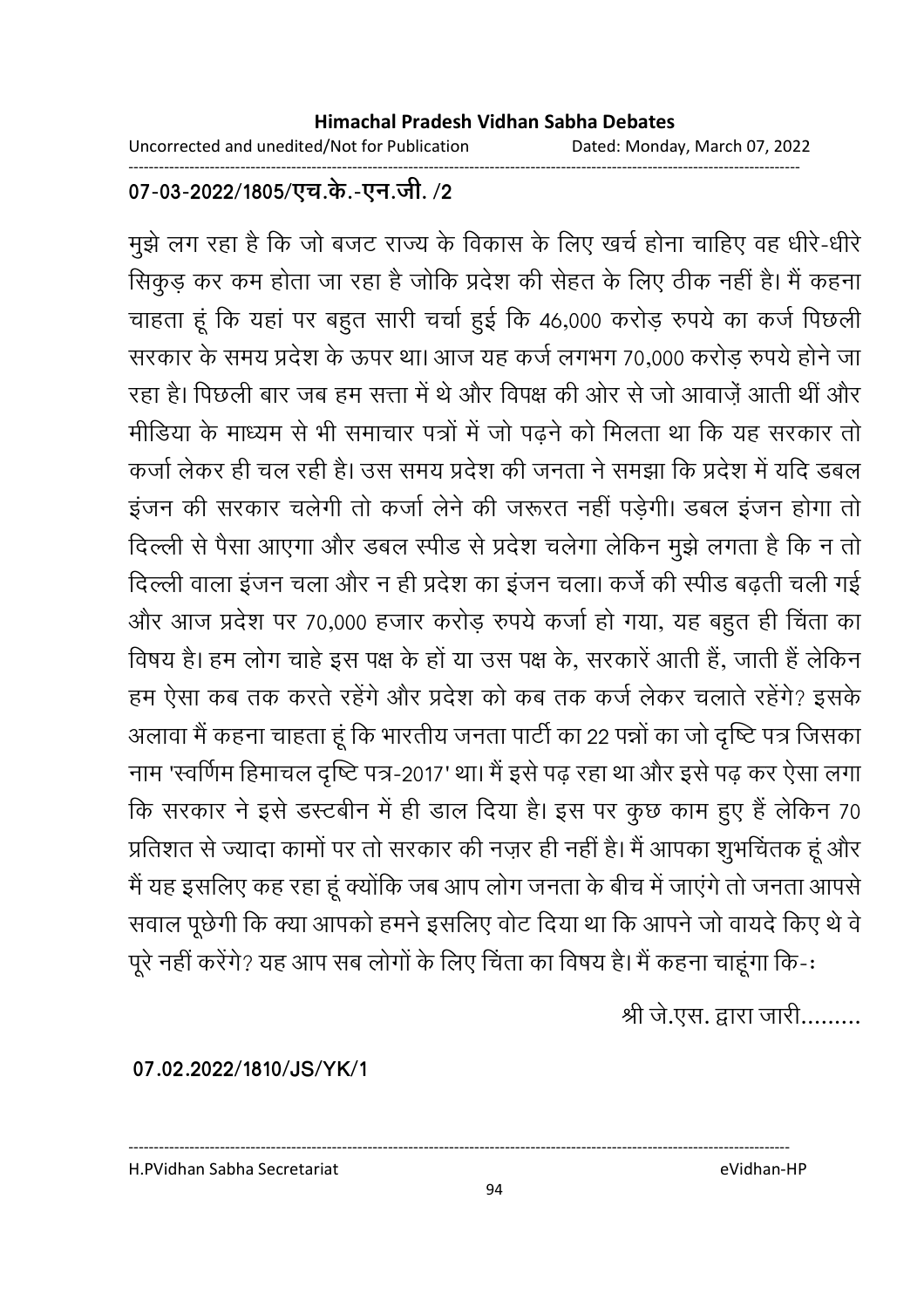**07-03-2022/1805/एच.के.-एन.जी. /2**

मुझे लग रहा है कि जो बजट राज्य के विकास के लिए खर्च होना चाहिए वह धीरे-धीरे सिकुड़ कर कम होता जा रहा है जोकि प्रदेश की सेहत के लिए ठीक नहीं है। मैं कहना चाहता हूं कि यहां पर बहुत सारी चर्चा हुई कि 46,000 करोड़ रुपये का कर्ज पिछली सरकार के समय प्रदेश के ऊपर था। आज यह कर्ज लगभग 70,000 करोड़ रुपये होने जा रहा है। पिछली बार जब हम सत्ता में थे और विपक्ष की ओर से जो आवाज़ें आती थीं और मीडिया के माध्यम से भी समाचार पत्रों में जो पढ़ने को मिलता था कि यह सरकार तो कर्जा लेकर ही चल रही है। उस समय प्रदेश की जनता ने समझा कि प्रदेश में यदि डबल इंजन की सरकार चलेगी तो कर्जा लेने की जरूरत नहीं पड़ेगी। डबल इंजन होगा तो दिल्ली से पैसा आएगा और डबल स्पीड से प्रदेश चलेगा लेकिन मुझे लगता है कि न तो दिल्ली वाला इंजन चला और न ही प्रदेश का इंजन चला। कर्जे की स्पीड बढ़ती चली गई और आज प्रदेश पर 70,000 हजार करोड़ रुपये कर्जा हो गया, यह बहुत ही चिंता का विषय है। हम लोग चाहे इस पक्ष के हों या उस पक्ष के, सरकारें आती हैं, जाती हैं लेकिन हम ऐसा कब तक करते रहेंगे और प्रदेश को कब तक कर्ज लेकर चलाते रहेंगे? इसके अलावा मैं कहना चाहता हूं कि भारतीय जनता पार्टी का 22 पन्नों का जो दृष्टि पत्र जिसका नाम 'स्वर्णिम हिमाचल दृष्टि पत्र-2017' था। मैं इसे पढ़ रहा था और इसे पढ़ कर ऐसा लगा कि सरकार ने इसे डस्टबीन में ही डाल दिया है। इस पर कुछ काम हुए हैं लेकिन 70 प्रतिशत से ज्यादा कामों पर तो सरकार की नज़र ही नहीं है। मैं आपका शुभचिंतक हूं और मैं यह इसलिए कह रहा हूं क्योंकि जब आप लोग जनता के बीच में जाएंगे तो जनता आपसे सवाल पूछेगी कि क्या आपको हमने इसलिए वोट दिया था कि आपने जो वायदे किए थे वे पूरे नहीं करेंगे? यह आप सब लोगों के लिए चिंता का विषय है। मैं कहना चाहूंगा कि-ः

श्री जे.एस. द्वारा जारी.........

**07.02.2022/1810/JS/YK/1**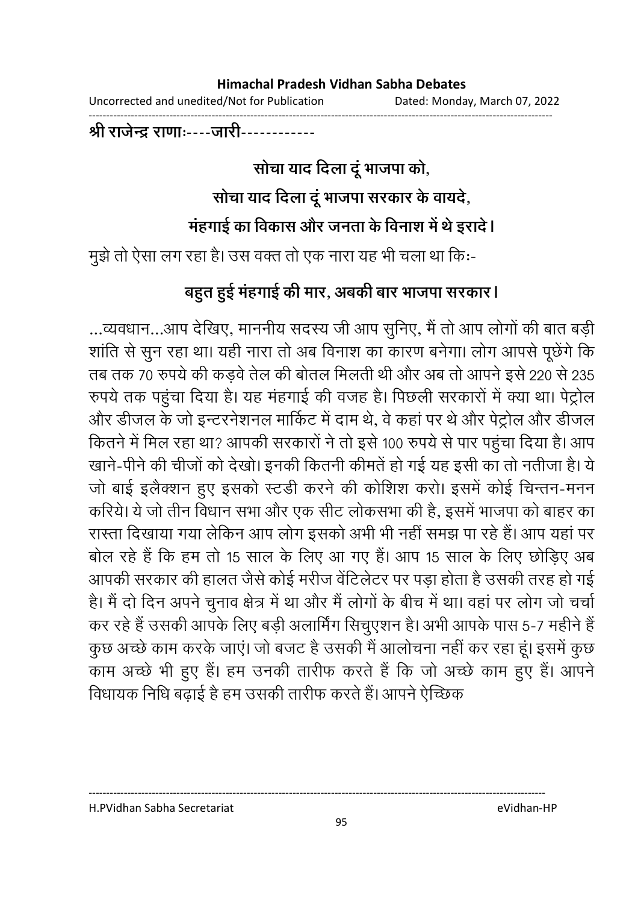**श्री राजेन्द्र राणाः----जारी------------**

**सोचा याद दिला दूं भाजपा को,**

**सोचा याद दिला दूं भाजपा सरकार के वायदे,**

**मंहगाई का विकास और जनता के विनाश में थे इरादे।**

मुझे तो ऐसा लग रहा है। उस वक्त तो एक नारा यह भी चला था किः-

**बहुत हुई मंहगाई की मार, अबकी बार भाजपा सरकार।**

...व्यवधान...आप देखिए, माननीय सदस्य जी आप सुनिए, मैं तो आप लोगों की बात बड़ी शांति से सुन रहा था। यही नारा तो अब विनाश का कारण बनेगा। लोग आपसे पूछेंगे कि तब तक 70 रुपये की कड़वे तेल की बोतल मिलती थी और अब तो आपने इसे 220 से 235 रुपये तक पहुंचा दिया है। यह मंहगाई की वजह है। पिछली सरकारों में क्या था। पेट्रोल और डीजल के जो इन्टरनेशनल मार्किट में दाम थे, वे कहां पर थे और पेट्रोल और डीजल कितने में मिल रहा था? आपकी सरकारों ने तो इसे 100 रुपये से पार पहुंचा दिया है। आप खाने-पीने की चीजों को देखो। इनकी कितनी कीमतें हो गई यह इसी का तो नतीजा है। ये जो बाई इलैक्शन हुए इसको स्टडी करने की कोशिश करो। इसमें कोई चिन्तन-मनन करिये। ये जो तीन विधान सभा और एक सीट लोकसभा की है, इसमें भाजपा को बाहर का रास्ता दिखाया गया लेकिन आप लोग इसको अभी भी नहीं समझ पा रहे हैं। आप यहां पर बोल रहे हैं कि हम तो 15 साल के लिए आ गए हैं। आप 15 साल के लिए छोड़िए अब आपकी सरकार की हालत जैसे कोई मरीज वेंटिलेटर पर पड़ा होता है उसकी तरह हो गई है। मैं दो दिन अपने चुनाव क्षेत्र में था और मैं लोगों के बीच में था। वहां पर लोग जो चर्चा कर रहे हैं उसकी आपके लिए बड़ी अलार्मिंग सिचुएशन है। अभी आपके पास 5-7 महीने हैं कुछ अच्छे काम करके जाएं। जो बजट है उसकी मैं आलोचना नहीं कर रहा हूं। इसमें कुछ काम अच्छे भी हुए हैं। हम उनकी तारीफ करते हैं कि जो अच्छे काम हुए हैं। आपने विधायक निधि बढ़ाई है हम उसकी तारीफ करते हैं। आपने ऐच्छिक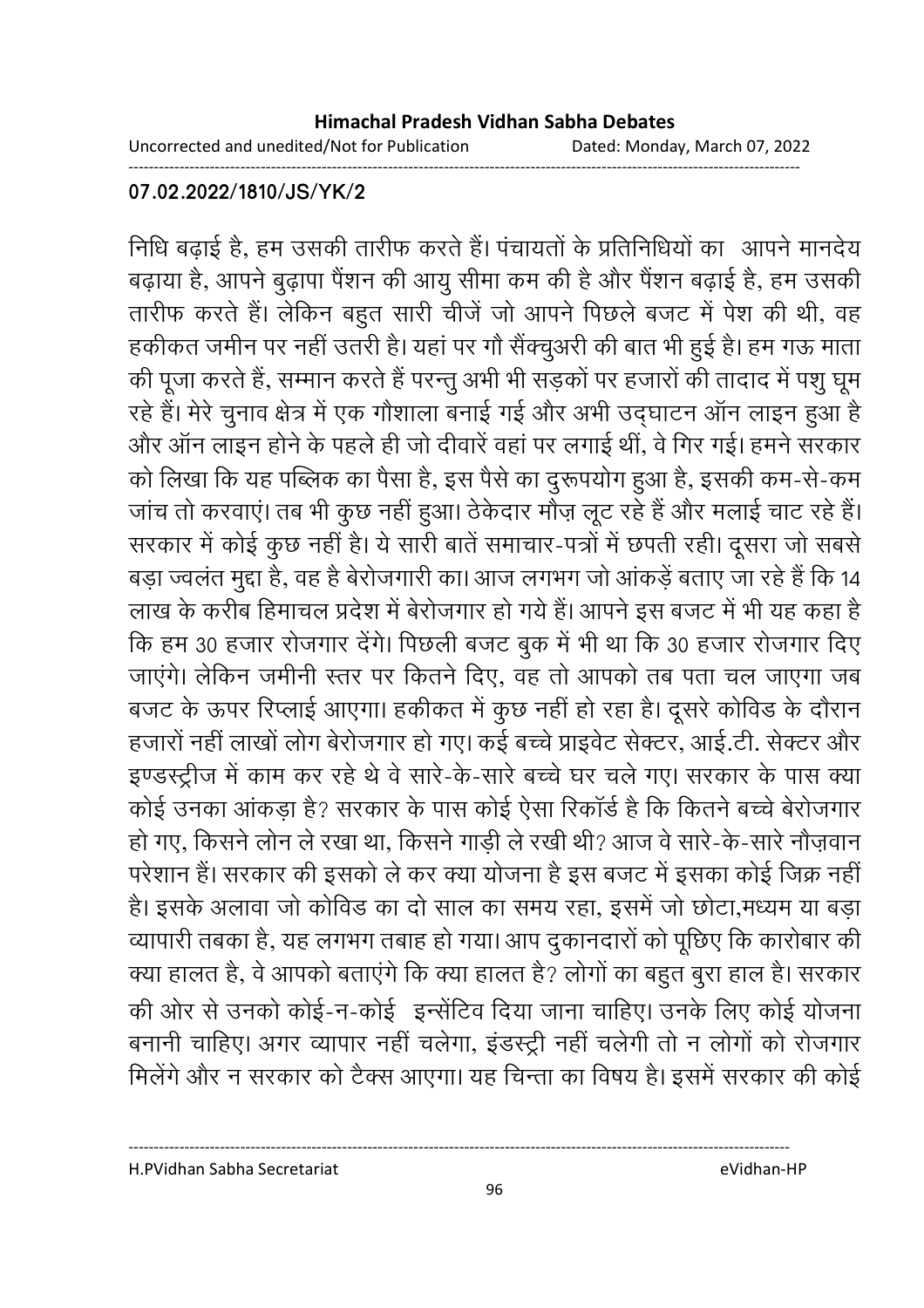**07.02.2022/1810/JS/YK/2**

निधि बढ़ाई है, हम उसकी तारीफ करते हैं। पंचायतों के प्रतिनिधियों का आपने मानदेय बढ़ाया है, आपने बुढ़ापा पैंशन की आयु सीमा कम की है और पैंशन बढ़ाई है, हम उसकी तारीफ करते हैं। लेकिन बहुत सारी चीजें जो आपने पिछले बजट में पेश की थी, वह हकीकत जमीन पर नहीं उतरी है। यहां पर गौ सैंक्चुअरी की बात भी हुई है। हम गऊ माता की पूजा करते हैं, सम्मान करते हैं परन्तु अभी भी सड़कों पर हजारों की तादाद में पशु घूम रहे हैं। मेरे चुनाव क्षेत्र में एक गौशाला बनाई गई और अभी उद्घाटन ऑन लाइन हुआ है और ऑन लाइन होने के पहले ही जो दीवारें वहां पर लगाई थीं, वे गिर गई। हमने सरकार को लिखा कि यह पब्लिक का पैसा है, इस पैसे का दुरूपयोग हुआ है, इसकी कम-से-कम जांच तो करवाएं। तब भी कुछ नहीं हुआ। ठेकेदार मौज़ लूट रहे हैं और मलाई चाट रहे हैं। सरकार में कोई कुछ नहीं है। ये सारी बातें समाचार-पत्रों में छपती रही। दूसरा जो सबसे बड़ा ज्वलंत मुद्दा है, वह है बेरोजगारी का। आज लगभग जो आंकड़ें बताए जा रहे हैं कि 14 लाख के करीब हिमाचल प्रदेश में बेरोजगार हो गये हैं। आपने इस बजट में भी यह कहा है कि हम 30 हजार रोजगार देंगे। पिछली बजट बुक में भी था कि 30 हजार रोजगार दिए जाएंगे। लेकिन जमीनी स्तर पर कितने दिए, वह तो आपको तब पता चल जाएगा जब बजट के ऊपर रिप्लाई आएगा। हकीकत में कुछ नहीं हो रहा है। दूसरे कोविड के दौरान हजारों नहीं लाखों लोग बेरोजगार हो गए। कई बच्चे प्राइवेट सेक्टर, आई.टी. सेक्टर और इण्डस्ट्रीज में काम कर रहे थे वे सारे-के-सारे बच्चे घर चले गए। सरकार के पास क्या कोई उनका आंकड़ा है? सरकार के पास कोई ऐसा रिकॉर्ड है कि कितने बच्चे बेरोजगार हो गए, किसने लोन ले रखा था, किसने गाड़ी ले रखी थी? आज वे सारे-के-सारे नौज़वान परेशान हैं। सरकार की इसको ले कर क्या योजना है इस बजट में इसका कोई जिक्र नहीं है। इसके अलावा जो कोविड का दो साल का समय रहा, इसमें जो छोटा,मध्यम या बड़ा व्यापारी तबका है, यह लगभग तबाह हो गया। आप दुकानदारों को पूछिए कि कारोबार की क्या हालत है, वे आपको बताएंगे कि क्या हालत है? लोगों का बहुत बुरा हाल है। सरकार की ओर से उनको कोई-न-कोई इन्सेंटिव दिया जाना चाहिए। उनके लिए कोई योजना बनानी चाहिए। अगर व्यापार नहीं चलेगा, इंडस्ट्री नहीं चलेगी तो न लोगों को रोजगार मिलेंगे और न सरकार को टैक्स आएगा। यह चिन्ता का विषय है। इसमें सरकार की कोई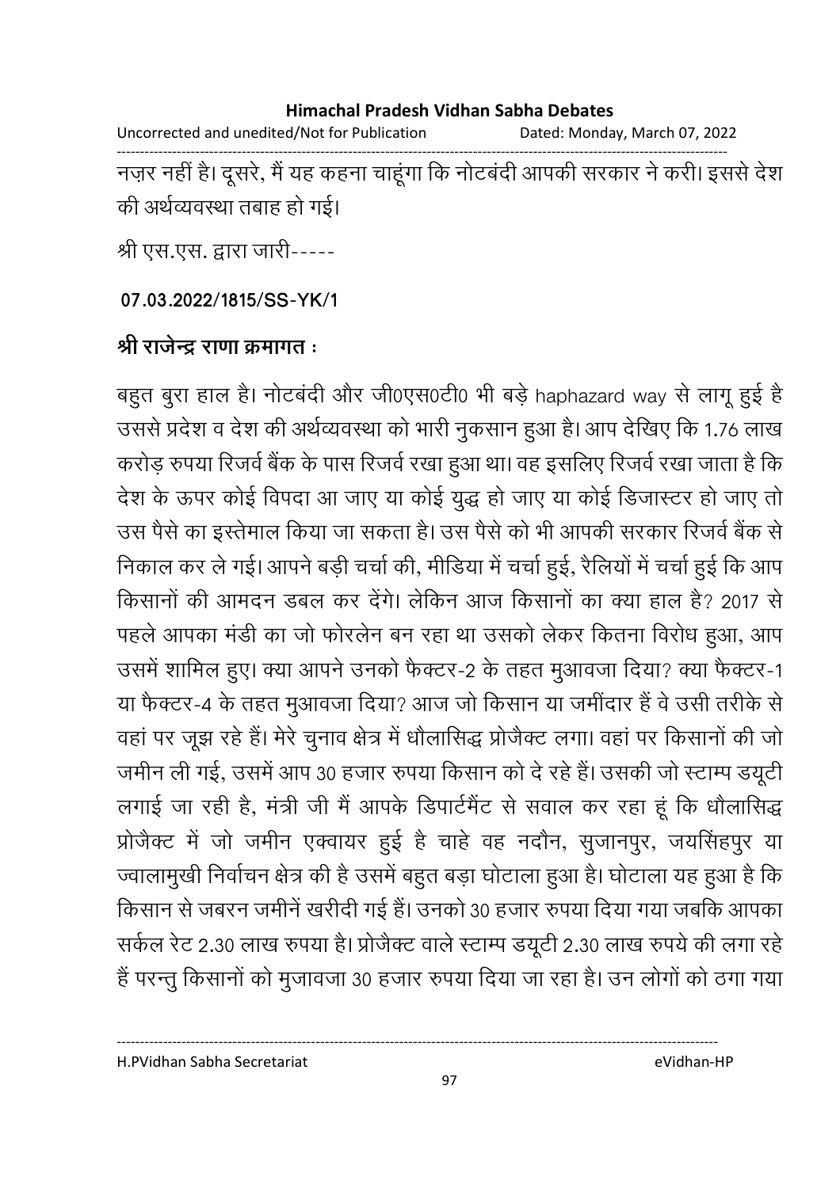नज़र नहीं है। दूसरे, मैं यह कहना चाहूंगा कि नोटबंदी आपकी सरकार ने करी। इससे देश की अर्थव्यवस्था तबाह हो गई।

श्री एस.एस. द्वारा जारी-----

**07.03.2022/1815/SS-YK/1**

**श्री राजेन्द्र राणा क्रमागत :**

बहुत बुरा हाल है। नोटबंदी और जी0एस0टी0 भी बड़े haphazard way से लागू हुई है उससे प्रदेश व देश की अर्थव्यवस्था को भारी नुकसान हुआ है। आप देखिए कि 1.76 लाख करोड़ रुपया रिजर्व बैंक के पास रिजर्व रखा हुआ था। वह इसलिए रिजर्व रखा जाता है कि देश के ऊपर कोई विपदा आ जाए या कोई युद्ध हो जाए या कोई डिजास्टर हो जाए तो उस पैसे का इस्तेमाल किया जा सकता है। उस पैसे को भी आपकी सरकार रिजर्व बैंक से निकाल कर ले गई। आपने बड़ी चर्चा की, मीडिया में चर्चा हुई, रैलियों में चर्चा हुई कि आप किसानों की आमदन डबल कर देंगे। लेकिन आज किसानों का क्या हाल है? 2017 से पहले आपका मंडी का जो फोरलेन बन रहा था उसको लेकर कितना विरोध हुआ, आप उसमें शामिल हुए। क्या आपने उनको फैक्टर-2 के तहत मुआवजा दिया? क्या फैक्टर-1 या फैक्टर-4 के तहत मुआवजा दिया? आज जो किसान या जमींदार हैं वे उसी तरीके से वहां पर जूझ रहे हैं। मेरे चुनाव क्षेत्र में धौलासिद्ध प्रोजैक्ट लगा। वहां पर किसानों की जो जमीन ली गई, उसमें आप 30 हजार रुपया किसान को दे रहे हैं। उसकी जो स्टाम्प डयूटी लगाई जा रही है, मंत्री जी मैं आपके डिपार्टमैंट से सवाल कर रहा हूं कि धौलासिद्ध प्रोजैक्ट में जो जमीन एक्वायर हुई है चाहे वह नदौन, सुजानपुर, जयसिंहपुर या ज्वालामुखी निर्वाचन क्षेत्र की है उसमें बहुत बड़ा घोटाला हुआ है। घोटाला यह हुआ है कि किसान से जबरन जमीनें खरीदी गई हैं। उनको 30 हजार रुपया दिया गया जबकि आपका सर्कल रेट 2.30 लाख रुपया है। प्रोजैक्ट वाले स्टाम्प डयूटी 2.30 लाख रुपये की लगा रहे हैं परन्तु किसानों को मुजावजा 30 हजार रुपया दिया जा रहा है। उन लोगों को ठगा गया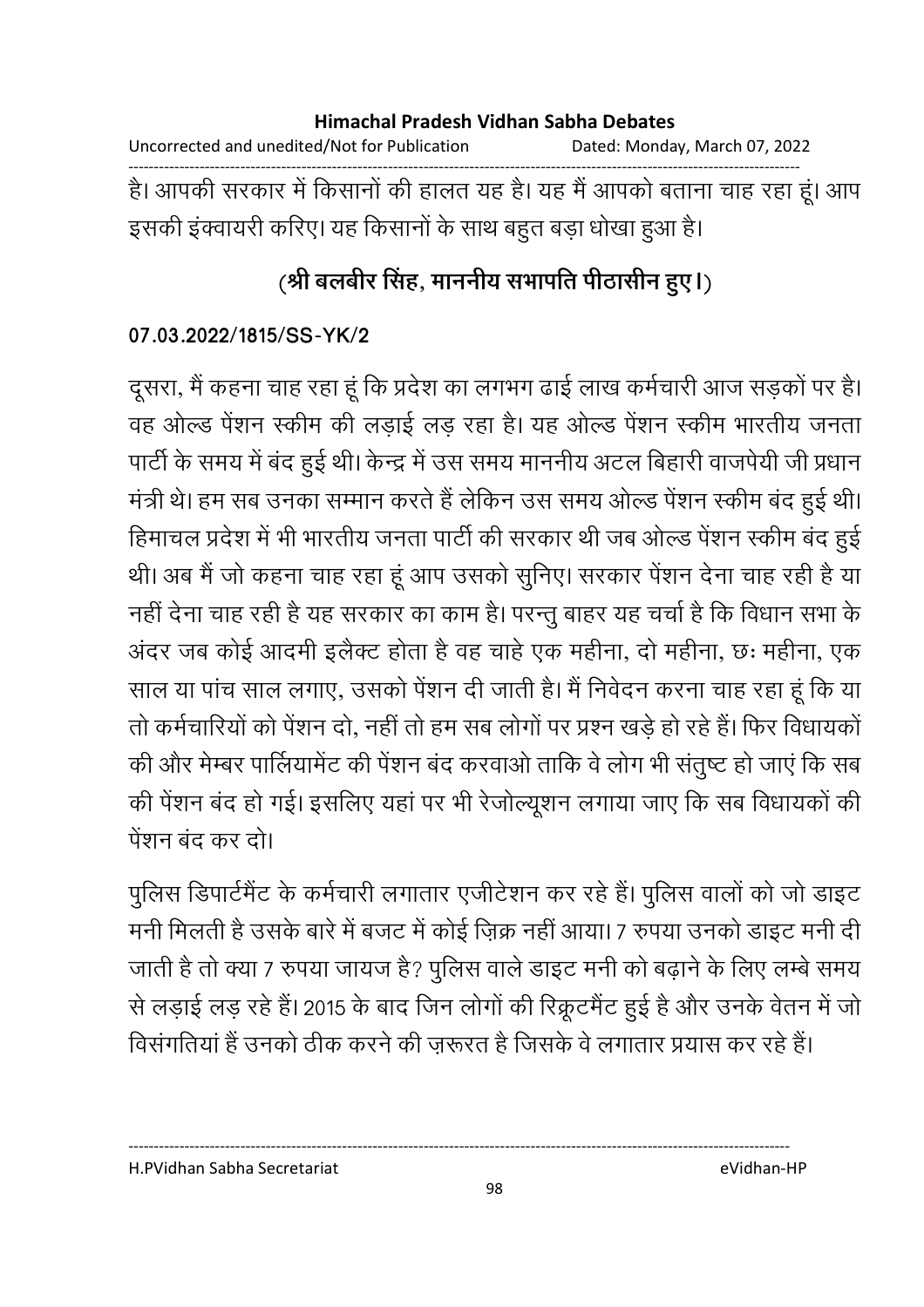है। आपकी सरकार में किसानों की हालत यह है। यह मैं आपको बताना चाह रहा हूं। आप इसकी इंक्वायरी करिए। यह किसानों के साथ बहुत बड़ा धोखा हुआ है।

**(श्री बलबीर सिंह, माननीय सभापति पीठासीन हुए।)**

**07.03.2022/1815/SS-YK/2**

दूसरा, मैं कहना चाह रहा हूं कि प्रदेश का लगभग ढाई लाख कर्मचारी आज सड़कों पर है। वह ओल्ड पेंशन स्कीम की लड़ाई लड़ रहा है। यह ओल्ड पेंशन स्कीम भारतीय जनता पार्टी के समय में बंद हुई थी। केन्द्र में उस समय माननीय अटल बिहारी वाजपेयी जी प्रधान मंत्री थे। हम सब उनका सम्मान करते हैं लेकिन उस समय ओल्ड पेंशन स्कीम बंद हुई थी। हिमाचल प्रदेश में भी भारतीय जनता पार्टी की सरकार थी जब ओल्ड पेंशन स्कीम बंद हुई थी। अब मैं जो कहना चाह रहा हूं आप उसको सुनिए। सरकार पेंशन देना चाह रही है या नहीं देना चाह रही है यह सरकार का काम है। परन्तु बाहर यह चर्चा है कि विधान सभा के अंदर जब कोई आदमी इलैक्ट होता है वह चाहे एक महीना, दो महीना, छः महीना, एक साल या पांच साल लगाए, उसको पेंशन दी जाती है। मैं निवेदन करना चाह रहा हूं कि या तो कर्मचारियों को पेंशन दो, नहीं तो हम सब लोगों पर प्रश्न खड़े हो रहे हैं। फिर विधायकों की और मेम्बर पार्लियामेंट की पेंशन बंद करवाओ ताकि वे लोग भी संतुष्ट हो जाएं कि सब की पेंशन बंद हो गई। इसलिए यहां पर भी रेजोल्यूशन लगाया जाए कि सब विधायकों की पेंशन बंद कर दो।

पुलिस डिपार्टमैंट के कर्मचारी लगातार एजीटेशन कर रहे हैं। पुलिस वालों को जो डाइट मनी मिलती है उसके बारे में बजट में कोई ज़िक्र नहीं आया। 7 रुपया उनको डाइट मनी दी जाती है तो क्या 7 रुपया जायज है? पुलिस वाले डाइट मनी को बढ़ाने के लिए लम्बे समय से लड़ाई लड़ रहे हैं। 2015 के बाद जिन लोगों की रिक्रूटमैंट हुई है और उनके वेतन में जो विसंगतियां हैं उनको ठीक करने की ज़रूरत है जिसके वे लगातार प्रयास कर रहे हैं।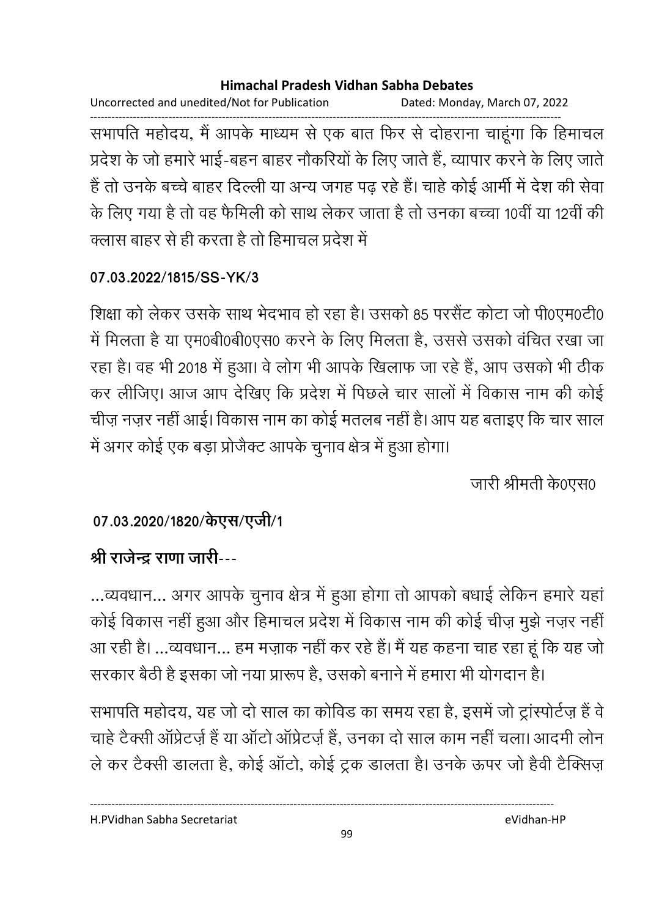सभापति महोदय, मैं आपके माध्यम से एक बात फिर से दोहराना चाहूंगा कि हिमाचल प्रदेश के जो हमारे भाई-बहन बाहर नौकरियों के लिए जाते हैं, व्यापार करने के लिए जाते हैं तो उनके बच्चे बाहर दिल्ली या अन्य जगह पढ़ रहे हैं। चाहे कोई आर्मी में देश की सेवा के लिए गया है तो वह फैमिली को साथ लेकर जाता है तो उनका बच्चा 10वीं या 12वीं की क्लास बाहर से ही करता है तो हिमाचल प्रदेश में

**07.03.2022/1815/SS-YK/3**

शिक्षा को लेकर उसके साथ भेदभाव हो रहा है। उसको 85 परसैंट कोटा जो पी0एम0टी0 में मिलता है या एम0बी0बी0एस0 करने के लिए मिलता है, उससे उसको वंचित रखा जा रहा है। वह भी 2018 में हुआ। वे लोग भी आपके खिलाफ जा रहे हैं, आप उसको भी ठीक कर लीजिए। आज आप देखिए कि प्रदेश में पिछले चार सालों में विकास नाम की कोई चीज़ नज़र नहीं आई। विकास नाम का कोई मतलब नहीं है। आप यह बताइए कि चार साल में अगर कोई एक बड़ा प्रोजैक्ट आपके चुनाव क्षेत्र में हुआ होगा।

जारी श्रीमती के0एस0

**07.03.2020/1820/केएस/एजी/1**

**श्री राजेन्द्र राणा जारी**---

...व्यवधान... अगर आपके चुनाव क्षेत्र में हुआ होगा तो आपको बधाई लेकिन हमारे यहां कोई विकास नहीं हुआ और हिमाचल प्रदेश में विकास नाम की कोई चीज़ मुझे नज़र नहीं आ रही है। ...व्यवधान... हम मज़ाक नहीं कर रहे हैं। मैं यह कहना चाह रहा हूं कि यह जो सरकार बैठी है इसका जो नया प्रारूप है, उसको बनाने में हमारा भी योगदान है।

सभापति महोदय, यह जो दो साल का कोविड का समय रहा है, इसमें जो ट्रांस्पोर्टज़ हैं वे चाहे टैक्सी ऑप्रेटर्ज़ हैं या ऑटो ऑप्रेटर्ज़ हैं, उनका दो साल काम नहीं चला। आदमी लोन ले कर टैक्सी डालता है, कोई ऑटो, कोई ट्रक डालता है। उनके ऊपर जो हैवी टैक्सिज़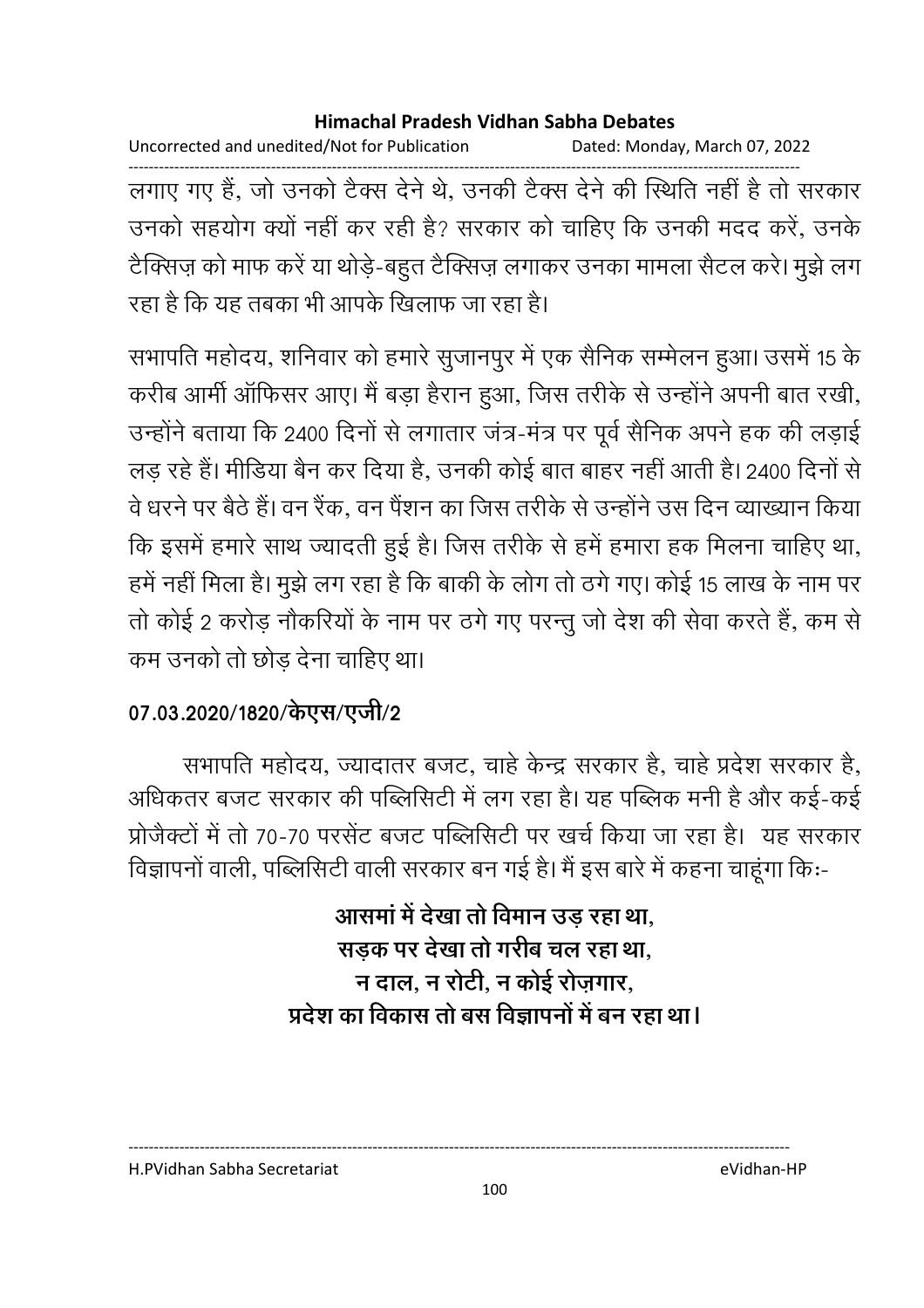लगाए गए हैं, जो उनको टैक्स देने थे, उनकी टैक्स देने की स्थिति नहीं है तो सरकार उनको सहयोग क्यों नहीं कर रही है? सरकार को चाहिए कि उनकी मदद करें, उनके टैक्सिज़ को माफ करें या थोड़े-बहुत टैक्सिज़ लगाकर उनका मामला सैटल करे। मुझे लग रहा है कि यह तबका भी आपके खिलाफ जा रहा है।

सभापति महोदय, शनिवार को हमारे सुजानपुर में एक सैनिक सम्मेलन हुआ। उसमें 15 के करीब आर्मी ऑफिसर आए। मैं बड़ा हैरान हुआ, जिस तरीके से उन्होंने अपनी बात रखी, उन्होंने बताया कि 2400 दिनों से लगातार जंत्र-मंत्र पर पूर्व सैनिक अपने हक की लड़ाई लड़ रहे हैं। मीडिया बैन कर दिया है, उनकी कोई बात बाहर नहीं आती है। 2400 दिनों से वे धरने पर बैठे हैं। वन रैंक, वन पैंशन का जिस तरीके से उन्होंने उस दिन व्याख्यान किया कि इसमें हमारे साथ ज्यादती हुई है। जिस तरीके से हमें हमारा हक मिलना चाहिए था, हमें नहीं मिला है। मुझे लग रहा है कि बाकी के लोग तो ठगे गए। कोई 15 लाख के नाम पर तो कोई 2 करोड़ नौकरियों के नाम पर ठगे गए परन्तु जो देश की सेवा करते हैं, कम से कम उनको तो छोड़ देना चाहिए था।

**07.03.2020/1820/केएस/एजी/2**

सभापति महोदय, ज्यादातर बजट, चाहे केन्द्र सरकार है, चाहे प्रदेश सरकार है, अधिकतर बजट सरकार की पब्लिसिटी में लग रहा है। यह पब्लिक मनी है और कई-कई प्रोजैक्टों में तो 70-70 परसेंट बजट पब्लिसिटी पर खर्च किया जा रहा है। यह सरकार विज्ञापनों वाली, पब्लिसिटी वाली सरकार बन गई है। मैं इस बारे में कहना चाहूंगा कि:-

**आसमां में देखा तो विमान उड़ रहा था,**
**सड़क पर देखा तो गरीब चल रहा था,**
**न दाल, न रोटी, न कोई रोज़गार,**
**प्रदेश का विकास तो बस विज्ञापनों में बन रहा था।**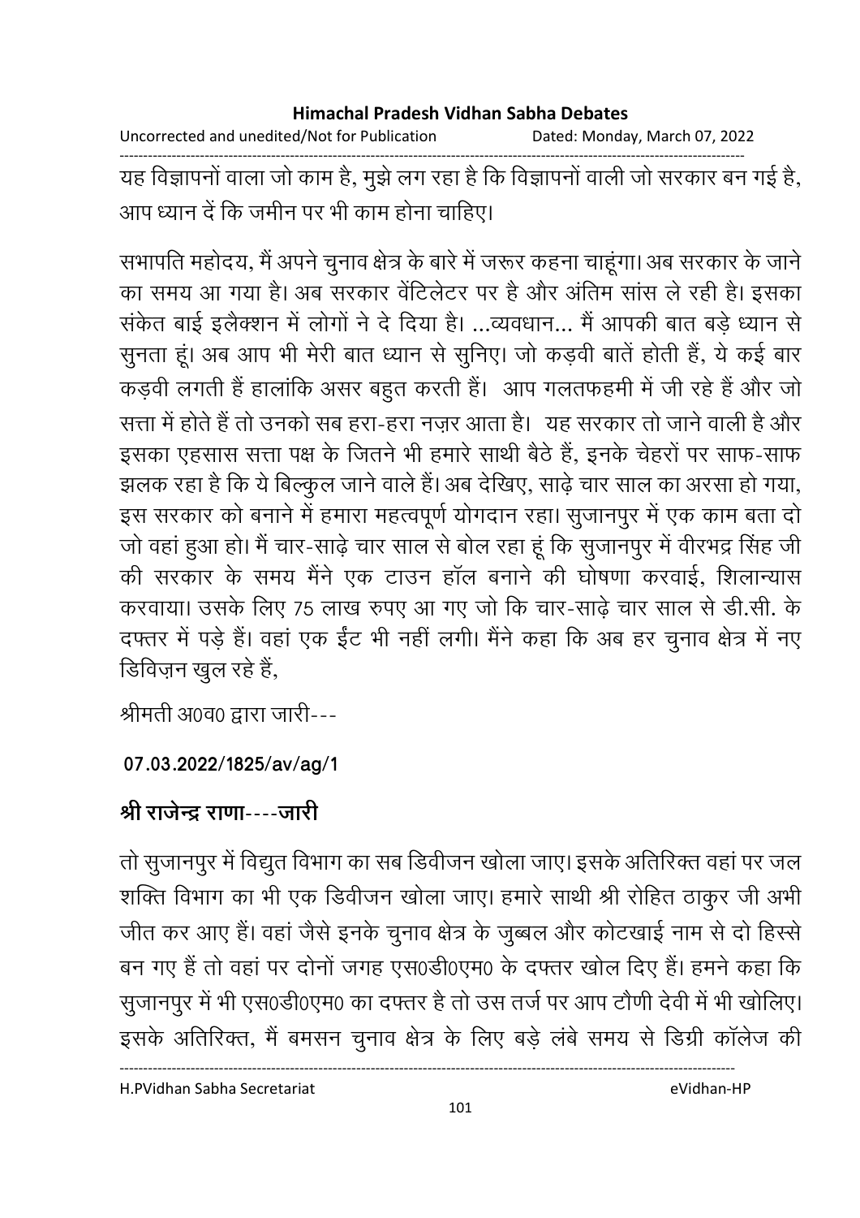यह विज्ञापनों वाला जो काम है, मुझे लग रहा है कि विज्ञापनों वाली जो सरकार बन गई है, आप ध्यान दें कि जमीन पर भी काम होना चाहिए।

सभापति महोदय, मैं अपने चुनाव क्षेत्र के बारे में जरूर कहना चाहूंगा। अब सरकार के जाने का समय आ गया है। अब सरकार वेंटिलेटर पर है और अंतिम सांस ले रही है। इसका संकेत बाई इलैक्शन में लोगों ने दे दिया है। ...व्यवधान... मैं आपकी बात बड़े ध्यान से सुनता हूं। अब आप भी मेरी बात ध्यान से सुनिए। जो कड़वी बातें होती हैं, ये कई बार कड़वी लगती हैं हालांकि असर बहुत करती हैं। आप गलतफहमी में जी रहे हैं और जो सत्ता में होते हैं तो उनको सब हरा-हरा नज़र आता है। यह सरकार तो जाने वाली है और इसका एहसास सत्ता पक्ष के जितने भी हमारे साथी बैठे हैं, इनके चेहरों पर साफ-साफ झलक रहा है कि ये बिल्कुल जाने वाले हैं। अब देखिए, साढ़े चार साल का अरसा हो गया, इस सरकार को बनाने में हमारा महत्वपूर्ण योगदान रहा। सुजानपुर में एक काम बता दो जो वहां हुआ हो। मैं चार-साढ़े चार साल से बोल रहा हूं कि सुजानपुर में वीरभद्र सिंह जी की सरकार के समय मैंने एक टाउन हॉल बनाने की घोषणा करवाई, शिलान्यास करवाया। उसके लिए 75 लाख रुपए आ गए जो कि चार-साढ़े चार साल से डी.सी. के दफ्तर में पड़े हैं। वहां एक ईंट भी नहीं लगी। मैंने कहा कि अब हर चुनाव क्षेत्र में नए डिविज़न खुल रहे हैं,

श्रीमती अ0व0 द्वारा जारी---

**07.03.2022/1825/av/ag/1**

## श्री राजेन्द्र राणा----जारी

तो सुजानपुर में विद्युत विभाग का सब डिवीजन खोला जाए। इसके अतिरिक्त वहां पर जल शक्ति विभाग का भी एक डिवीजन खोला जाए। हमारे साथी श्री रोहित ठाकुर जी अभी जीत कर आए हैं। वहां जैसे इनके चुनाव क्षेत्र के जुब्बल और कोटखाई नाम से दो हिस्से बन गए हैं तो वहां पर दोनों जगह एस0डी0एम0 के दफ्तर खोल दिए हैं। हमने कहा कि सुजानपुर में भी एस0डी0एम0 का दफ्तर है तो उस तर्ज पर आप टौणी देवी में भी खोलिए। इसके अतिरिक्त, मैं बमसन चुनाव क्षेत्र के लिए बड़े लंबे समय से डिग्री कॉलेज की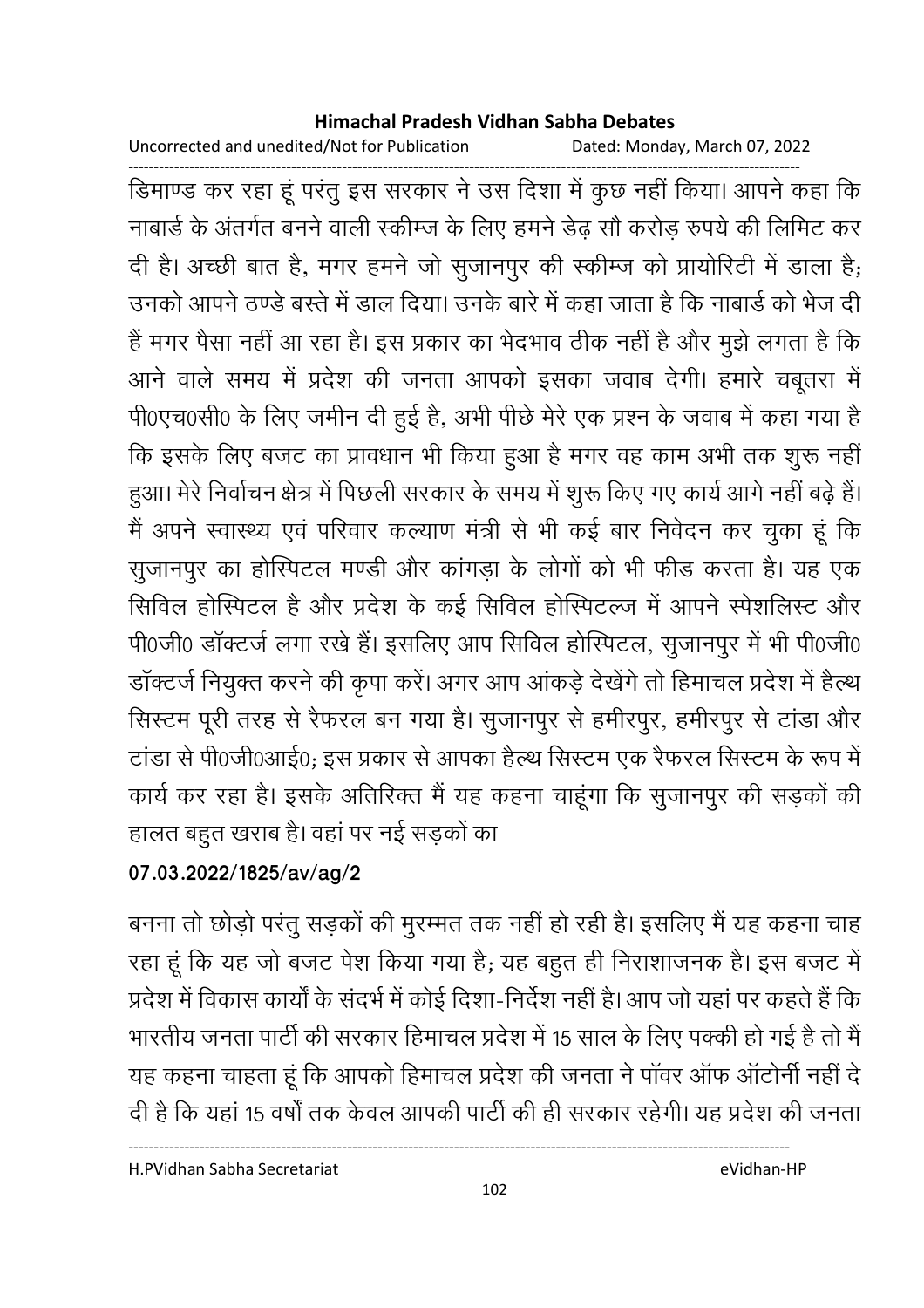डिमाण्ड कर रहा हूं परंतु इस सरकार ने उस दिशा में कुछ नहीं किया। आपने कहा कि नाबार्ड के अंतर्गत बनने वाली स्कीम्ज के लिए हमने डेढ़ सौ करोड़ रुपये की लिमिट कर दी है। अच्छी बात है, मगर हमने जो सुजानपुर की स्कीम्ज को प्रायोरिटी में डाला है; उनको आपने ठण्डे बस्ते में डाल दिया। उनके बारे में कहा जाता है कि नाबार्ड को भेज दी हैं मगर पैसा नहीं आ रहा है। इस प्रकार का भेदभाव ठीक नहीं है और मुझे लगता है कि आने वाले समय में प्रदेश की जनता आपको इसका जवाब देगी। हमारे चबूतरा में पी0एच0सी0 के लिए जमीन दी हुई है, अभी पीछे मेरे एक प्रश्न के जवाब में कहा गया है कि इसके लिए बजट का प्रावधान भी किया हुआ है मगर वह काम अभी तक शुरू नहीं हुआ। मेरे निर्वाचन क्षेत्र में पिछली सरकार के समय में शुरू किए गए कार्य आगे नहीं बढ़े हैं। मैं अपने स्वास्थ्य एवं परिवार कल्याण मंत्री से भी कई बार निवेदन कर चुका हूं कि सुजानपुर का होस्पिटल मण्डी और कांगड़ा के लोगों को भी फीड करता है। यह एक सिविल होस्पिटल है और प्रदेश के कई सिविल होस्पिटल्ज में आपने स्पेशलिस्ट और पी0जी0 डॉक्टर्ज लगा रखे हैं। इसलिए आप सिविल होस्पिटल, सुजानपुर में भी पी0जी0 डॉक्टर्ज नियुक्त करने की कृपा करें। अगर आप आंकड़े देखेंगे तो हिमाचल प्रदेश में हैल्थ सिस्टम पूरी तरह से रैफरल बन गया है। सुजानपुर से हमीरपुर, हमीरपुर से टांडा और टांडा से पी0जी0आई0; इस प्रकार से आपका हैल्थ सिस्टम एक रैफरल सिस्टम के रूप में कार्य कर रहा है। इसके अतिरिक्त मैं यह कहना चाहूंगा कि सुजानपुर की सड़कों की हालत बहुत खराब है। वहां पर नई सड़कों का

**07.03.2022/1825/av/ag/2**

बनना तो छोड़ो परंतु सड़कों की मुरम्मत तक नहीं हो रही है। इसलिए मैं यह कहना चाह रहा हूं कि यह जो बजट पेश किया गया है; यह बहुत ही निराशाजनक है। इस बजट में प्रदेश में विकास कार्यों के संदर्भ में कोई दिशा-निर्देश नहीं है। आप जो यहां पर कहते हैं कि भारतीय जनता पार्टी की सरकार हिमाचल प्रदेश में 15 साल के लिए पक्की हो गई है तो मैं यह कहना चाहता हूं कि आपको हिमाचल प्रदेश की जनता ने पॉवर ऑफ ऑटोर्नी नहीं दे दी है कि यहां 15 वर्षों तक केवल आपकी पार्टी की ही सरकार रहेगी। यह प्रदेश की जनता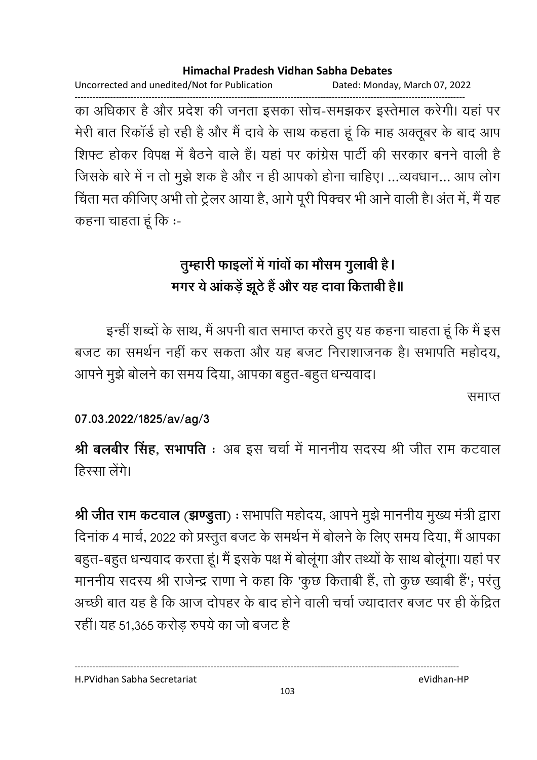का अधिकार है और प्रदेश की जनता इसका सोच-समझकर इस्तेमाल करेगी। यहां पर मेरी बात रिकॉर्ड हो रही है और मैं दावे के साथ कहता हूं कि माह अक्तूबर के बाद आप शिफ्ट होकर विपक्ष में बैठने वाले हैं। यहां पर कांग्रेस पार्टी की सरकार बनने वाली है जिसके बारे में न तो मुझे शक है और न ही आपको होना चाहिए। ...व्यवधान... आप लोग चिंता मत कीजिए अभी तो ट्रेलर आया है, आगे पूरी पिक्चर भी आने वाली है। अंत में, मैं यह कहना चाहता हूं कि :-

**तुम्हारी फाइलों में गांवों का मौसम गुलाबी है।**
**मगर ये आंकड़ें झूठे हैं और यह दावा किताबी है॥**

इन्हीं शब्दों के साथ, मैं अपनी बात समाप्त करते हुए यह कहना चाहता हूं कि मैं इस बजट का समर्थन नहीं कर सकता और यह बजट निराशाजनक है। सभापति महोदय, आपने मुझे बोलने का समय दिया, आपका बहुत-बहुत धन्यवाद।

समाप्त

**07.03.2022/1825/av/ag/3**

**श्री बलबीर सिंह, सभापति** : अब इस चर्चा में माननीय सदस्य श्री जीत राम कटवाल हिस्सा लेंगे।

**श्री जीत राम कटवाल (झण्डुता)** : सभापति महोदय, आपने मुझे माननीय मुख्य मंत्री द्वारा दिनांक 4 मार्च, 2022 को प्रस्तुत बजट के समर्थन में बोलने के लिए समय दिया, मैं आपका बहुत-बहुत धन्यवाद करता हूं। मैं इसके पक्ष में बोलूंगा और तथ्यों के साथ बोलूंगा। यहां पर माननीय सदस्य श्री राजेन्द्र राणा ने कहा कि 'कुछ किताबी हैं, तो कुछ ख्वाबी हैं'; परंतु अच्छी बात यह है कि आज दोपहर के बाद होने वाली चर्चा ज्यादातर बजट पर ही केंद्रित रहीं। यह 51,365 करोड़ रुपये का जो बजट है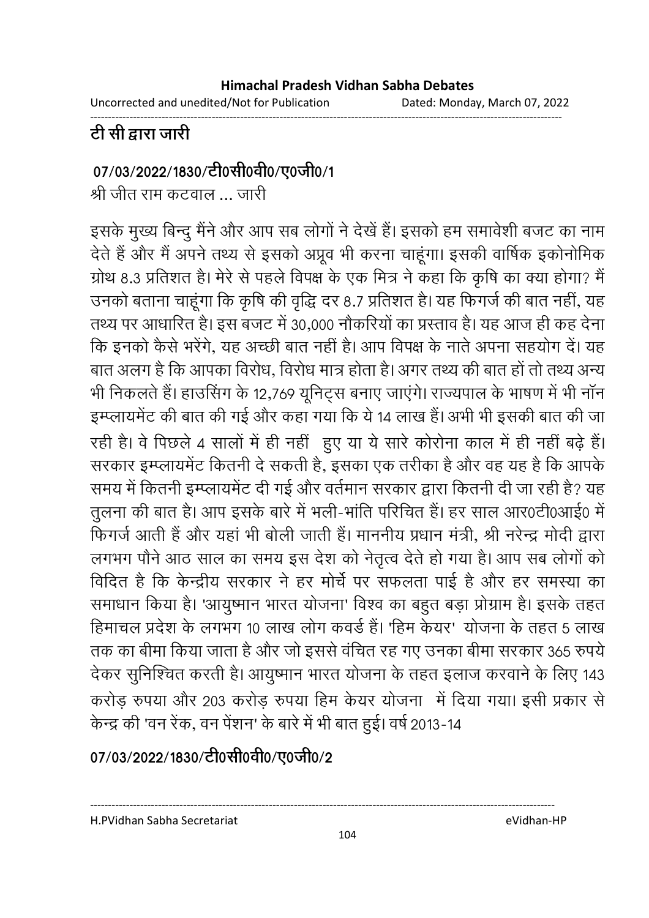**टी सी द्वारा जारी**

**07/03/2022/1830/टी0सी0वी0/ए0जी0/1**

श्री जीत राम कटवाल ... जारी

इसके मुख्य बिन्दु मैंने और आप सब लोगों ने देखें हैं। इसको हम समावेशी बजट का नाम देते हैं और मैं अपने तथ्य से इसको अप्रूव भी करना चाहूंगा। इसकी वार्षिक इकोनोमिक ग्रोथ 8.3 प्रतिशत है। मेरे से पहले विपक्ष के एक मित्र ने कहा कि कृषि का क्या होगा? मैं उनको बताना चाहूंगा कि कृषि की वृद्धि दर 8.7 प्रतिशत है। यह फिगर्ज की बात नहीं, यह तथ्य पर आधारित है। इस बजट में 30,000 नौकरियों का प्रस्ताव है। यह आज ही कह देना कि इनको कैसे भरेंगे, यह अच्छी बात नहीं है। आप विपक्ष के नाते अपना सहयोग दें। यह बात अलग है कि आपका विरोध, विरोध मात्र होता है। अगर तथ्य की बात हों तो तथ्य अन्य भी निकलते हैं। हाउसिंग के 12,769 यूनिट्स बनाए जाएंगे। राज्यपाल के भाषण में भी नॉन इम्प्लायमेंट की बात की गई और कहा गया कि ये 14 लाख हैं। अभी भी इसकी बात की जा रही है। वे पिछले 4 सालों में ही नहीं  हुए या ये सारे कोरोना काल में ही नहीं बढ़े हैं। सरकार इम्प्लायमेंट कितनी दे सकती है, इसका एक तरीका है और वह यह है कि आपके समय में कितनी इम्प्लायमेंट दी गई और वर्तमान सरकार द्वारा कितनी दी जा रही है? यह तुलना की बात है। आप इसके बारे में भली-भांति परिचित हैं। हर साल आर0टी0आई0 में फिगर्ज आती हैं और यहां भी बोली जाती हैं। माननीय प्रधान मंत्री, श्री नरेन्द्र मोदी द्वारा लगभग पौने आठ साल का समय इस देश को नेतृत्व देते हो गया है। आप सब लोगों को विदित है कि केन्द्रीय सरकार ने हर मोर्चे पर सफलता पाई है और हर समस्या का समाधान किया है। 'आयुष्मान भारत योजना' विश्व का बहुत बड़ा प्रोग्राम है। इसके तहत हिमाचल प्रदेश के लगभग 10 लाख लोग कवर्ड हैं। 'हिम केयर'  योजना के तहत 5 लाख तक का बीमा किया जाता है और जो इससे वंचित रह गए उनका बीमा सरकार 365 रुपये देकर सुनिश्चित करती है। आयुष्मान भारत योजना के तहत इलाज करवाने के लिए 143 करोड़ रुपया और 203 करोड़ रुपया हिम केयर योजना  में दिया गया। इसी प्रकार से केन्द्र की 'वन रेंक, वन पेंशन' के बारे में भी बात हुई। वर्ष 2013-14

**07/03/2022/1830/टी0सी0वी0/ए0जी0/2**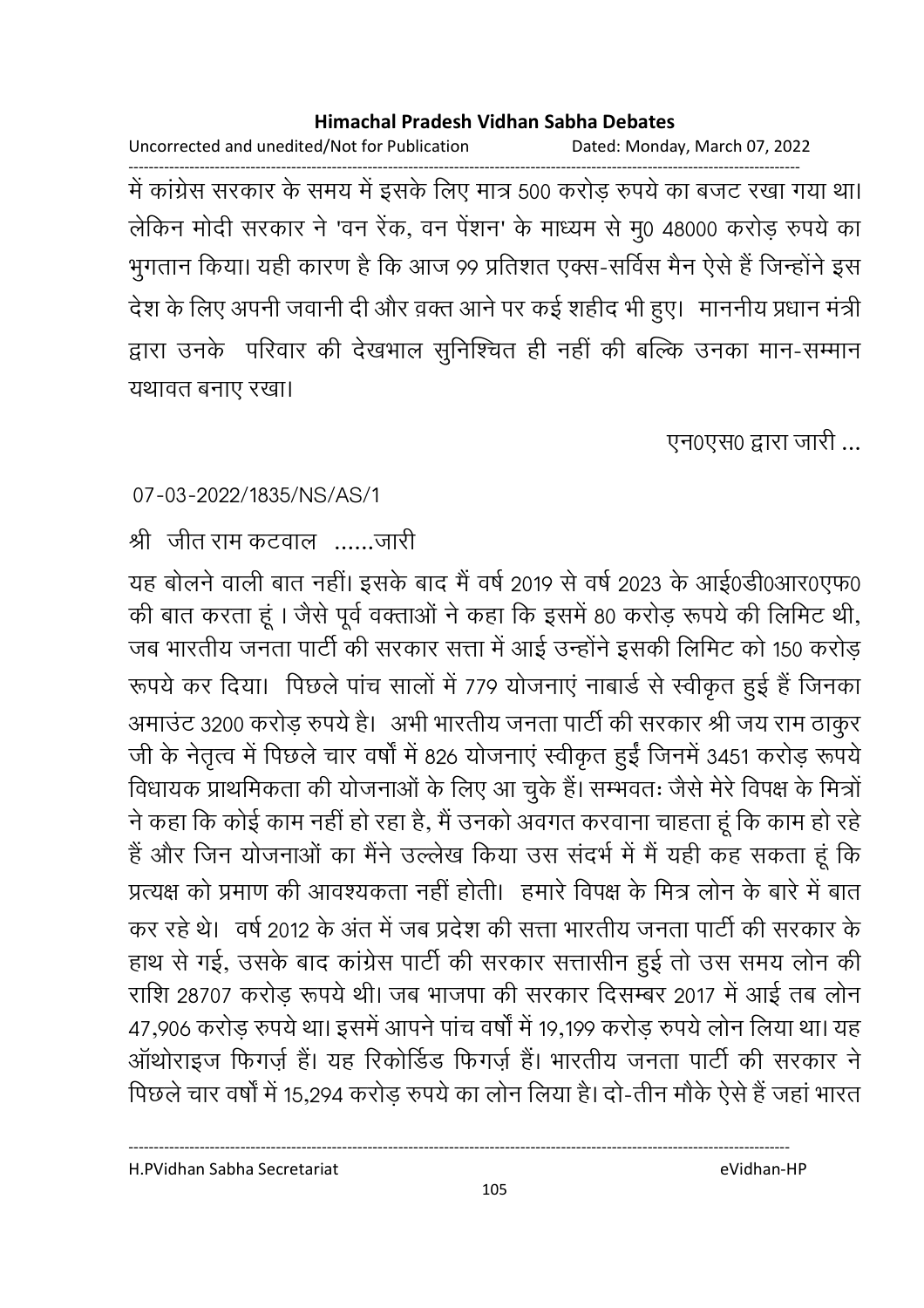में कांग्रेस सरकार के समय में इसके लिए मात्र 500 करोड़ रुपये का बजट रखा गया था। लेकिन मोदी सरकार ने 'वन रेंक, वन पेंशन' के माध्यम से मु0 48000 करोड़ रुपये का भुगतान किया। यही कारण है कि आज 99 प्रतिशत एक्स-सर्विस मैन ऐसे हैं जिन्होंने इस देश के लिए अपनी जवानी दी और व़क्त आने पर कई शहीद भी हुए। माननीय प्रधान मंत्री द्वारा उनके परिवार की देखभाल सुनिश्चित ही नहीं की बल्कि उनका मान-सम्मान यथावत बनाए रखा।

एन0एस0 द्वारा जारी ...

07-03-2022/1835/NS/AS/1

श्री जीत राम कटवाल ......जारी

यह बोलने वाली बात नहीं। इसके बाद मैं वर्ष 2019 से वर्ष 2023 के आई0डी0आर0एफ0 की बात करता हूं । जैसे पूर्व वक्ताओं ने कहा कि इसमें 80 करोड़ रूपये की लिमिट थी, जब भारतीय जनता पार्टी की सरकार सत्ता में आई उन्होंने इसकी लिमिट को 150 करोड़ रूपये कर दिया। पिछले पांच सालों में 779 योजनाएं नाबार्ड से स्वीकृत हुई हैं जिनका अमाउंट 3200 करोड़ रुपये है। अभी भारतीय जनता पार्टी की सरकार श्री जय राम ठाकुर जी के नेतृत्व में पिछले चार वर्षों में 826 योजनाएं स्वीकृत हुईं जिनमें 3451 करोड़ रूपये विधायक प्राथमिकता की योजनाओं के लिए आ चुके हैं। सम्भवतः जैसे मेरे विपक्ष के मित्रों ने कहा कि कोई काम नहीं हो रहा है, मैं उनको अवगत करवाना चाहता हूं कि काम हो रहे हैं और जिन योजनाओं का मैंने उल्लेख किया उस संदर्भ में मैं यही कह सकता हूं कि प्रत्यक्ष को प्रमाण की आवश्यकता नहीं होती। हमारे विपक्ष के मित्र लोन के बारे में बात कर रहे थे। वर्ष 2012 के अंत में जब प्रदेश की सत्ता भारतीय जनता पार्टी की सरकार के हाथ से गई, उसके बाद कांग्रेस पार्टी की सरकार सत्तासीन हुई तो उस समय लोन की राशि 28707 करोड़ रूपये थी। जब भाजपा की सरकार दिसम्बर 2017 में आई तब लोन 47,906 करोड़ रुपये था। इसमें आपने पांच वर्षों में 19,199 करोड़ रुपये लोन लिया था। यह ऑथोराइज फिगर्ज़ हैं। यह रिकोर्डिड फिगर्ज़ हैं। भारतीय जनता पार्टी की सरकार ने पिछले चार वर्षों में 15,294 करोड़ रुपये का लोन लिया है। दो-तीन मौके ऐसे हैं जहां भारत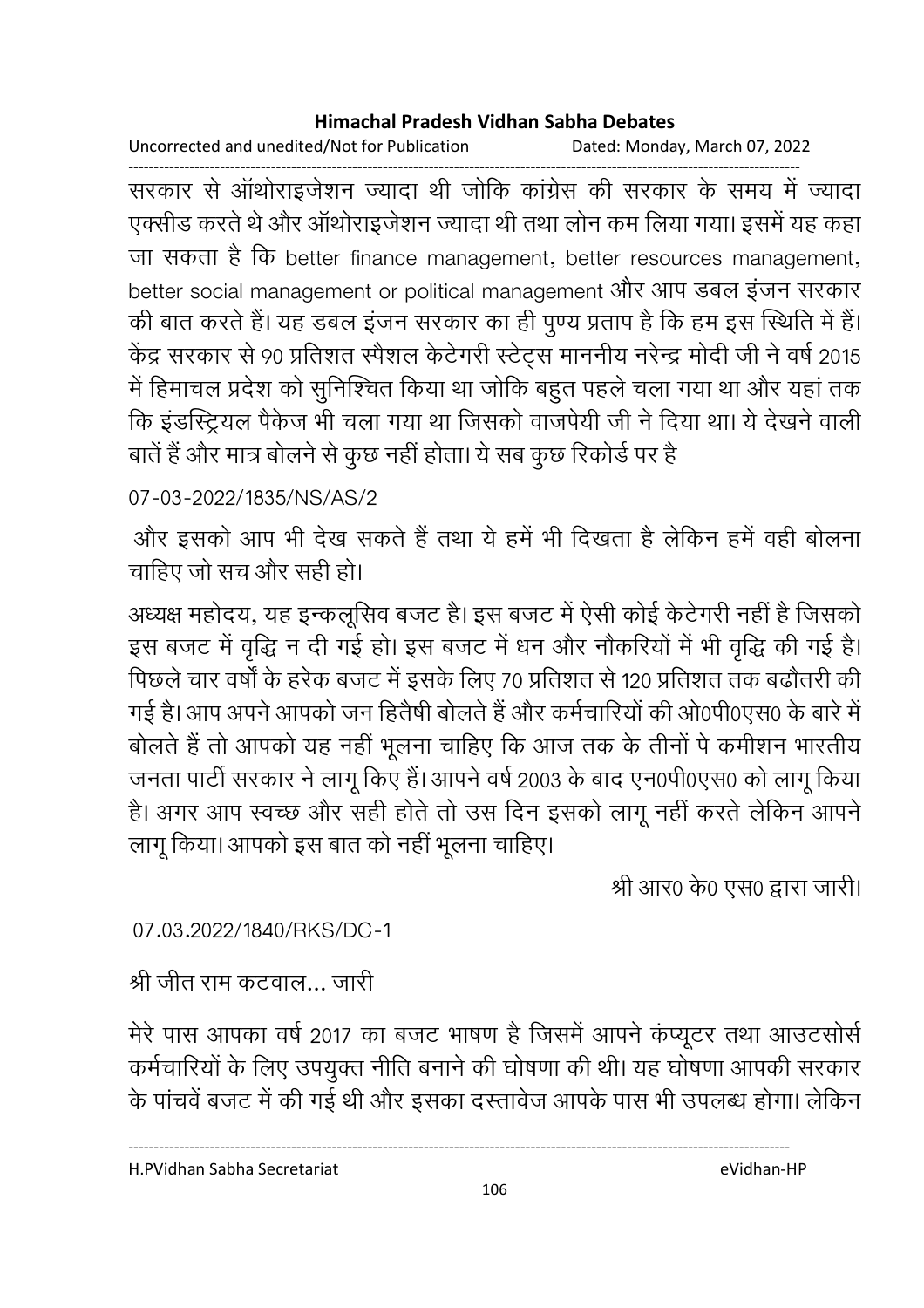सरकार से ऑथोराइजेशन ज्यादा थी जोकि कांग्रेस की सरकार के समय में ज्यादा एक्सीड करते थे और ऑथोराइजेशन ज्यादा थी तथा लोन कम लिया गया। इसमें यह कहा जा सकता है कि better finance management, better resources management, better social management or political management और आप डबल इंजन सरकार की बात करते हैं। यह डबल इंजन सरकार का ही पुण्य प्रताप है कि हम इस स्थिति में हैं। केंद्र सरकार से 90 प्रतिशत स्पैशल केटेगरी स्टेट्स माननीय नरेन्द्र मोदी जी ने वर्ष 2015 में हिमाचल प्रदेश को सुनिश्चित किया था जोकि बहुत पहले चला गया था और यहां तक कि इंडस्ट्रियल पैकेज भी चला गया था जिसको वाजपेयी जी ने दिया था। ये देखने वाली बातें हैं और मात्र बोलने से कुछ नहीं होता। ये सब कुछ रिकोर्ड पर है

07-03-2022/1835/NS/AS/2

और इसको आप भी देख सकते हैं तथा ये हमें भी दिखता है लेकिन हमें वही बोलना चाहिए जो सच और सही हो।

अध्यक्ष महोदय, यह इन्कलूसिव बजट है। इस बजट में ऐसी कोई केटेगरी नहीं है जिसको इस बजट में वृद्धि न दी गई हो। इस बजट में धन और नौकरियों में भी वृद्धि की गई है। पिछले चार वर्षों के हरेक बजट में इसके लिए 70 प्रतिशत से 120 प्रतिशत तक बढौतरी की गई है। आप अपने आपको जन हितैषी बोलते हैं और कर्मचारियों की ओ0पी0एस0 के बारे में बोलते हैं तो आपको यह नहीं भूलना चाहिए कि आज तक के तीनों पे कमीशन भारतीय जनता पार्टी सरकार ने लागू किए हैं। आपने वर्ष 2003 के बाद एन0पी0एस0 को लागू किया है। अगर आप स्वच्छ और सही होते तो उस दिन इसको लागू नहीं करते लेकिन आपने लागू किया। आपको इस बात को नहीं भूलना चाहिए।

श्री आर0 के0 एस0 द्वारा जारी।

07.03.2022/1840/RKS/DC-1

श्री जीत राम कटवाल... जारी

मेरे पास आपका वर्ष 2017 का बजट भाषण है जिसमें आपने कंप्यूटर तथा आउटसोर्स कर्मचारियों के लिए उपयुक्त नीति बनाने की घोषणा की थी। यह घोषणा आपकी सरकार के पांचवें बजट में की गई थी और इसका दस्तावेज आपके पास भी उपलब्ध होगा। लेकिन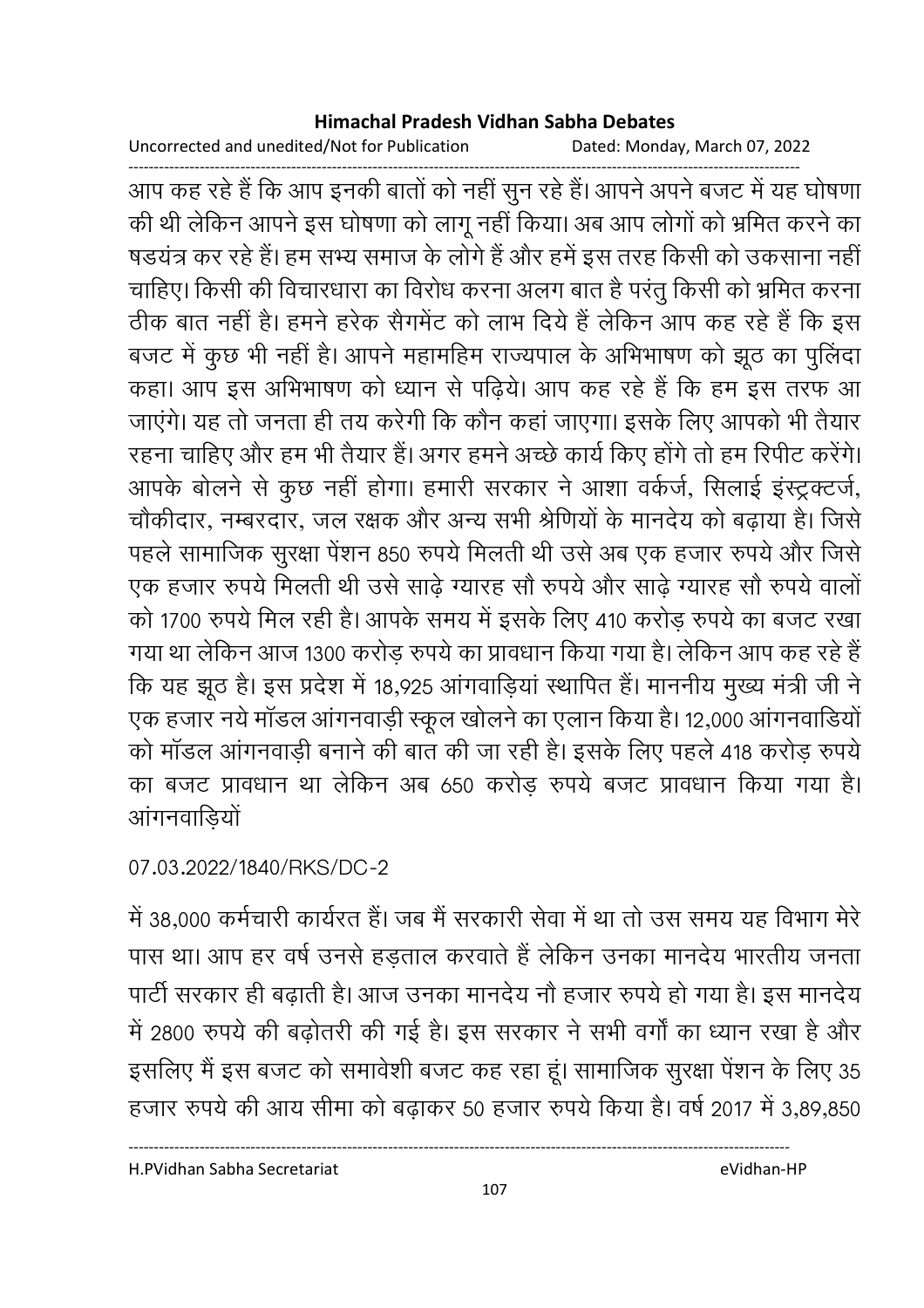आप कह रहे हैं कि आप इनकी बातों को नहीं सुन रहे हैं। आपने अपने बजट में यह घोषणा की थी लेकिन आपने इस घोषणा को लागू नहीं किया। अब आप लोगों को भ्रमित करने का षडयंत्र कर रहे हैं। हम सभ्य समाज के लोगे हैं और हमें इस तरह किसी को उकसाना नहीं चाहिए। किसी की विचारधारा का विरोध करना अलग बात है परंतु किसी को भ्रमित करना ठीक बात नहीं है। हमने हरेक सैगमेंट को लाभ दिये हैं लेकिन आप कह रहे हैं कि इस बजट में कुछ भी नहीं है। आपने महामहिम राज्यपाल के अभिभाषण को झूठ का पुलिंदा कहा। आप इस अभिभाषण को ध्यान से पढ़िये। आप कह रहे हैं कि हम इस तरफ आ जाएंगे। यह तो जनता ही तय करेगी कि कौन कहां जाएगा। इसके लिए आपको भी तैयार रहना चाहिए और हम भी तैयार हैं। अगर हमने अच्छे कार्य किए होंगे तो हम रिपीट करेंगे। आपके बोलने से कुछ नहीं होगा। हमारी सरकार ने आशा वर्कर्ज, सिलाई इंस्ट्रक्टर्ज, चौकीदार, नम्बरदार, जल रक्षक और अन्य सभी श्रेणियों के मानदेय को बढ़ाया है। जिसे पहले सामाजिक सुरक्षा पेंशन 850 रुपये मिलती थी उसे अब एक हजार रुपये और जिसे एक हजार रुपये मिलती थी उसे साढ़े ग्यारह सौ रुपये और साढ़े ग्यारह सौ रुपये वालों को 1700 रुपये मिल रही है। आपके समय में इसके लिए 410 करोड़ रुपये का बजट रखा गया था लेकिन आज 1300 करोड़ रुपये का प्रावधान किया गया है। लेकिन आप कह रहे हैं कि यह झूठ है। इस प्रदेश में 18,925 आंगवाड़ियां स्थापित हैं। माननीय मुख्य मंत्री जी ने एक हजार नये मॉडल आंगनवाड़ी स्कूल खोलने का एलान किया है। 12,000 आंगनवाडियों को मॉडल आंगनवाड़ी बनाने की बात की जा रही है। इसके लिए पहले 418 करोड़ रुपये का बजट प्रावधान था लेकिन अब 650 करोड़ रुपये बजट प्रावधान किया गया है। आंगनवाड़ियों

07.03.2022/1840/RKS/DC-2

में 38,000 कर्मचारी कार्यरत हैं। जब मैं सरकारी सेवा में था तो उस समय यह विभाग मेरे पास था। आप हर वर्ष उनसे हड़ताल करवाते हैं लेकिन उनका मानदेय भारतीय जनता पार्टी सरकार ही बढ़ाती है। आज उनका मानदेय नौ हजार रुपये हो गया है। इस मानदेय में 2800 रुपये की बढ़ोतरी की गई है। इस सरकार ने सभी वर्गों का ध्यान रखा है और इसलिए मैं इस बजट को समावेशी बजट कह रहा हूं। सामाजिक सुरक्षा पेंशन के लिए 35 हजार रुपये की आय सीमा को बढ़ाकर 50 हजार रुपये किया है। वर्ष 2017 में 3,89,850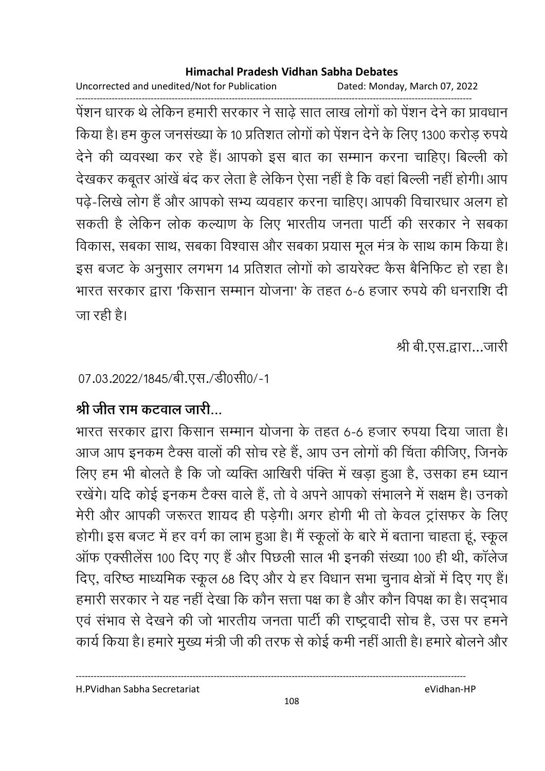पेंशन धारक थे लेकिन हमारी सरकार ने साढ़े सात लाख लोगों को पेंशन देने का प्रावधान किया है। हम कुल जनसंख्या के 10 प्रतिशत लोगों को पेंशन देने के लिए 1300 करोड़ रुपये देने की व्यवस्था कर रहे हैं। आपको इस बात का सम्मान करना चाहिए। बिल्ली को देखकर कबूतर आंखें बंद कर लेता है लेकिन ऐसा नहीं है कि वहां बिल्ली नहीं होगी। आप पढ़े-लिखे लोग हैं और आपको सभ्य व्यवहार करना चाहिए। आपकी विचारधार अलग हो सकती है लेकिन लोक कल्याण के लिए भारतीय जनता पार्टी की सरकार ने सबका विकास, सबका साथ, सबका विश्वास और सबका प्रयास मूल मंत्र के साथ काम किया है। इस बजट के अनुसार लगभग 14 प्रतिशत लोगों को डायरेक्ट कैस बैनिफिट हो रहा है। भारत सरकार द्वारा 'किसान सम्मान योजना' के तहत 6-6 हजार रुपये की धनराशि दी जा रही है।

श्री बी.एस.द्वारा...जारी

07.03.2022/1845/बी.एस./डी0सी0/-1

**श्री जीत राम कटवाल जारी...**

भारत सरकार द्वारा किसान सम्मान योजना के तहत 6-6 हजार रुपया दिया जाता है। आज आप इनकम टैक्स वालों की सोच रहे हैं, आप उन लोगों की चिंता कीजिए, जिनके लिए हम भी बोलते है कि जो व्यक्ति आखिरी पंक्ति में खड़ा हुआ है, उसका हम ध्यान रखेंगे। यदि कोई इनकम टैक्स वाले हैं, तो वे अपने आपको संभालने में सक्षम है। उनको मेरी और आपकी जरूरत शायद ही पड़ेगी। अगर होगी भी तो केवल ट्रांसफर के लिए होगी। इस बजट में हर वर्ग का लाभ हुआ है। मैं स्कूलों के बारे में बताना चाहता हूं, स्कूल ऑफ एक्सीलेंस 100 दिए गए हैं और पिछली साल भी इनकी संख्या 100 ही थी, कॉलेज दिए, वरिष्ठ माध्यमिक स्कूल 68 दिए और ये हर विधान सभा चुनाव क्षेत्रों में दिए गए हैं। हमारी सरकार ने यह नहीं देखा कि कौन सत्ता पक्ष का है और कौन विपक्ष का है। सद्भाव एवं संभाव से देखने की जो भारतीय जनता पार्टी की राष्ट्रवादी सोच है, उस पर हमने कार्य किया है। हमारे मुख्य मंत्री जी की तरफ से कोई कमी नहीं आती है। हमारे बोलने और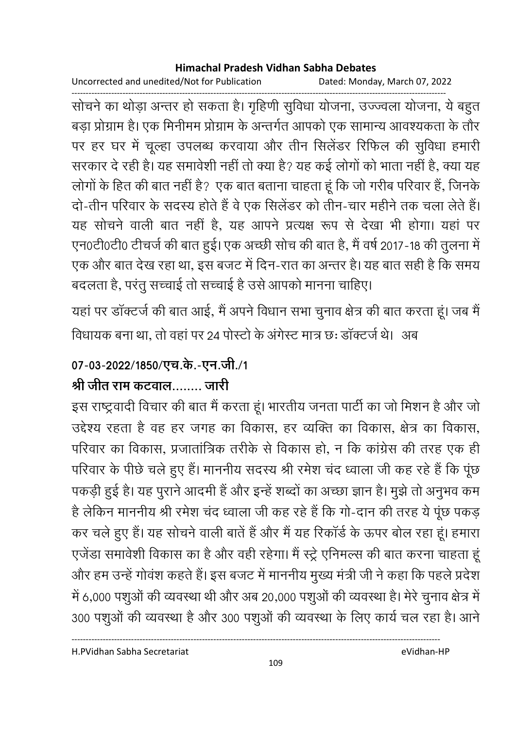सोचने का थोड़ा अन्तर हो सकता है। गृहिणी सुविधा योजना, उज्ज्वला योजना, ये बहुत बड़ा प्रोग्राम है। एक मिनीमम प्रोग्राम के अन्तर्गत आपको एक सामान्य आवश्यकता के तौर पर हर घर में चूल्हा उपलब्ध करवाया और तीन सिलेंडर रिफिल की सुविधा हमारी सरकार दे रही है। यह समावेशी नहीं तो क्या है? यह कई लोगों को भाता नहीं है, क्या यह लोगों के हित की बात नहीं है? एक बात बताना चाहता हूं कि जो गरीब परिवार हैं, जिनके दो-तीन परिवार के सदस्य होते हैं वे एक सिलेंडर को तीन-चार महीने तक चला लेते हैं। यह सोचने वाली बात नहीं है, यह आपने प्रत्यक्ष रूप से देखा भी होगा। यहां पर एन0टी0टी0 टीचर्ज की बात हुई। एक अच्छी सोच की बात है, मैं वर्ष 2017-18 की तुलना में एक और बात देख रहा था, इस बजट में दिन-रात का अन्तर है। यह बात सही है कि समय बदलता है, परंतु सच्चाई तो सच्चाई है उसे आपको मानना चाहिए।

यहां पर डॉक्टर्ज की बात आई, मैं अपने विधान सभा चुनाव क्षेत्र की बात करता हूं। जब मैं विधायक बना था, तो वहां पर 24 पोस्टो के अंगेस्ट मात्र छः डॉक्टर्ज थे। अब

**07-03-2022/1850/एच.के.-एन.जी./1**

**श्री जीत राम कटवाल........ जारी**

इस राष्ट्रवादी विचार की बात मैं करता हूं। भारतीय जनता पार्टी का जो मिशन है और जो उद्देश्य रहता है वह हर जगह का विकास, हर व्यक्ति का विकास, क्षेत्र का विकास, परिवार का विकास, प्रजातांत्रिक तरीके से विकास हो, न कि कांग्रेस की तरह एक ही परिवार के पीछे चले हुए हैं। माननीय सदस्य श्री रमेश चंद ध्वाला जी कह रहे हैं कि पूंछ पकड़ी हुई है। यह पुराने आदमी हैं और इन्हें शब्दों का अच्छा ज्ञान है। मुझे तो अनुभव कम है लेकिन माननीय श्री रमेश चंद ध्वाला जी कह रहे हैं कि गो-दान की तरह ये पूंछ पकड़ कर चले हुए हैं। यह सोचने वाली बातें हैं और मैं यह रिकॉर्ड के ऊपर बोल रहा हूं। हमारा एजेंडा समावेशी विकास का है और वही रहेगा। मैं स्ट्रे एनिमल्स की बात करना चाहता हूं और हम उन्हें गोवंश कहते हैं। इस बजट में माननीय मुख्य मंत्री जी ने कहा कि पहले प्रदेश में 6,000 पशुओं की व्यवस्था थी और अब 20,000 पशुओं की व्यवस्था है। मेरे चुनाव क्षेत्र में 300 पशुओं की व्यवस्था है और 300 पशुओं की व्यवस्था के लिए कार्य चल रहा है। आने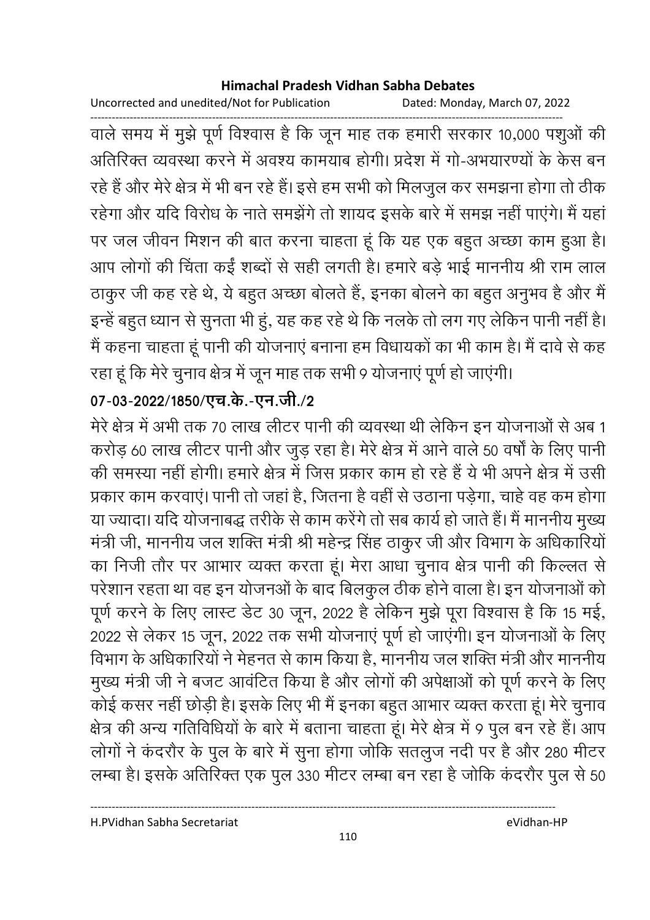वाले समय में मुझे पूर्ण विश्वास है कि जून माह तक हमारी सरकार 10,000 पशुओं की अतिरिक्त व्यवस्था करने में अवश्य कामयाब होगी। प्रदेश में गो-अभयारण्यों के केस बन रहे हैं और मेरे क्षेत्र में भी बन रहे हैं। इसे हम सभी को मिलजुल कर समझना होगा तो ठीक रहेगा और यदि विरोध के नाते समझेंगे तो शायद इसके बारे में समझ नहीं पाएंगे। मैं यहां पर जल जीवन मिशन की बात करना चाहता हूं कि यह एक बहुत अच्छा काम हुआ है। आप लोगों की चिंता कईं शब्दों से सही लगती है। हमारे बड़े भाई माननीय श्री राम लाल ठाकुर जी कह रहे थे, ये बहुत अच्छा बोलते हैं, इनका बोलने का बहुत अनुभव है और मैं इन्हें बहुत ध्यान से सुनता भी हुं, यह कह रहे थे कि नलके तो लग गए लेकिन पानी नहीं है। मैं कहना चाहता हूं पानी की योजनाएं बनाना हम विधायकों का भी काम है। मैं दावे से कह रहा हूं कि मेरे चुनाव क्षेत्र में जून माह तक सभी 9 योजनाएं पूर्ण हो जाएंगी।

**07-03-2022/1850/एच.के.-एन.जी./2**

मेरे क्षेत्र में अभी तक 70 लाख लीटर पानी की व्यवस्था थी लेकिन इन योजनाओं से अब 1 करोड़ 60 लाख लीटर पानी और जुड़ रहा है। मेरे क्षेत्र में आने वाले 50 वर्षों के लिए पानी की समस्या नहीं होगी। हमारे क्षेत्र में जिस प्रकार काम हो रहे हैं ये भी अपने क्षेत्र में उसी प्रकार काम करवाएं। पानी तो जहां है, जितना है वहीं से उठाना पड़ेगा, चाहे वह कम होगा या ज्यादा। यदि योजनाबद्ध तरीके से काम करेंगे तो सब कार्य हो जाते हैं। मैं माननीय मुख्य मंत्री जी, माननीय जल शक्ति मंत्री श्री महेन्द्र सिंह ठाकुर जी और विभाग के अधिकारियों का निजी तौर पर आभार व्यक्त करता हूं। मेरा आधा चुनाव क्षेत्र पानी की किल्लत से परेशान रहता था वह इन योजनओं के बाद बिलकुल ठीक होने वाला है। इन योजनाओं को पूर्ण करने के लिए लास्ट डेट 30 जून, 2022 है लेकिन मुझे पूरा विश्वास है कि 15 मई, 2022 से लेकर 15 जून, 2022 तक सभी योजनाएं पूर्ण हो जाएंगी। इन योजनाओं के लिए विभाग के अधिकारियों ने मेहनत से काम किया है, माननीय जल शक्ति मंत्री और माननीय मुख्य मंत्री जी ने बजट आवंटित किया है और लोगों की अपेक्षाओं को पूर्ण करने के लिए कोई कसर नहीं छोड़ी है। इसके लिए भी मैं इनका बहुत आभार व्यक्त करता हूं। मेरे चुनाव क्षेत्र की अन्य गतिविधियों के बारे में बताना चाहता हूं। मेरे क्षेत्र में 9 पुल बन रहे हैं। आप लोगों ने कंदरौर के पुल के बारे में सुना होगा जोकि सतलुज नदी पर है और 280 मीटर लम्बा है। इसके अतिरिक्त एक पुल 330 मीटर लम्बा बन रहा है जोकि कंदरौर पुल से 50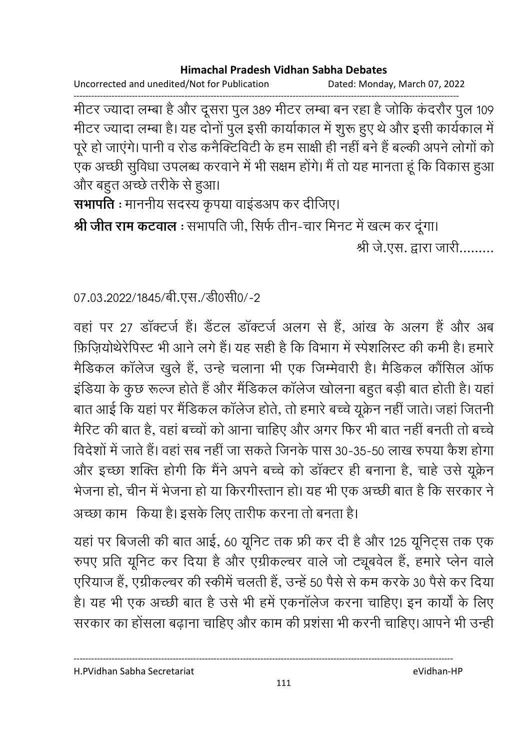मीटर ज्यादा लम्बा है और दूसरा पुल 389 मीटर लम्बा बन रहा है जोकि कंदरौर पुल 109 मीटर ज्यादा लम्बा है। यह दोनों पुल इसी कार्याकाल में शुरू हुए थे और इसी कार्यकाल में पूरे हो जाएंगे। पानी व रोड कनैक्टिविटी के हम साक्षी ही नहीं बने हैं बल्की अपने लोगों को एक अच्छी सुविधा उपलब्ध करवाने में भी सक्षम होंगे। मैं तो यह मानता हूं कि विकास हुआ और बहुत अच्छे तरीके से हुआ।

**सभापति** : माननीय सदस्य कृपया वाइंडअप कर दीजिए।

**श्री जीत राम कटवाल** : सभापति जी, सिर्फ तीन-चार मिनट में खत्म कर दूंगा।

श्री जे.एस. द्वारा जारी.........

07.03.2022/1845/बी.एस./डी0सी0/-2

वहां पर 27 डॉक्टर्ज हैं। डैंटल डॉक्टर्ज अलग से हैं, आंख के अलग हैं और अब फ़िज़ियोथेरेपिस्ट भी आने लगे हैं। यह सही है कि विभाग में स्पेशलिस्ट की कमी है। हमारे मैडिकल कॉलेज खुले हैं, उन्हे चलाना भी एक जिम्मेवारी है। मैडिकल कौंसिल ऑफ इंडिया के कुछ रूल्ज होते हैं और मैंडिकल कॉलेज खोलना बहुत बड़ी बात होती है। यहां बात आई कि यहां पर मैंडिकल कॉलेज होते, तो हमारे बच्चे यूक्रेन नहीं जाते। जहां जितनी मैरिट की बात है, वहां बच्चों को आना चाहिए और अगर फिर भी बात नहीं बनती तो बच्चे विदेशों में जाते हैं। वहां सब नहीं जा सकते जिनके पास 30-35-50 लाख रुपया कैश होगा और इच्छा शक्ति होगी कि मैंने अपने बच्चे को डॉक्टर ही बनाना है, चाहे उसे यूक्रेन भेजना हो, चीन में भेजना हो या किरगीस्तान हो। यह भी एक अच्छी बात है कि सरकार ने अच्छा काम किया है। इसके लिए तारीफ करना तो बनता है।

यहां पर बिजली की बात आई, 60 यूनिट तक फ्री कर दी है और 125 यूनिट्स तक एक रुपए प्रति यूनिट कर दिया है और एग्रीकल्चर वाले जो ट्यूबवेल हैं, हमारे प्लेन वाले एरियाज हैं, एग्रीकल्चर की स्कीमें चलती हैं, उन्हें 50 पैसे से कम करके 30 पैसे कर दिया है। यह भी एक अच्छी बात है उसे भी हमें एकनॉलेज करना चाहिए। इन कार्यों के लिए सरकार का होंसला बढ़ाना चाहिए और काम की प्रशंसा भी करनी चाहिए। आपने भी उन्ही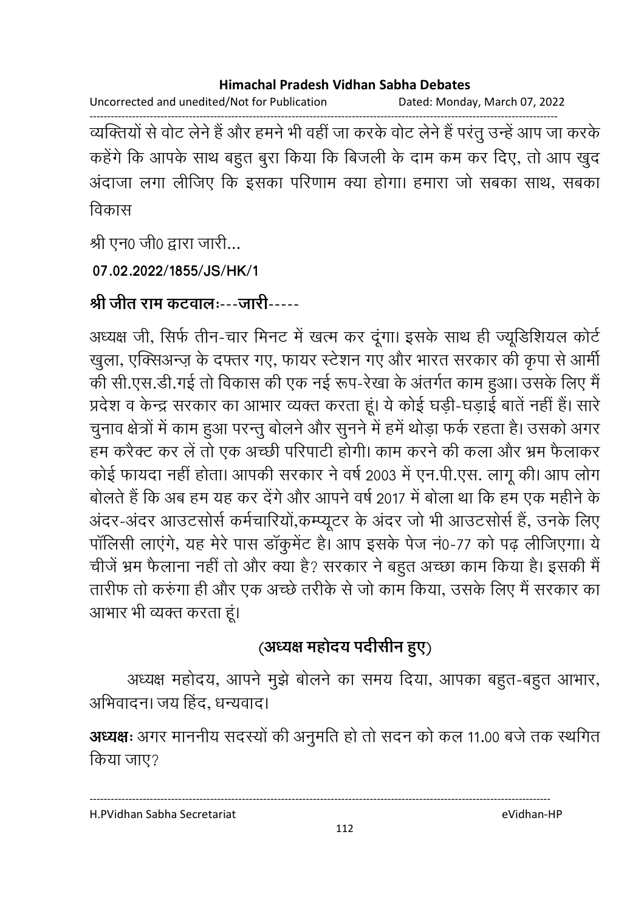व्यक्तियों से वोट लेने हैं और हमने भी वहीं जा करके वोट लेने हैं परंतु उन्हें आप जा करके कहेंगे कि आपके साथ बहुत बुरा किया कि बिजली के दाम कम कर दिए, तो आप खुद अंदाजा लगा लीजिए कि इसका परिणाम क्या होगा। हमारा जो सबका साथ, सबका विकास

श्री एन0 जी0 द्वारा जारी...

**07.02.2022/1855/JS/HK/1**

**श्री जीत राम कटवालः---जारी-----**

अध्यक्ष जी, सिर्फ तीन-चार मिनट में खत्म कर दूंगा। इसके साथ ही ज्यूडिशियल कोर्ट खुला, एक्सिअन्ज़ के दफ्तर गए, फायर स्टेशन गए और भारत सरकार की कृपा से आर्मी की सी.एस.डी.गई तो विकास की एक नई रूप-रेखा के अंतर्गत काम हुआ। उसके लिए मैं प्रदेश व केन्द्र सरकार का आभार व्यक्त करता हूं। ये कोई घड़ी-घड़ाई बातें नहीं हैं। सारे चुनाव क्षेत्रों में काम हुआ परन्तु बोलने और सुनने में हमें थोड़ा फर्क रहता है। उसको अगर हम करैक्ट कर लें तो एक अच्छी परिपाटी होगी। काम करने की कला और भ्रम फैलाकर कोई फायदा नहीं होता। आपकी सरकार ने वर्ष 2003 में एन.पी.एस. लागू की। आप लोग बोलते हैं कि अब हम यह कर देंगे और आपने वर्ष 2017 में बोला था कि हम एक महीने के अंदर-अंदर आउटसोर्स कर्मचारियों,कम्प्यूटर के अंदर जो भी आउटसोर्स हैं, उनके लिए पॉलिसी लाएंगे, यह मेरे पास डॉकुमेंट है। आप इसके पेज नं0-77 को पढ़ लीजिएगा। ये चीजें भ्रम फैलाना नहीं तो और क्या है? सरकार ने बहुत अच्छा काम किया है। इसकी मैं तारीफ तो करुंगा ही और एक अच्छे तरीके से जो काम किया, उसके लिए मैं सरकार का आभार भी व्यक्त करता हूं।

**(अध्यक्ष महोदय पदीसीन हुए)**

अध्यक्ष महोदय, आपने मुझे बोलने का समय दिया, आपका बहुत-बहुत आभार, अभिवादन। जय हिंद, धन्यवाद।

**अध्यक्षः** अगर माननीय सदस्यों की अनुमति हो तो सदन को कल 11.00 बजे तक स्थगित किया जाए?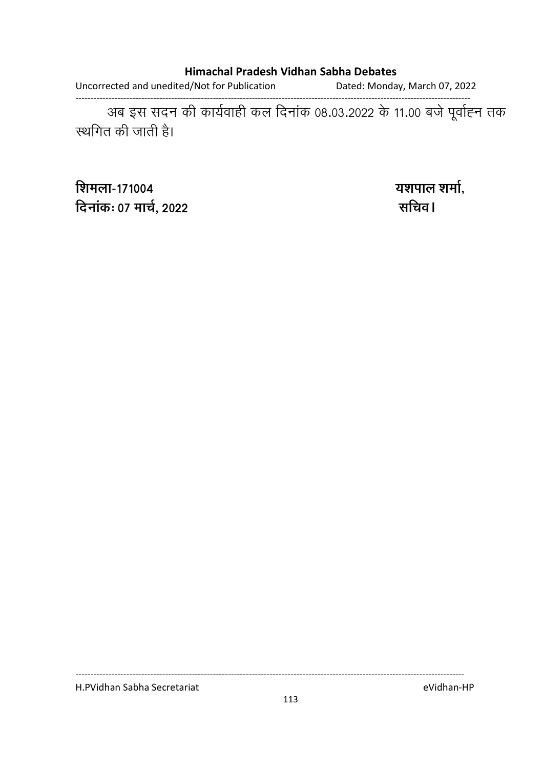अब इस सदन की कार्यवाही कल दिनांक 08.03.2022 के 11.00 बजे पूर्वाह्न तक स्थगित की जाती है।

**शिमला-171004**  
**दिनांकः 07 मार्च, 2022**

**यशपाल शर्मा,**  
**सचिव।**